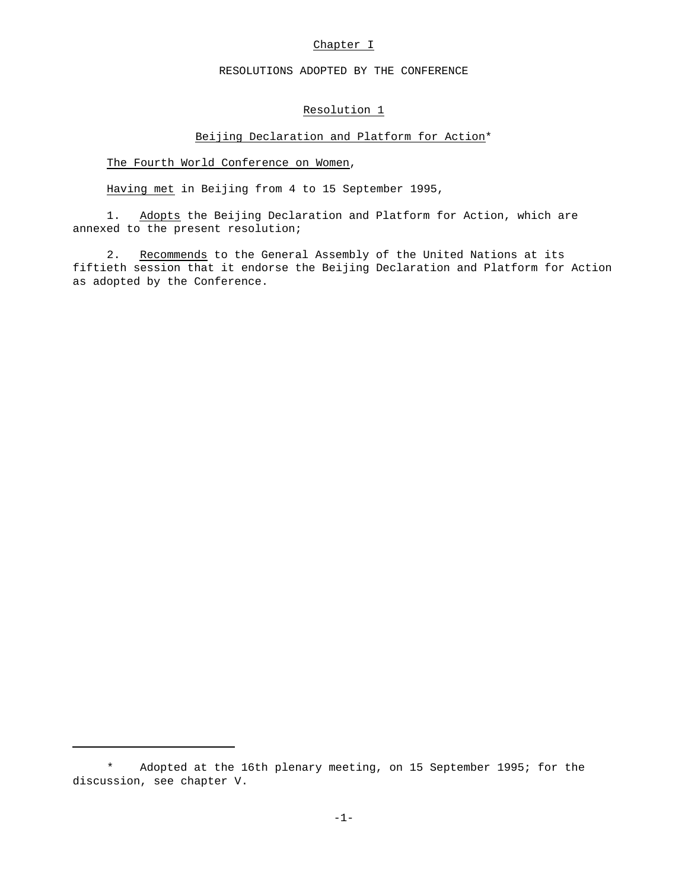# Chapter I

## RESOLUTIONS ADOPTED BY THE CONFERENCE

### Resolution 1

### Beijing Declaration and Platform for Action*

*The Fourth World Conference on Women*,

*Having met* in Beijing from 4 to 15 September 1995,

1. *Adopts* the Beijing Declaration and Platform for Action, which are annexed to the present resolution;

2. *Recommends* to the General Assembly of the United Nations at its fiftieth session that it endorse the Beijing Declaration and Platform for Action as adopted by the Conference.

---

\* Adopted at the 16th plenary meeting, on 15 September 1995; for the discussion, see chapter V.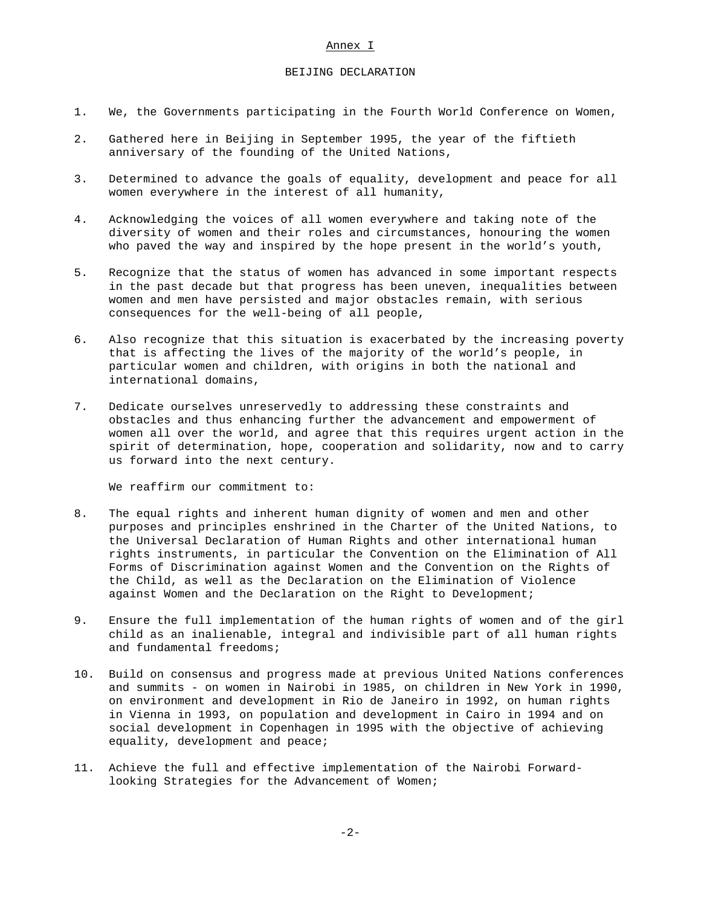Annex I

# BEIJING DECLARATION

1. We, the Governments participating in the Fourth World Conference on Women,

2. Gathered here in Beijing in September 1995, the year of the fiftieth anniversary of the founding of the United Nations,

3. Determined to advance the goals of equality, development and peace for all women everywhere in the interest of all humanity,

4. Acknowledging the voices of all women everywhere and taking note of the diversity of women and their roles and circumstances, honouring the women who paved the way and inspired by the hope present in the world's youth,

5. Recognize that the status of women has advanced in some important respects in the past decade but that progress has been uneven, inequalities between women and men have persisted and major obstacles remain, with serious consequences for the well-being of all people,

6. Also recognize that this situation is exacerbated by the increasing poverty that is affecting the lives of the majority of the world's people, in particular women and children, with origins in both the national and international domains,

7. Dedicate ourselves unreservedly to addressing these constraints and obstacles and thus enhancing further the advancement and empowerment of women all over the world, and agree that this requires urgent action in the spirit of determination, hope, cooperation and solidarity, now and to carry us forward into the next century.

We reaffirm our commitment to:

8. The equal rights and inherent human dignity of women and men and other purposes and principles enshrined in the Charter of the United Nations, to the Universal Declaration of Human Rights and other international human rights instruments, in particular the Convention on the Elimination of All Forms of Discrimination against Women and the Convention on the Rights of the Child, as well as the Declaration on the Elimination of Violence against Women and the Declaration on the Right to Development;

9. Ensure the full implementation of the human rights of women and of the girl child as an inalienable, integral and indivisible part of all human rights and fundamental freedoms;

10. Build on consensus and progress made at previous United Nations conferences and summits - on women in Nairobi in 1985, on children in New York in 1990, on environment and development in Rio de Janeiro in 1992, on human rights in Vienna in 1993, on population and development in Cairo in 1994 and on social development in Copenhagen in 1995 with the objective of achieving equality, development and peace;

11. Achieve the full and effective implementation of the Nairobi Forward-looking Strategies for the Advancement of Women;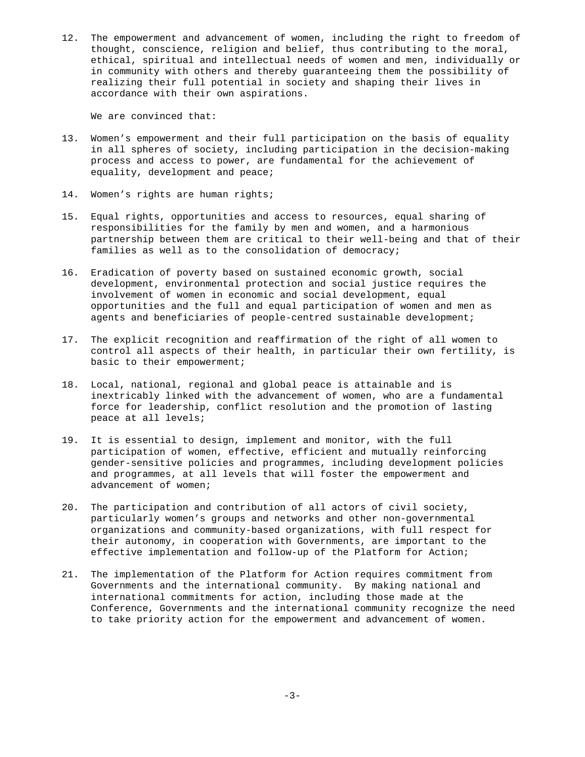12. The empowerment and advancement of women, including the right to freedom of thought, conscience, religion and belief, thus contributing to the moral, ethical, spiritual and intellectual needs of women and men, individually or in community with others and thereby guaranteeing them the possibility of realizing their full potential in society and shaping their lives in accordance with their own aspirations.

We are convinced that:

13. Women's empowerment and their full participation on the basis of equality in all spheres of society, including participation in the decision-making process and access to power, are fundamental for the achievement of equality, development and peace;

14. Women's rights are human rights;

15. Equal rights, opportunities and access to resources, equal sharing of responsibilities for the family by men and women, and a harmonious partnership between them are critical to their well-being and that of their families as well as to the consolidation of democracy;

16. Eradication of poverty based on sustained economic growth, social development, environmental protection and social justice requires the involvement of women in economic and social development, equal opportunities and the full and equal participation of women and men as agents and beneficiaries of people-centred sustainable development;

17. The explicit recognition and reaffirmation of the right of all women to control all aspects of their health, in particular their own fertility, is basic to their empowerment;

18. Local, national, regional and global peace is attainable and is inextricably linked with the advancement of women, who are a fundamental force for leadership, conflict resolution and the promotion of lasting peace at all levels;

19. It is essential to design, implement and monitor, with the full participation of women, effective, efficient and mutually reinforcing gender-sensitive policies and programmes, including development policies and programmes, at all levels that will foster the empowerment and advancement of women;

20. The participation and contribution of all actors of civil society, particularly women's groups and networks and other non-governmental organizations and community-based organizations, with full respect for their autonomy, in cooperation with Governments, are important to the effective implementation and follow-up of the Platform for Action;

21. The implementation of the Platform for Action requires commitment from Governments and the international community. By making national and international commitments for action, including those made at the Conference, Governments and the international community recognize the need to take priority action for the empowerment and advancement of women.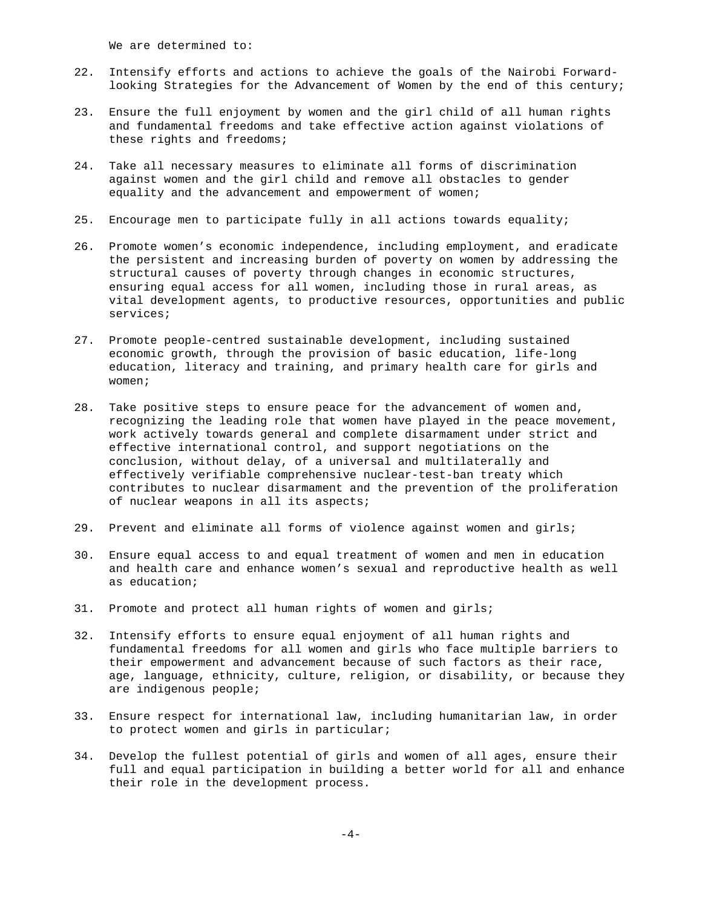We are determined to:

22. Intensify efforts and actions to achieve the goals of the Nairobi Forward-looking Strategies for the Advancement of Women by the end of this century;

23. Ensure the full enjoyment by women and the girl child of all human rights and fundamental freedoms and take effective action against violations of these rights and freedoms;

24. Take all necessary measures to eliminate all forms of discrimination against women and the girl child and remove all obstacles to gender equality and the advancement and empowerment of women;

25. Encourage men to participate fully in all actions towards equality;

26. Promote women's economic independence, including employment, and eradicate the persistent and increasing burden of poverty on women by addressing the structural causes of poverty through changes in economic structures, ensuring equal access for all women, including those in rural areas, as vital development agents, to productive resources, opportunities and public services;

27. Promote people-centred sustainable development, including sustained economic growth, through the provision of basic education, life-long education, literacy and training, and primary health care for girls and women;

28. Take positive steps to ensure peace for the advancement of women and, recognizing the leading role that women have played in the peace movement, work actively towards general and complete disarmament under strict and effective international control, and support negotiations on the conclusion, without delay, of a universal and multilaterally and effectively verifiable comprehensive nuclear-test-ban treaty which contributes to nuclear disarmament and the prevention of the proliferation of nuclear weapons in all its aspects;

29. Prevent and eliminate all forms of violence against women and girls;

30. Ensure equal access to and equal treatment of women and men in education and health care and enhance women's sexual and reproductive health as well as education;

31. Promote and protect all human rights of women and girls;

32. Intensify efforts to ensure equal enjoyment of all human rights and fundamental freedoms for all women and girls who face multiple barriers to their empowerment and advancement because of such factors as their race, age, language, ethnicity, culture, religion, or disability, or because they are indigenous people;

33. Ensure respect for international law, including humanitarian law, in order to protect women and girls in particular;

34. Develop the fullest potential of girls and women of all ages, ensure their full and equal participation in building a better world for all and enhance their role in the development process.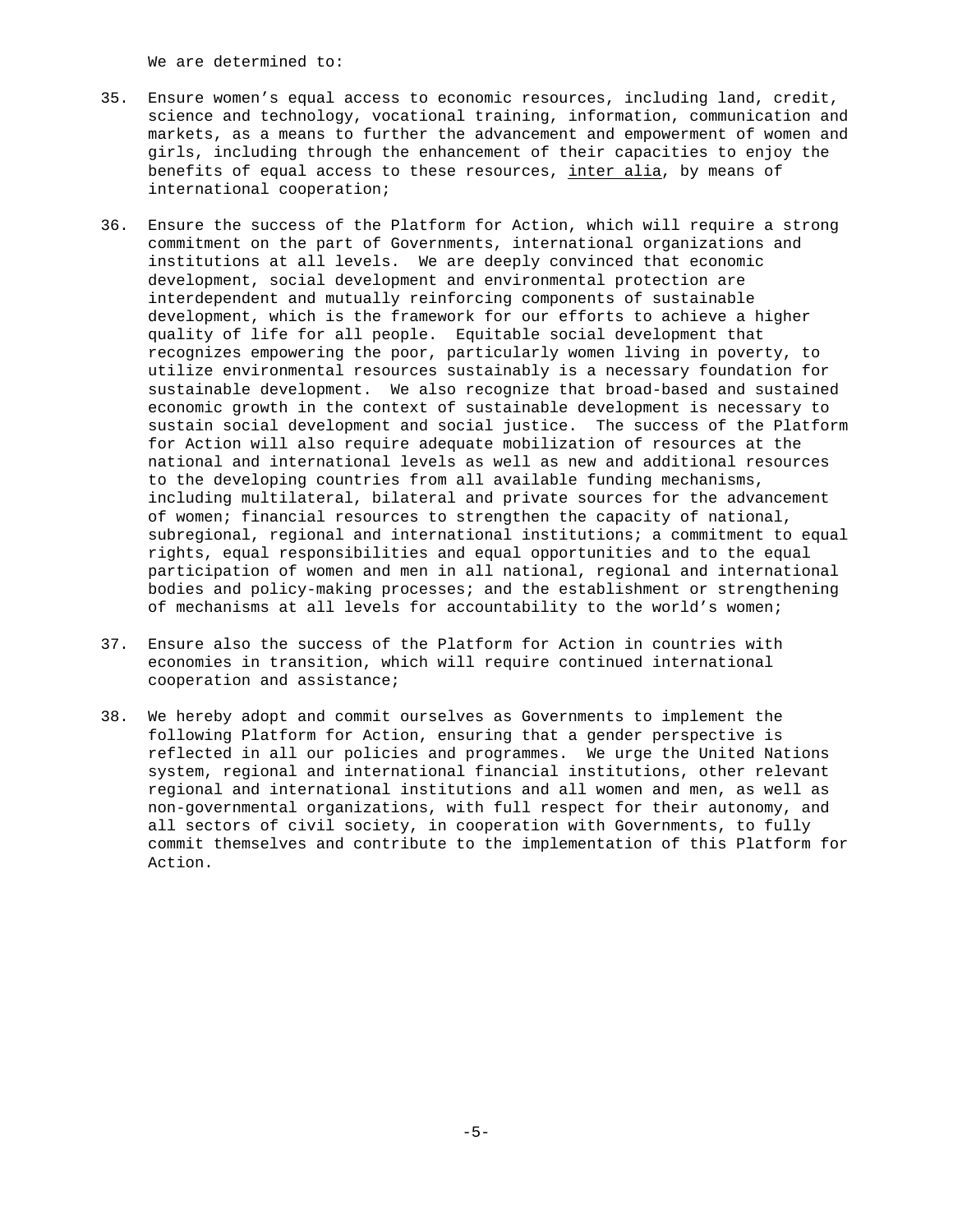We are determined to:

35. Ensure women's equal access to economic resources, including land, credit, science and technology, vocational training, information, communication and markets, as a means to further the advancement and empowerment of women and girls, including through the enhancement of their capacities to enjoy the benefits of equal access to these resources, inter alia, by means of international cooperation;

36. Ensure the success of the Platform for Action, which will require a strong commitment on the part of Governments, international organizations and institutions at all levels. We are deeply convinced that economic development, social development and environmental protection are interdependent and mutually reinforcing components of sustainable development, which is the framework for our efforts to achieve a higher quality of life for all people. Equitable social development that recognizes empowering the poor, particularly women living in poverty, to utilize environmental resources sustainably is a necessary foundation for sustainable development. We also recognize that broad-based and sustained economic growth in the context of sustainable development is necessary to sustain social development and social justice. The success of the Platform for Action will also require adequate mobilization of resources at the national and international levels as well as new and additional resources to the developing countries from all available funding mechanisms, including multilateral, bilateral and private sources for the advancement of women; financial resources to strengthen the capacity of national, subregional, regional and international institutions; a commitment to equal rights, equal responsibilities and equal opportunities and to the equal participation of women and men in all national, regional and international bodies and policy-making processes; and the establishment or strengthening of mechanisms at all levels for accountability to the world's women;

37. Ensure also the success of the Platform for Action in countries with economies in transition, which will require continued international cooperation and assistance;

38. We hereby adopt and commit ourselves as Governments to implement the following Platform for Action, ensuring that a gender perspective is reflected in all our policies and programmes. We urge the United Nations system, regional and international financial institutions, other relevant regional and international institutions and all women and men, as well as non-governmental organizations, with full respect for their autonomy, and all sectors of civil society, in cooperation with Governments, to fully commit themselves and contribute to the implementation of this Platform for Action.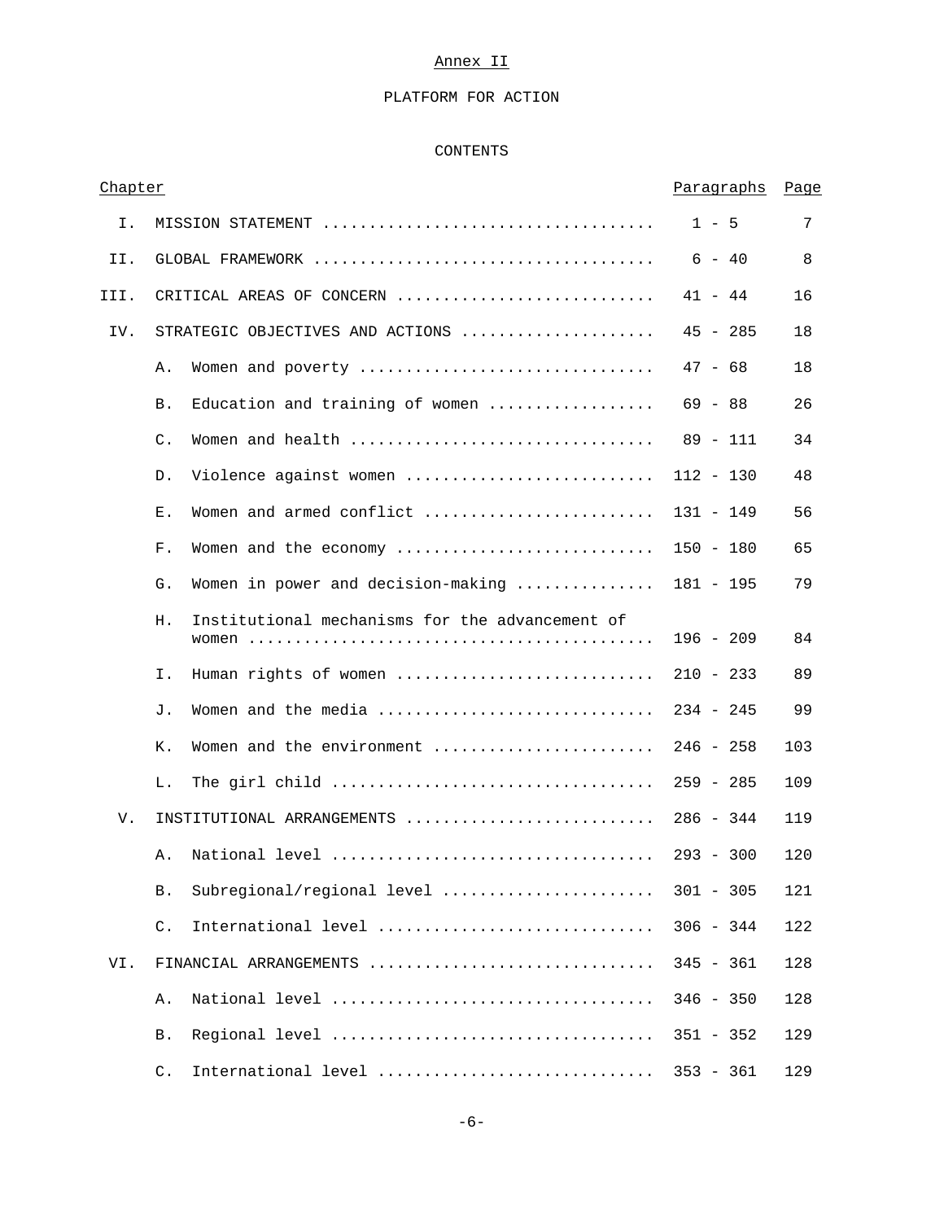Annex II

# PLATFORM FOR ACTION

## CONTENTS

| Chapter | | Paragraphs | Page |
|---|---|---|---|
| I. | MISSION STATEMENT | 1 - 5 | 7 |
| II. | GLOBAL FRAMEWORK | 6 - 40 | 8 |
| III. | CRITICAL AREAS OF CONCERN | 41 - 44 | 16 |
| IV. | STRATEGIC OBJECTIVES AND ACTIONS | 45 - 285 | 18 |
| | A. Women and poverty | 47 - 68 | 18 |
| | B. Education and training of women | 69 - 88 | 26 |
| | C. Women and health | 89 - 111 | 34 |
| | D. Violence against women | 112 - 130 | 48 |
| | E. Women and armed conflict | 131 - 149 | 56 |
| | F. Women and the economy | 150 - 180 | 65 |
| | G. Women in power and decision-making | 181 - 195 | 79 |
| | H. Institutional mechanisms for the advancement of women | 196 - 209 | 84 |
| | I. Human rights of women | 210 - 233 | 89 |
| | J. Women and the media | 234 - 245 | 99 |
| | K. Women and the environment | 246 - 258 | 103 |
| | L. The girl child | 259 - 285 | 109 |
| V. | INSTITUTIONAL ARRANGEMENTS | 286 - 344 | 119 |
| | A. National level | 293 - 300 | 120 |
| | B. Subregional/regional level | 301 - 305 | 121 |
| | C. International level | 306 - 344 | 122 |
| VI. | FINANCIAL ARRANGEMENTS | 345 - 361 | 128 |
| | A. National level | 346 - 350 | 128 |
| | B. Regional level | 351 - 352 | 129 |
| | C. International level | 353 - 361 | 129 |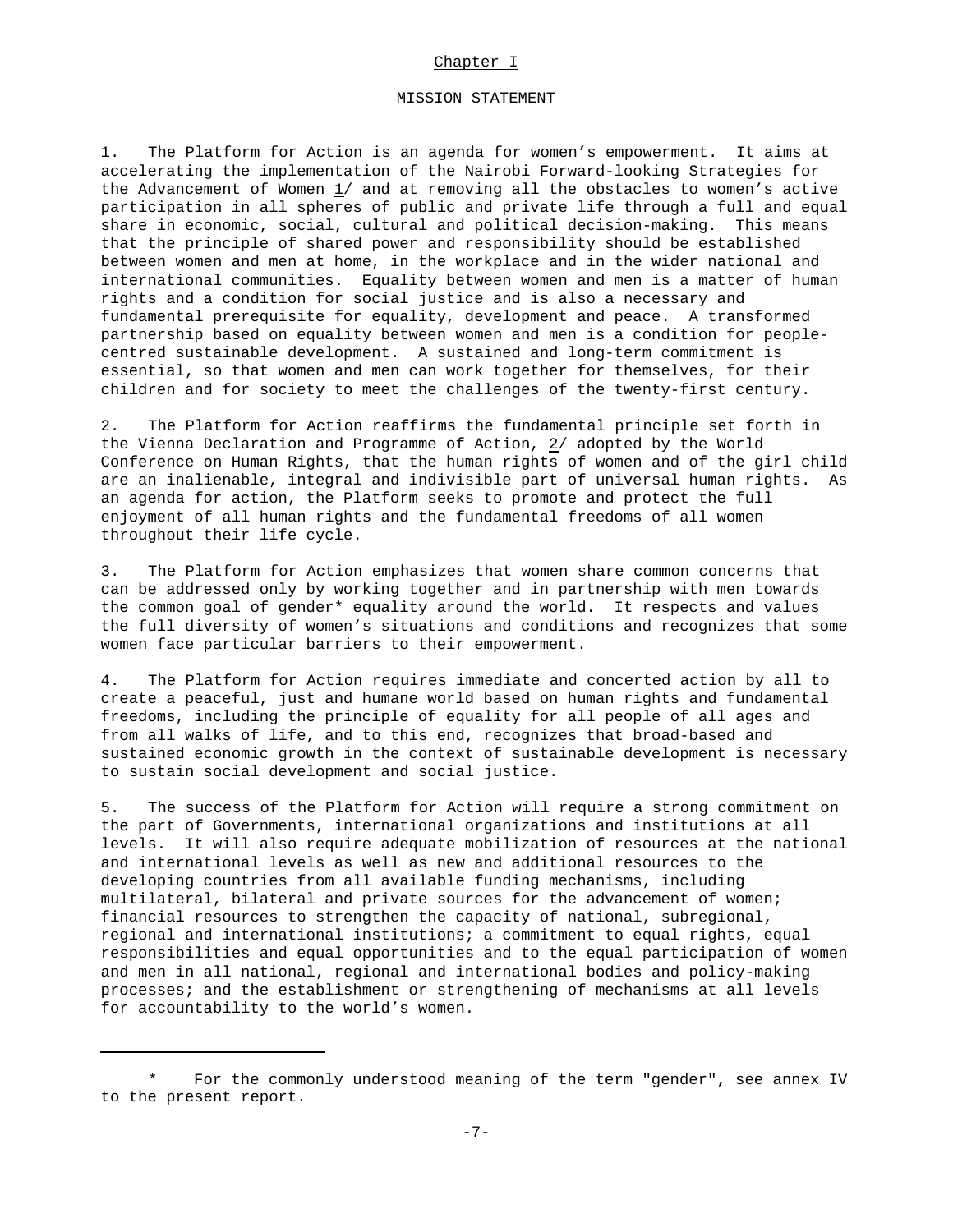## Chapter I

### MISSION STATEMENT

1. The Platform for Action is an agenda for women's empowerment. It aims at accelerating the implementation of the Nairobi Forward-looking Strategies for the Advancement of Women 1/ and at removing all the obstacles to women's active participation in all spheres of public and private life through a full and equal share in economic, social, cultural and political decision-making. This means that the principle of shared power and responsibility should be established between women and men at home, in the workplace and in the wider national and international communities. Equality between women and men is a matter of human rights and a condition for social justice and is also a necessary and fundamental prerequisite for equality, development and peace. A transformed partnership based on equality between women and men is a condition for people-centred sustainable development. A sustained and long-term commitment is essential, so that women and men can work together for themselves, for their children and for society to meet the challenges of the twenty-first century.

2. The Platform for Action reaffirms the fundamental principle set forth in the Vienna Declaration and Programme of Action, 2/ adopted by the World Conference on Human Rights, that the human rights of women and of the girl child are an inalienable, integral and indivisible part of universal human rights. As an agenda for action, the Platform seeks to promote and protect the full enjoyment of all human rights and the fundamental freedoms of all women throughout their life cycle.

3. The Platform for Action emphasizes that women share common concerns that can be addressed only by working together and in partnership with men towards the common goal of gender* equality around the world. It respects and values the full diversity of women's situations and conditions and recognizes that some women face particular barriers to their empowerment.

4. The Platform for Action requires immediate and concerted action by all to create a peaceful, just and humane world based on human rights and fundamental freedoms, including the principle of equality for all people of all ages and from all walks of life, and to this end, recognizes that broad-based and sustained economic growth in the context of sustainable development is necessary to sustain social development and social justice.

5. The success of the Platform for Action will require a strong commitment on the part of Governments, international organizations and institutions at all levels. It will also require adequate mobilization of resources at the national and international levels as well as new and additional resources to the developing countries from all available funding mechanisms, including multilateral, bilateral and private sources for the advancement of women; financial resources to strengthen the capacity of national, subregional, regional and international institutions; a commitment to equal rights, equal responsibilities and equal opportunities and to the equal participation of women and men in all national, regional and international bodies and policy-making processes; and the establishment or strengthening of mechanisms at all levels for accountability to the world's women.

---

\* For the commonly understood meaning of the term "gender", see annex IV to the present report.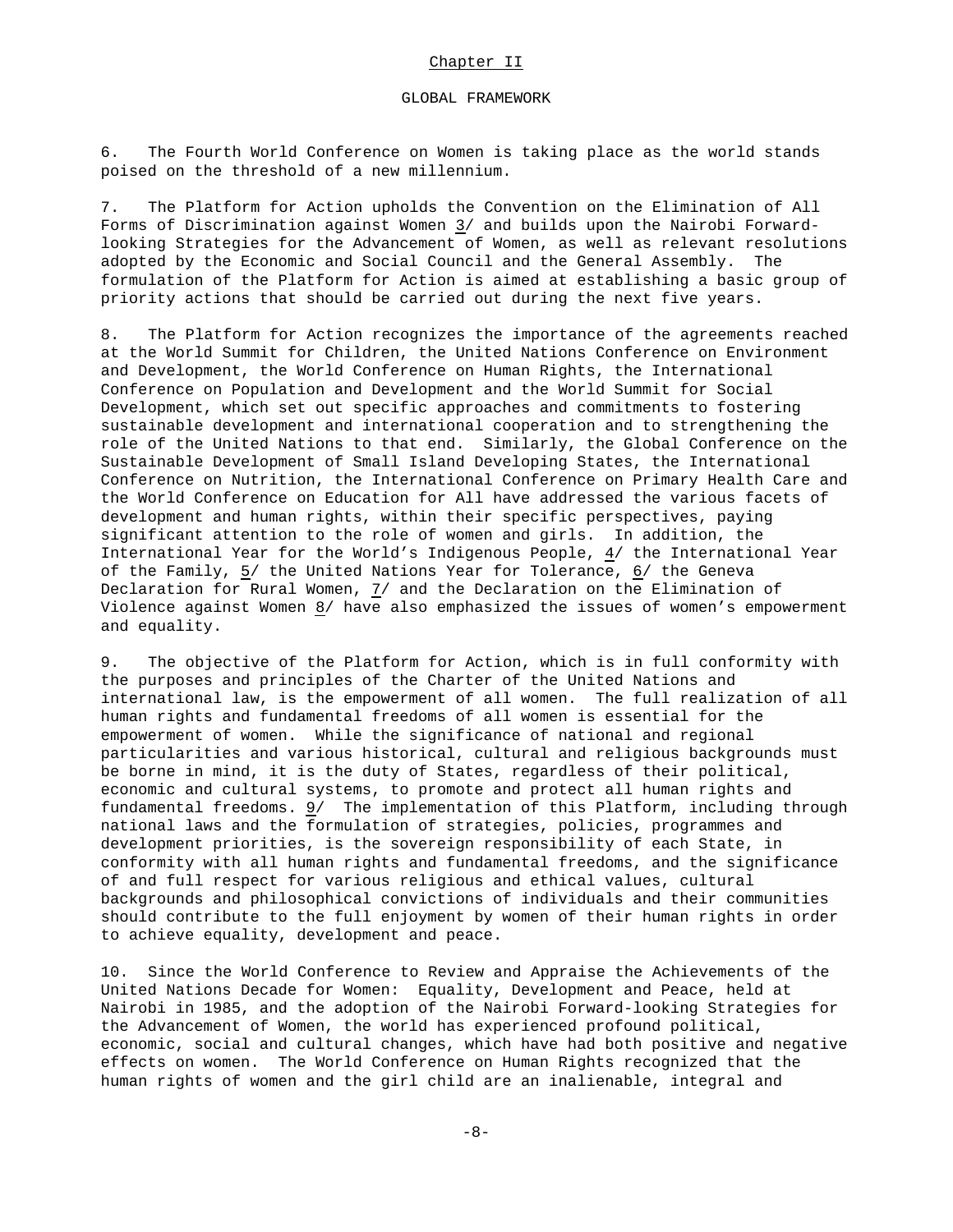## Chapter II

### GLOBAL FRAMEWORK

6. The Fourth World Conference on Women is taking place as the world stands poised on the threshold of a new millennium.

7. The Platform for Action upholds the Convention on the Elimination of All Forms of Discrimination against Women 3/ and builds upon the Nairobi Forward-looking Strategies for the Advancement of Women, as well as relevant resolutions adopted by the Economic and Social Council and the General Assembly. The formulation of the Platform for Action is aimed at establishing a basic group of priority actions that should be carried out during the next five years.

8. The Platform for Action recognizes the importance of the agreements reached at the World Summit for Children, the United Nations Conference on Environment and Development, the World Conference on Human Rights, the International Conference on Population and Development and the World Summit for Social Development, which set out specific approaches and commitments to fostering sustainable development and international cooperation and to strengthening the role of the United Nations to that end. Similarly, the Global Conference on the Sustainable Development of Small Island Developing States, the International Conference on Nutrition, the International Conference on Primary Health Care and the World Conference on Education for All have addressed the various facets of development and human rights, within their specific perspectives, paying significant attention to the role of women and girls. In addition, the International Year for the World's Indigenous People, 4/ the International Year of the Family, 5/ the United Nations Year for Tolerance, 6/ the Geneva Declaration for Rural Women, 7/ and the Declaration on the Elimination of Violence against Women 8/ have also emphasized the issues of women's empowerment and equality.

9. The objective of the Platform for Action, which is in full conformity with the purposes and principles of the Charter of the United Nations and international law, is the empowerment of all women. The full realization of all human rights and fundamental freedoms of all women is essential for the empowerment of women. While the significance of national and regional particularities and various historical, cultural and religious backgrounds must be borne in mind, it is the duty of States, regardless of their political, economic and cultural systems, to promote and protect all human rights and fundamental freedoms. 9/ The implementation of this Platform, including through national laws and the formulation of strategies, policies, programmes and development priorities, is the sovereign responsibility of each State, in conformity with all human rights and fundamental freedoms, and the significance of and full respect for various religious and ethical values, cultural backgrounds and philosophical convictions of individuals and their communities should contribute to the full enjoyment by women of their human rights in order to achieve equality, development and peace.

10. Since the World Conference to Review and Appraise the Achievements of the United Nations Decade for Women: Equality, Development and Peace, held at Nairobi in 1985, and the adoption of the Nairobi Forward-looking Strategies for the Advancement of Women, the world has experienced profound political, economic, social and cultural changes, which have had both positive and negative effects on women. The World Conference on Human Rights recognized that the human rights of women and the girl child are an inalienable, integral and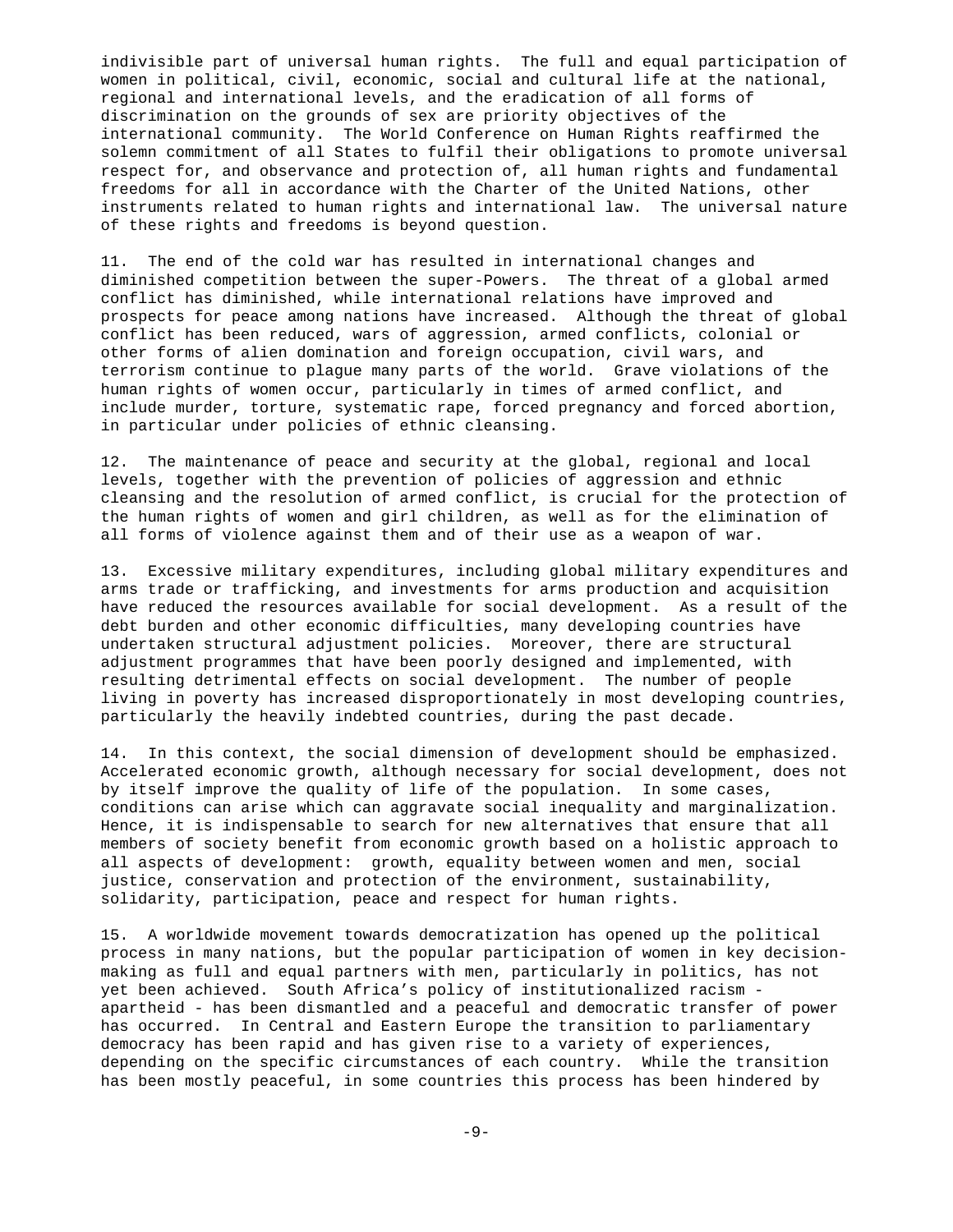indivisible part of universal human rights. The full and equal participation of women in political, civil, economic, social and cultural life at the national, regional and international levels, and the eradication of all forms of discrimination on the grounds of sex are priority objectives of the international community. The World Conference on Human Rights reaffirmed the solemn commitment of all States to fulfil their obligations to promote universal respect for, and observance and protection of, all human rights and fundamental freedoms for all in accordance with the Charter of the United Nations, other instruments related to human rights and international law. The universal nature of these rights and freedoms is beyond question.

11. The end of the cold war has resulted in international changes and diminished competition between the super-Powers. The threat of a global armed conflict has diminished, while international relations have improved and prospects for peace among nations have increased. Although the threat of global conflict has been reduced, wars of aggression, armed conflicts, colonial or other forms of alien domination and foreign occupation, civil wars, and terrorism continue to plague many parts of the world. Grave violations of the human rights of women occur, particularly in times of armed conflict, and include murder, torture, systematic rape, forced pregnancy and forced abortion, in particular under policies of ethnic cleansing.

12. The maintenance of peace and security at the global, regional and local levels, together with the prevention of policies of aggression and ethnic cleansing and the resolution of armed conflict, is crucial for the protection of the human rights of women and girl children, as well as for the elimination of all forms of violence against them and of their use as a weapon of war.

13. Excessive military expenditures, including global military expenditures and arms trade or trafficking, and investments for arms production and acquisition have reduced the resources available for social development. As a result of the debt burden and other economic difficulties, many developing countries have undertaken structural adjustment policies. Moreover, there are structural adjustment programmes that have been poorly designed and implemented, with resulting detrimental effects on social development. The number of people living in poverty has increased disproportionately in most developing countries, particularly the heavily indebted countries, during the past decade.

14. In this context, the social dimension of development should be emphasized. Accelerated economic growth, although necessary for social development, does not by itself improve the quality of life of the population. In some cases, conditions can arise which can aggravate social inequality and marginalization. Hence, it is indispensable to search for new alternatives that ensure that all members of society benefit from economic growth based on a holistic approach to all aspects of development: growth, equality between women and men, social justice, conservation and protection of the environment, sustainability, solidarity, participation, peace and respect for human rights.

15. A worldwide movement towards democratization has opened up the political process in many nations, but the popular participation of women in key decision-making as full and equal partners with men, particularly in politics, has not yet been achieved. South Africa's policy of institutionalized racism - apartheid - has been dismantled and a peaceful and democratic transfer of power has occurred. In Central and Eastern Europe the transition to parliamentary democracy has been rapid and has given rise to a variety of experiences, depending on the specific circumstances of each country. While the transition has been mostly peaceful, in some countries this process has been hindered by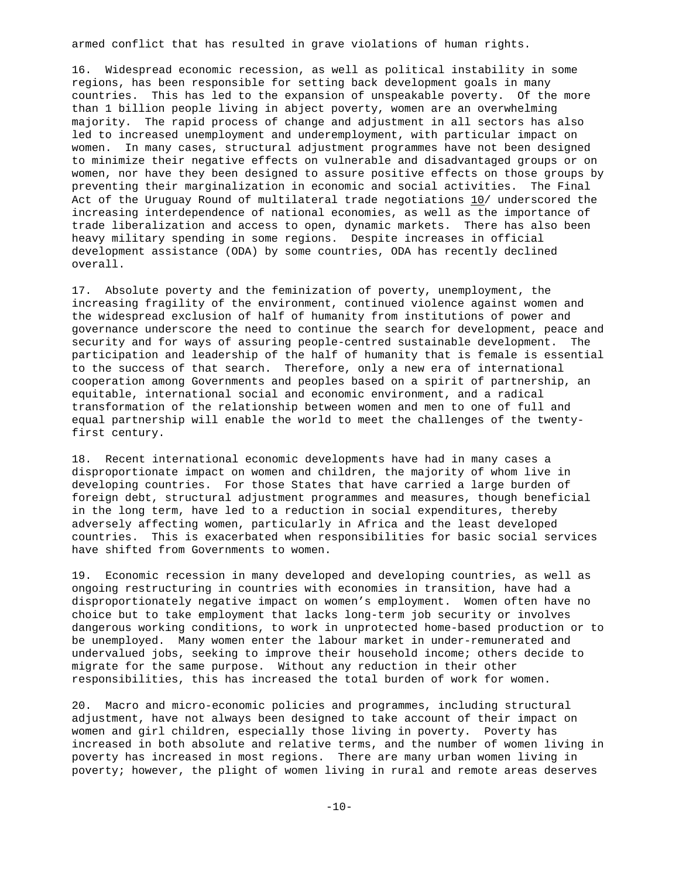armed conflict that has resulted in grave violations of human rights.

16. Widespread economic recession, as well as political instability in some regions, has been responsible for setting back development goals in many countries. This has led to the expansion of unspeakable poverty. Of the more than 1 billion people living in abject poverty, women are an overwhelming majority. The rapid process of change and adjustment in all sectors has also led to increased unemployment and underemployment, with particular impact on women. In many cases, structural adjustment programmes have not been designed to minimize their negative effects on vulnerable and disadvantaged groups or on women, nor have they been designed to assure positive effects on those groups by preventing their marginalization in economic and social activities. The Final Act of the Uruguay Round of multilateral trade negotiations 10/ underscored the increasing interdependence of national economies, as well as the importance of trade liberalization and access to open, dynamic markets. There has also been heavy military spending in some regions. Despite increases in official development assistance (ODA) by some countries, ODA has recently declined overall.

17. Absolute poverty and the feminization of poverty, unemployment, the increasing fragility of the environment, continued violence against women and the widespread exclusion of half of humanity from institutions of power and governance underscore the need to continue the search for development, peace and security and for ways of assuring people-centred sustainable development. The participation and leadership of the half of humanity that is female is essential to the success of that search. Therefore, only a new era of international cooperation among Governments and peoples based on a spirit of partnership, an equitable, international social and economic environment, and a radical transformation of the relationship between women and men to one of full and equal partnership will enable the world to meet the challenges of the twenty-first century.

18. Recent international economic developments have had in many cases a disproportionate impact on women and children, the majority of whom live in developing countries. For those States that have carried a large burden of foreign debt, structural adjustment programmes and measures, though beneficial in the long term, have led to a reduction in social expenditures, thereby adversely affecting women, particularly in Africa and the least developed countries. This is exacerbated when responsibilities for basic social services have shifted from Governments to women.

19. Economic recession in many developed and developing countries, as well as ongoing restructuring in countries with economies in transition, have had a disproportionately negative impact on women's employment. Women often have no choice but to take employment that lacks long-term job security or involves dangerous working conditions, to work in unprotected home-based production or to be unemployed. Many women enter the labour market in under-remunerated and undervalued jobs, seeking to improve their household income; others decide to migrate for the same purpose. Without any reduction in their other responsibilities, this has increased the total burden of work for women.

20. Macro and micro-economic policies and programmes, including structural adjustment, have not always been designed to take account of their impact on women and girl children, especially those living in poverty. Poverty has increased in both absolute and relative terms, and the number of women living in poverty has increased in most regions. There are many urban women living in poverty; however, the plight of women living in rural and remote areas deserves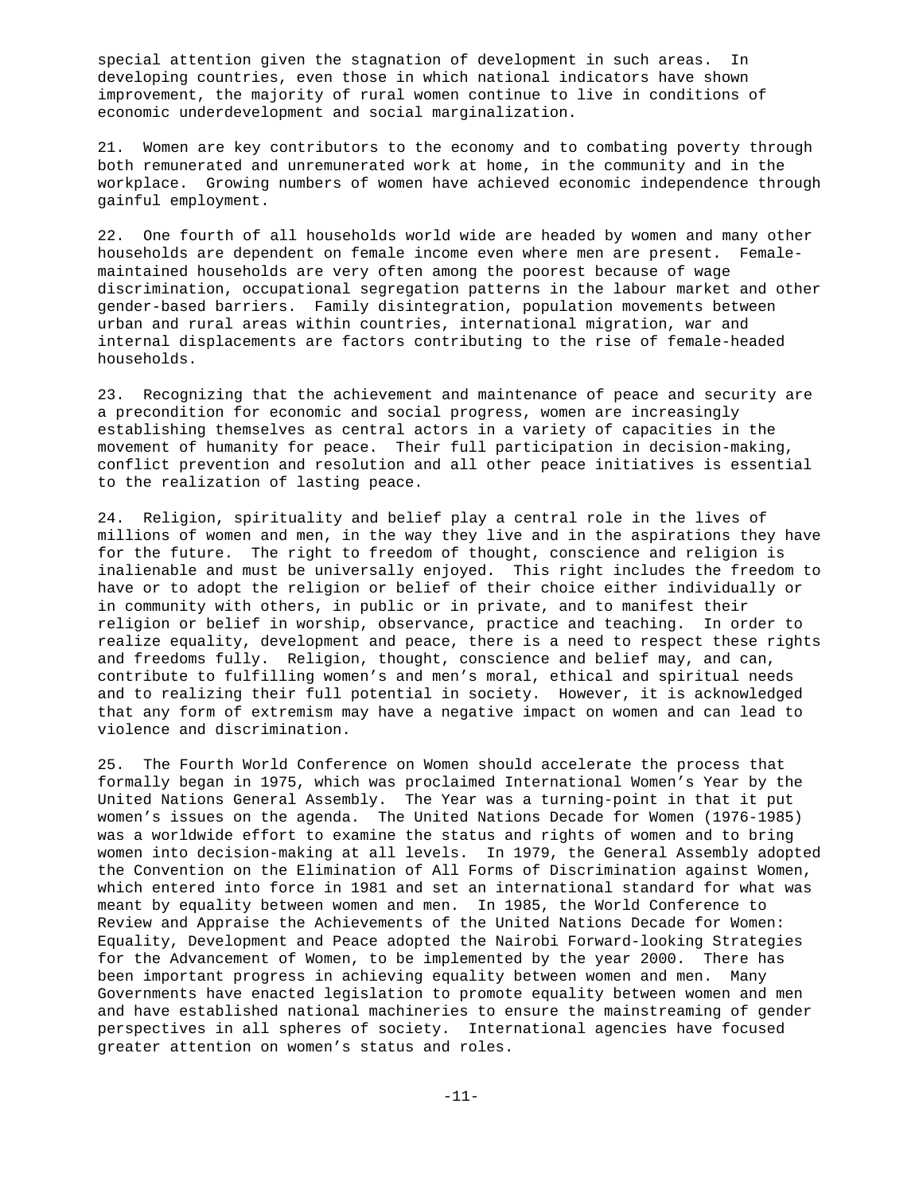special attention given the stagnation of development in such areas. In developing countries, even those in which national indicators have shown improvement, the majority of rural women continue to live in conditions of economic underdevelopment and social marginalization.

21. Women are key contributors to the economy and to combating poverty through both remunerated and unremunerated work at home, in the community and in the workplace. Growing numbers of women have achieved economic independence through gainful employment.

22. One fourth of all households world wide are headed by women and many other households are dependent on female income even where men are present. Female-maintained households are very often among the poorest because of wage discrimination, occupational segregation patterns in the labour market and other gender-based barriers. Family disintegration, population movements between urban and rural areas within countries, international migration, war and internal displacements are factors contributing to the rise of female-headed households.

23. Recognizing that the achievement and maintenance of peace and security are a precondition for economic and social progress, women are increasingly establishing themselves as central actors in a variety of capacities in the movement of humanity for peace. Their full participation in decision-making, conflict prevention and resolution and all other peace initiatives is essential to the realization of lasting peace.

24. Religion, spirituality and belief play a central role in the lives of millions of women and men, in the way they live and in the aspirations they have for the future. The right to freedom of thought, conscience and religion is inalienable and must be universally enjoyed. This right includes the freedom to have or to adopt the religion or belief of their choice either individually or in community with others, in public or in private, and to manifest their religion or belief in worship, observance, practice and teaching. In order to realize equality, development and peace, there is a need to respect these rights and freedoms fully. Religion, thought, conscience and belief may, and can, contribute to fulfilling women's and men's moral, ethical and spiritual needs and to realizing their full potential in society. However, it is acknowledged that any form of extremism may have a negative impact on women and can lead to violence and discrimination.

25. The Fourth World Conference on Women should accelerate the process that formally began in 1975, which was proclaimed International Women's Year by the United Nations General Assembly. The Year was a turning-point in that it put women's issues on the agenda. The United Nations Decade for Women (1976-1985) was a worldwide effort to examine the status and rights of women and to bring women into decision-making at all levels. In 1979, the General Assembly adopted the Convention on the Elimination of All Forms of Discrimination against Women, which entered into force in 1981 and set an international standard for what was meant by equality between women and men. In 1985, the World Conference to Review and Appraise the Achievements of the United Nations Decade for Women: Equality, Development and Peace adopted the Nairobi Forward-looking Strategies for the Advancement of Women, to be implemented by the year 2000. There has been important progress in achieving equality between women and men. Many Governments have enacted legislation to promote equality between women and men and have established national machineries to ensure the mainstreaming of gender perspectives in all spheres of society. International agencies have focused greater attention on women's status and roles.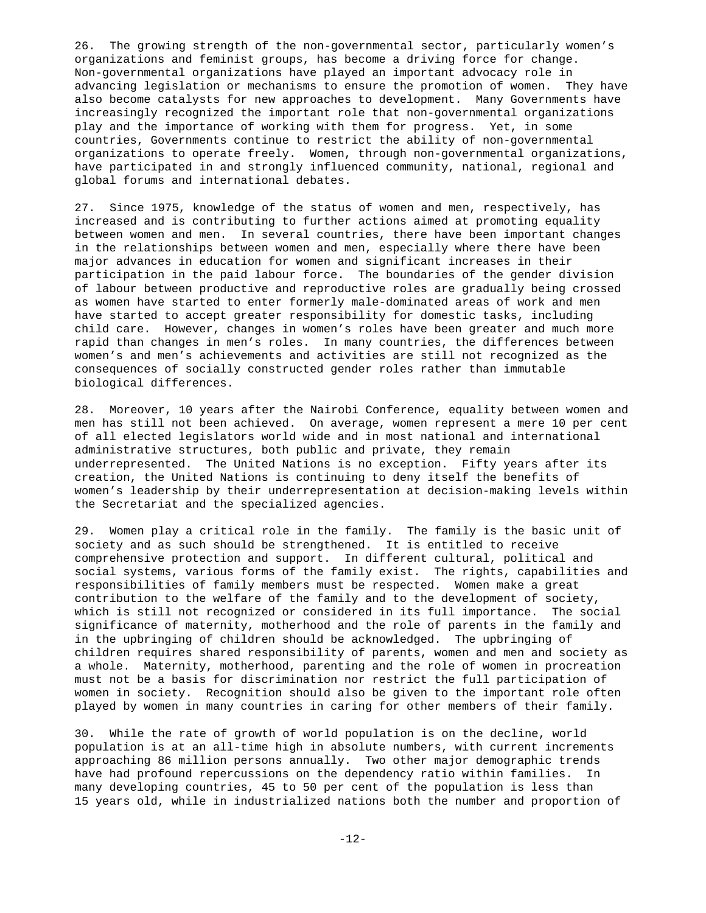26. The growing strength of the non-governmental sector, particularly women's organizations and feminist groups, has become a driving force for change. Non-governmental organizations have played an important advocacy role in advancing legislation or mechanisms to ensure the promotion of women. They have also become catalysts for new approaches to development. Many Governments have increasingly recognized the important role that non-governmental organizations play and the importance of working with them for progress. Yet, in some countries, Governments continue to restrict the ability of non-governmental organizations to operate freely. Women, through non-governmental organizations, have participated in and strongly influenced community, national, regional and global forums and international debates.

27. Since 1975, knowledge of the status of women and men, respectively, has increased and is contributing to further actions aimed at promoting equality between women and men. In several countries, there have been important changes in the relationships between women and men, especially where there have been major advances in education for women and significant increases in their participation in the paid labour force. The boundaries of the gender division of labour between productive and reproductive roles are gradually being crossed as women have started to enter formerly male-dominated areas of work and men have started to accept greater responsibility for domestic tasks, including child care. However, changes in women's roles have been greater and much more rapid than changes in men's roles. In many countries, the differences between women's and men's achievements and activities are still not recognized as the consequences of socially constructed gender roles rather than immutable biological differences.

28. Moreover, 10 years after the Nairobi Conference, equality between women and men has still not been achieved. On average, women represent a mere 10 per cent of all elected legislators world wide and in most national and international administrative structures, both public and private, they remain underrepresented. The United Nations is no exception. Fifty years after its creation, the United Nations is continuing to deny itself the benefits of women's leadership by their underrepresentation at decision-making levels within the Secretariat and the specialized agencies.

29. Women play a critical role in the family. The family is the basic unit of society and as such should be strengthened. It is entitled to receive comprehensive protection and support. In different cultural, political and social systems, various forms of the family exist. The rights, capabilities and responsibilities of family members must be respected. Women make a great contribution to the welfare of the family and to the development of society, which is still not recognized or considered in its full importance. The social significance of maternity, motherhood and the role of parents in the family and in the upbringing of children should be acknowledged. The upbringing of children requires shared responsibility of parents, women and men and society as a whole. Maternity, motherhood, parenting and the role of women in procreation must not be a basis for discrimination nor restrict the full participation of women in society. Recognition should also be given to the important role often played by women in many countries in caring for other members of their family.

30. While the rate of growth of world population is on the decline, world population is at an all-time high in absolute numbers, with current increments approaching 86 million persons annually. Two other major demographic trends have had profound repercussions on the dependency ratio within families. In many developing countries, 45 to 50 per cent of the population is less than 15 years old, while in industrialized nations both the number and proportion of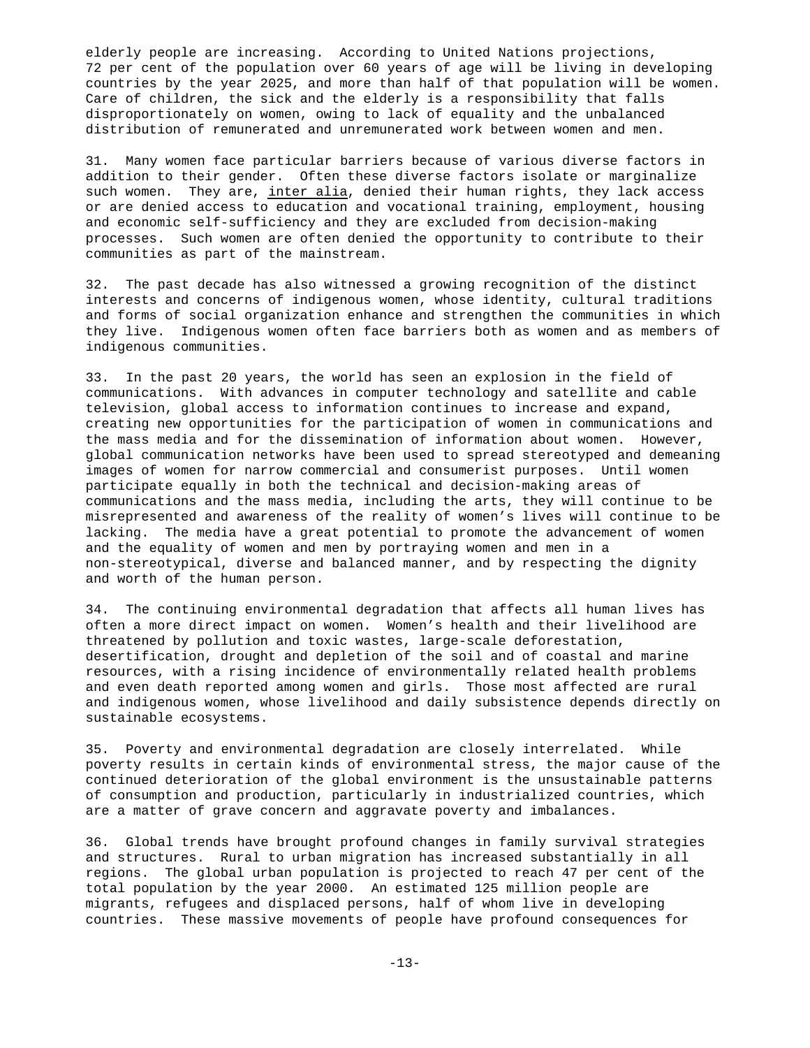elderly people are increasing. According to United Nations projections, 72 per cent of the population over 60 years of age will be living in developing countries by the year 2025, and more than half of that population will be women. Care of children, the sick and the elderly is a responsibility that falls disproportionately on women, owing to lack of equality and the unbalanced distribution of remunerated and unremunerated work between women and men.

31. Many women face particular barriers because of various diverse factors in addition to their gender. Often these diverse factors isolate or marginalize such women. They are, inter alia, denied their human rights, they lack access or are denied access to education and vocational training, employment, housing and economic self-sufficiency and they are excluded from decision-making processes. Such women are often denied the opportunity to contribute to their communities as part of the mainstream.

32. The past decade has also witnessed a growing recognition of the distinct interests and concerns of indigenous women, whose identity, cultural traditions and forms of social organization enhance and strengthen the communities in which they live. Indigenous women often face barriers both as women and as members of indigenous communities.

33. In the past 20 years, the world has seen an explosion in the field of communications. With advances in computer technology and satellite and cable television, global access to information continues to increase and expand, creating new opportunities for the participation of women in communications and the mass media and for the dissemination of information about women. However, global communication networks have been used to spread stereotyped and demeaning images of women for narrow commercial and consumerist purposes. Until women participate equally in both the technical and decision-making areas of communications and the mass media, including the arts, they will continue to be misrepresented and awareness of the reality of women's lives will continue to be lacking. The media have a great potential to promote the advancement of women and the equality of women and men by portraying women and men in a non-stereotypical, diverse and balanced manner, and by respecting the dignity and worth of the human person.

34. The continuing environmental degradation that affects all human lives has often a more direct impact on women. Women's health and their livelihood are threatened by pollution and toxic wastes, large-scale deforestation, desertification, drought and depletion of the soil and of coastal and marine resources, with a rising incidence of environmentally related health problems and even death reported among women and girls. Those most affected are rural and indigenous women, whose livelihood and daily subsistence depends directly on sustainable ecosystems.

35. Poverty and environmental degradation are closely interrelated. While poverty results in certain kinds of environmental stress, the major cause of the continued deterioration of the global environment is the unsustainable patterns of consumption and production, particularly in industrialized countries, which are a matter of grave concern and aggravate poverty and imbalances.

36. Global trends have brought profound changes in family survival strategies and structures. Rural to urban migration has increased substantially in all regions. The global urban population is projected to reach 47 per cent of the total population by the year 2000. An estimated 125 million people are migrants, refugees and displaced persons, half of whom live in developing countries. These massive movements of people have profound consequences for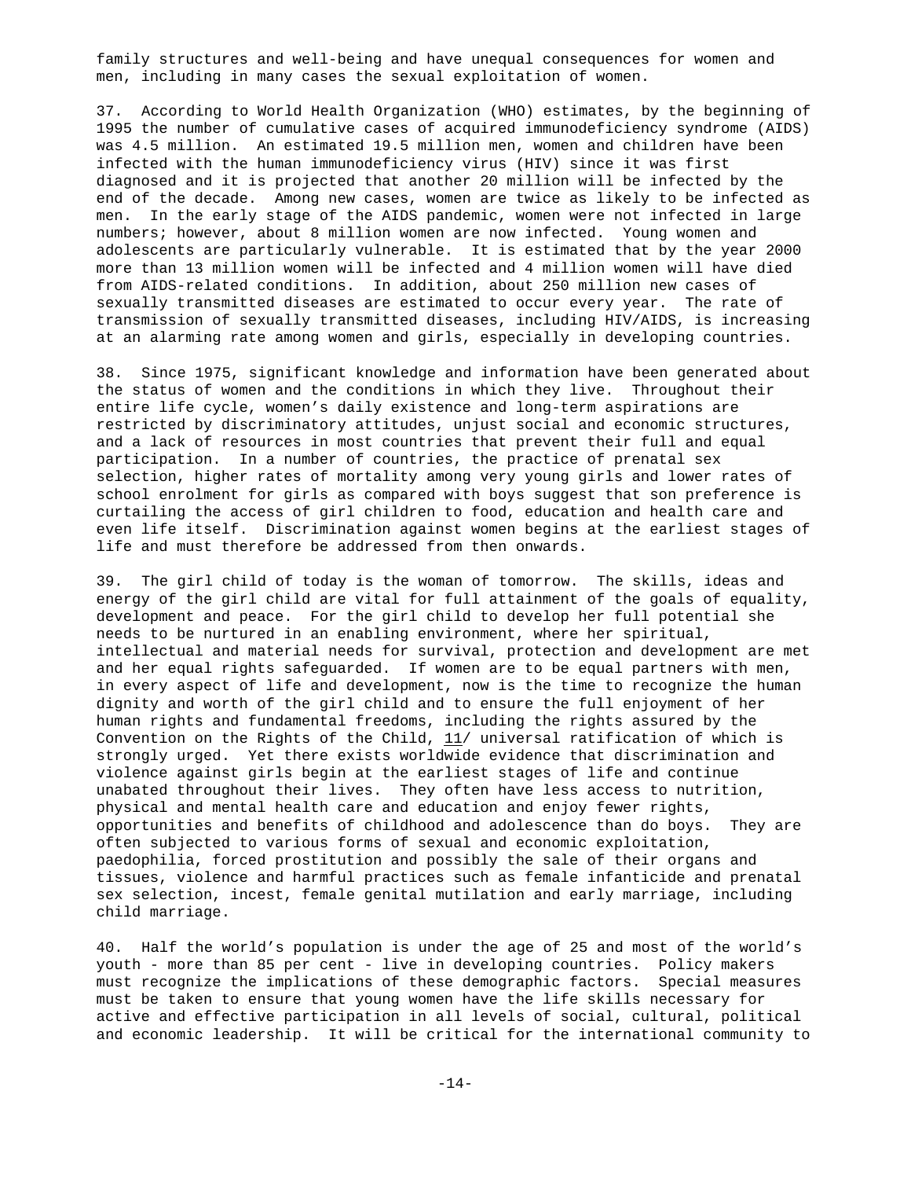family structures and well-being and have unequal consequences for women and men, including in many cases the sexual exploitation of women.

37. According to World Health Organization (WHO) estimates, by the beginning of 1995 the number of cumulative cases of acquired immunodeficiency syndrome (AIDS) was 4.5 million. An estimated 19.5 million men, women and children have been infected with the human immunodeficiency virus (HIV) since it was first diagnosed and it is projected that another 20 million will be infected by the end of the decade. Among new cases, women are twice as likely to be infected as men. In the early stage of the AIDS pandemic, women were not infected in large numbers; however, about 8 million women are now infected. Young women and adolescents are particularly vulnerable. It is estimated that by the year 2000 more than 13 million women will be infected and 4 million women will have died from AIDS-related conditions. In addition, about 250 million new cases of sexually transmitted diseases are estimated to occur every year. The rate of transmission of sexually transmitted diseases, including HIV/AIDS, is increasing at an alarming rate among women and girls, especially in developing countries.

38. Since 1975, significant knowledge and information have been generated about the status of women and the conditions in which they live. Throughout their entire life cycle, women's daily existence and long-term aspirations are restricted by discriminatory attitudes, unjust social and economic structures, and a lack of resources in most countries that prevent their full and equal participation. In a number of countries, the practice of prenatal sex selection, higher rates of mortality among very young girls and lower rates of school enrolment for girls as compared with boys suggest that son preference is curtailing the access of girl children to food, education and health care and even life itself. Discrimination against women begins at the earliest stages of life and must therefore be addressed from then onwards.

39. The girl child of today is the woman of tomorrow. The skills, ideas and energy of the girl child are vital for full attainment of the goals of equality, development and peace. For the girl child to develop her full potential she needs to be nurtured in an enabling environment, where her spiritual, intellectual and material needs for survival, protection and development are met and her equal rights safeguarded. If women are to be equal partners with men, in every aspect of life and development, now is the time to recognize the human dignity and worth of the girl child and to ensure the full enjoyment of her human rights and fundamental freedoms, including the rights assured by the Convention on the Rights of the Child, 11/ universal ratification of which is strongly urged. Yet there exists worldwide evidence that discrimination and violence against girls begin at the earliest stages of life and continue unabated throughout their lives. They often have less access to nutrition, physical and mental health care and education and enjoy fewer rights, opportunities and benefits of childhood and adolescence than do boys. They are often subjected to various forms of sexual and economic exploitation, paedophilia, forced prostitution and possibly the sale of their organs and tissues, violence and harmful practices such as female infanticide and prenatal sex selection, incest, female genital mutilation and early marriage, including child marriage.

40. Half the world's population is under the age of 25 and most of the world's youth - more than 85 per cent - live in developing countries. Policy makers must recognize the implications of these demographic factors. Special measures must be taken to ensure that young women have the life skills necessary for active and effective participation in all levels of social, cultural, political and economic leadership. It will be critical for the international community to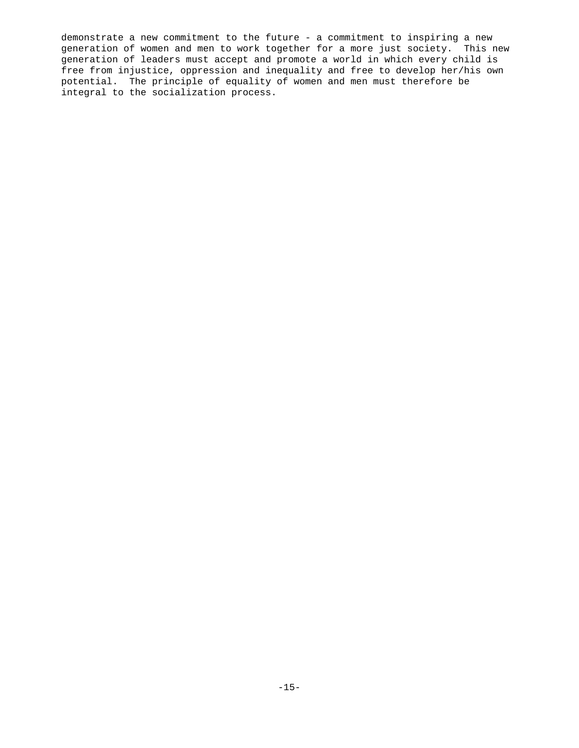demonstrate a new commitment to the future - a commitment to inspiring a new generation of women and men to work together for a more just society. This new generation of leaders must accept and promote a world in which every child is free from injustice, oppression and inequality and free to develop her/his own potential. The principle of equality of women and men must therefore be integral to the socialization process.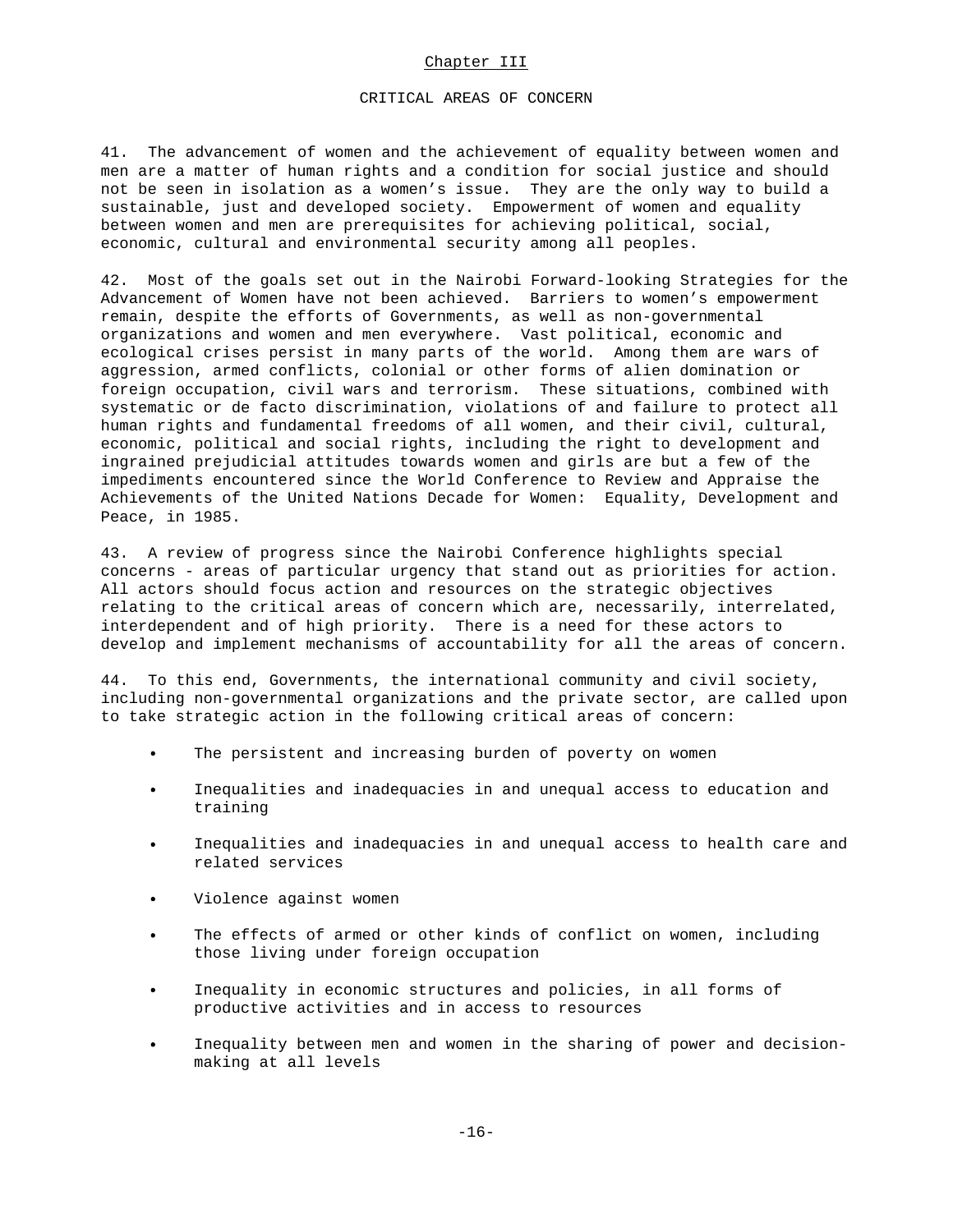## Chapter III

### CRITICAL AREAS OF CONCERN

41. The advancement of women and the achievement of equality between women and men are a matter of human rights and a condition for social justice and should not be seen in isolation as a women's issue. They are the only way to build a sustainable, just and developed society. Empowerment of women and equality between women and men are prerequisites for achieving political, social, economic, cultural and environmental security among all peoples.

42. Most of the goals set out in the Nairobi Forward-looking Strategies for the Advancement of Women have not been achieved. Barriers to women's empowerment remain, despite the efforts of Governments, as well as non-governmental organizations and women and men everywhere. Vast political, economic and ecological crises persist in many parts of the world. Among them are wars of aggression, armed conflicts, colonial or other forms of alien domination or foreign occupation, civil wars and terrorism. These situations, combined with systematic or de facto discrimination, violations of and failure to protect all human rights and fundamental freedoms of all women, and their civil, cultural, economic, political and social rights, including the right to development and ingrained prejudicial attitudes towards women and girls are but a few of the impediments encountered since the World Conference to Review and Appraise the Achievements of the United Nations Decade for Women: Equality, Development and Peace, in 1985.

43. A review of progress since the Nairobi Conference highlights special concerns - areas of particular urgency that stand out as priorities for action. All actors should focus action and resources on the strategic objectives relating to the critical areas of concern which are, necessarily, interrelated, interdependent and of high priority. There is a need for these actors to develop and implement mechanisms of accountability for all the areas of concern.

44. To this end, Governments, the international community and civil society, including non-governmental organizations and the private sector, are called upon to take strategic action in the following critical areas of concern:

- The persistent and increasing burden of poverty on women
- Inequalities and inadequacies in and unequal access to education and training
- Inequalities and inadequacies in and unequal access to health care and related services
- Violence against women
- The effects of armed or other kinds of conflict on women, including those living under foreign occupation
- Inequality in economic structures and policies, in all forms of productive activities and in access to resources
- Inequality between men and women in the sharing of power and decision-making at all levels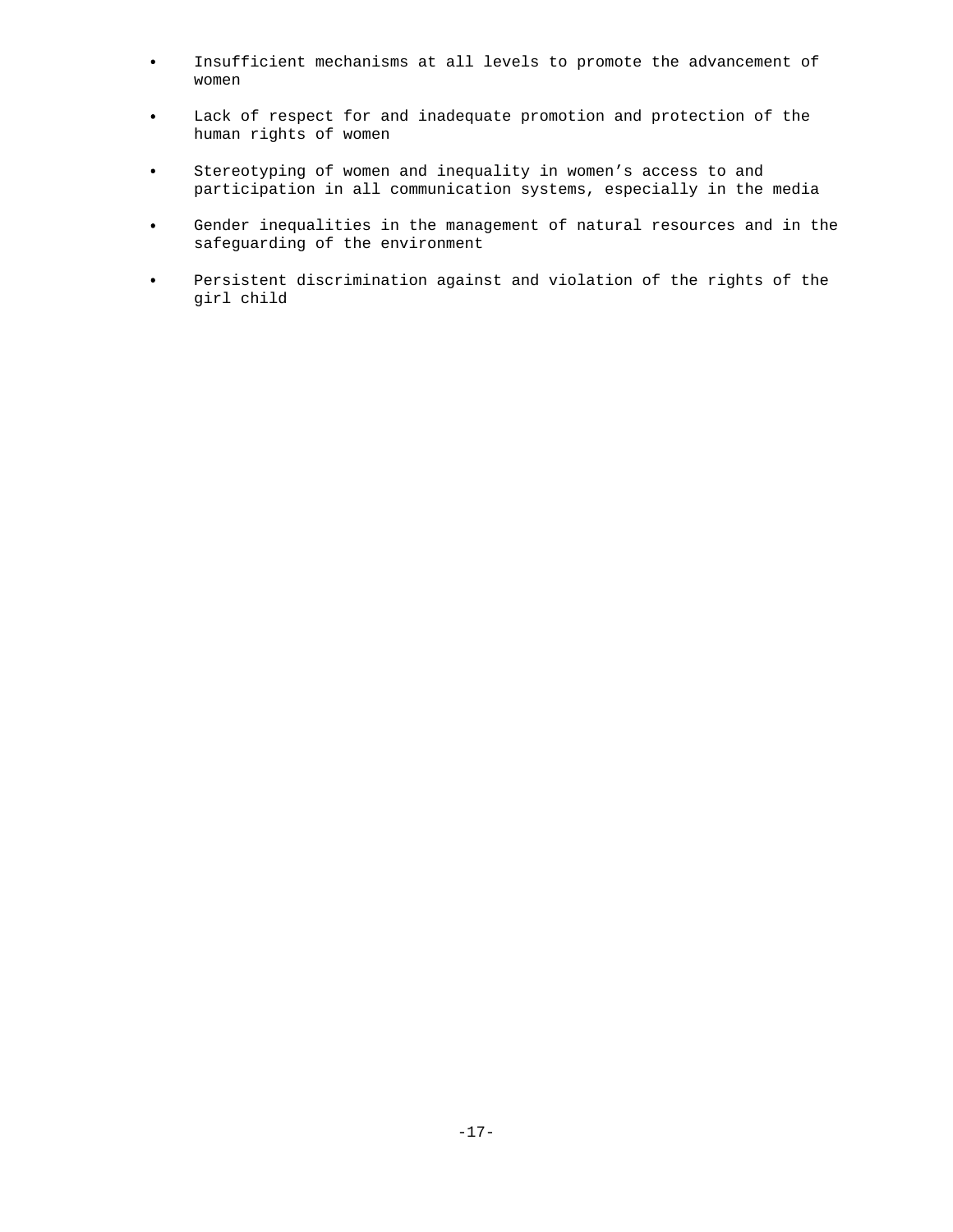- Insufficient mechanisms at all levels to promote the advancement of women
- Lack of respect for and inadequate promotion and protection of the human rights of women
- Stereotyping of women and inequality in women's access to and participation in all communication systems, especially in the media
- Gender inequalities in the management of natural resources and in the safeguarding of the environment
- Persistent discrimination against and violation of the rights of the girl child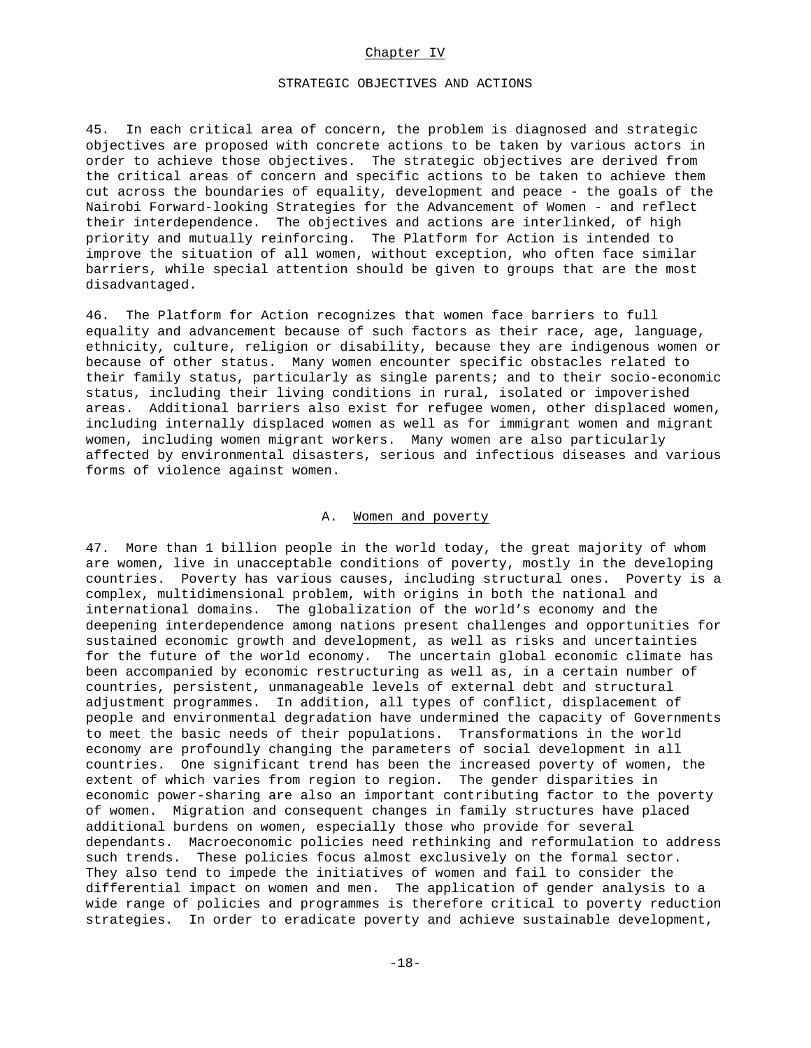## Chapter IV

## STRATEGIC OBJECTIVES AND ACTIONS

45. In each critical area of concern, the problem is diagnosed and strategic objectives are proposed with concrete actions to be taken by various actors in order to achieve those objectives. The strategic objectives are derived from the critical areas of concern and specific actions to be taken to achieve them cut across the boundaries of equality, development and peace - the goals of the Nairobi Forward-looking Strategies for the Advancement of Women - and reflect their interdependence. The objectives and actions are interlinked, of high priority and mutually reinforcing. The Platform for Action is intended to improve the situation of all women, without exception, who often face similar barriers, while special attention should be given to groups that are the most disadvantaged.

46. The Platform for Action recognizes that women face barriers to full equality and advancement because of such factors as their race, age, language, ethnicity, culture, religion or disability, because they are indigenous women or because of other status. Many women encounter specific obstacles related to their family status, particularly as single parents; and to their socio-economic status, including their living conditions in rural, isolated or impoverished areas. Additional barriers also exist for refugee women, other displaced women, including internally displaced women as well as for immigrant women and migrant women, including women migrant workers. Many women are also particularly affected by environmental disasters, serious and infectious diseases and various forms of violence against women.

### A. Women and poverty

47. More than 1 billion people in the world today, the great majority of whom are women, live in unacceptable conditions of poverty, mostly in the developing countries. Poverty has various causes, including structural ones. Poverty is a complex, multidimensional problem, with origins in both the national and international domains. The globalization of the world's economy and the deepening interdependence among nations present challenges and opportunities for sustained economic growth and development, as well as risks and uncertainties for the future of the world economy. The uncertain global economic climate has been accompanied by economic restructuring as well as, in a certain number of countries, persistent, unmanageable levels of external debt and structural adjustment programmes. In addition, all types of conflict, displacement of people and environmental degradation have undermined the capacity of Governments to meet the basic needs of their populations. Transformations in the world economy are profoundly changing the parameters of social development in all countries. One significant trend has been the increased poverty of women, the extent of which varies from region to region. The gender disparities in economic power-sharing are also an important contributing factor to the poverty of women. Migration and consequent changes in family structures have placed additional burdens on women, especially those who provide for several dependants. Macroeconomic policies need rethinking and reformulation to address such trends. These policies focus almost exclusively on the formal sector. They also tend to impede the initiatives of women and fail to consider the differential impact on women and men. The application of gender analysis to a wide range of policies and programmes is therefore critical to poverty reduction strategies. In order to eradicate poverty and achieve sustainable development,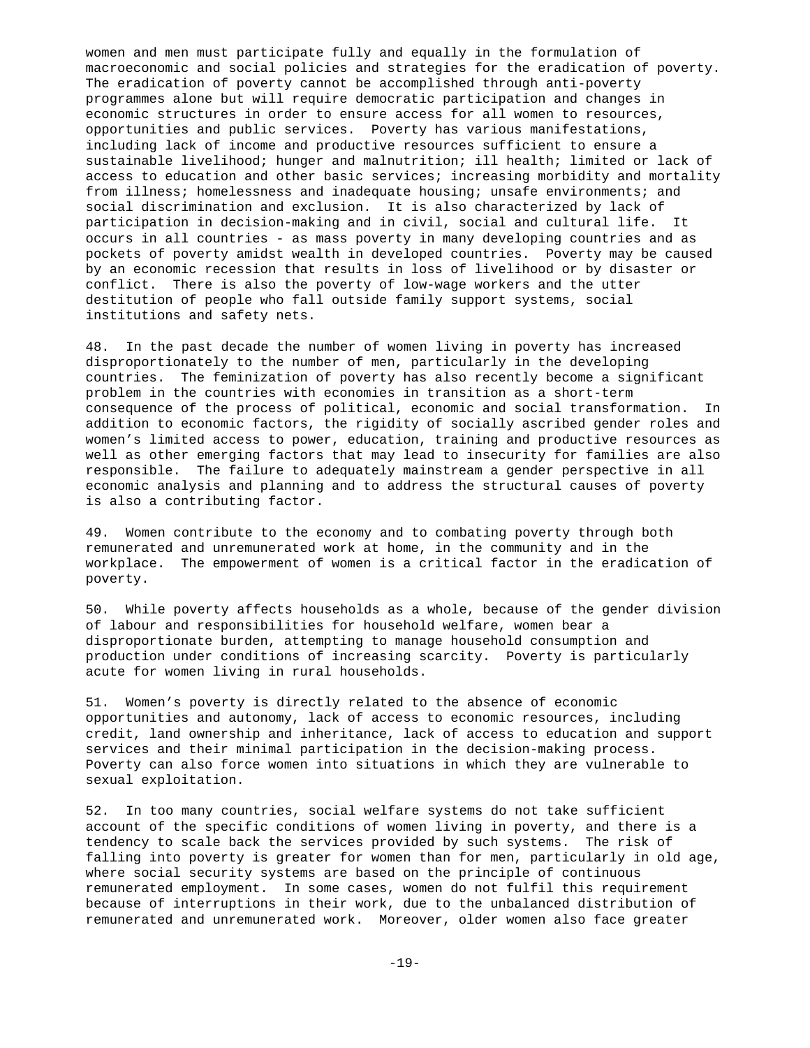women and men must participate fully and equally in the formulation of macroeconomic and social policies and strategies for the eradication of poverty. The eradication of poverty cannot be accomplished through anti-poverty programmes alone but will require democratic participation and changes in economic structures in order to ensure access for all women to resources, opportunities and public services. Poverty has various manifestations, including lack of income and productive resources sufficient to ensure a sustainable livelihood; hunger and malnutrition; ill health; limited or lack of access to education and other basic services; increasing morbidity and mortality from illness; homelessness and inadequate housing; unsafe environments; and social discrimination and exclusion. It is also characterized by lack of participation in decision-making and in civil, social and cultural life. It occurs in all countries - as mass poverty in many developing countries and as pockets of poverty amidst wealth in developed countries. Poverty may be caused by an economic recession that results in loss of livelihood or by disaster or conflict. There is also the poverty of low-wage workers and the utter destitution of people who fall outside family support systems, social institutions and safety nets.

48. In the past decade the number of women living in poverty has increased disproportionately to the number of men, particularly in the developing countries. The feminization of poverty has also recently become a significant problem in the countries with economies in transition as a short-term consequence of the process of political, economic and social transformation. In addition to economic factors, the rigidity of socially ascribed gender roles and women's limited access to power, education, training and productive resources as well as other emerging factors that may lead to insecurity for families are also responsible. The failure to adequately mainstream a gender perspective in all economic analysis and planning and to address the structural causes of poverty is also a contributing factor.

49. Women contribute to the economy and to combating poverty through both remunerated and unremunerated work at home, in the community and in the workplace. The empowerment of women is a critical factor in the eradication of poverty.

50. While poverty affects households as a whole, because of the gender division of labour and responsibilities for household welfare, women bear a disproportionate burden, attempting to manage household consumption and production under conditions of increasing scarcity. Poverty is particularly acute for women living in rural households.

51. Women's poverty is directly related to the absence of economic opportunities and autonomy, lack of access to economic resources, including credit, land ownership and inheritance, lack of access to education and support services and their minimal participation in the decision-making process. Poverty can also force women into situations in which they are vulnerable to sexual exploitation.

52. In too many countries, social welfare systems do not take sufficient account of the specific conditions of women living in poverty, and there is a tendency to scale back the services provided by such systems. The risk of falling into poverty is greater for women than for men, particularly in old age, where social security systems are based on the principle of continuous remunerated employment. In some cases, women do not fulfil this requirement because of interruptions in their work, due to the unbalanced distribution of remunerated and unremunerated work. Moreover, older women also face greater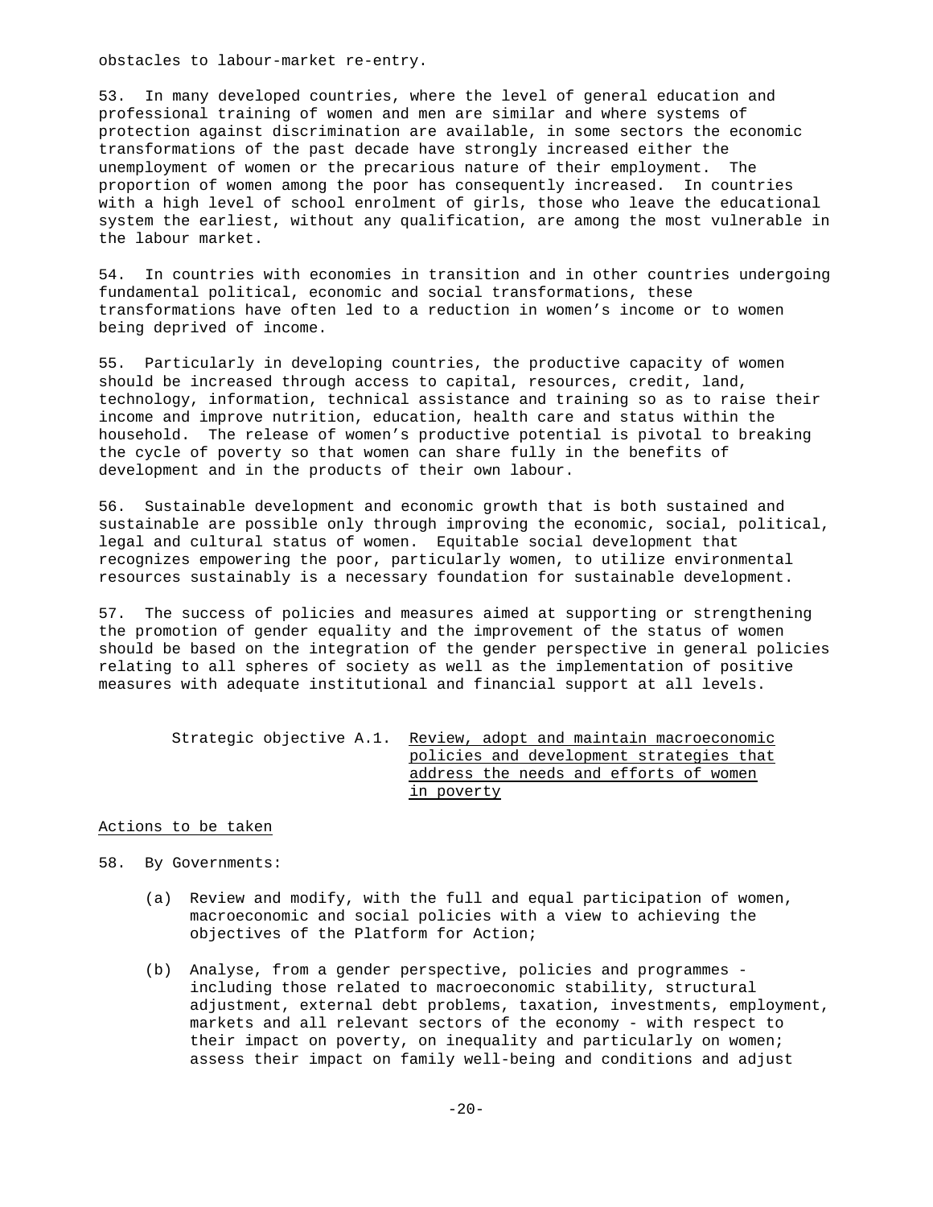obstacles to labour-market re-entry.

53. In many developed countries, where the level of general education and professional training of women and men are similar and where systems of protection against discrimination are available, in some sectors the economic transformations of the past decade have strongly increased either the unemployment of women or the precarious nature of their employment. The proportion of women among the poor has consequently increased. In countries with a high level of school enrolment of girls, those who leave the educational system the earliest, without any qualification, are among the most vulnerable in the labour market.

54. In countries with economies in transition and in other countries undergoing fundamental political, economic and social transformations, these transformations have often led to a reduction in women's income or to women being deprived of income.

55. Particularly in developing countries, the productive capacity of women should be increased through access to capital, resources, credit, land, technology, information, technical assistance and training so as to raise their income and improve nutrition, education, health care and status within the household. The release of women's productive potential is pivotal to breaking the cycle of poverty so that women can share fully in the benefits of development and in the products of their own labour.

56. Sustainable development and economic growth that is both sustained and sustainable are possible only through improving the economic, social, political, legal and cultural status of women. Equitable social development that recognizes empowering the poor, particularly women, to utilize environmental resources sustainably is a necessary foundation for sustainable development.

57. The success of policies and measures aimed at supporting or strengthening the promotion of gender equality and the improvement of the status of women should be based on the integration of the gender perspective in general policies relating to all spheres of society as well as the implementation of positive measures with adequate institutional and financial support at all levels.

### Strategic objective A.1. Review, adopt and maintain macroeconomic policies and development strategies that address the needs and efforts of women in poverty

#### Actions to be taken

58. By Governments:

(a) Review and modify, with the full and equal participation of women, macroeconomic and social policies with a view to achieving the objectives of the Platform for Action;

(b) Analyse, from a gender perspective, policies and programmes - including those related to macroeconomic stability, structural adjustment, external debt problems, taxation, investments, employment, markets and all relevant sectors of the economy - with respect to their impact on poverty, on inequality and particularly on women; assess their impact on family well-being and conditions and adjust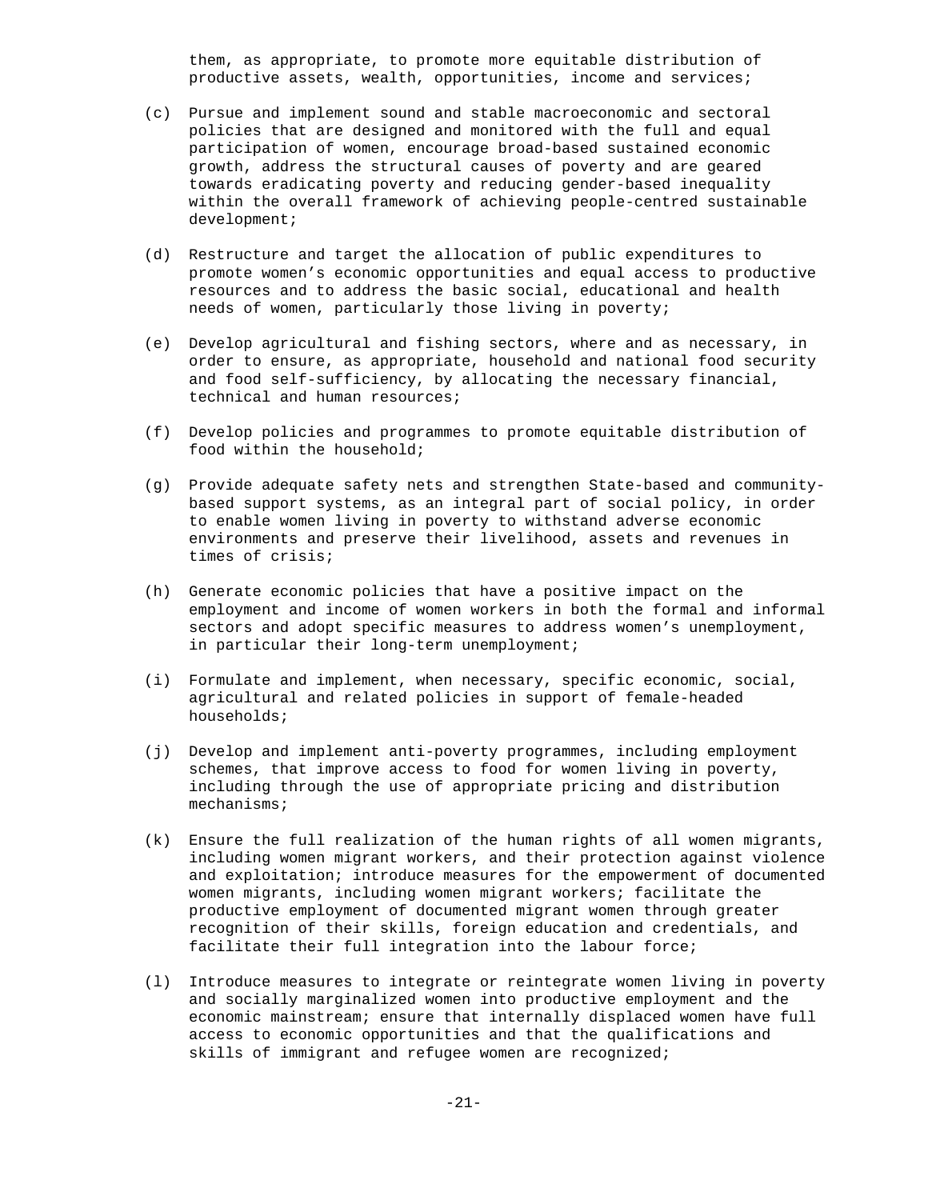them, as appropriate, to promote more equitable distribution of productive assets, wealth, opportunities, income and services;

(c) Pursue and implement sound and stable macroeconomic and sectoral policies that are designed and monitored with the full and equal participation of women, encourage broad-based sustained economic growth, address the structural causes of poverty and are geared towards eradicating poverty and reducing gender-based inequality within the overall framework of achieving people-centred sustainable development;

(d) Restructure and target the allocation of public expenditures to promote women's economic opportunities and equal access to productive resources and to address the basic social, educational and health needs of women, particularly those living in poverty;

(e) Develop agricultural and fishing sectors, where and as necessary, in order to ensure, as appropriate, household and national food security and food self-sufficiency, by allocating the necessary financial, technical and human resources;

(f) Develop policies and programmes to promote equitable distribution of food within the household;

(g) Provide adequate safety nets and strengthen State-based and community-based support systems, as an integral part of social policy, in order to enable women living in poverty to withstand adverse economic environments and preserve their livelihood, assets and revenues in times of crisis;

(h) Generate economic policies that have a positive impact on the employment and income of women workers in both the formal and informal sectors and adopt specific measures to address women's unemployment, in particular their long-term unemployment;

(i) Formulate and implement, when necessary, specific economic, social, agricultural and related policies in support of female-headed households;

(j) Develop and implement anti-poverty programmes, including employment schemes, that improve access to food for women living in poverty, including through the use of appropriate pricing and distribution mechanisms;

(k) Ensure the full realization of the human rights of all women migrants, including women migrant workers, and their protection against violence and exploitation; introduce measures for the empowerment of documented women migrants, including women migrant workers; facilitate the productive employment of documented migrant women through greater recognition of their skills, foreign education and credentials, and facilitate their full integration into the labour force;

(l) Introduce measures to integrate or reintegrate women living in poverty and socially marginalized women into productive employment and the economic mainstream; ensure that internally displaced women have full access to economic opportunities and that the qualifications and skills of immigrant and refugee women are recognized;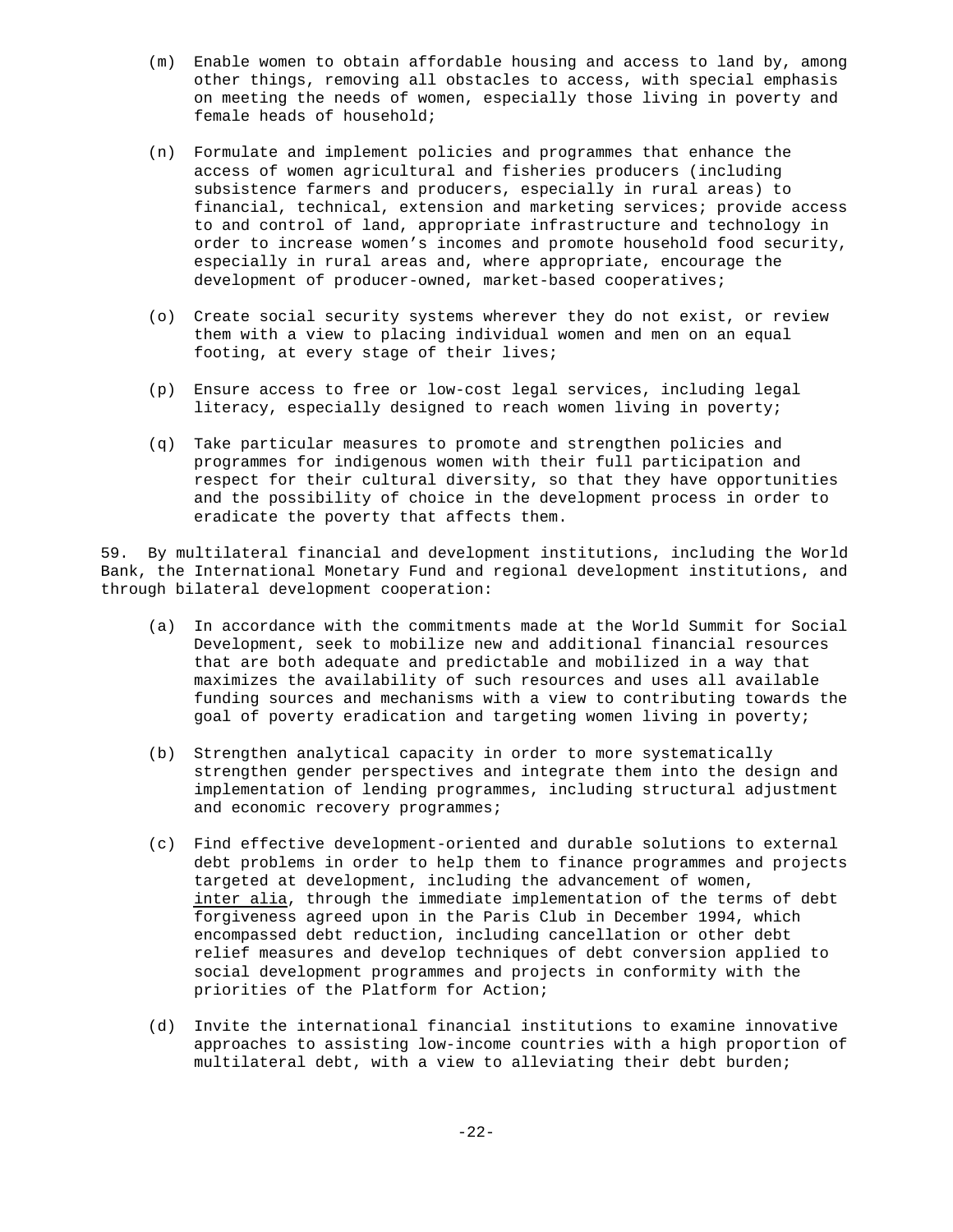(m) Enable women to obtain affordable housing and access to land by, among other things, removing all obstacles to access, with special emphasis on meeting the needs of women, especially those living in poverty and female heads of household;

(n) Formulate and implement policies and programmes that enhance the access of women agricultural and fisheries producers (including subsistence farmers and producers, especially in rural areas) to financial, technical, extension and marketing services; provide access to and control of land, appropriate infrastructure and technology in order to increase women's incomes and promote household food security, especially in rural areas and, where appropriate, encourage the development of producer-owned, market-based cooperatives;

(o) Create social security systems wherever they do not exist, or review them with a view to placing individual women and men on an equal footing, at every stage of their lives;

(p) Ensure access to free or low-cost legal services, including legal literacy, especially designed to reach women living in poverty;

(q) Take particular measures to promote and strengthen policies and programmes for indigenous women with their full participation and respect for their cultural diversity, so that they have opportunities and the possibility of choice in the development process in order to eradicate the poverty that affects them.

59. By multilateral financial and development institutions, including the World Bank, the International Monetary Fund and regional development institutions, and through bilateral development cooperation:

(a) In accordance with the commitments made at the World Summit for Social Development, seek to mobilize new and additional financial resources that are both adequate and predictable and mobilized in a way that maximizes the availability of such resources and uses all available funding sources and mechanisms with a view to contributing towards the goal of poverty eradication and targeting women living in poverty;

(b) Strengthen analytical capacity in order to more systematically strengthen gender perspectives and integrate them into the design and implementation of lending programmes, including structural adjustment and economic recovery programmes;

(c) Find effective development-oriented and durable solutions to external debt problems in order to help them to finance programmes and projects targeted at development, including the advancement of women, inter alia, through the immediate implementation of the terms of debt forgiveness agreed upon in the Paris Club in December 1994, which encompassed debt reduction, including cancellation or other debt relief measures and develop techniques of debt conversion applied to social development programmes and projects in conformity with the priorities of the Platform for Action;

(d) Invite the international financial institutions to examine innovative approaches to assisting low-income countries with a high proportion of multilateral debt, with a view to alleviating their debt burden;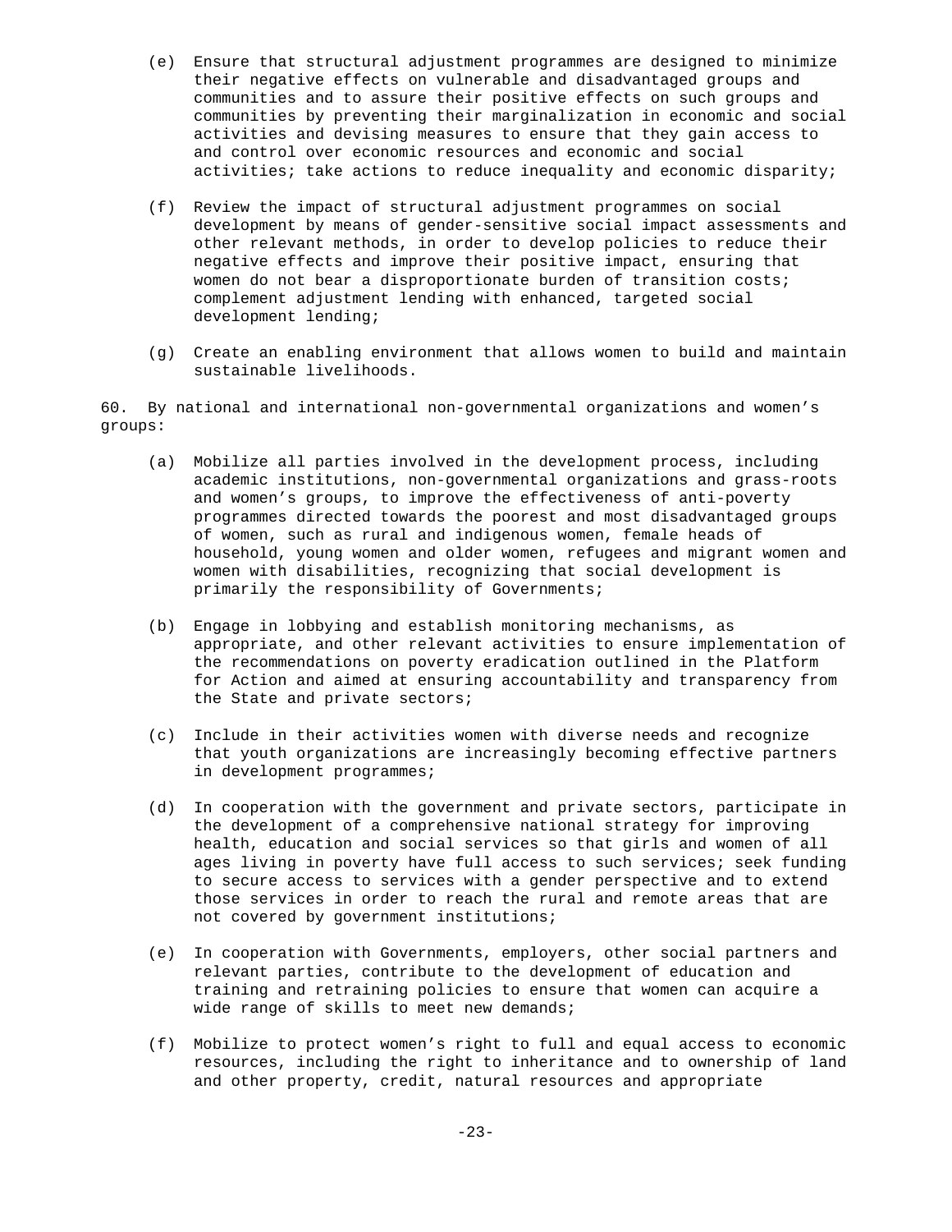(e) Ensure that structural adjustment programmes are designed to minimize their negative effects on vulnerable and disadvantaged groups and communities and to assure their positive effects on such groups and communities by preventing their marginalization in economic and social activities and devising measures to ensure that they gain access to and control over economic resources and economic and social activities; take actions to reduce inequality and economic disparity;

(f) Review the impact of structural adjustment programmes on social development by means of gender-sensitive social impact assessments and other relevant methods, in order to develop policies to reduce their negative effects and improve their positive impact, ensuring that women do not bear a disproportionate burden of transition costs; complement adjustment lending with enhanced, targeted social development lending;

(g) Create an enabling environment that allows women to build and maintain sustainable livelihoods.

60. By national and international non-governmental organizations and women's groups:

(a) Mobilize all parties involved in the development process, including academic institutions, non-governmental organizations and grass-roots and women's groups, to improve the effectiveness of anti-poverty programmes directed towards the poorest and most disadvantaged groups of women, such as rural and indigenous women, female heads of household, young women and older women, refugees and migrant women and women with disabilities, recognizing that social development is primarily the responsibility of Governments;

(b) Engage in lobbying and establish monitoring mechanisms, as appropriate, and other relevant activities to ensure implementation of the recommendations on poverty eradication outlined in the Platform for Action and aimed at ensuring accountability and transparency from the State and private sectors;

(c) Include in their activities women with diverse needs and recognize that youth organizations are increasingly becoming effective partners in development programmes;

(d) In cooperation with the government and private sectors, participate in the development of a comprehensive national strategy for improving health, education and social services so that girls and women of all ages living in poverty have full access to such services; seek funding to secure access to services with a gender perspective and to extend those services in order to reach the rural and remote areas that are not covered by government institutions;

(e) In cooperation with Governments, employers, other social partners and relevant parties, contribute to the development of education and training and retraining policies to ensure that women can acquire a wide range of skills to meet new demands;

(f) Mobilize to protect women's right to full and equal access to economic resources, including the right to inheritance and to ownership of land and other property, credit, natural resources and appropriate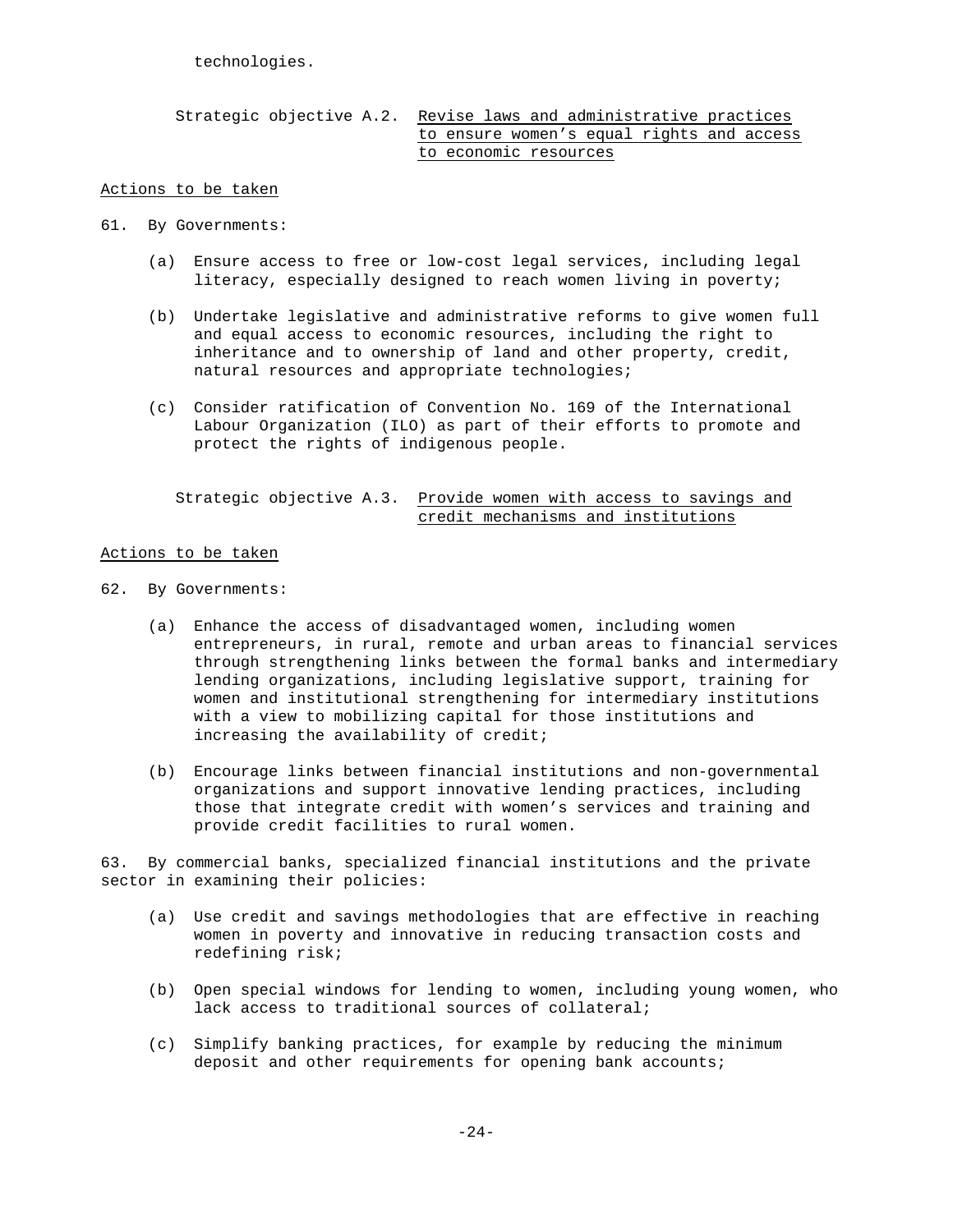technologies.

Strategic objective A.2. Revise laws and administrative practices to ensure women's equal rights and access to economic resources

Actions to be taken

61. By Governments:

(a) Ensure access to free or low-cost legal services, including legal literacy, especially designed to reach women living in poverty;

(b) Undertake legislative and administrative reforms to give women full and equal access to economic resources, including the right to inheritance and to ownership of land and other property, credit, natural resources and appropriate technologies;

(c) Consider ratification of Convention No. 169 of the International Labour Organization (ILO) as part of their efforts to promote and protect the rights of indigenous people.

Strategic objective A.3. Provide women with access to savings and credit mechanisms and institutions

Actions to be taken

62. By Governments:

(a) Enhance the access of disadvantaged women, including women entrepreneurs, in rural, remote and urban areas to financial services through strengthening links between the formal banks and intermediary lending organizations, including legislative support, training for women and institutional strengthening for intermediary institutions with a view to mobilizing capital for those institutions and increasing the availability of credit;

(b) Encourage links between financial institutions and non-governmental organizations and support innovative lending practices, including those that integrate credit with women's services and training and provide credit facilities to rural women.

63. By commercial banks, specialized financial institutions and the private sector in examining their policies:

(a) Use credit and savings methodologies that are effective in reaching women in poverty and innovative in reducing transaction costs and redefining risk;

(b) Open special windows for lending to women, including young women, who lack access to traditional sources of collateral;

(c) Simplify banking practices, for example by reducing the minimum deposit and other requirements for opening bank accounts;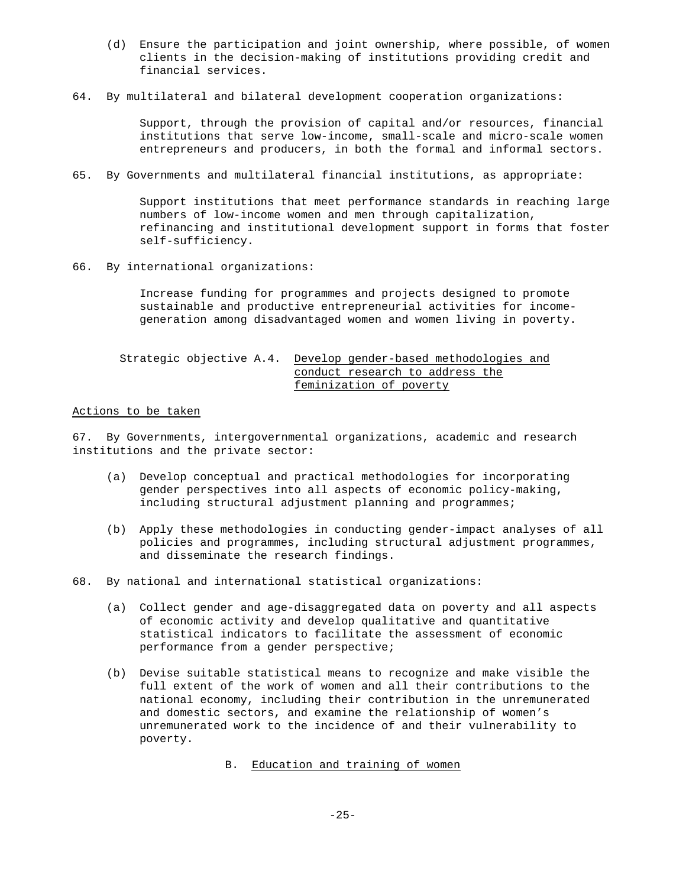(d) Ensure the participation and joint ownership, where possible, of women clients in the decision-making of institutions providing credit and financial services.

64. By multilateral and bilateral development cooperation organizations:

Support, through the provision of capital and/or resources, financial institutions that serve low-income, small-scale and micro-scale women entrepreneurs and producers, in both the formal and informal sectors.

65. By Governments and multilateral financial institutions, as appropriate:

Support institutions that meet performance standards in reaching large numbers of low-income women and men through capitalization, refinancing and institutional development support in forms that foster self-sufficiency.

66. By international organizations:

Increase funding for programmes and projects designed to promote sustainable and productive entrepreneurial activities for income-generation among disadvantaged women and women living in poverty.

### Strategic objective A.4. Develop gender-based methodologies and conduct research to address the feminization of poverty

Actions to be taken

67. By Governments, intergovernmental organizations, academic and research institutions and the private sector:

(a) Develop conceptual and practical methodologies for incorporating gender perspectives into all aspects of economic policy-making, including structural adjustment planning and programmes;

(b) Apply these methodologies in conducting gender-impact analyses of all policies and programmes, including structural adjustment programmes, and disseminate the research findings.

68. By national and international statistical organizations:

(a) Collect gender and age-disaggregated data on poverty and all aspects of economic activity and develop qualitative and quantitative statistical indicators to facilitate the assessment of economic performance from a gender perspective;

(b) Devise suitable statistical means to recognize and make visible the full extent of the work of women and all their contributions to the national economy, including their contribution in the unremunerated and domestic sectors, and examine the relationship of women's unremunerated work to the incidence of and their vulnerability to poverty.

## B. Education and training of women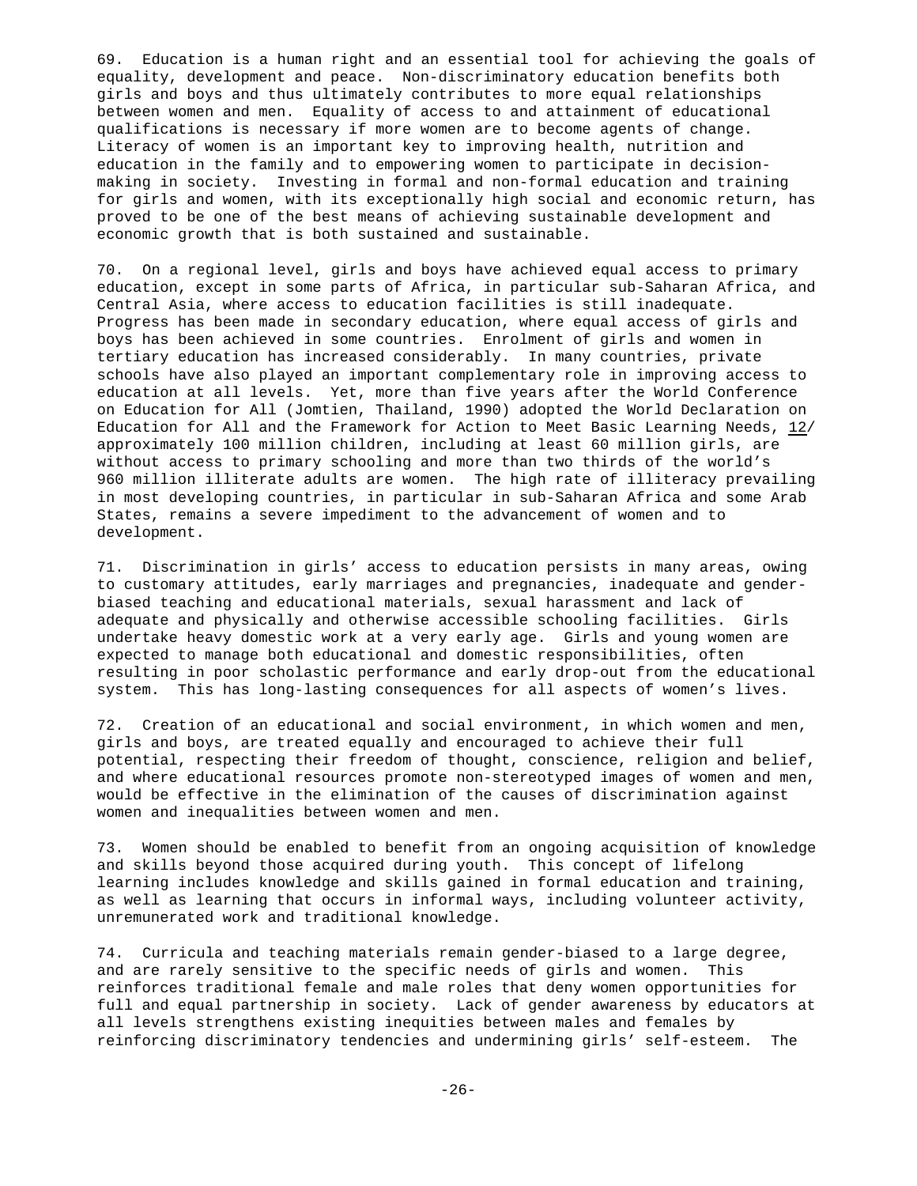69. Education is a human right and an essential tool for achieving the goals of equality, development and peace. Non-discriminatory education benefits both girls and boys and thus ultimately contributes to more equal relationships between women and men. Equality of access to and attainment of educational qualifications is necessary if more women are to become agents of change. Literacy of women is an important key to improving health, nutrition and education in the family and to empowering women to participate in decision-making in society. Investing in formal and non-formal education and training for girls and women, with its exceptionally high social and economic return, has proved to be one of the best means of achieving sustainable development and economic growth that is both sustained and sustainable.

70. On a regional level, girls and boys have achieved equal access to primary education, except in some parts of Africa, in particular sub-Saharan Africa, and Central Asia, where access to education facilities is still inadequate. Progress has been made in secondary education, where equal access of girls and boys has been achieved in some countries. Enrolment of girls and women in tertiary education has increased considerably. In many countries, private schools have also played an important complementary role in improving access to education at all levels. Yet, more than five years after the World Conference on Education for All (Jomtien, Thailand, 1990) adopted the World Declaration on Education for All and the Framework for Action to Meet Basic Learning Needs, 12/ approximately 100 million children, including at least 60 million girls, are without access to primary schooling and more than two thirds of the world's 960 million illiterate adults are women. The high rate of illiteracy prevailing in most developing countries, in particular in sub-Saharan Africa and some Arab States, remains a severe impediment to the advancement of women and to development.

71. Discrimination in girls' access to education persists in many areas, owing to customary attitudes, early marriages and pregnancies, inadequate and gender-biased teaching and educational materials, sexual harassment and lack of adequate and physically and otherwise accessible schooling facilities. Girls undertake heavy domestic work at a very early age. Girls and young women are expected to manage both educational and domestic responsibilities, often resulting in poor scholastic performance and early drop-out from the educational system. This has long-lasting consequences for all aspects of women's lives.

72. Creation of an educational and social environment, in which women and men, girls and boys, are treated equally and encouraged to achieve their full potential, respecting their freedom of thought, conscience, religion and belief, and where educational resources promote non-stereotyped images of women and men, would be effective in the elimination of the causes of discrimination against women and inequalities between women and men.

73. Women should be enabled to benefit from an ongoing acquisition of knowledge and skills beyond those acquired during youth. This concept of lifelong learning includes knowledge and skills gained in formal education and training, as well as learning that occurs in informal ways, including volunteer activity, unremunerated work and traditional knowledge.

74. Curricula and teaching materials remain gender-biased to a large degree, and are rarely sensitive to the specific needs of girls and women. This reinforces traditional female and male roles that deny women opportunities for full and equal partnership in society. Lack of gender awareness by educators at all levels strengthens existing inequities between males and females by reinforcing discriminatory tendencies and undermining girls' self-esteem. The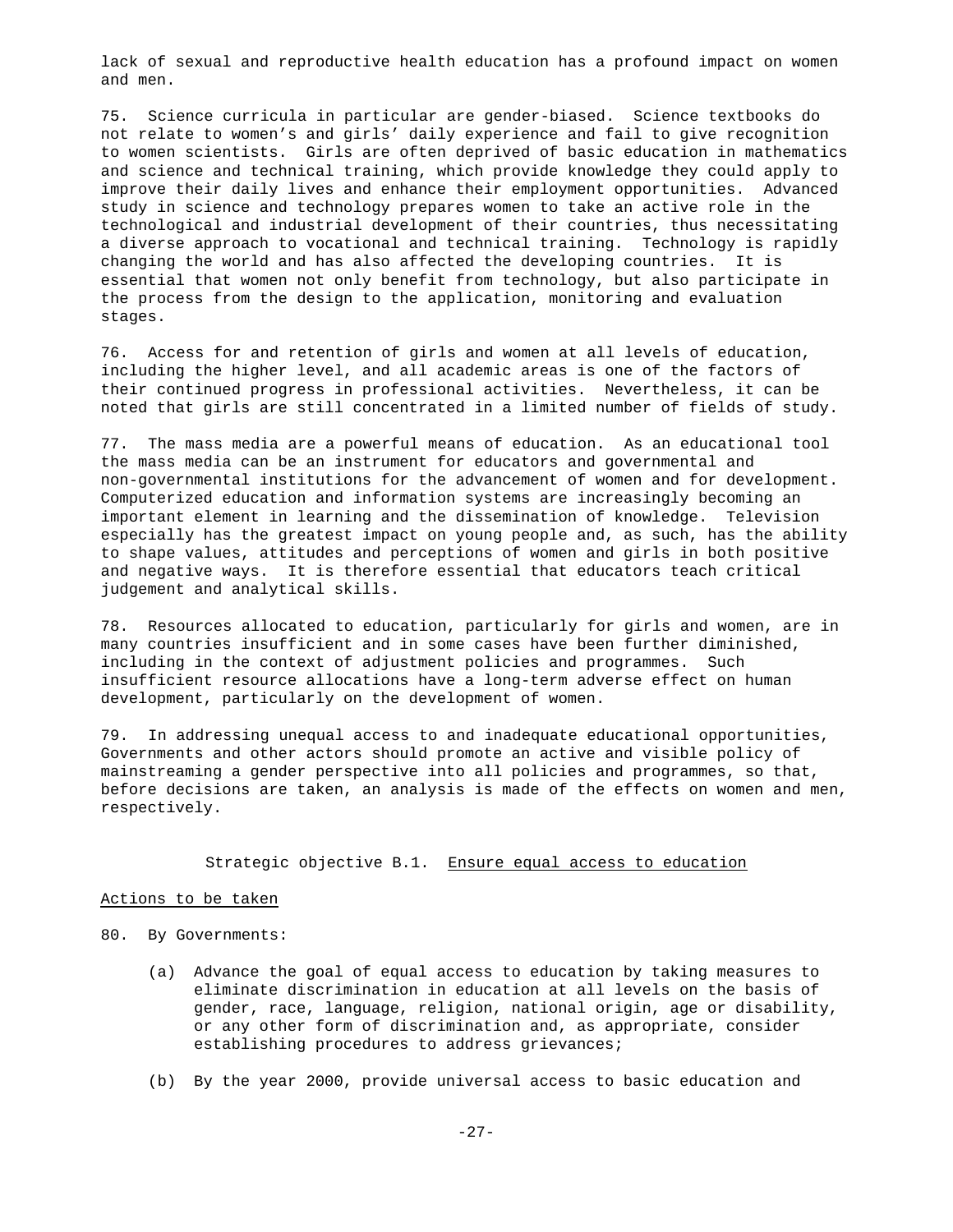lack of sexual and reproductive health education has a profound impact on women and men.

75. Science curricula in particular are gender-biased. Science textbooks do not relate to women's and girls' daily experience and fail to give recognition to women scientists. Girls are often deprived of basic education in mathematics and science and technical training, which provide knowledge they could apply to improve their daily lives and enhance their employment opportunities. Advanced study in science and technology prepares women to take an active role in the technological and industrial development of their countries, thus necessitating a diverse approach to vocational and technical training. Technology is rapidly changing the world and has also affected the developing countries. It is essential that women not only benefit from technology, but also participate in the process from the design to the application, monitoring and evaluation stages.

76. Access for and retention of girls and women at all levels of education, including the higher level, and all academic areas is one of the factors of their continued progress in professional activities. Nevertheless, it can be noted that girls are still concentrated in a limited number of fields of study.

77. The mass media are a powerful means of education. As an educational tool the mass media can be an instrument for educators and governmental and non-governmental institutions for the advancement of women and for development. Computerized education and information systems are increasingly becoming an important element in learning and the dissemination of knowledge. Television especially has the greatest impact on young people and, as such, has the ability to shape values, attitudes and perceptions of women and girls in both positive and negative ways. It is therefore essential that educators teach critical judgement and analytical skills.

78. Resources allocated to education, particularly for girls and women, are in many countries insufficient and in some cases have been further diminished, including in the context of adjustment policies and programmes. Such insufficient resource allocations have a long-term adverse effect on human development, particularly on the development of women.

79. In addressing unequal access to and inadequate educational opportunities, Governments and other actors should promote an active and visible policy of mainstreaming a gender perspective into all policies and programmes, so that, before decisions are taken, an analysis is made of the effects on women and men, respectively.

### Strategic objective B.1. Ensure equal access to education

#### Actions to be taken

80. By Governments:

(a) Advance the goal of equal access to education by taking measures to eliminate discrimination in education at all levels on the basis of gender, race, language, religion, national origin, age or disability, or any other form of discrimination and, as appropriate, consider establishing procedures to address grievances;

(b) By the year 2000, provide universal access to basic education and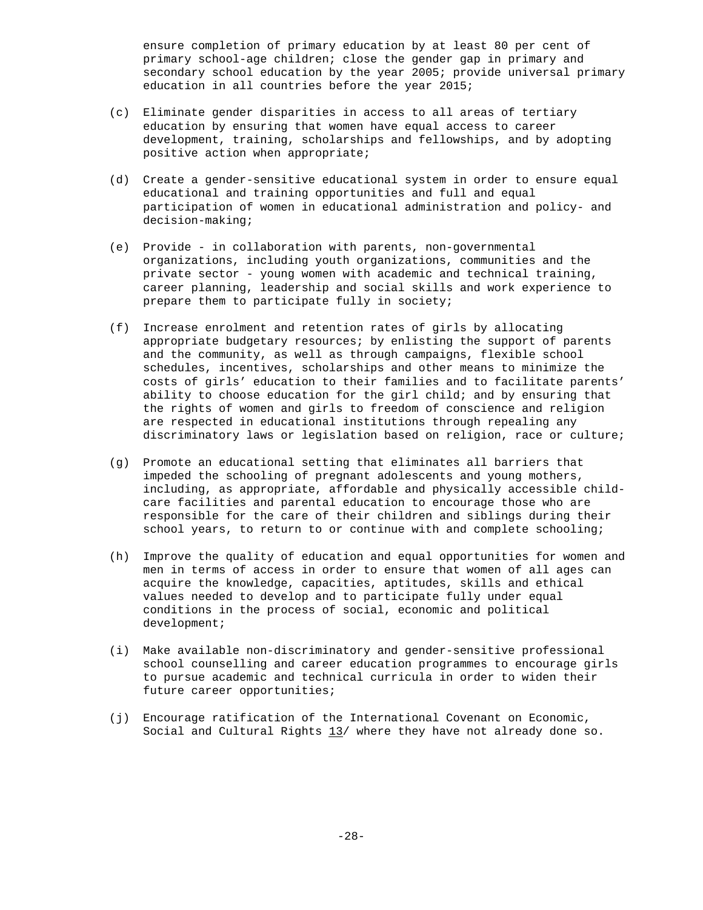ensure completion of primary education by at least 80 per cent of primary school-age children; close the gender gap in primary and secondary school education by the year 2005; provide universal primary education in all countries before the year 2015;

(c) Eliminate gender disparities in access to all areas of tertiary education by ensuring that women have equal access to career development, training, scholarships and fellowships, and by adopting positive action when appropriate;

(d) Create a gender-sensitive educational system in order to ensure equal educational and training opportunities and full and equal participation of women in educational administration and policy- and decision-making;

(e) Provide - in collaboration with parents, non-governmental organizations, including youth organizations, communities and the private sector - young women with academic and technical training, career planning, leadership and social skills and work experience to prepare them to participate fully in society;

(f) Increase enrolment and retention rates of girls by allocating appropriate budgetary resources; by enlisting the support of parents and the community, as well as through campaigns, flexible school schedules, incentives, scholarships and other means to minimize the costs of girls' education to their families and to facilitate parents' ability to choose education for the girl child; and by ensuring that the rights of women and girls to freedom of conscience and religion are respected in educational institutions through repealing any discriminatory laws or legislation based on religion, race or culture;

(g) Promote an educational setting that eliminates all barriers that impeded the schooling of pregnant adolescents and young mothers, including, as appropriate, affordable and physically accessible child-care facilities and parental education to encourage those who are responsible for the care of their children and siblings during their school years, to return to or continue with and complete schooling;

(h) Improve the quality of education and equal opportunities for women and men in terms of access in order to ensure that women of all ages can acquire the knowledge, capacities, aptitudes, skills and ethical values needed to develop and to participate fully under equal conditions in the process of social, economic and political development;

(i) Make available non-discriminatory and gender-sensitive professional school counselling and career education programmes to encourage girls to pursue academic and technical curricula in order to widen their future career opportunities;

(j) Encourage ratification of the International Covenant on Economic, Social and Cultural Rights 13/ where they have not already done so.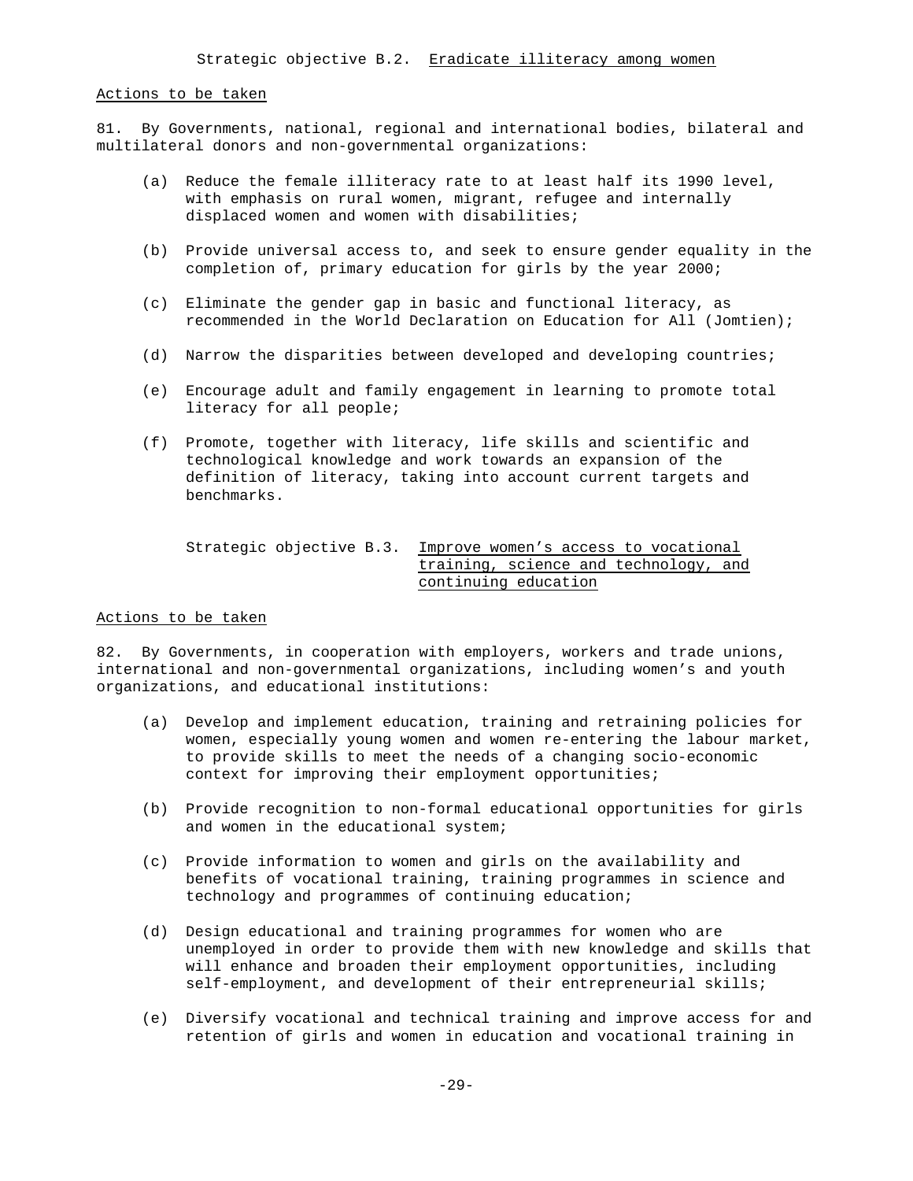### Strategic objective B.2. Eradicate illiteracy among women

Actions to be taken

81. By Governments, national, regional and international bodies, bilateral and multilateral donors and non-governmental organizations:

(a) Reduce the female illiteracy rate to at least half its 1990 level, with emphasis on rural women, migrant, refugee and internally displaced women and women with disabilities;

(b) Provide universal access to, and seek to ensure gender equality in the completion of, primary education for girls by the year 2000;

(c) Eliminate the gender gap in basic and functional literacy, as recommended in the World Declaration on Education for All (Jomtien);

(d) Narrow the disparities between developed and developing countries;

(e) Encourage adult and family engagement in learning to promote total literacy for all people;

(f) Promote, together with literacy, life skills and scientific and technological knowledge and work towards an expansion of the definition of literacy, taking into account current targets and benchmarks.

### Strategic objective B.3. Improve women's access to vocational training, science and technology, and continuing education

Actions to be taken

82. By Governments, in cooperation with employers, workers and trade unions, international and non-governmental organizations, including women's and youth organizations, and educational institutions:

(a) Develop and implement education, training and retraining policies for women, especially young women and women re-entering the labour market, to provide skills to meet the needs of a changing socio-economic context for improving their employment opportunities;

(b) Provide recognition to non-formal educational opportunities for girls and women in the educational system;

(c) Provide information to women and girls on the availability and benefits of vocational training, training programmes in science and technology and programmes of continuing education;

(d) Design educational and training programmes for women who are unemployed in order to provide them with new knowledge and skills that will enhance and broaden their employment opportunities, including self-employment, and development of their entrepreneurial skills;

(e) Diversify vocational and technical training and improve access for and retention of girls and women in education and vocational training in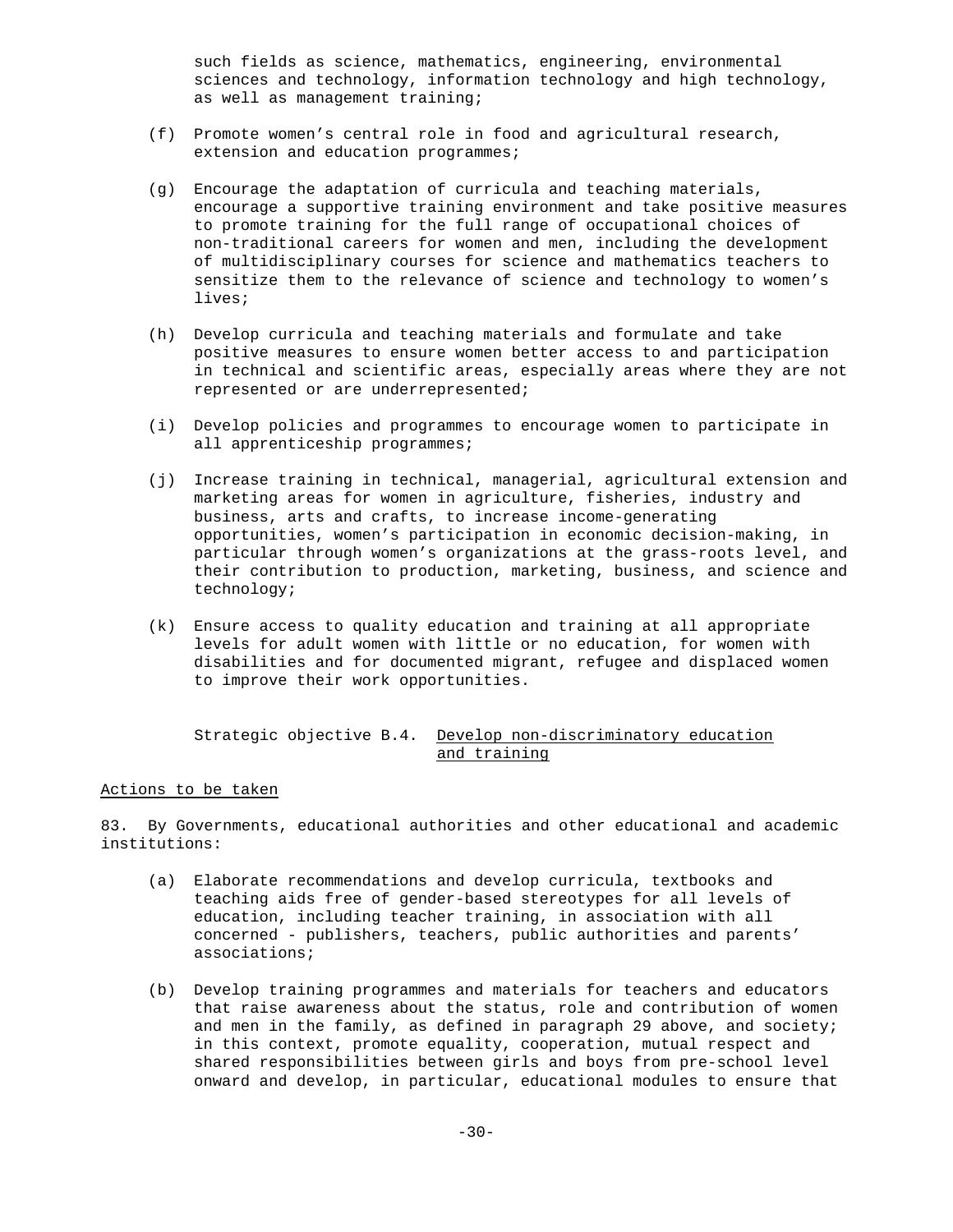such fields as science, mathematics, engineering, environmental sciences and technology, information technology and high technology, as well as management training;

(f) Promote women's central role in food and agricultural research, extension and education programmes;

(g) Encourage the adaptation of curricula and teaching materials, encourage a supportive training environment and take positive measures to promote training for the full range of occupational choices of non-traditional careers for women and men, including the development of multidisciplinary courses for science and mathematics teachers to sensitize them to the relevance of science and technology to women's lives;

(h) Develop curricula and teaching materials and formulate and take positive measures to ensure women better access to and participation in technical and scientific areas, especially areas where they are not represented or are underrepresented;

(i) Develop policies and programmes to encourage women to participate in all apprenticeship programmes;

(j) Increase training in technical, managerial, agricultural extension and marketing areas for women in agriculture, fisheries, industry and business, arts and crafts, to increase income-generating opportunities, women's participation in economic decision-making, in particular through women's organizations at the grass-roots level, and their contribution to production, marketing, business, and science and technology;

(k) Ensure access to quality education and training at all appropriate levels for adult women with little or no education, for women with disabilities and for documented migrant, refugee and displaced women to improve their work opportunities.

Strategic objective B.4. Develop non-discriminatory education and training

Actions to be taken

83. By Governments, educational authorities and other educational and academic institutions:

(a) Elaborate recommendations and develop curricula, textbooks and teaching aids free of gender-based stereotypes for all levels of education, including teacher training, in association with all concerned - publishers, teachers, public authorities and parents' associations;

(b) Develop training programmes and materials for teachers and educators that raise awareness about the status, role and contribution of women and men in the family, as defined in paragraph 29 above, and society; in this context, promote equality, cooperation, mutual respect and shared responsibilities between girls and boys from pre-school level onward and develop, in particular, educational modules to ensure that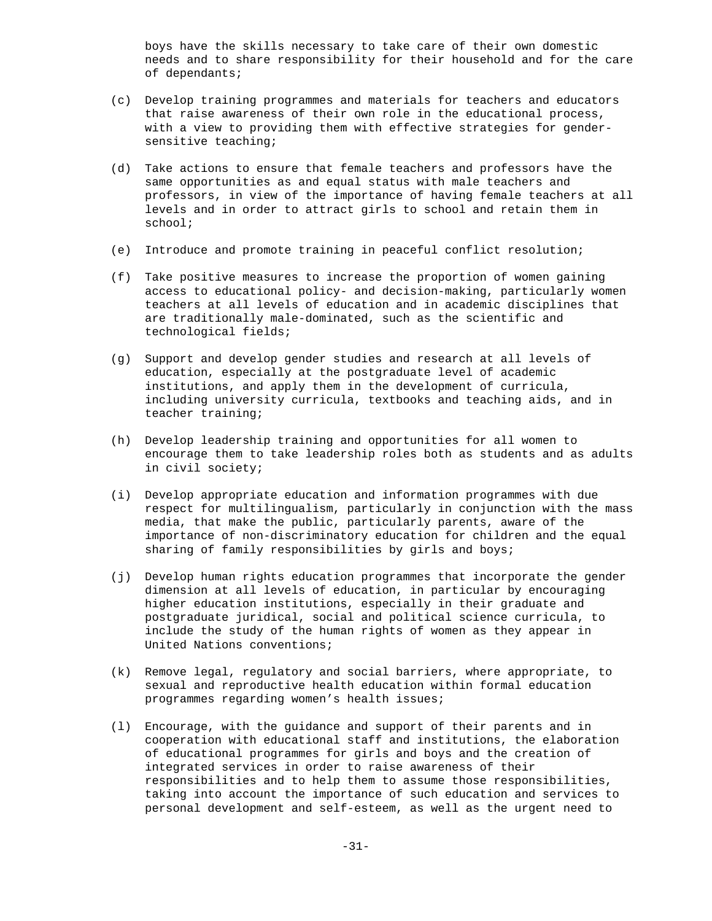boys have the skills necessary to take care of their own domestic needs and to share responsibility for their household and for the care of dependants;

(c) Develop training programmes and materials for teachers and educators that raise awareness of their own role in the educational process, with a view to providing them with effective strategies for gender-sensitive teaching;

(d) Take actions to ensure that female teachers and professors have the same opportunities as and equal status with male teachers and professors, in view of the importance of having female teachers at all levels and in order to attract girls to school and retain them in school;

(e) Introduce and promote training in peaceful conflict resolution;

(f) Take positive measures to increase the proportion of women gaining access to educational policy- and decision-making, particularly women teachers at all levels of education and in academic disciplines that are traditionally male-dominated, such as the scientific and technological fields;

(g) Support and develop gender studies and research at all levels of education, especially at the postgraduate level of academic institutions, and apply them in the development of curricula, including university curricula, textbooks and teaching aids, and in teacher training;

(h) Develop leadership training and opportunities for all women to encourage them to take leadership roles both as students and as adults in civil society;

(i) Develop appropriate education and information programmes with due respect for multilingualism, particularly in conjunction with the mass media, that make the public, particularly parents, aware of the importance of non-discriminatory education for children and the equal sharing of family responsibilities by girls and boys;

(j) Develop human rights education programmes that incorporate the gender dimension at all levels of education, in particular by encouraging higher education institutions, especially in their graduate and postgraduate juridical, social and political science curricula, to include the study of the human rights of women as they appear in United Nations conventions;

(k) Remove legal, regulatory and social barriers, where appropriate, to sexual and reproductive health education within formal education programmes regarding women's health issues;

(l) Encourage, with the guidance and support of their parents and in cooperation with educational staff and institutions, the elaboration of educational programmes for girls and boys and the creation of integrated services in order to raise awareness of their responsibilities and to help them to assume those responsibilities, taking into account the importance of such education and services to personal development and self-esteem, as well as the urgent need to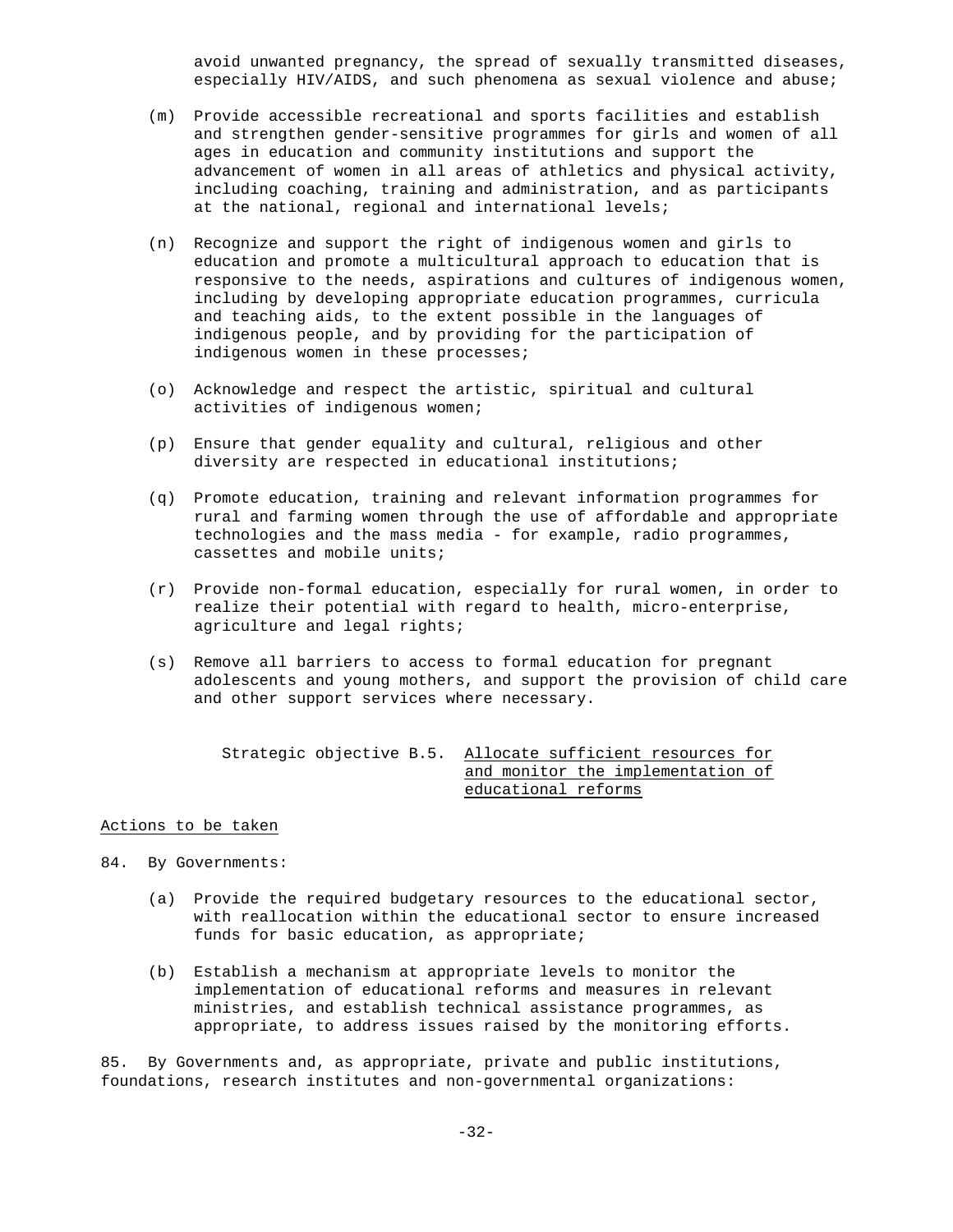avoid unwanted pregnancy, the spread of sexually transmitted diseases, especially HIV/AIDS, and such phenomena as sexual violence and abuse;

(m) Provide accessible recreational and sports facilities and establish and strengthen gender-sensitive programmes for girls and women of all ages in education and community institutions and support the advancement of women in all areas of athletics and physical activity, including coaching, training and administration, and as participants at the national, regional and international levels;

(n) Recognize and support the right of indigenous women and girls to education and promote a multicultural approach to education that is responsive to the needs, aspirations and cultures of indigenous women, including by developing appropriate education programmes, curricula and teaching aids, to the extent possible in the languages of indigenous people, and by providing for the participation of indigenous women in these processes;

(o) Acknowledge and respect the artistic, spiritual and cultural activities of indigenous women;

(p) Ensure that gender equality and cultural, religious and other diversity are respected in educational institutions;

(q) Promote education, training and relevant information programmes for rural and farming women through the use of affordable and appropriate technologies and the mass media - for example, radio programmes, cassettes and mobile units;

(r) Provide non-formal education, especially for rural women, in order to realize their potential with regard to health, micro-enterprise, agriculture and legal rights;

(s) Remove all barriers to access to formal education for pregnant adolescents and young mothers, and support the provision of child care and other support services where necessary.

### Strategic objective B.5. Allocate sufficient resources for and monitor the implementation of educational reforms

Actions to be taken

84. By Governments:

(a) Provide the required budgetary resources to the educational sector, with reallocation within the educational sector to ensure increased funds for basic education, as appropriate;

(b) Establish a mechanism at appropriate levels to monitor the implementation of educational reforms and measures in relevant ministries, and establish technical assistance programmes, as appropriate, to address issues raised by the monitoring efforts.

85. By Governments and, as appropriate, private and public institutions, foundations, research institutes and non-governmental organizations: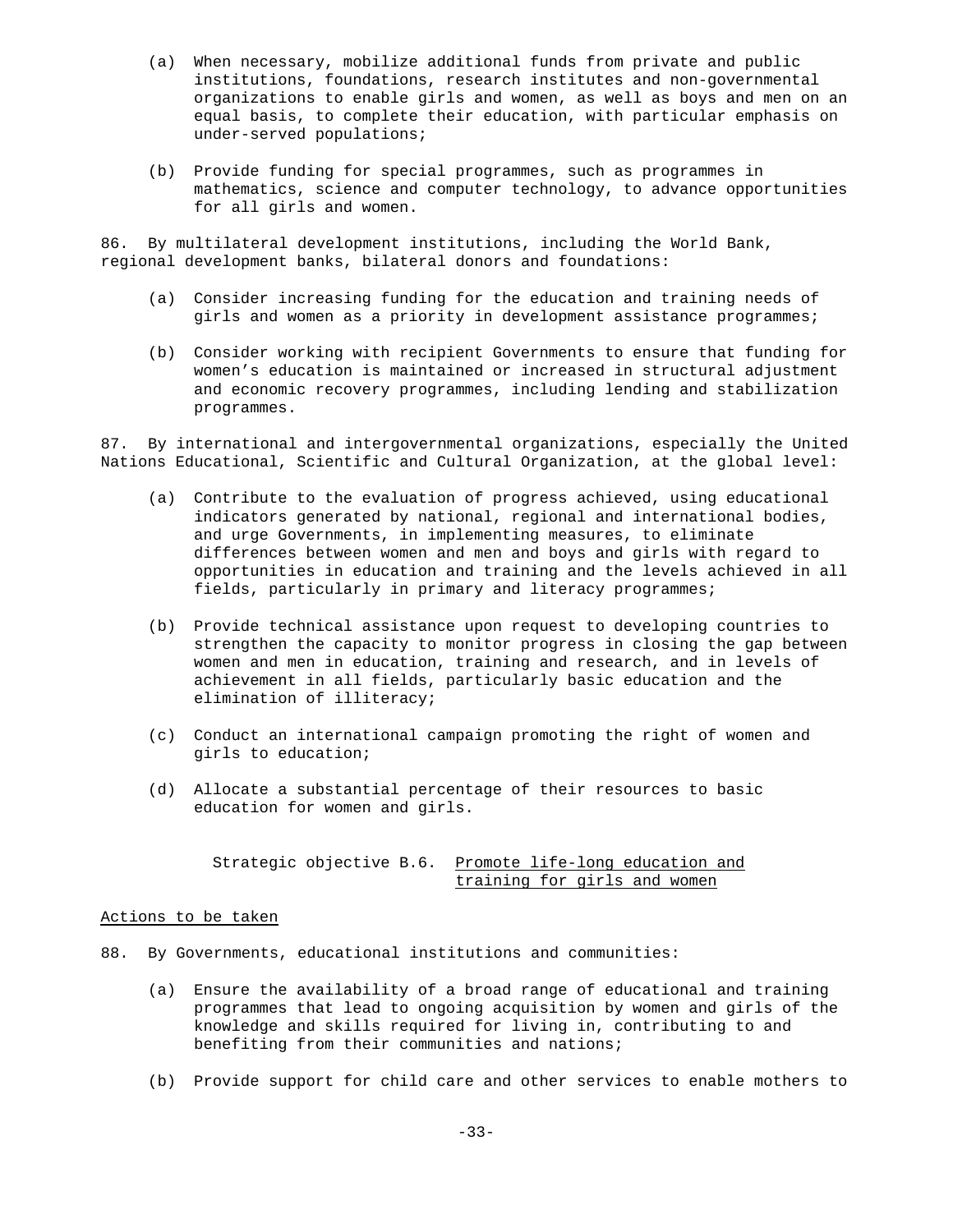(a) When necessary, mobilize additional funds from private and public institutions, foundations, research institutes and non-governmental organizations to enable girls and women, as well as boys and men on an equal basis, to complete their education, with particular emphasis on under-served populations;

(b) Provide funding for special programmes, such as programmes in mathematics, science and computer technology, to advance opportunities for all girls and women.

86. By multilateral development institutions, including the World Bank, regional development banks, bilateral donors and foundations:

(a) Consider increasing funding for the education and training needs of girls and women as a priority in development assistance programmes;

(b) Consider working with recipient Governments to ensure that funding for women's education is maintained or increased in structural adjustment and economic recovery programmes, including lending and stabilization programmes.

87. By international and intergovernmental organizations, especially the United Nations Educational, Scientific and Cultural Organization, at the global level:

(a) Contribute to the evaluation of progress achieved, using educational indicators generated by national, regional and international bodies, and urge Governments, in implementing measures, to eliminate differences between women and men and boys and girls with regard to opportunities in education and training and the levels achieved in all fields, particularly in primary and literacy programmes;

(b) Provide technical assistance upon request to developing countries to strengthen the capacity to monitor progress in closing the gap between women and men in education, training and research, and in levels of achievement in all fields, particularly basic education and the elimination of illiteracy;

(c) Conduct an international campaign promoting the right of women and girls to education;

(d) Allocate a substantial percentage of their resources to basic education for women and girls.

### Strategic objective B.6. Promote life-long education and training for girls and women

Actions to be taken

88. By Governments, educational institutions and communities:

(a) Ensure the availability of a broad range of educational and training programmes that lead to ongoing acquisition by women and girls of the knowledge and skills required for living in, contributing to and benefiting from their communities and nations;

(b) Provide support for child care and other services to enable mothers to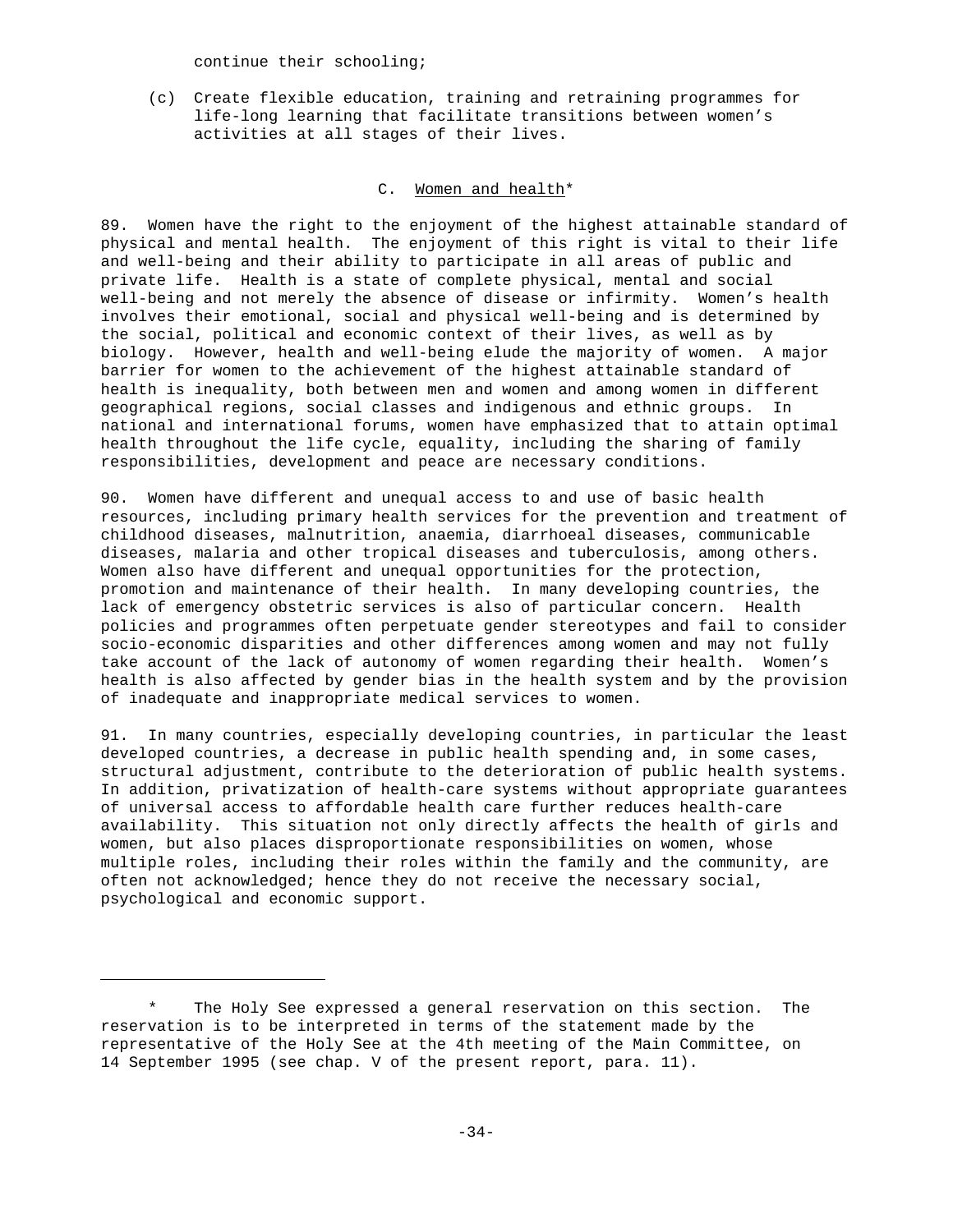continue their schooling;

(c) Create flexible education, training and retraining programmes for life-long learning that facilitate transitions between women's activities at all stages of their lives.

## C. Women and health*

89. Women have the right to the enjoyment of the highest attainable standard of physical and mental health. The enjoyment of this right is vital to their life and well-being and their ability to participate in all areas of public and private life. Health is a state of complete physical, mental and social well-being and not merely the absence of disease or infirmity. Women's health involves their emotional, social and physical well-being and is determined by the social, political and economic context of their lives, as well as by biology. However, health and well-being elude the majority of women. A major barrier for women to the achievement of the highest attainable standard of health is inequality, both between men and women and among women in different geographical regions, social classes and indigenous and ethnic groups. In national and international forums, women have emphasized that to attain optimal health throughout the life cycle, equality, including the sharing of family responsibilities, development and peace are necessary conditions.

90. Women have different and unequal access to and use of basic health resources, including primary health services for the prevention and treatment of childhood diseases, malnutrition, anaemia, diarrhoeal diseases, communicable diseases, malaria and other tropical diseases and tuberculosis, among others. Women also have different and unequal opportunities for the protection, promotion and maintenance of their health. In many developing countries, the lack of emergency obstetric services is also of particular concern. Health policies and programmes often perpetuate gender stereotypes and fail to consider socio-economic disparities and other differences among women and may not fully take account of the lack of autonomy of women regarding their health. Women's health is also affected by gender bias in the health system and by the provision of inadequate and inappropriate medical services to women.

91. In many countries, especially developing countries, in particular the least developed countries, a decrease in public health spending and, in some cases, structural adjustment, contribute to the deterioration of public health systems. In addition, privatization of health-care systems without appropriate guarantees of universal access to affordable health care further reduces health-care availability. This situation not only directly affects the health of girls and women, but also places disproportionate responsibilities on women, whose multiple roles, including their roles within the family and the community, are often not acknowledged; hence they do not receive the necessary social, psychological and economic support.

---

\* The Holy See expressed a general reservation on this section. The reservation is to be interpreted in terms of the statement made by the representative of the Holy See at the 4th meeting of the Main Committee, on 14 September 1995 (see chap. V of the present report, para. 11).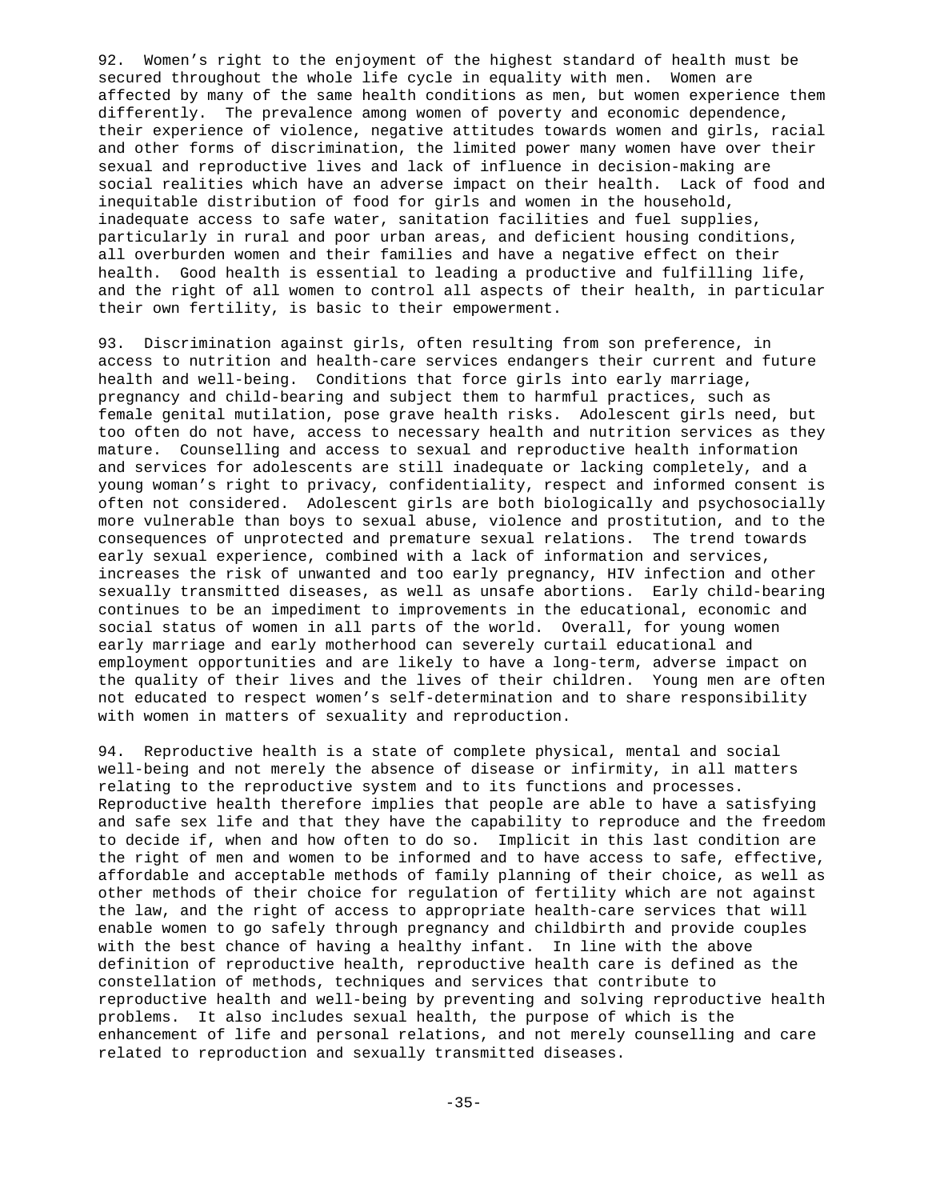92. Women's right to the enjoyment of the highest standard of health must be secured throughout the whole life cycle in equality with men. Women are affected by many of the same health conditions as men, but women experience them differently. The prevalence among women of poverty and economic dependence, their experience of violence, negative attitudes towards women and girls, racial and other forms of discrimination, the limited power many women have over their sexual and reproductive lives and lack of influence in decision-making are social realities which have an adverse impact on their health. Lack of food and inequitable distribution of food for girls and women in the household, inadequate access to safe water, sanitation facilities and fuel supplies, particularly in rural and poor urban areas, and deficient housing conditions, all overburden women and their families and have a negative effect on their health. Good health is essential to leading a productive and fulfilling life, and the right of all women to control all aspects of their health, in particular their own fertility, is basic to their empowerment.

93. Discrimination against girls, often resulting from son preference, in access to nutrition and health-care services endangers their current and future health and well-being. Conditions that force girls into early marriage, pregnancy and child-bearing and subject them to harmful practices, such as female genital mutilation, pose grave health risks. Adolescent girls need, but too often do not have, access to necessary health and nutrition services as they mature. Counselling and access to sexual and reproductive health information and services for adolescents are still inadequate or lacking completely, and a young woman's right to privacy, confidentiality, respect and informed consent is often not considered. Adolescent girls are both biologically and psychosocially more vulnerable than boys to sexual abuse, violence and prostitution, and to the consequences of unprotected and premature sexual relations. The trend towards early sexual experience, combined with a lack of information and services, increases the risk of unwanted and too early pregnancy, HIV infection and other sexually transmitted diseases, as well as unsafe abortions. Early child-bearing continues to be an impediment to improvements in the educational, economic and social status of women in all parts of the world. Overall, for young women early marriage and early motherhood can severely curtail educational and employment opportunities and are likely to have a long-term, adverse impact on the quality of their lives and the lives of their children. Young men are often not educated to respect women's self-determination and to share responsibility with women in matters of sexuality and reproduction.

94. Reproductive health is a state of complete physical, mental and social well-being and not merely the absence of disease or infirmity, in all matters relating to the reproductive system and to its functions and processes. Reproductive health therefore implies that people are able to have a satisfying and safe sex life and that they have the capability to reproduce and the freedom to decide if, when and how often to do so. Implicit in this last condition are the right of men and women to be informed and to have access to safe, effective, affordable and acceptable methods of family planning of their choice, as well as other methods of their choice for regulation of fertility which are not against the law, and the right of access to appropriate health-care services that will enable women to go safely through pregnancy and childbirth and provide couples with the best chance of having a healthy infant. In line with the above definition of reproductive health, reproductive health care is defined as the constellation of methods, techniques and services that contribute to reproductive health and well-being by preventing and solving reproductive health problems. It also includes sexual health, the purpose of which is the enhancement of life and personal relations, and not merely counselling and care related to reproduction and sexually transmitted diseases.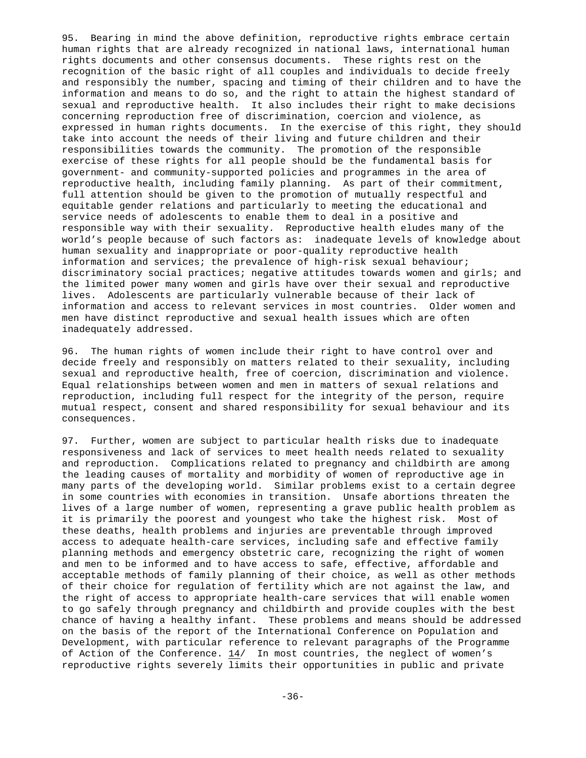95. Bearing in mind the above definition, reproductive rights embrace certain human rights that are already recognized in national laws, international human rights documents and other consensus documents. These rights rest on the recognition of the basic right of all couples and individuals to decide freely and responsibly the number, spacing and timing of their children and to have the information and means to do so, and the right to attain the highest standard of sexual and reproductive health. It also includes their right to make decisions concerning reproduction free of discrimination, coercion and violence, as expressed in human rights documents. In the exercise of this right, they should take into account the needs of their living and future children and their responsibilities towards the community. The promotion of the responsible exercise of these rights for all people should be the fundamental basis for government- and community-supported policies and programmes in the area of reproductive health, including family planning. As part of their commitment, full attention should be given to the promotion of mutually respectful and equitable gender relations and particularly to meeting the educational and service needs of adolescents to enable them to deal in a positive and responsible way with their sexuality. Reproductive health eludes many of the world's people because of such factors as: inadequate levels of knowledge about human sexuality and inappropriate or poor-quality reproductive health information and services; the prevalence of high-risk sexual behaviour; discriminatory social practices; negative attitudes towards women and girls; and the limited power many women and girls have over their sexual and reproductive lives. Adolescents are particularly vulnerable because of their lack of information and access to relevant services in most countries. Older women and men have distinct reproductive and sexual health issues which are often inadequately addressed.

96. The human rights of women include their right to have control over and decide freely and responsibly on matters related to their sexuality, including sexual and reproductive health, free of coercion, discrimination and violence. Equal relationships between women and men in matters of sexual relations and reproduction, including full respect for the integrity of the person, require mutual respect, consent and shared responsibility for sexual behaviour and its consequences.

97. Further, women are subject to particular health risks due to inadequate responsiveness and lack of services to meet health needs related to sexuality and reproduction. Complications related to pregnancy and childbirth are among the leading causes of mortality and morbidity of women of reproductive age in many parts of the developing world. Similar problems exist to a certain degree in some countries with economies in transition. Unsafe abortions threaten the lives of a large number of women, representing a grave public health problem as it is primarily the poorest and youngest who take the highest risk. Most of these deaths, health problems and injuries are preventable through improved access to adequate health-care services, including safe and effective family planning methods and emergency obstetric care, recognizing the right of women and men to be informed and to have access to safe, effective, affordable and acceptable methods of family planning of their choice, as well as other methods of their choice for regulation of fertility which are not against the law, and the right of access to appropriate health-care services that will enable women to go safely through pregnancy and childbirth and provide couples with the best chance of having a healthy infant. These problems and means should be addressed on the basis of the report of the International Conference on Population and Development, with particular reference to relevant paragraphs of the Programme of Action of the Conference. 14/ In most countries, the neglect of women's reproductive rights severely limits their opportunities in public and private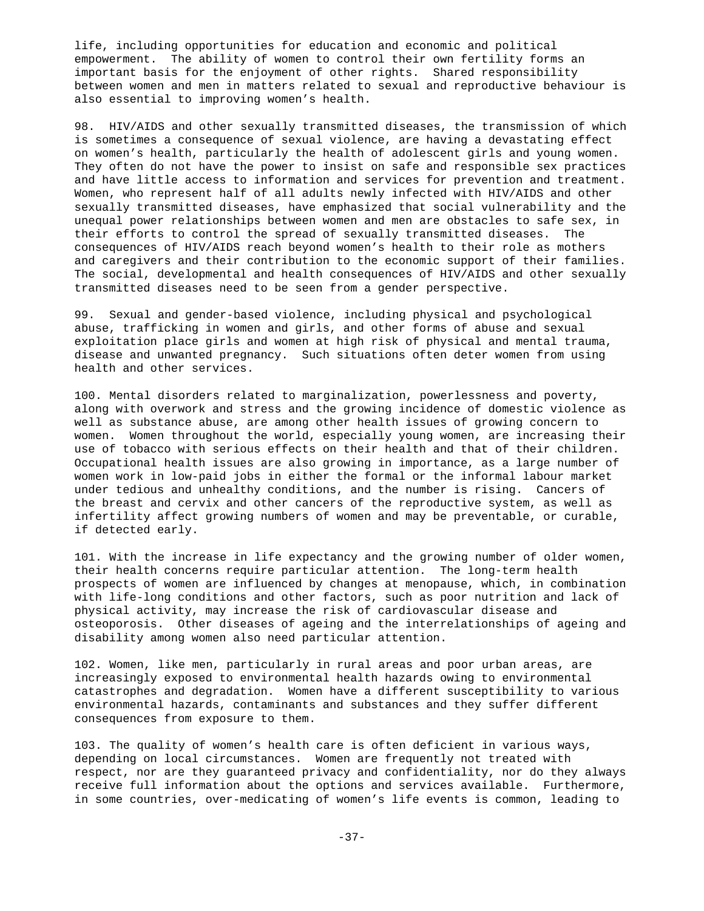life, including opportunities for education and economic and political empowerment. The ability of women to control their own fertility forms an important basis for the enjoyment of other rights. Shared responsibility between women and men in matters related to sexual and reproductive behaviour is also essential to improving women's health.

98. HIV/AIDS and other sexually transmitted diseases, the transmission of which is sometimes a consequence of sexual violence, are having a devastating effect on women's health, particularly the health of adolescent girls and young women. They often do not have the power to insist on safe and responsible sex practices and have little access to information and services for prevention and treatment. Women, who represent half of all adults newly infected with HIV/AIDS and other sexually transmitted diseases, have emphasized that social vulnerability and the unequal power relationships between women and men are obstacles to safe sex, in their efforts to control the spread of sexually transmitted diseases. The consequences of HIV/AIDS reach beyond women's health to their role as mothers and caregivers and their contribution to the economic support of their families. The social, developmental and health consequences of HIV/AIDS and other sexually transmitted diseases need to be seen from a gender perspective.

99. Sexual and gender-based violence, including physical and psychological abuse, trafficking in women and girls, and other forms of abuse and sexual exploitation place girls and women at high risk of physical and mental trauma, disease and unwanted pregnancy. Such situations often deter women from using health and other services.

100. Mental disorders related to marginalization, powerlessness and poverty, along with overwork and stress and the growing incidence of domestic violence as well as substance abuse, are among other health issues of growing concern to women. Women throughout the world, especially young women, are increasing their use of tobacco with serious effects on their health and that of their children. Occupational health issues are also growing in importance, as a large number of women work in low-paid jobs in either the formal or the informal labour market under tedious and unhealthy conditions, and the number is rising. Cancers of the breast and cervix and other cancers of the reproductive system, as well as infertility affect growing numbers of women and may be preventable, or curable, if detected early.

101. With the increase in life expectancy and the growing number of older women, their health concerns require particular attention. The long-term health prospects of women are influenced by changes at menopause, which, in combination with life-long conditions and other factors, such as poor nutrition and lack of physical activity, may increase the risk of cardiovascular disease and osteoporosis. Other diseases of ageing and the interrelationships of ageing and disability among women also need particular attention.

102. Women, like men, particularly in rural areas and poor urban areas, are increasingly exposed to environmental health hazards owing to environmental catastrophes and degradation. Women have a different susceptibility to various environmental hazards, contaminants and substances and they suffer different consequences from exposure to them.

103. The quality of women's health care is often deficient in various ways, depending on local circumstances. Women are frequently not treated with respect, nor are they guaranteed privacy and confidentiality, nor do they always receive full information about the options and services available. Furthermore, in some countries, over-medicating of women's life events is common, leading to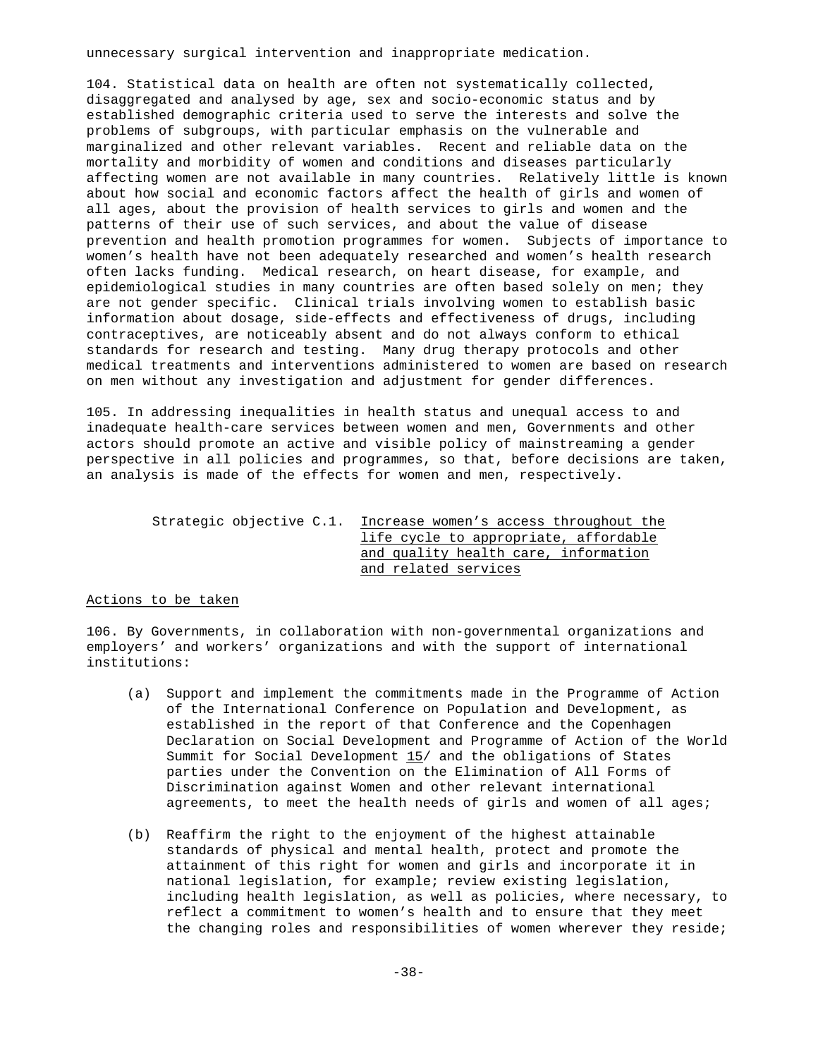unnecessary surgical intervention and inappropriate medication.

104. Statistical data on health are often not systematically collected, disaggregated and analysed by age, sex and socio-economic status and by established demographic criteria used to serve the interests and solve the problems of subgroups, with particular emphasis on the vulnerable and marginalized and other relevant variables. Recent and reliable data on the mortality and morbidity of women and conditions and diseases particularly affecting women are not available in many countries. Relatively little is known about how social and economic factors affect the health of girls and women of all ages, about the provision of health services to girls and women and the patterns of their use of such services, and about the value of disease prevention and health promotion programmes for women. Subjects of importance to women's health have not been adequately researched and women's health research often lacks funding. Medical research, on heart disease, for example, and epidemiological studies in many countries are often based solely on men; they are not gender specific. Clinical trials involving women to establish basic information about dosage, side-effects and effectiveness of drugs, including contraceptives, are noticeably absent and do not always conform to ethical standards for research and testing. Many drug therapy protocols and other medical treatments and interventions administered to women are based on research on men without any investigation and adjustment for gender differences.

105. In addressing inequalities in health status and unequal access to and inadequate health-care services between women and men, Governments and other actors should promote an active and visible policy of mainstreaming a gender perspective in all policies and programmes, so that, before decisions are taken, an analysis is made of the effects for women and men, respectively.

### Strategic objective C.1. Increase women's access throughout the life cycle to appropriate, affordable and quality health care, information and related services

#### Actions to be taken

106. By Governments, in collaboration with non-governmental organizations and employers' and workers' organizations and with the support of international institutions:

(a) Support and implement the commitments made in the Programme of Action of the International Conference on Population and Development, as established in the report of that Conference and the Copenhagen Declaration on Social Development and Programme of Action of the World Summit for Social Development 15/ and the obligations of States parties under the Convention on the Elimination of All Forms of Discrimination against Women and other relevant international agreements, to meet the health needs of girls and women of all ages;

(b) Reaffirm the right to the enjoyment of the highest attainable standards of physical and mental health, protect and promote the attainment of this right for women and girls and incorporate it in national legislation, for example; review existing legislation, including health legislation, as well as policies, where necessary, to reflect a commitment to women's health and to ensure that they meet the changing roles and responsibilities of women wherever they reside;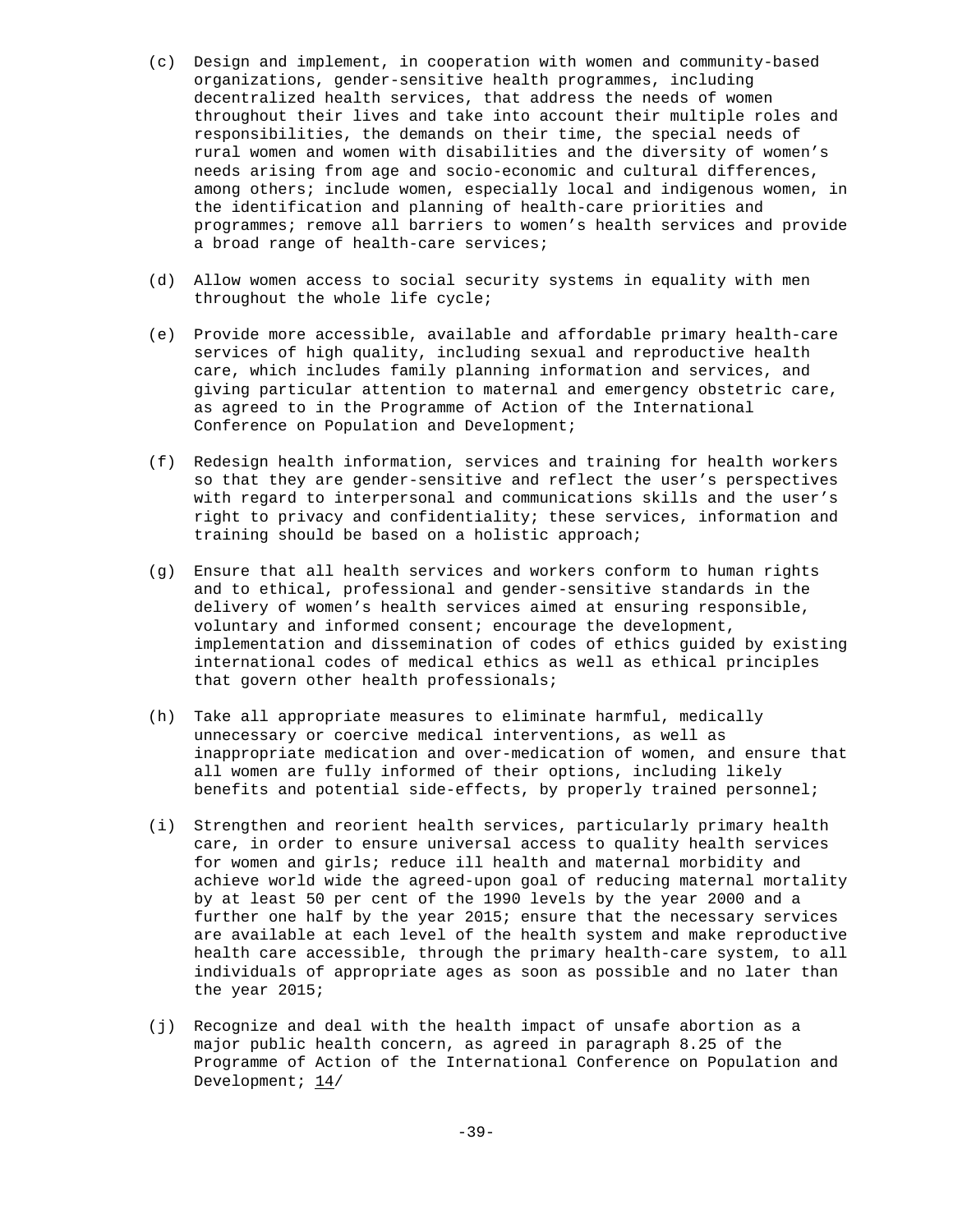(c) Design and implement, in cooperation with women and community-based organizations, gender-sensitive health programmes, including decentralized health services, that address the needs of women throughout their lives and take into account their multiple roles and responsibilities, the demands on their time, the special needs of rural women and women with disabilities and the diversity of women's needs arising from age and socio-economic and cultural differences, among others; include women, especially local and indigenous women, in the identification and planning of health-care priorities and programmes; remove all barriers to women's health services and provide a broad range of health-care services;

(d) Allow women access to social security systems in equality with men throughout the whole life cycle;

(e) Provide more accessible, available and affordable primary health-care services of high quality, including sexual and reproductive health care, which includes family planning information and services, and giving particular attention to maternal and emergency obstetric care, as agreed to in the Programme of Action of the International Conference on Population and Development;

(f) Redesign health information, services and training for health workers so that they are gender-sensitive and reflect the user's perspectives with regard to interpersonal and communications skills and the user's right to privacy and confidentiality; these services, information and training should be based on a holistic approach;

(g) Ensure that all health services and workers conform to human rights and to ethical, professional and gender-sensitive standards in the delivery of women's health services aimed at ensuring responsible, voluntary and informed consent; encourage the development, implementation and dissemination of codes of ethics guided by existing international codes of medical ethics as well as ethical principles that govern other health professionals;

(h) Take all appropriate measures to eliminate harmful, medically unnecessary or coercive medical interventions, as well as inappropriate medication and over-medication of women, and ensure that all women are fully informed of their options, including likely benefits and potential side-effects, by properly trained personnel;

(i) Strengthen and reorient health services, particularly primary health care, in order to ensure universal access to quality health services for women and girls; reduce ill health and maternal morbidity and achieve world wide the agreed-upon goal of reducing maternal mortality by at least 50 per cent of the 1990 levels by the year 2000 and a further one half by the year 2015; ensure that the necessary services are available at each level of the health system and make reproductive health care accessible, through the primary health-care system, to all individuals of appropriate ages as soon as possible and no later than the year 2015;

(j) Recognize and deal with the health impact of unsafe abortion as a major public health concern, as agreed in paragraph 8.25 of the Programme of Action of the International Conference on Population and Development; 14/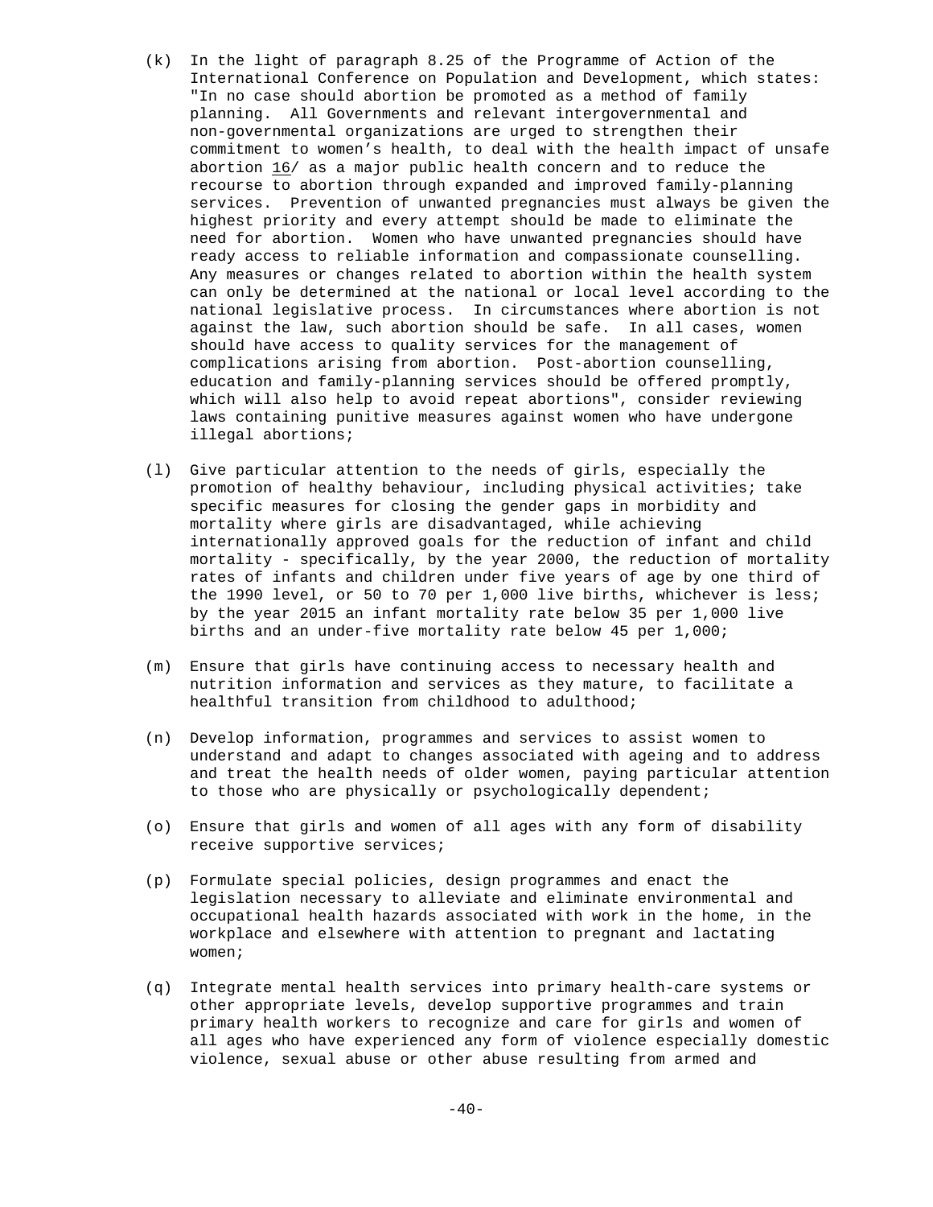(k) In the light of paragraph 8.25 of the Programme of Action of the International Conference on Population and Development, which states: "In no case should abortion be promoted as a method of family planning. All Governments and relevant intergovernmental and non-governmental organizations are urged to strengthen their commitment to women's health, to deal with the health impact of unsafe abortion 16/ as a major public health concern and to reduce the recourse to abortion through expanded and improved family-planning services. Prevention of unwanted pregnancies must always be given the highest priority and every attempt should be made to eliminate the need for abortion. Women who have unwanted pregnancies should have ready access to reliable information and compassionate counselling. Any measures or changes related to abortion within the health system can only be determined at the national or local level according to the national legislative process. In circumstances where abortion is not against the law, such abortion should be safe. In all cases, women should have access to quality services for the management of complications arising from abortion. Post-abortion counselling, education and family-planning services should be offered promptly, which will also help to avoid repeat abortions", consider reviewing laws containing punitive measures against women who have undergone illegal abortions;

(l) Give particular attention to the needs of girls, especially the promotion of healthy behaviour, including physical activities; take specific measures for closing the gender gaps in morbidity and mortality where girls are disadvantaged, while achieving internationally approved goals for the reduction of infant and child mortality - specifically, by the year 2000, the reduction of mortality rates of infants and children under five years of age by one third of the 1990 level, or 50 to 70 per 1,000 live births, whichever is less; by the year 2015 an infant mortality rate below 35 per 1,000 live births and an under-five mortality rate below 45 per 1,000;

(m) Ensure that girls have continuing access to necessary health and nutrition information and services as they mature, to facilitate a healthful transition from childhood to adulthood;

(n) Develop information, programmes and services to assist women to understand and adapt to changes associated with ageing and to address and treat the health needs of older women, paying particular attention to those who are physically or psychologically dependent;

(o) Ensure that girls and women of all ages with any form of disability receive supportive services;

(p) Formulate special policies, design programmes and enact the legislation necessary to alleviate and eliminate environmental and occupational health hazards associated with work in the home, in the workplace and elsewhere with attention to pregnant and lactating women;

(q) Integrate mental health services into primary health-care systems or other appropriate levels, develop supportive programmes and train primary health workers to recognize and care for girls and women of all ages who have experienced any form of violence especially domestic violence, sexual abuse or other abuse resulting from armed and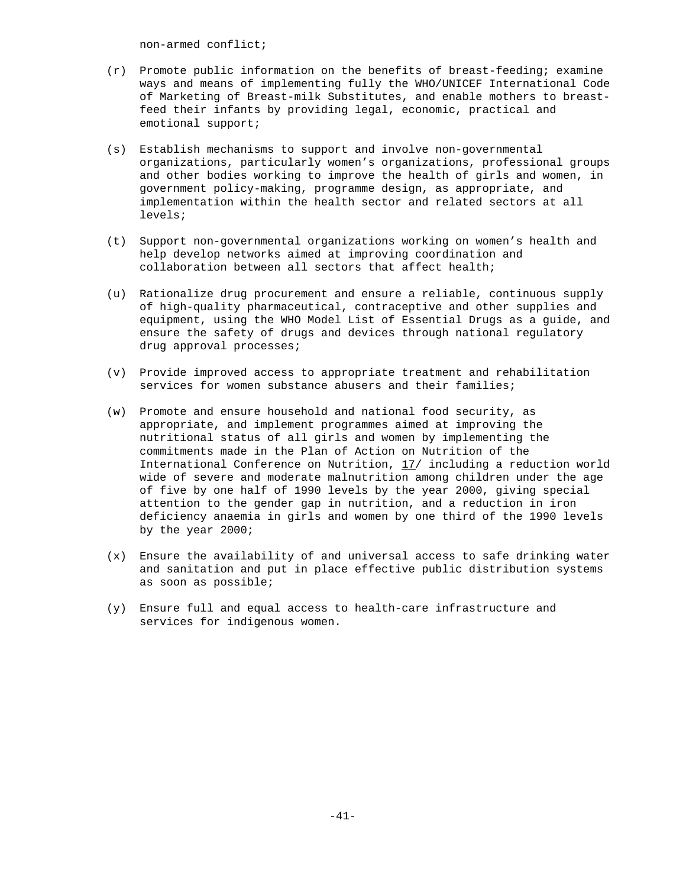non-armed conflict;

(r) Promote public information on the benefits of breast-feeding; examine ways and means of implementing fully the WHO/UNICEF International Code of Marketing of Breast-milk Substitutes, and enable mothers to breast-feed their infants by providing legal, economic, practical and emotional support;

(s) Establish mechanisms to support and involve non-governmental organizations, particularly women's organizations, professional groups and other bodies working to improve the health of girls and women, in government policy-making, programme design, as appropriate, and implementation within the health sector and related sectors at all levels;

(t) Support non-governmental organizations working on women's health and help develop networks aimed at improving coordination and collaboration between all sectors that affect health;

(u) Rationalize drug procurement and ensure a reliable, continuous supply of high-quality pharmaceutical, contraceptive and other supplies and equipment, using the WHO Model List of Essential Drugs as a guide, and ensure the safety of drugs and devices through national regulatory drug approval processes;

(v) Provide improved access to appropriate treatment and rehabilitation services for women substance abusers and their families;

(w) Promote and ensure household and national food security, as appropriate, and implement programmes aimed at improving the nutritional status of all girls and women by implementing the commitments made in the Plan of Action on Nutrition of the International Conference on Nutrition, 17/ including a reduction world wide of severe and moderate malnutrition among children under the age of five by one half of 1990 levels by the year 2000, giving special attention to the gender gap in nutrition, and a reduction in iron deficiency anaemia in girls and women by one third of the 1990 levels by the year 2000;

(x) Ensure the availability of and universal access to safe drinking water and sanitation and put in place effective public distribution systems as soon as possible;

(y) Ensure full and equal access to health-care infrastructure and services for indigenous women.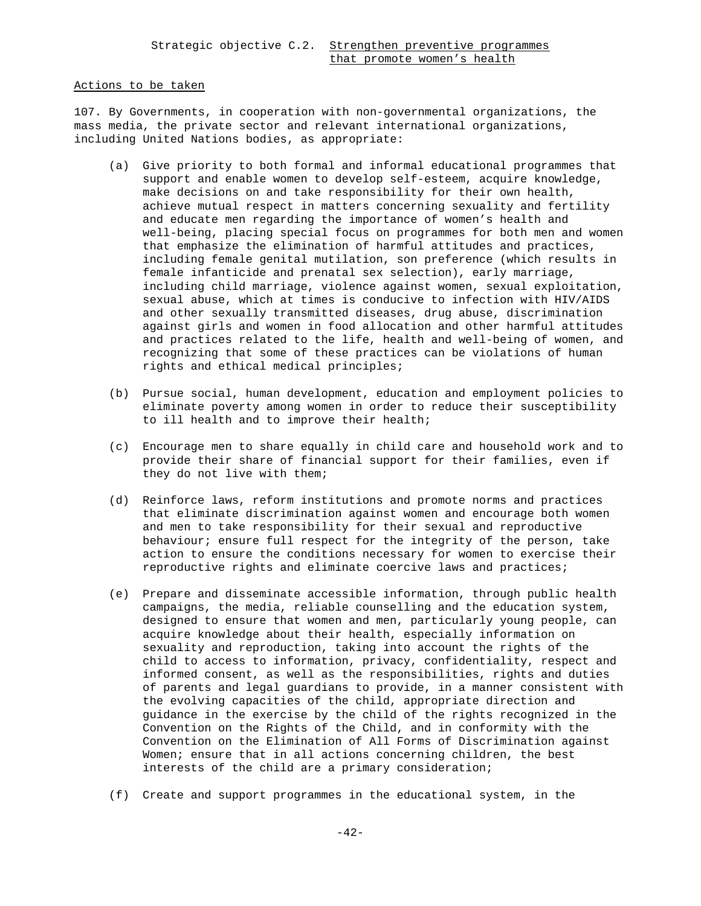### Strategic objective C.2. Strengthen preventive programmes that promote women's health

Actions to be taken

107. By Governments, in cooperation with non-governmental organizations, the mass media, the private sector and relevant international organizations, including United Nations bodies, as appropriate:

(a) Give priority to both formal and informal educational programmes that support and enable women to develop self-esteem, acquire knowledge, make decisions on and take responsibility for their own health, achieve mutual respect in matters concerning sexuality and fertility and educate men regarding the importance of women's health and well-being, placing special focus on programmes for both men and women that emphasize the elimination of harmful attitudes and practices, including female genital mutilation, son preference (which results in female infanticide and prenatal sex selection), early marriage, including child marriage, violence against women, sexual exploitation, sexual abuse, which at times is conducive to infection with HIV/AIDS and other sexually transmitted diseases, drug abuse, discrimination against girls and women in food allocation and other harmful attitudes and practices related to the life, health and well-being of women, and recognizing that some of these practices can be violations of human rights and ethical medical principles;

(b) Pursue social, human development, education and employment policies to eliminate poverty among women in order to reduce their susceptibility to ill health and to improve their health;

(c) Encourage men to share equally in child care and household work and to provide their share of financial support for their families, even if they do not live with them;

(d) Reinforce laws, reform institutions and promote norms and practices that eliminate discrimination against women and encourage both women and men to take responsibility for their sexual and reproductive behaviour; ensure full respect for the integrity of the person, take action to ensure the conditions necessary for women to exercise their reproductive rights and eliminate coercive laws and practices;

(e) Prepare and disseminate accessible information, through public health campaigns, the media, reliable counselling and the education system, designed to ensure that women and men, particularly young people, can acquire knowledge about their health, especially information on sexuality and reproduction, taking into account the rights of the child to access to information, privacy, confidentiality, respect and informed consent, as well as the responsibilities, rights and duties of parents and legal guardians to provide, in a manner consistent with the evolving capacities of the child, appropriate direction and guidance in the exercise by the child of the rights recognized in the Convention on the Rights of the Child, and in conformity with the Convention on the Elimination of All Forms of Discrimination against Women; ensure that in all actions concerning children, the best interests of the child are a primary consideration;

(f) Create and support programmes in the educational system, in the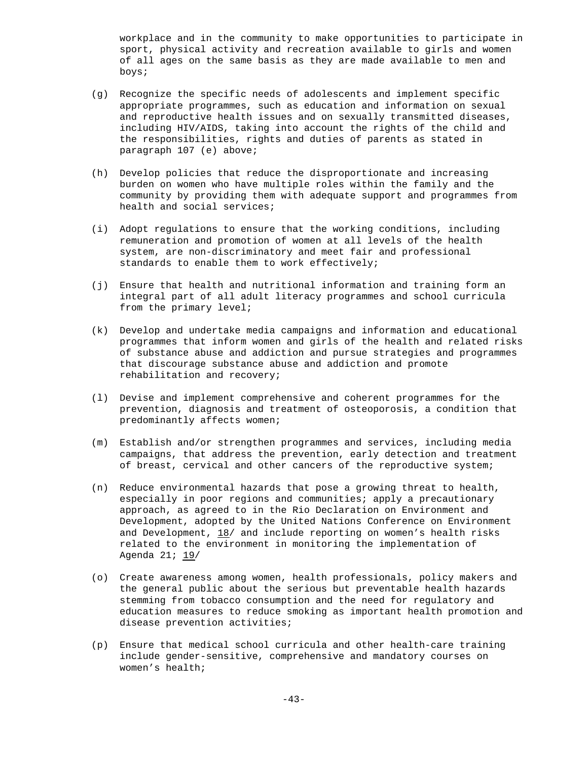workplace and in the community to make opportunities to participate in sport, physical activity and recreation available to girls and women of all ages on the same basis as they are made available to men and boys;

(g) Recognize the specific needs of adolescents and implement specific appropriate programmes, such as education and information on sexual and reproductive health issues and on sexually transmitted diseases, including HIV/AIDS, taking into account the rights of the child and the responsibilities, rights and duties of parents as stated in paragraph 107 (e) above;

(h) Develop policies that reduce the disproportionate and increasing burden on women who have multiple roles within the family and the community by providing them with adequate support and programmes from health and social services;

(i) Adopt regulations to ensure that the working conditions, including remuneration and promotion of women at all levels of the health system, are non-discriminatory and meet fair and professional standards to enable them to work effectively;

(j) Ensure that health and nutritional information and training form an integral part of all adult literacy programmes and school curricula from the primary level;

(k) Develop and undertake media campaigns and information and educational programmes that inform women and girls of the health and related risks of substance abuse and addiction and pursue strategies and programmes that discourage substance abuse and addiction and promote rehabilitation and recovery;

(l) Devise and implement comprehensive and coherent programmes for the prevention, diagnosis and treatment of osteoporosis, a condition that predominantly affects women;

(m) Establish and/or strengthen programmes and services, including media campaigns, that address the prevention, early detection and treatment of breast, cervical and other cancers of the reproductive system;

(n) Reduce environmental hazards that pose a growing threat to health, especially in poor regions and communities; apply a precautionary approach, as agreed to in the Rio Declaration on Environment and Development, adopted by the United Nations Conference on Environment and Development, 18/ and include reporting on women's health risks related to the environment in monitoring the implementation of Agenda 21; 19/

(o) Create awareness among women, health professionals, policy makers and the general public about the serious but preventable health hazards stemming from tobacco consumption and the need for regulatory and education measures to reduce smoking as important health promotion and disease prevention activities;

(p) Ensure that medical school curricula and other health-care training include gender-sensitive, comprehensive and mandatory courses on women's health;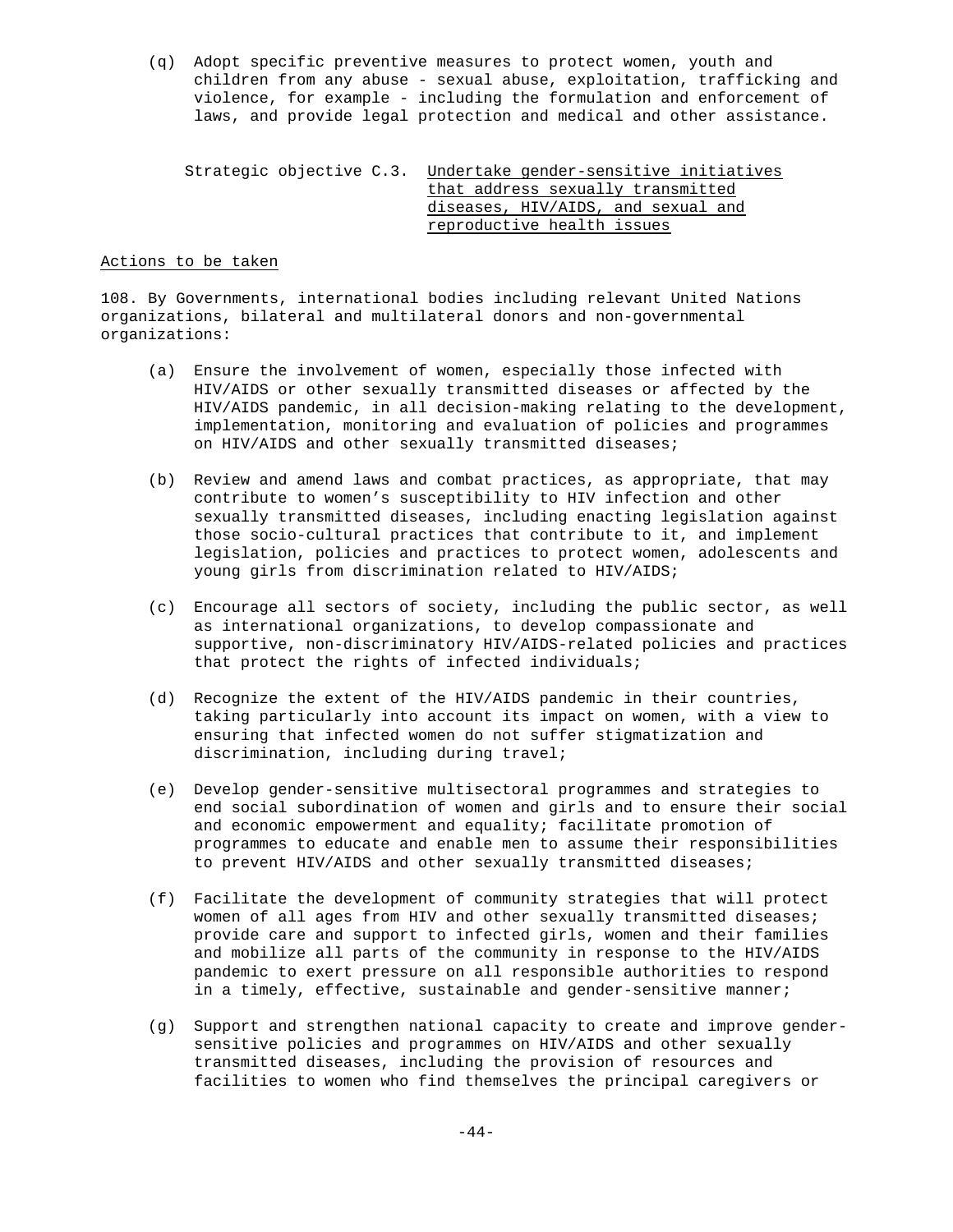(q) Adopt specific preventive measures to protect women, youth and children from any abuse - sexual abuse, exploitation, trafficking and violence, for example - including the formulation and enforcement of laws, and provide legal protection and medical and other assistance.

Strategic objective C.3. Undertake gender-sensitive initiatives that address sexually transmitted diseases, HIV/AIDS, and sexual and reproductive health issues

Actions to be taken

108. By Governments, international bodies including relevant United Nations organizations, bilateral and multilateral donors and non-governmental organizations:

(a) Ensure the involvement of women, especially those infected with HIV/AIDS or other sexually transmitted diseases or affected by the HIV/AIDS pandemic, in all decision-making relating to the development, implementation, monitoring and evaluation of policies and programmes on HIV/AIDS and other sexually transmitted diseases;

(b) Review and amend laws and combat practices, as appropriate, that may contribute to women's susceptibility to HIV infection and other sexually transmitted diseases, including enacting legislation against those socio-cultural practices that contribute to it, and implement legislation, policies and practices to protect women, adolescents and young girls from discrimination related to HIV/AIDS;

(c) Encourage all sectors of society, including the public sector, as well as international organizations, to develop compassionate and supportive, non-discriminatory HIV/AIDS-related policies and practices that protect the rights of infected individuals;

(d) Recognize the extent of the HIV/AIDS pandemic in their countries, taking particularly into account its impact on women, with a view to ensuring that infected women do not suffer stigmatization and discrimination, including during travel;

(e) Develop gender-sensitive multisectoral programmes and strategies to end social subordination of women and girls and to ensure their social and economic empowerment and equality; facilitate promotion of programmes to educate and enable men to assume their responsibilities to prevent HIV/AIDS and other sexually transmitted diseases;

(f) Facilitate the development of community strategies that will protect women of all ages from HIV and other sexually transmitted diseases; provide care and support to infected girls, women and their families and mobilize all parts of the community in response to the HIV/AIDS pandemic to exert pressure on all responsible authorities to respond in a timely, effective, sustainable and gender-sensitive manner;

(g) Support and strengthen national capacity to create and improve gender-sensitive policies and programmes on HIV/AIDS and other sexually transmitted diseases, including the provision of resources and facilities to women who find themselves the principal caregivers or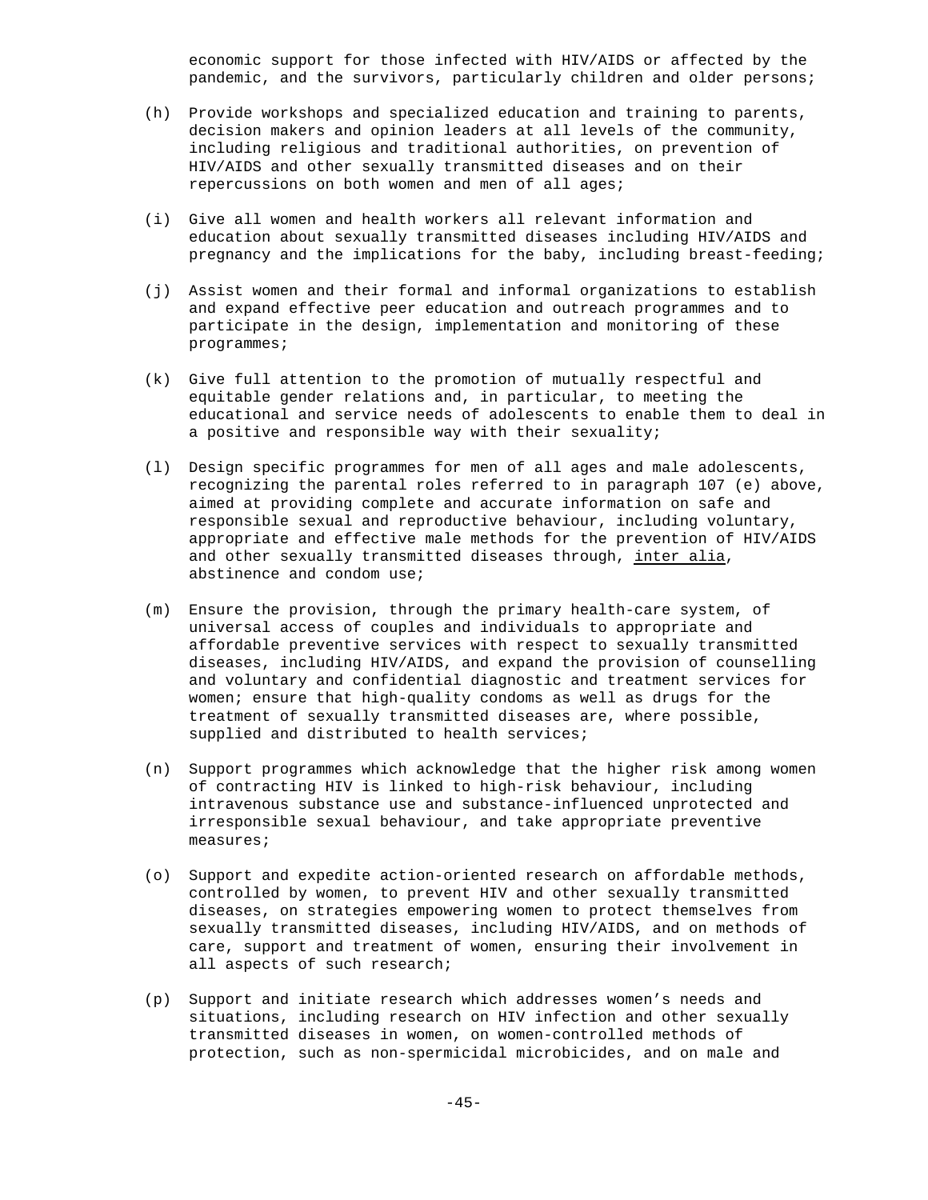economic support for those infected with HIV/AIDS or affected by the pandemic, and the survivors, particularly children and older persons;

(h) Provide workshops and specialized education and training to parents, decision makers and opinion leaders at all levels of the community, including religious and traditional authorities, on prevention of HIV/AIDS and other sexually transmitted diseases and on their repercussions on both women and men of all ages;

(i) Give all women and health workers all relevant information and education about sexually transmitted diseases including HIV/AIDS and pregnancy and the implications for the baby, including breast-feeding;

(j) Assist women and their formal and informal organizations to establish and expand effective peer education and outreach programmes and to participate in the design, implementation and monitoring of these programmes;

(k) Give full attention to the promotion of mutually respectful and equitable gender relations and, in particular, to meeting the educational and service needs of adolescents to enable them to deal in a positive and responsible way with their sexuality;

(l) Design specific programmes for men of all ages and male adolescents, recognizing the parental roles referred to in paragraph 107 (e) above, aimed at providing complete and accurate information on safe and responsible sexual and reproductive behaviour, including voluntary, appropriate and effective male methods for the prevention of HIV/AIDS and other sexually transmitted diseases through, inter alia, abstinence and condom use;

(m) Ensure the provision, through the primary health-care system, of universal access of couples and individuals to appropriate and affordable preventive services with respect to sexually transmitted diseases, including HIV/AIDS, and expand the provision of counselling and voluntary and confidential diagnostic and treatment services for women; ensure that high-quality condoms as well as drugs for the treatment of sexually transmitted diseases are, where possible, supplied and distributed to health services;

(n) Support programmes which acknowledge that the higher risk among women of contracting HIV is linked to high-risk behaviour, including intravenous substance use and substance-influenced unprotected and irresponsible sexual behaviour, and take appropriate preventive measures;

(o) Support and expedite action-oriented research on affordable methods, controlled by women, to prevent HIV and other sexually transmitted diseases, on strategies empowering women to protect themselves from sexually transmitted diseases, including HIV/AIDS, and on methods of care, support and treatment of women, ensuring their involvement in all aspects of such research;

(p) Support and initiate research which addresses women's needs and situations, including research on HIV infection and other sexually transmitted diseases in women, on women-controlled methods of protection, such as non-spermicidal microbicides, and on male and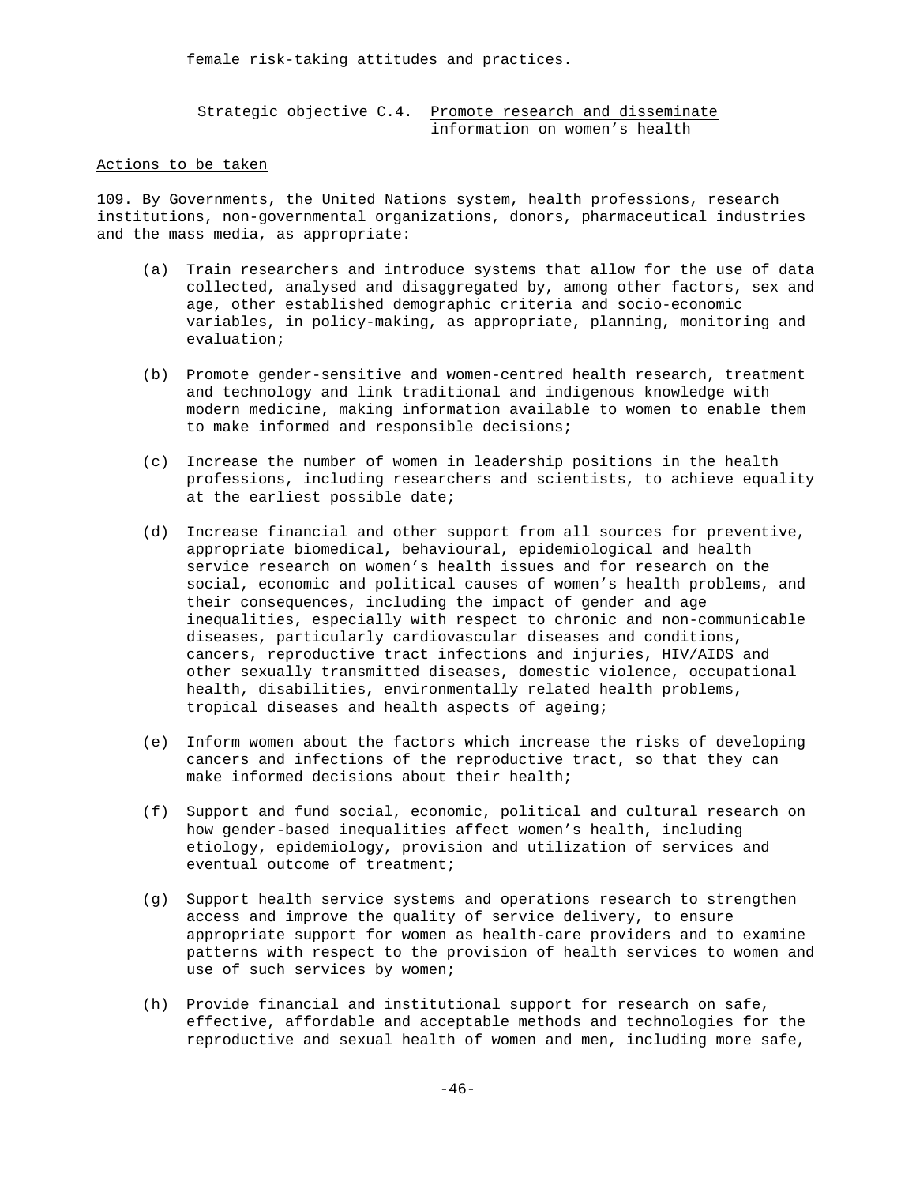female risk-taking attitudes and practices.

### Strategic objective C.4. Promote research and disseminate information on women's health

Actions to be taken

109. By Governments, the United Nations system, health professions, research institutions, non-governmental organizations, donors, pharmaceutical industries and the mass media, as appropriate:

(a) Train researchers and introduce systems that allow for the use of data collected, analysed and disaggregated by, among other factors, sex and age, other established demographic criteria and socio-economic variables, in policy-making, as appropriate, planning, monitoring and evaluation;

(b) Promote gender-sensitive and women-centred health research, treatment and technology and link traditional and indigenous knowledge with modern medicine, making information available to women to enable them to make informed and responsible decisions;

(c) Increase the number of women in leadership positions in the health professions, including researchers and scientists, to achieve equality at the earliest possible date;

(d) Increase financial and other support from all sources for preventive, appropriate biomedical, behavioural, epidemiological and health service research on women's health issues and for research on the social, economic and political causes of women's health problems, and their consequences, including the impact of gender and age inequalities, especially with respect to chronic and non-communicable diseases, particularly cardiovascular diseases and conditions, cancers, reproductive tract infections and injuries, HIV/AIDS and other sexually transmitted diseases, domestic violence, occupational health, disabilities, environmentally related health problems, tropical diseases and health aspects of ageing;

(e) Inform women about the factors which increase the risks of developing cancers and infections of the reproductive tract, so that they can make informed decisions about their health;

(f) Support and fund social, economic, political and cultural research on how gender-based inequalities affect women's health, including etiology, epidemiology, provision and utilization of services and eventual outcome of treatment;

(g) Support health service systems and operations research to strengthen access and improve the quality of service delivery, to ensure appropriate support for women as health-care providers and to examine patterns with respect to the provision of health services to women and use of such services by women;

(h) Provide financial and institutional support for research on safe, effective, affordable and acceptable methods and technologies for the reproductive and sexual health of women and men, including more safe,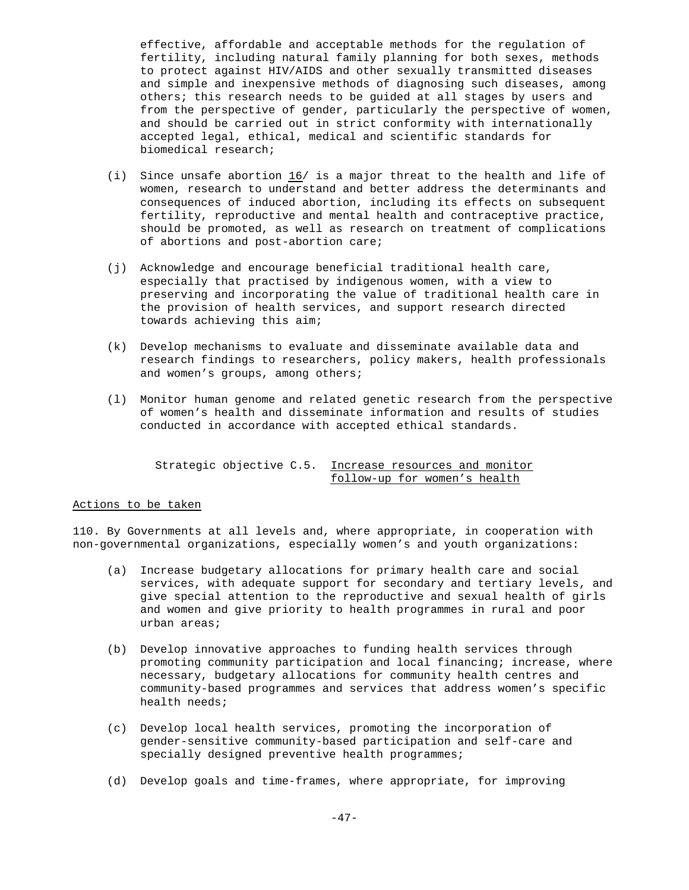effective, affordable and acceptable methods for the regulation of fertility, including natural family planning for both sexes, methods to protect against HIV/AIDS and other sexually transmitted diseases and simple and inexpensive methods of diagnosing such diseases, among others; this research needs to be guided at all stages by users and from the perspective of gender, particularly the perspective of women, and should be carried out in strict conformity with internationally accepted legal, ethical, medical and scientific standards for biomedical research;

(i) Since unsafe abortion 16/ is a major threat to the health and life of women, research to understand and better address the determinants and consequences of induced abortion, including its effects on subsequent fertility, reproductive and mental health and contraceptive practice, should be promoted, as well as research on treatment of complications of abortions and post-abortion care;

(j) Acknowledge and encourage beneficial traditional health care, especially that practised by indigenous women, with a view to preserving and incorporating the value of traditional health care in the provision of health services, and support research directed towards achieving this aim;

(k) Develop mechanisms to evaluate and disseminate available data and research findings to researchers, policy makers, health professionals and women's groups, among others;

(l) Monitor human genome and related genetic research from the perspective of women's health and disseminate information and results of studies conducted in accordance with accepted ethical standards.

### Strategic objective C.5. Increase resources and monitor follow-up for women's health

Actions to be taken

110. By Governments at all levels and, where appropriate, in cooperation with non-governmental organizations, especially women's and youth organizations:

(a) Increase budgetary allocations for primary health care and social services, with adequate support for secondary and tertiary levels, and give special attention to the reproductive and sexual health of girls and women and give priority to health programmes in rural and poor urban areas;

(b) Develop innovative approaches to funding health services through promoting community participation and local financing; increase, where necessary, budgetary allocations for community health centres and community-based programmes and services that address women's specific health needs;

(c) Develop local health services, promoting the incorporation of gender-sensitive community-based participation and self-care and specially designed preventive health programmes;

(d) Develop goals and time-frames, where appropriate, for improving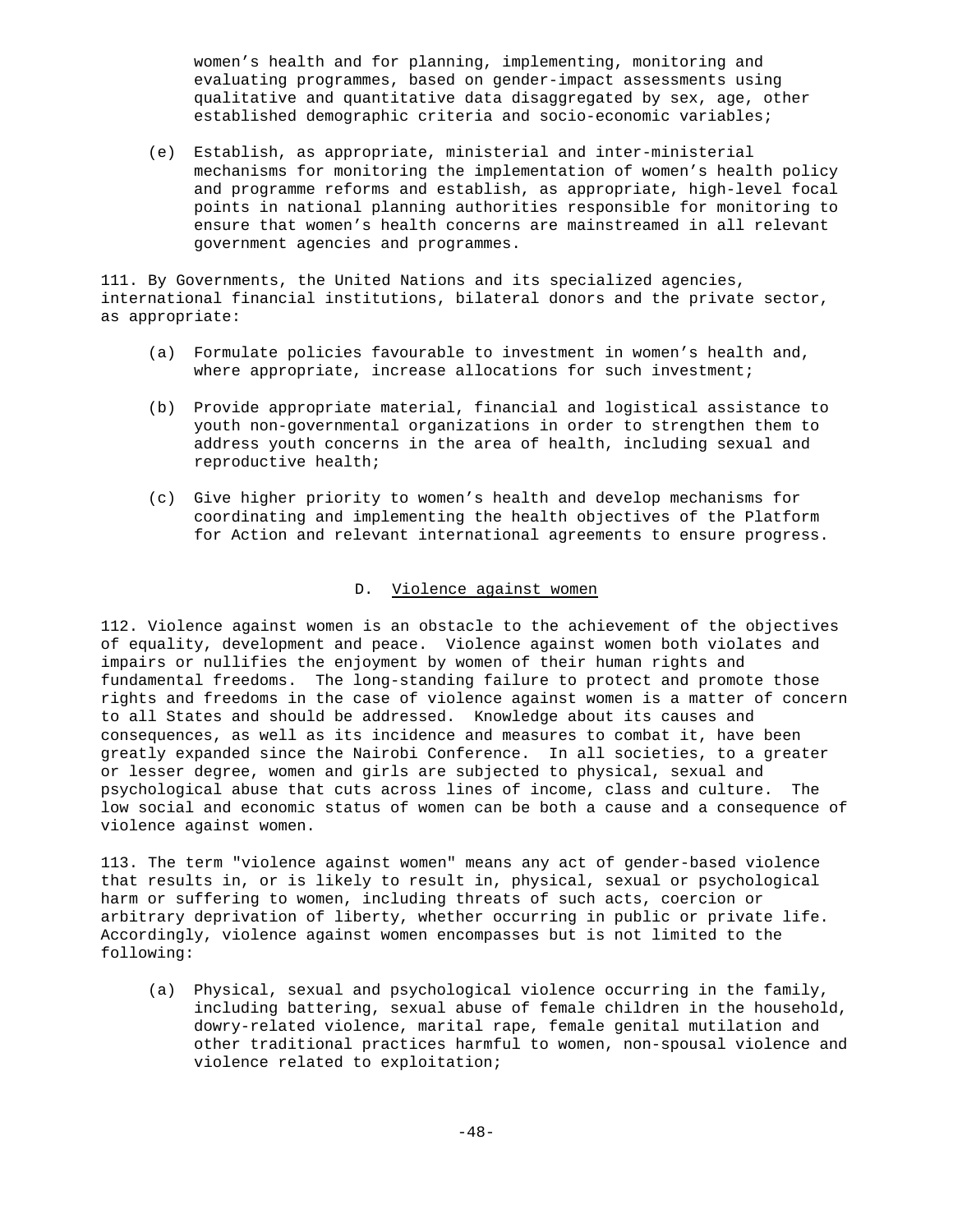women's health and for planning, implementing, monitoring and evaluating programmes, based on gender-impact assessments using qualitative and quantitative data disaggregated by sex, age, other established demographic criteria and socio-economic variables;

(e) Establish, as appropriate, ministerial and inter-ministerial mechanisms for monitoring the implementation of women's health policy and programme reforms and establish, as appropriate, high-level focal points in national planning authorities responsible for monitoring to ensure that women's health concerns are mainstreamed in all relevant government agencies and programmes.

111. By Governments, the United Nations and its specialized agencies, international financial institutions, bilateral donors and the private sector, as appropriate:

(a) Formulate policies favourable to investment in women's health and, where appropriate, increase allocations for such investment;

(b) Provide appropriate material, financial and logistical assistance to youth non-governmental organizations in order to strengthen them to address youth concerns in the area of health, including sexual and reproductive health;

(c) Give higher priority to women's health and develop mechanisms for coordinating and implementing the health objectives of the Platform for Action and relevant international agreements to ensure progress.

## D. Violence against women

112. Violence against women is an obstacle to the achievement of the objectives of equality, development and peace. Violence against women both violates and impairs or nullifies the enjoyment by women of their human rights and fundamental freedoms. The long-standing failure to protect and promote those rights and freedoms in the case of violence against women is a matter of concern to all States and should be addressed. Knowledge about its causes and consequences, as well as its incidence and measures to combat it, have been greatly expanded since the Nairobi Conference. In all societies, to a greater or lesser degree, women and girls are subjected to physical, sexual and psychological abuse that cuts across lines of income, class and culture. The low social and economic status of women can be both a cause and a consequence of violence against women.

113. The term "violence against women" means any act of gender-based violence that results in, or is likely to result in, physical, sexual or psychological harm or suffering to women, including threats of such acts, coercion or arbitrary deprivation of liberty, whether occurring in public or private life. Accordingly, violence against women encompasses but is not limited to the following:

(a) Physical, sexual and psychological violence occurring in the family, including battering, sexual abuse of female children in the household, dowry-related violence, marital rape, female genital mutilation and other traditional practices harmful to women, non-spousal violence and violence related to exploitation;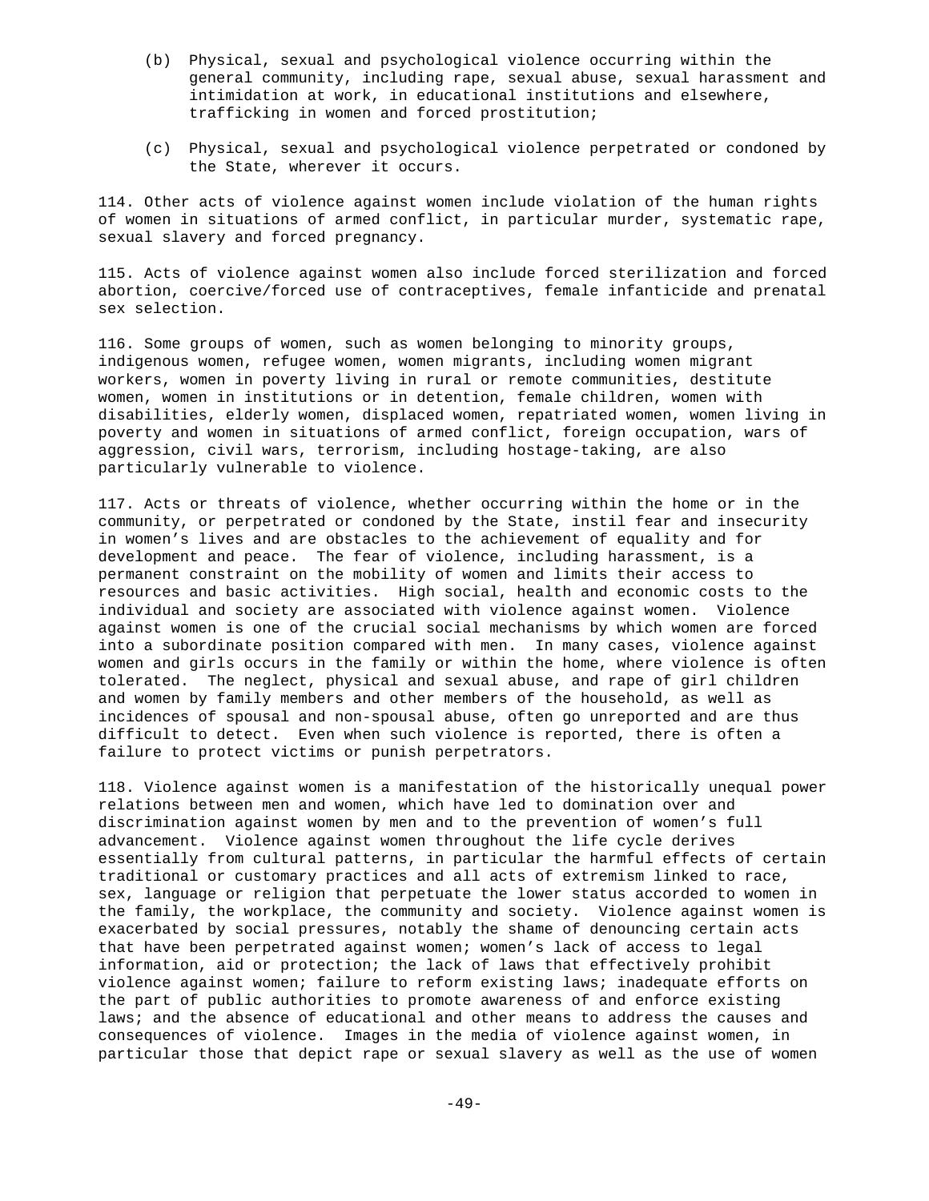(b) Physical, sexual and psychological violence occurring within the general community, including rape, sexual abuse, sexual harassment and intimidation at work, in educational institutions and elsewhere, trafficking in women and forced prostitution;

(c) Physical, sexual and psychological violence perpetrated or condoned by the State, wherever it occurs.

114. Other acts of violence against women include violation of the human rights of women in situations of armed conflict, in particular murder, systematic rape, sexual slavery and forced pregnancy.

115. Acts of violence against women also include forced sterilization and forced abortion, coercive/forced use of contraceptives, female infanticide and prenatal sex selection.

116. Some groups of women, such as women belonging to minority groups, indigenous women, refugee women, women migrants, including women migrant workers, women in poverty living in rural or remote communities, destitute women, women in institutions or in detention, female children, women with disabilities, elderly women, displaced women, repatriated women, women living in poverty and women in situations of armed conflict, foreign occupation, wars of aggression, civil wars, terrorism, including hostage-taking, are also particularly vulnerable to violence.

117. Acts or threats of violence, whether occurring within the home or in the community, or perpetrated or condoned by the State, instil fear and insecurity in women's lives and are obstacles to the achievement of equality and for development and peace. The fear of violence, including harassment, is a permanent constraint on the mobility of women and limits their access to resources and basic activities. High social, health and economic costs to the individual and society are associated with violence against women. Violence against women is one of the crucial social mechanisms by which women are forced into a subordinate position compared with men. In many cases, violence against women and girls occurs in the family or within the home, where violence is often tolerated. The neglect, physical and sexual abuse, and rape of girl children and women by family members and other members of the household, as well as incidences of spousal and non-spousal abuse, often go unreported and are thus difficult to detect. Even when such violence is reported, there is often a failure to protect victims or punish perpetrators.

118. Violence against women is a manifestation of the historically unequal power relations between men and women, which have led to domination over and discrimination against women by men and to the prevention of women's full advancement. Violence against women throughout the life cycle derives essentially from cultural patterns, in particular the harmful effects of certain traditional or customary practices and all acts of extremism linked to race, sex, language or religion that perpetuate the lower status accorded to women in the family, the workplace, the community and society. Violence against women is exacerbated by social pressures, notably the shame of denouncing certain acts that have been perpetrated against women; women's lack of access to legal information, aid or protection; the lack of laws that effectively prohibit violence against women; failure to reform existing laws; inadequate efforts on the part of public authorities to promote awareness of and enforce existing laws; and the absence of educational and other means to address the causes and consequences of violence. Images in the media of violence against women, in particular those that depict rape or sexual slavery as well as the use of women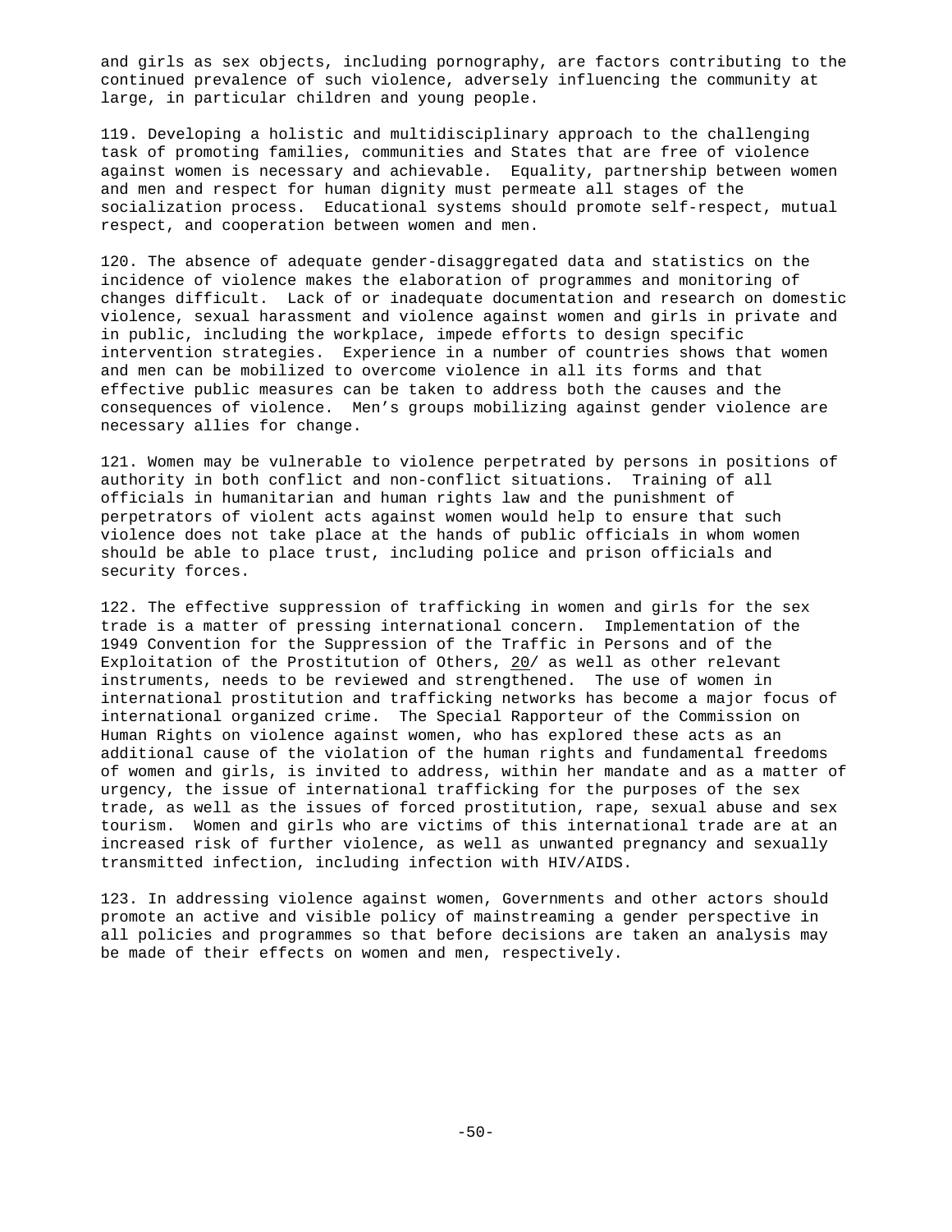and girls as sex objects, including pornography, are factors contributing to the continued prevalence of such violence, adversely influencing the community at large, in particular children and young people.

119. Developing a holistic and multidisciplinary approach to the challenging task of promoting families, communities and States that are free of violence against women is necessary and achievable. Equality, partnership between women and men and respect for human dignity must permeate all stages of the socialization process. Educational systems should promote self-respect, mutual respect, and cooperation between women and men.

120. The absence of adequate gender-disaggregated data and statistics on the incidence of violence makes the elaboration of programmes and monitoring of changes difficult. Lack of or inadequate documentation and research on domestic violence, sexual harassment and violence against women and girls in private and in public, including the workplace, impede efforts to design specific intervention strategies. Experience in a number of countries shows that women and men can be mobilized to overcome violence in all its forms and that effective public measures can be taken to address both the causes and the consequences of violence. Men's groups mobilizing against gender violence are necessary allies for change.

121. Women may be vulnerable to violence perpetrated by persons in positions of authority in both conflict and non-conflict situations. Training of all officials in humanitarian and human rights law and the punishment of perpetrators of violent acts against women would help to ensure that such violence does not take place at the hands of public officials in whom women should be able to place trust, including police and prison officials and security forces.

122. The effective suppression of trafficking in women and girls for the sex trade is a matter of pressing international concern. Implementation of the 1949 Convention for the Suppression of the Traffic in Persons and of the Exploitation of the Prostitution of Others, 20/ as well as other relevant instruments, needs to be reviewed and strengthened. The use of women in international prostitution and trafficking networks has become a major focus of international organized crime. The Special Rapporteur of the Commission on Human Rights on violence against women, who has explored these acts as an additional cause of the violation of the human rights and fundamental freedoms of women and girls, is invited to address, within her mandate and as a matter of urgency, the issue of international trafficking for the purposes of the sex trade, as well as the issues of forced prostitution, rape, sexual abuse and sex tourism. Women and girls who are victims of this international trade are at an increased risk of further violence, as well as unwanted pregnancy and sexually transmitted infection, including infection with HIV/AIDS.

123. In addressing violence against women, Governments and other actors should promote an active and visible policy of mainstreaming a gender perspective in all policies and programmes so that before decisions are taken an analysis may be made of their effects on women and men, respectively.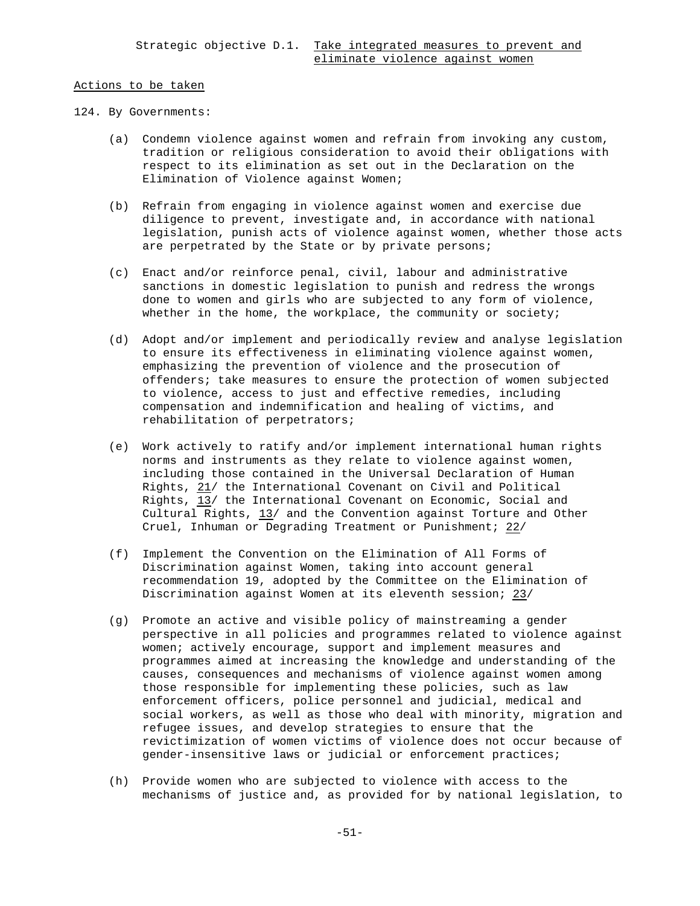Strategic objective D.1. Take integrated measures to prevent and eliminate violence against women

Actions to be taken

124. By Governments:

(a) Condemn violence against women and refrain from invoking any custom, tradition or religious consideration to avoid their obligations with respect to its elimination as set out in the Declaration on the Elimination of Violence against Women;

(b) Refrain from engaging in violence against women and exercise due diligence to prevent, investigate and, in accordance with national legislation, punish acts of violence against women, whether those acts are perpetrated by the State or by private persons;

(c) Enact and/or reinforce penal, civil, labour and administrative sanctions in domestic legislation to punish and redress the wrongs done to women and girls who are subjected to any form of violence, whether in the home, the workplace, the community or society;

(d) Adopt and/or implement and periodically review and analyse legislation to ensure its effectiveness in eliminating violence against women, emphasizing the prevention of violence and the prosecution of offenders; take measures to ensure the protection of women subjected to violence, access to just and effective remedies, including compensation and indemnification and healing of victims, and rehabilitation of perpetrators;

(e) Work actively to ratify and/or implement international human rights norms and instruments as they relate to violence against women, including those contained in the Universal Declaration of Human Rights, 21/ the International Covenant on Civil and Political Rights, 13/ the International Covenant on Economic, Social and Cultural Rights, 13/ and the Convention against Torture and Other Cruel, Inhuman or Degrading Treatment or Punishment; 22/

(f) Implement the Convention on the Elimination of All Forms of Discrimination against Women, taking into account general recommendation 19, adopted by the Committee on the Elimination of Discrimination against Women at its eleventh session; 23/

(g) Promote an active and visible policy of mainstreaming a gender perspective in all policies and programmes related to violence against women; actively encourage, support and implement measures and programmes aimed at increasing the knowledge and understanding of the causes, consequences and mechanisms of violence against women among those responsible for implementing these policies, such as law enforcement officers, police personnel and judicial, medical and social workers, as well as those who deal with minority, migration and refugee issues, and develop strategies to ensure that the revictimization of women victims of violence does not occur because of gender-insensitive laws or judicial or enforcement practices;

(h) Provide women who are subjected to violence with access to the mechanisms of justice and, as provided for by national legislation, to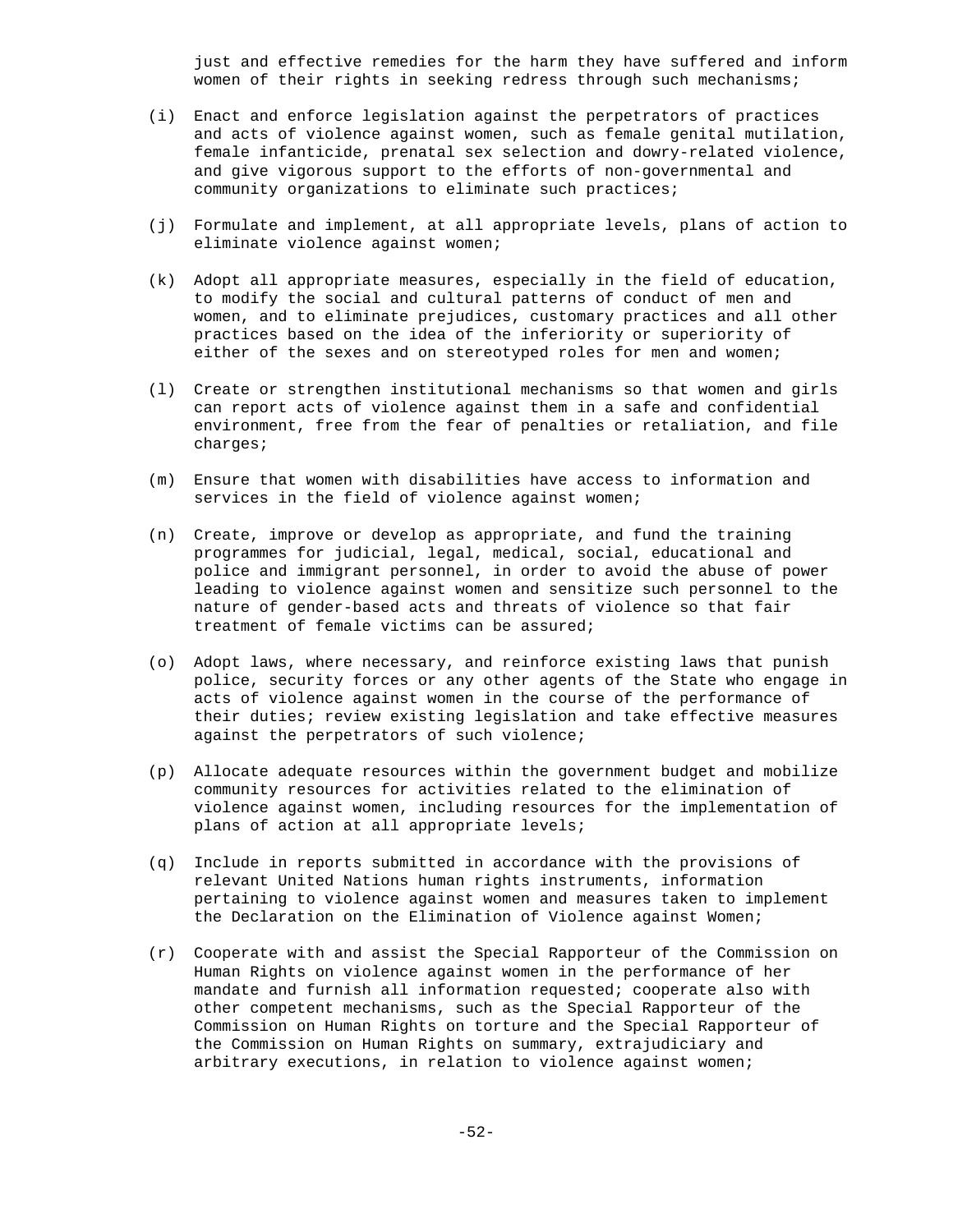just and effective remedies for the harm they have suffered and inform women of their rights in seeking redress through such mechanisms;

(i) Enact and enforce legislation against the perpetrators of practices and acts of violence against women, such as female genital mutilation, female infanticide, prenatal sex selection and dowry-related violence, and give vigorous support to the efforts of non-governmental and community organizations to eliminate such practices;

(j) Formulate and implement, at all appropriate levels, plans of action to eliminate violence against women;

(k) Adopt all appropriate measures, especially in the field of education, to modify the social and cultural patterns of conduct of men and women, and to eliminate prejudices, customary practices and all other practices based on the idea of the inferiority or superiority of either of the sexes and on stereotyped roles for men and women;

(l) Create or strengthen institutional mechanisms so that women and girls can report acts of violence against them in a safe and confidential environment, free from the fear of penalties or retaliation, and file charges;

(m) Ensure that women with disabilities have access to information and services in the field of violence against women;

(n) Create, improve or develop as appropriate, and fund the training programmes for judicial, legal, medical, social, educational and police and immigrant personnel, in order to avoid the abuse of power leading to violence against women and sensitize such personnel to the nature of gender-based acts and threats of violence so that fair treatment of female victims can be assured;

(o) Adopt laws, where necessary, and reinforce existing laws that punish police, security forces or any other agents of the State who engage in acts of violence against women in the course of the performance of their duties; review existing legislation and take effective measures against the perpetrators of such violence;

(p) Allocate adequate resources within the government budget and mobilize community resources for activities related to the elimination of violence against women, including resources for the implementation of plans of action at all appropriate levels;

(q) Include in reports submitted in accordance with the provisions of relevant United Nations human rights instruments, information pertaining to violence against women and measures taken to implement the Declaration on the Elimination of Violence against Women;

(r) Cooperate with and assist the Special Rapporteur of the Commission on Human Rights on violence against women in the performance of her mandate and furnish all information requested; cooperate also with other competent mechanisms, such as the Special Rapporteur of the Commission on Human Rights on torture and the Special Rapporteur of the Commission on Human Rights on summary, extrajudiciary and arbitrary executions, in relation to violence against women;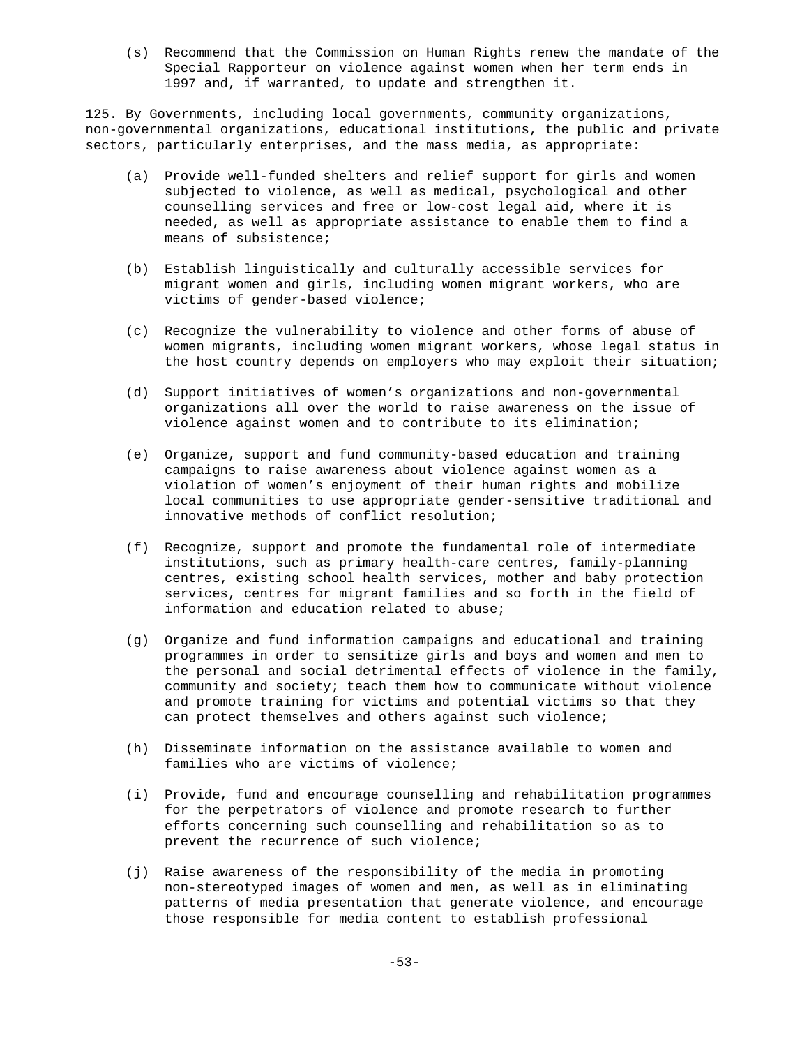(s) Recommend that the Commission on Human Rights renew the mandate of the Special Rapporteur on violence against women when her term ends in 1997 and, if warranted, to update and strengthen it.

125. By Governments, including local governments, community organizations, non-governmental organizations, educational institutions, the public and private sectors, particularly enterprises, and the mass media, as appropriate:

(a) Provide well-funded shelters and relief support for girls and women subjected to violence, as well as medical, psychological and other counselling services and free or low-cost legal aid, where it is needed, as well as appropriate assistance to enable them to find a means of subsistence;

(b) Establish linguistically and culturally accessible services for migrant women and girls, including women migrant workers, who are victims of gender-based violence;

(c) Recognize the vulnerability to violence and other forms of abuse of women migrants, including women migrant workers, whose legal status in the host country depends on employers who may exploit their situation;

(d) Support initiatives of women's organizations and non-governmental organizations all over the world to raise awareness on the issue of violence against women and to contribute to its elimination;

(e) Organize, support and fund community-based education and training campaigns to raise awareness about violence against women as a violation of women's enjoyment of their human rights and mobilize local communities to use appropriate gender-sensitive traditional and innovative methods of conflict resolution;

(f) Recognize, support and promote the fundamental role of intermediate institutions, such as primary health-care centres, family-planning centres, existing school health services, mother and baby protection services, centres for migrant families and so forth in the field of information and education related to abuse;

(g) Organize and fund information campaigns and educational and training programmes in order to sensitize girls and boys and women and men to the personal and social detrimental effects of violence in the family, community and society; teach them how to communicate without violence and promote training for victims and potential victims so that they can protect themselves and others against such violence;

(h) Disseminate information on the assistance available to women and families who are victims of violence;

(i) Provide, fund and encourage counselling and rehabilitation programmes for the perpetrators of violence and promote research to further efforts concerning such counselling and rehabilitation so as to prevent the recurrence of such violence;

(j) Raise awareness of the responsibility of the media in promoting non-stereotyped images of women and men, as well as in eliminating patterns of media presentation that generate violence, and encourage those responsible for media content to establish professional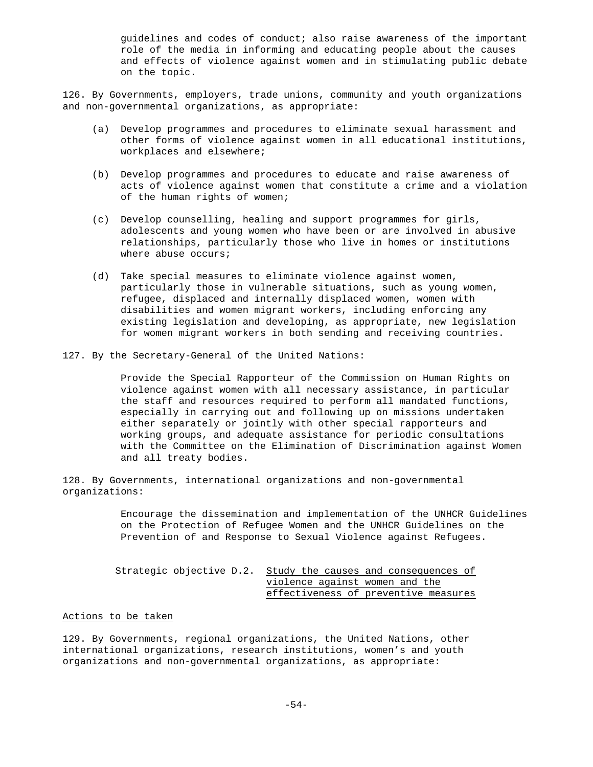guidelines and codes of conduct; also raise awareness of the important role of the media in informing and educating people about the causes and effects of violence against women and in stimulating public debate on the topic.

126. By Governments, employers, trade unions, community and youth organizations and non-governmental organizations, as appropriate:

(a) Develop programmes and procedures to eliminate sexual harassment and other forms of violence against women in all educational institutions, workplaces and elsewhere;

(b) Develop programmes and procedures to educate and raise awareness of acts of violence against women that constitute a crime and a violation of the human rights of women;

(c) Develop counselling, healing and support programmes for girls, adolescents and young women who have been or are involved in abusive relationships, particularly those who live in homes or institutions where abuse occurs;

(d) Take special measures to eliminate violence against women, particularly those in vulnerable situations, such as young women, refugee, displaced and internally displaced women, women with disabilities and women migrant workers, including enforcing any existing legislation and developing, as appropriate, new legislation for women migrant workers in both sending and receiving countries.

127. By the Secretary-General of the United Nations:

Provide the Special Rapporteur of the Commission on Human Rights on violence against women with all necessary assistance, in particular the staff and resources required to perform all mandated functions, especially in carrying out and following up on missions undertaken either separately or jointly with other special rapporteurs and working groups, and adequate assistance for periodic consultations with the Committee on the Elimination of Discrimination against Women and all treaty bodies.

128. By Governments, international organizations and non-governmental organizations:

Encourage the dissemination and implementation of the UNHCR Guidelines on the Protection of Refugee Women and the UNHCR Guidelines on the Prevention of and Response to Sexual Violence against Refugees.

## Strategic objective D.2. Study the causes and consequences of violence against women and the effectiveness of preventive measures

Actions to be taken

129. By Governments, regional organizations, the United Nations, other international organizations, research institutions, women's and youth organizations and non-governmental organizations, as appropriate: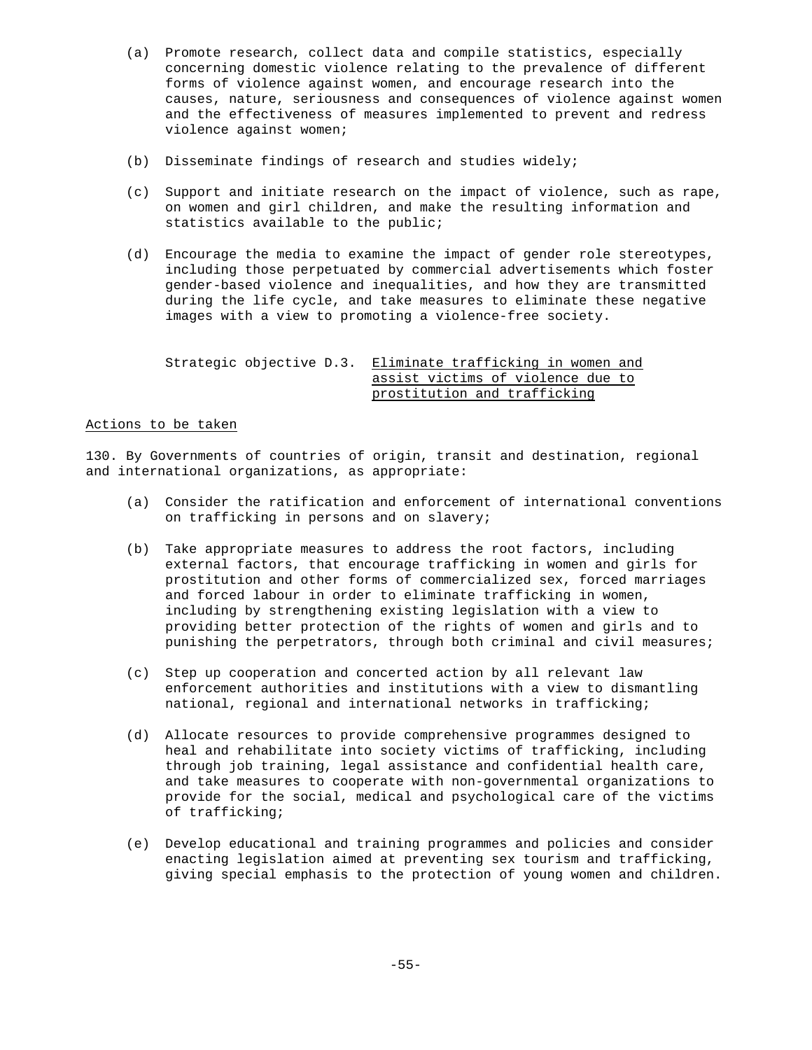(a) Promote research, collect data and compile statistics, especially concerning domestic violence relating to the prevalence of different forms of violence against women, and encourage research into the causes, nature, seriousness and consequences of violence against women and the effectiveness of measures implemented to prevent and redress violence against women;

(b) Disseminate findings of research and studies widely;

(c) Support and initiate research on the impact of violence, such as rape, on women and girl children, and make the resulting information and statistics available to the public;

(d) Encourage the media to examine the impact of gender role stereotypes, including those perpetuated by commercial advertisements which foster gender-based violence and inequalities, and how they are transmitted during the life cycle, and take measures to eliminate these negative images with a view to promoting a violence-free society.

Strategic objective D.3. Eliminate trafficking in women and assist victims of violence due to prostitution and trafficking

Actions to be taken

130. By Governments of countries of origin, transit and destination, regional and international organizations, as appropriate:

(a) Consider the ratification and enforcement of international conventions on trafficking in persons and on slavery;

(b) Take appropriate measures to address the root factors, including external factors, that encourage trafficking in women and girls for prostitution and other forms of commercialized sex, forced marriages and forced labour in order to eliminate trafficking in women, including by strengthening existing legislation with a view to providing better protection of the rights of women and girls and to punishing the perpetrators, through both criminal and civil measures;

(c) Step up cooperation and concerted action by all relevant law enforcement authorities and institutions with a view to dismantling national, regional and international networks in trafficking;

(d) Allocate resources to provide comprehensive programmes designed to heal and rehabilitate into society victims of trafficking, including through job training, legal assistance and confidential health care, and take measures to cooperate with non-governmental organizations to provide for the social, medical and psychological care of the victims of trafficking;

(e) Develop educational and training programmes and policies and consider enacting legislation aimed at preventing sex tourism and trafficking, giving special emphasis to the protection of young women and children.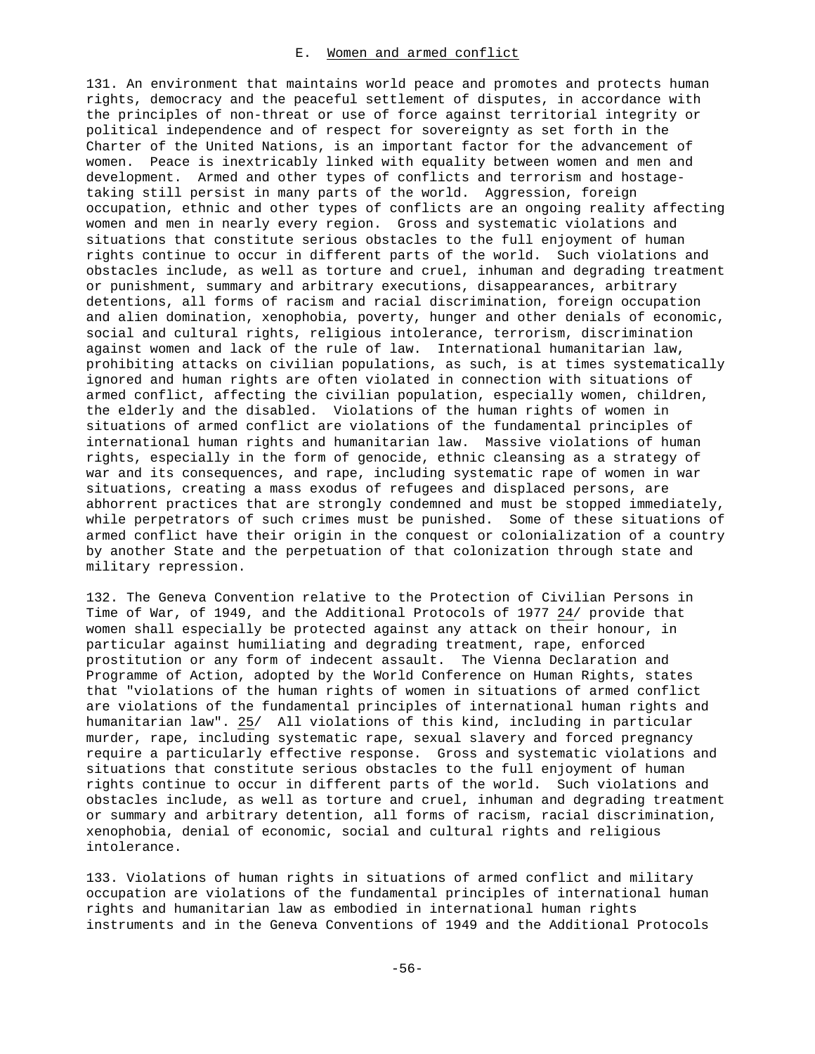## E. Women and armed conflict

131. An environment that maintains world peace and promotes and protects human rights, democracy and the peaceful settlement of disputes, in accordance with the principles of non-threat or use of force against territorial integrity or political independence and of respect for sovereignty as set forth in the Charter of the United Nations, is an important factor for the advancement of women. Peace is inextricably linked with equality between women and men and development. Armed and other types of conflicts and terrorism and hostage-taking still persist in many parts of the world. Aggression, foreign occupation, ethnic and other types of conflicts are an ongoing reality affecting women and men in nearly every region. Gross and systematic violations and situations that constitute serious obstacles to the full enjoyment of human rights continue to occur in different parts of the world. Such violations and obstacles include, as well as torture and cruel, inhuman and degrading treatment or punishment, summary and arbitrary executions, disappearances, arbitrary detentions, all forms of racism and racial discrimination, foreign occupation and alien domination, xenophobia, poverty, hunger and other denials of economic, social and cultural rights, religious intolerance, terrorism, discrimination against women and lack of the rule of law. International humanitarian law, prohibiting attacks on civilian populations, as such, is at times systematically ignored and human rights are often violated in connection with situations of armed conflict, affecting the civilian population, especially women, children, the elderly and the disabled. Violations of the human rights of women in situations of armed conflict are violations of the fundamental principles of international human rights and humanitarian law. Massive violations of human rights, especially in the form of genocide, ethnic cleansing as a strategy of war and its consequences, and rape, including systematic rape of women in war situations, creating a mass exodus of refugees and displaced persons, are abhorrent practices that are strongly condemned and must be stopped immediately, while perpetrators of such crimes must be punished. Some of these situations of armed conflict have their origin in the conquest or colonialization of a country by another State and the perpetuation of that colonization through state and military repression.

132. The Geneva Convention relative to the Protection of Civilian Persons in Time of War, of 1949, and the Additional Protocols of 1977 24/ provide that women shall especially be protected against any attack on their honour, in particular against humiliating and degrading treatment, rape, enforced prostitution or any form of indecent assault. The Vienna Declaration and Programme of Action, adopted by the World Conference on Human Rights, states that "violations of the human rights of women in situations of armed conflict are violations of the fundamental principles of international human rights and humanitarian law". 25/ All violations of this kind, including in particular murder, rape, including systematic rape, sexual slavery and forced pregnancy require a particularly effective response. Gross and systematic violations and situations that constitute serious obstacles to the full enjoyment of human rights continue to occur in different parts of the world. Such violations and obstacles include, as well as torture and cruel, inhuman and degrading treatment or summary and arbitrary detention, all forms of racism, racial discrimination, xenophobia, denial of economic, social and cultural rights and religious intolerance.

133. Violations of human rights in situations of armed conflict and military occupation are violations of the fundamental principles of international human rights and humanitarian law as embodied in international human rights instruments and in the Geneva Conventions of 1949 and the Additional Protocols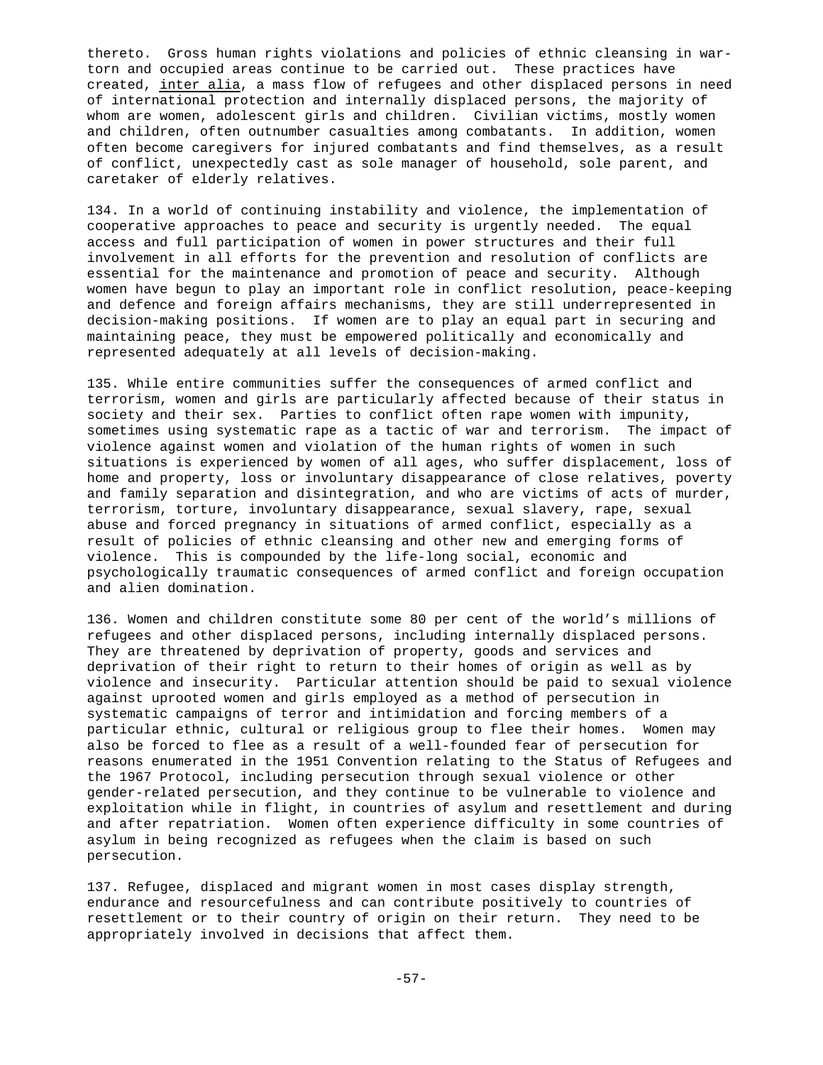thereto. Gross human rights violations and policies of ethnic cleansing in war-torn and occupied areas continue to be carried out. These practices have created, inter alia, a mass flow of refugees and other displaced persons in need of international protection and internally displaced persons, the majority of whom are women, adolescent girls and children. Civilian victims, mostly women and children, often outnumber casualties among combatants. In addition, women often become caregivers for injured combatants and find themselves, as a result of conflict, unexpectedly cast as sole manager of household, sole parent, and caretaker of elderly relatives.

134. In a world of continuing instability and violence, the implementation of cooperative approaches to peace and security is urgently needed. The equal access and full participation of women in power structures and their full involvement in all efforts for the prevention and resolution of conflicts are essential for the maintenance and promotion of peace and security. Although women have begun to play an important role in conflict resolution, peace-keeping and defence and foreign affairs mechanisms, they are still underrepresented in decision-making positions. If women are to play an equal part in securing and maintaining peace, they must be empowered politically and economically and represented adequately at all levels of decision-making.

135. While entire communities suffer the consequences of armed conflict and terrorism, women and girls are particularly affected because of their status in society and their sex. Parties to conflict often rape women with impunity, sometimes using systematic rape as a tactic of war and terrorism. The impact of violence against women and violation of the human rights of women in such situations is experienced by women of all ages, who suffer displacement, loss of home and property, loss or involuntary disappearance of close relatives, poverty and family separation and disintegration, and who are victims of acts of murder, terrorism, torture, involuntary disappearance, sexual slavery, rape, sexual abuse and forced pregnancy in situations of armed conflict, especially as a result of policies of ethnic cleansing and other new and emerging forms of violence. This is compounded by the life-long social, economic and psychologically traumatic consequences of armed conflict and foreign occupation and alien domination.

136. Women and children constitute some 80 per cent of the world's millions of refugees and other displaced persons, including internally displaced persons. They are threatened by deprivation of property, goods and services and deprivation of their right to return to their homes of origin as well as by violence and insecurity. Particular attention should be paid to sexual violence against uprooted women and girls employed as a method of persecution in systematic campaigns of terror and intimidation and forcing members of a particular ethnic, cultural or religious group to flee their homes. Women may also be forced to flee as a result of a well-founded fear of persecution for reasons enumerated in the 1951 Convention relating to the Status of Refugees and the 1967 Protocol, including persecution through sexual violence or other gender-related persecution, and they continue to be vulnerable to violence and exploitation while in flight, in countries of asylum and resettlement and during and after repatriation. Women often experience difficulty in some countries of asylum in being recognized as refugees when the claim is based on such persecution.

137. Refugee, displaced and migrant women in most cases display strength, endurance and resourcefulness and can contribute positively to countries of resettlement or to their country of origin on their return. They need to be appropriately involved in decisions that affect them.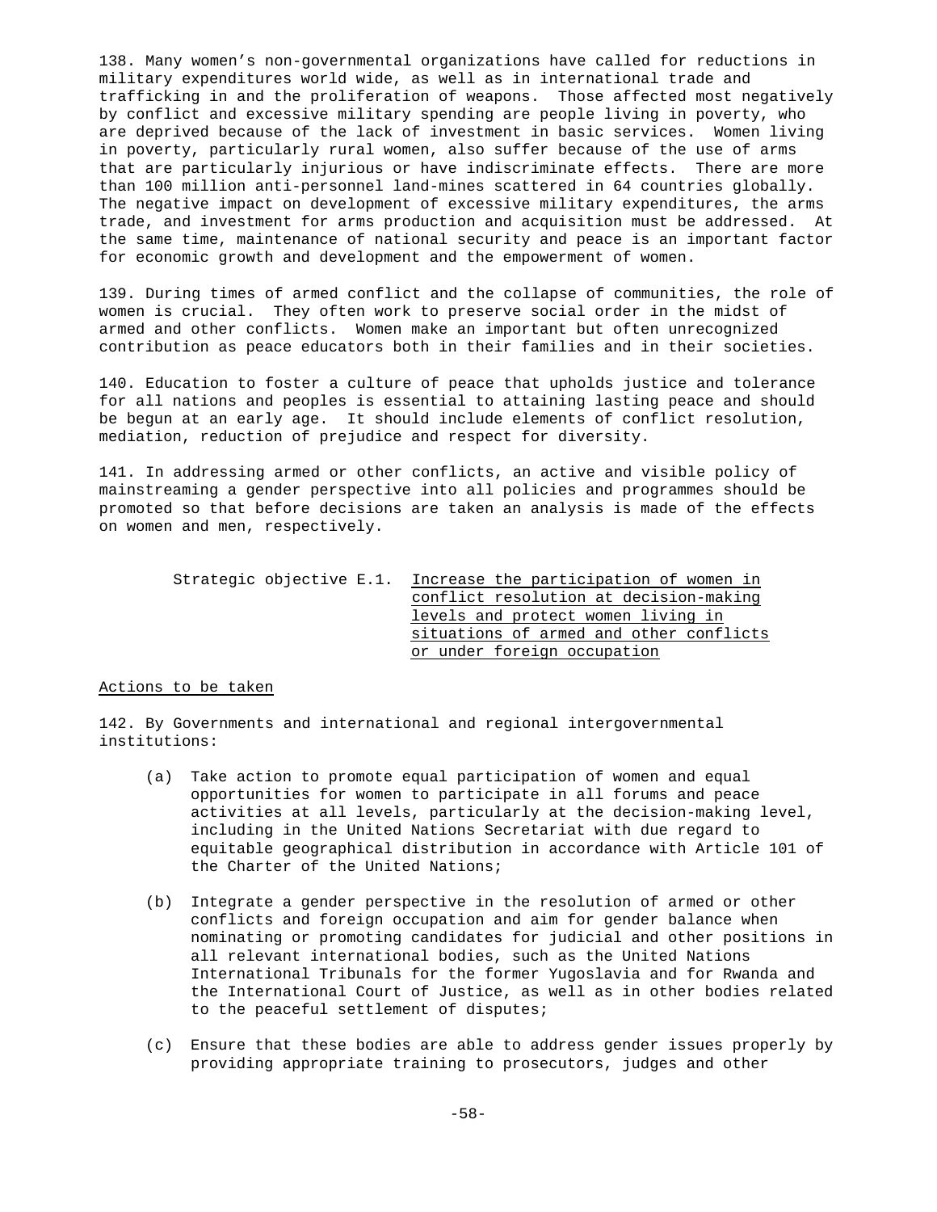138. Many women's non-governmental organizations have called for reductions in military expenditures world wide, as well as in international trade and trafficking in and the proliferation of weapons. Those affected most negatively by conflict and excessive military spending are people living in poverty, who are deprived because of the lack of investment in basic services. Women living in poverty, particularly rural women, also suffer because of the use of arms that are particularly injurious or have indiscriminate effects. There are more than 100 million anti-personnel land-mines scattered in 64 countries globally. The negative impact on development of excessive military expenditures, the arms trade, and investment for arms production and acquisition must be addressed. At the same time, maintenance of national security and peace is an important factor for economic growth and development and the empowerment of women.

139. During times of armed conflict and the collapse of communities, the role of women is crucial. They often work to preserve social order in the midst of armed and other conflicts. Women make an important but often unrecognized contribution as peace educators both in their families and in their societies.

140. Education to foster a culture of peace that upholds justice and tolerance for all nations and peoples is essential to attaining lasting peace and should be begun at an early age. It should include elements of conflict resolution, mediation, reduction of prejudice and respect for diversity.

141. In addressing armed or other conflicts, an active and visible policy of mainstreaming a gender perspective into all policies and programmes should be promoted so that before decisions are taken an analysis is made of the effects on women and men, respectively.

Strategic objective E.1. Increase the participation of women in conflict resolution at decision-making levels and protect women living in situations of armed and other conflicts or under foreign occupation

Actions to be taken

142. By Governments and international and regional intergovernmental institutions:

(a) Take action to promote equal participation of women and equal opportunities for women to participate in all forums and peace activities at all levels, particularly at the decision-making level, including in the United Nations Secretariat with due regard to equitable geographical distribution in accordance with Article 101 of the Charter of the United Nations;

(b) Integrate a gender perspective in the resolution of armed or other conflicts and foreign occupation and aim for gender balance when nominating or promoting candidates for judicial and other positions in all relevant international bodies, such as the United Nations International Tribunals for the former Yugoslavia and for Rwanda and the International Court of Justice, as well as in other bodies related to the peaceful settlement of disputes;

(c) Ensure that these bodies are able to address gender issues properly by providing appropriate training to prosecutors, judges and other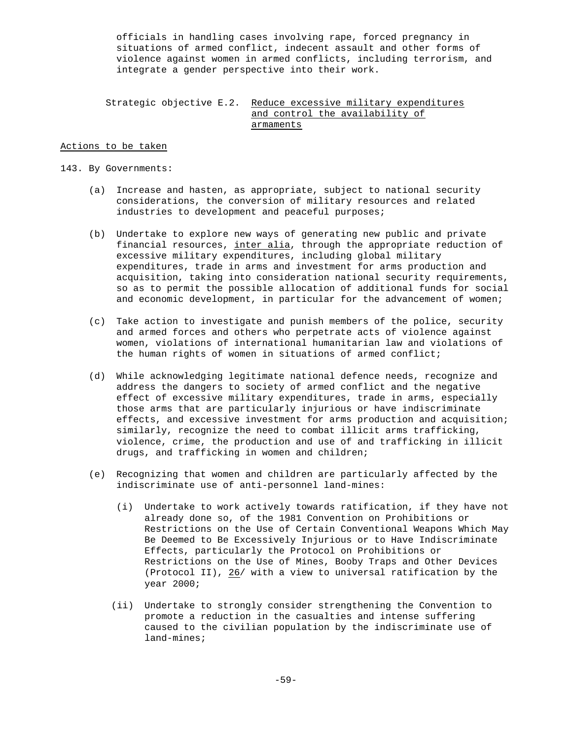officials in handling cases involving rape, forced pregnancy in situations of armed conflict, indecent assault and other forms of violence against women in armed conflicts, including terrorism, and integrate a gender perspective into their work.

### Strategic objective E.2. Reduce excessive military expenditures and control the availability of armaments

Actions to be taken

143. By Governments:

(a) Increase and hasten, as appropriate, subject to national security considerations, the conversion of military resources and related industries to development and peaceful purposes;

(b) Undertake to explore new ways of generating new public and private financial resources, *inter alia*, through the appropriate reduction of excessive military expenditures, including global military expenditures, trade in arms and investment for arms production and acquisition, taking into consideration national security requirements, so as to permit the possible allocation of additional funds for social and economic development, in particular for the advancement of women;

(c) Take action to investigate and punish members of the police, security and armed forces and others who perpetrate acts of violence against women, violations of international humanitarian law and violations of the human rights of women in situations of armed conflict;

(d) While acknowledging legitimate national defence needs, recognize and address the dangers to society of armed conflict and the negative effect of excessive military expenditures, trade in arms, especially those arms that are particularly injurious or have indiscriminate effects, and excessive investment for arms production and acquisition; similarly, recognize the need to combat illicit arms trafficking, violence, crime, the production and use of and trafficking in illicit drugs, and trafficking in women and children;

(e) Recognizing that women and children are particularly affected by the indiscriminate use of anti-personnel land-mines:

(i) Undertake to work actively towards ratification, if they have not already done so, of the 1981 Convention on Prohibitions or Restrictions on the Use of Certain Conventional Weapons Which May Be Deemed to Be Excessively Injurious or to Have Indiscriminate Effects, particularly the Protocol on Prohibitions or Restrictions on the Use of Mines, Booby Traps and Other Devices (Protocol II), 26/ with a view to universal ratification by the year 2000;

(ii) Undertake to strongly consider strengthening the Convention to promote a reduction in the casualties and intense suffering caused to the civilian population by the indiscriminate use of land-mines;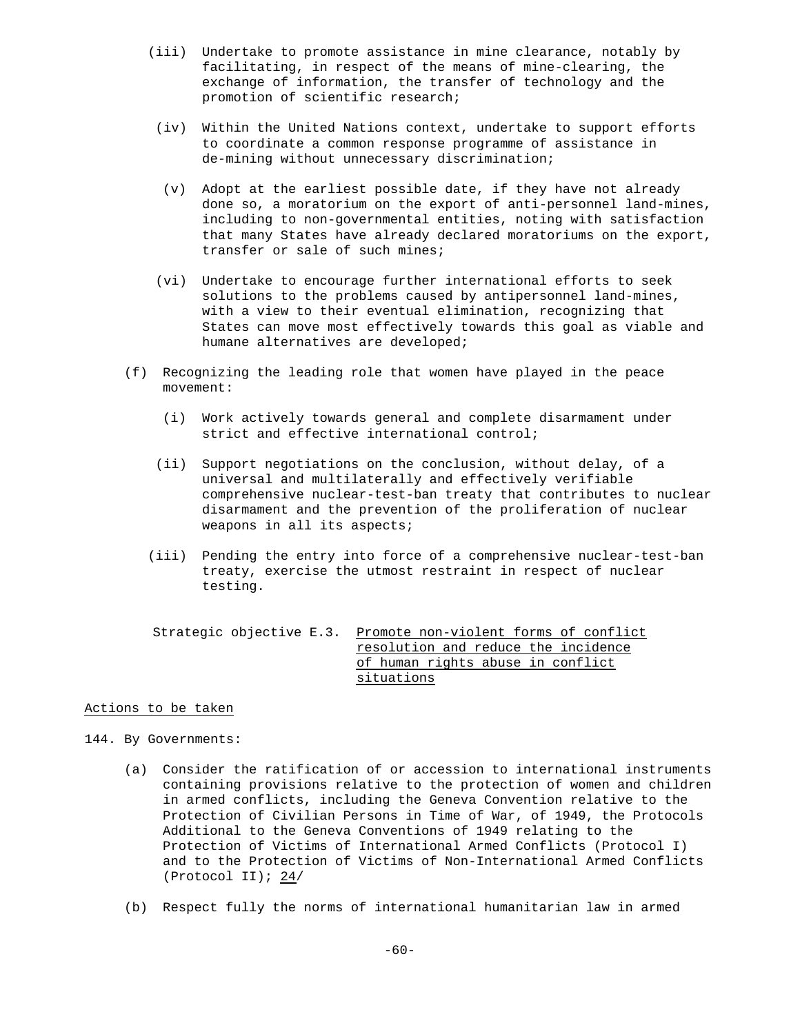(iii) Undertake to promote assistance in mine clearance, notably by facilitating, in respect of the means of mine-clearing, the exchange of information, the transfer of technology and the promotion of scientific research;

(iv) Within the United Nations context, undertake to support efforts to coordinate a common response programme of assistance in de-mining without unnecessary discrimination;

(v) Adopt at the earliest possible date, if they have not already done so, a moratorium on the export of anti-personnel land-mines, including to non-governmental entities, noting with satisfaction that many States have already declared moratoriums on the export, transfer or sale of such mines;

(vi) Undertake to encourage further international efforts to seek solutions to the problems caused by antipersonnel land-mines, with a view to their eventual elimination, recognizing that States can move most effectively towards this goal as viable and humane alternatives are developed;

(f) Recognizing the leading role that women have played in the peace movement:

(i) Work actively towards general and complete disarmament under strict and effective international control;

(ii) Support negotiations on the conclusion, without delay, of a universal and multilaterally and effectively verifiable comprehensive nuclear-test-ban treaty that contributes to nuclear disarmament and the prevention of the proliferation of nuclear weapons in all its aspects;

(iii) Pending the entry into force of a comprehensive nuclear-test-ban treaty, exercise the utmost restraint in respect of nuclear testing.

### Strategic objective E.3. Promote non-violent forms of conflict resolution and reduce the incidence of human rights abuse in conflict situations

Actions to be taken

144. By Governments:

(a) Consider the ratification of or accession to international instruments containing provisions relative to the protection of women and children in armed conflicts, including the Geneva Convention relative to the Protection of Civilian Persons in Time of War, of 1949, the Protocols Additional to the Geneva Conventions of 1949 relating to the Protection of Victims of International Armed Conflicts (Protocol I) and to the Protection of Victims of Non-International Armed Conflicts (Protocol II); 24/

(b) Respect fully the norms of international humanitarian law in armed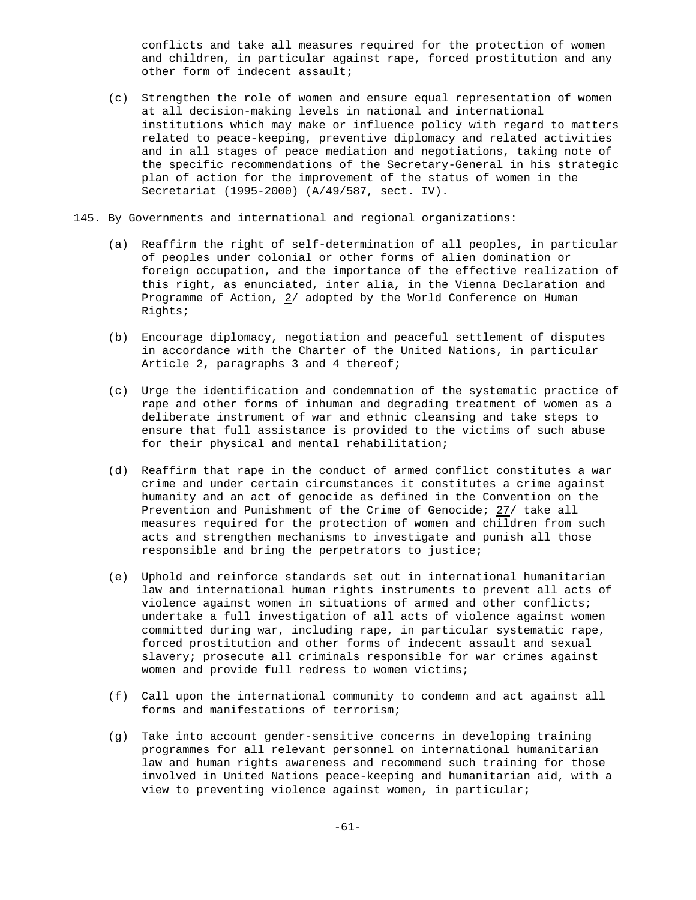conflicts and take all measures required for the protection of women and children, in particular against rape, forced prostitution and any other form of indecent assault;

(c) Strengthen the role of women and ensure equal representation of women at all decision-making levels in national and international institutions which may make or influence policy with regard to matters related to peace-keeping, preventive diplomacy and related activities and in all stages of peace mediation and negotiations, taking note of the specific recommendations of the Secretary-General in his strategic plan of action for the improvement of the status of women in the Secretariat (1995-2000) (A/49/587, sect. IV).

145. By Governments and international and regional organizations:

(a) Reaffirm the right of self-determination of all peoples, in particular of peoples under colonial or other forms of alien domination or foreign occupation, and the importance of the effective realization of this right, as enunciated, inter alia, in the Vienna Declaration and Programme of Action, 2/ adopted by the World Conference on Human Rights;

(b) Encourage diplomacy, negotiation and peaceful settlement of disputes in accordance with the Charter of the United Nations, in particular Article 2, paragraphs 3 and 4 thereof;

(c) Urge the identification and condemnation of the systematic practice of rape and other forms of inhuman and degrading treatment of women as a deliberate instrument of war and ethnic cleansing and take steps to ensure that full assistance is provided to the victims of such abuse for their physical and mental rehabilitation;

(d) Reaffirm that rape in the conduct of armed conflict constitutes a war crime and under certain circumstances it constitutes a crime against humanity and an act of genocide as defined in the Convention on the Prevention and Punishment of the Crime of Genocide; 27/ take all measures required for the protection of women and children from such acts and strengthen mechanisms to investigate and punish all those responsible and bring the perpetrators to justice;

(e) Uphold and reinforce standards set out in international humanitarian law and international human rights instruments to prevent all acts of violence against women in situations of armed and other conflicts; undertake a full investigation of all acts of violence against women committed during war, including rape, in particular systematic rape, forced prostitution and other forms of indecent assault and sexual slavery; prosecute all criminals responsible for war crimes against women and provide full redress to women victims;

(f) Call upon the international community to condemn and act against all forms and manifestations of terrorism;

(g) Take into account gender-sensitive concerns in developing training programmes for all relevant personnel on international humanitarian law and human rights awareness and recommend such training for those involved in United Nations peace-keeping and humanitarian aid, with a view to preventing violence against women, in particular;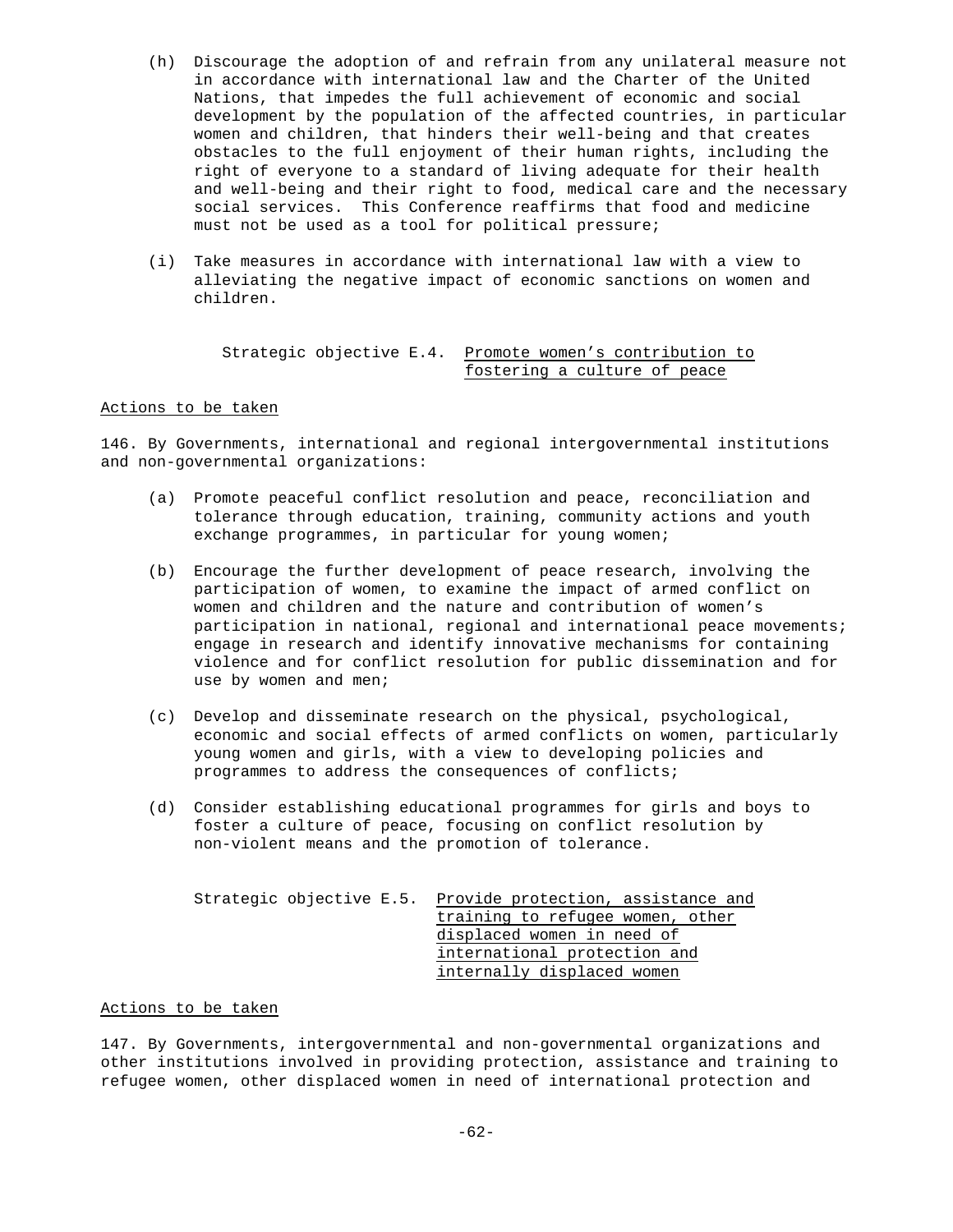(h) Discourage the adoption of and refrain from any unilateral measure not in accordance with international law and the Charter of the United Nations, that impedes the full achievement of economic and social development by the population of the affected countries, in particular women and children, that hinders their well-being and that creates obstacles to the full enjoyment of their human rights, including the right of everyone to a standard of living adequate for their health and well-being and their right to food, medical care and the necessary social services. This Conference reaffirms that food and medicine must not be used as a tool for political pressure;

(i) Take measures in accordance with international law with a view to alleviating the negative impact of economic sanctions on women and children.

### Strategic objective E.4. Promote women's contribution to fostering a culture of peace

#### Actions to be taken

146. By Governments, international and regional intergovernmental institutions and non-governmental organizations:

(a) Promote peaceful conflict resolution and peace, reconciliation and tolerance through education, training, community actions and youth exchange programmes, in particular for young women;

(b) Encourage the further development of peace research, involving the participation of women, to examine the impact of armed conflict on women and children and the nature and contribution of women's participation in national, regional and international peace movements; engage in research and identify innovative mechanisms for containing violence and for conflict resolution for public dissemination and for use by women and men;

(c) Develop and disseminate research on the physical, psychological, economic and social effects of armed conflicts on women, particularly young women and girls, with a view to developing policies and programmes to address the consequences of conflicts;

(d) Consider establishing educational programmes for girls and boys to foster a culture of peace, focusing on conflict resolution by non-violent means and the promotion of tolerance.

### Strategic objective E.5. Provide protection, assistance and training to refugee women, other displaced women in need of international protection and internally displaced women

#### Actions to be taken

147. By Governments, intergovernmental and non-governmental organizations and other institutions involved in providing protection, assistance and training to refugee women, other displaced women in need of international protection and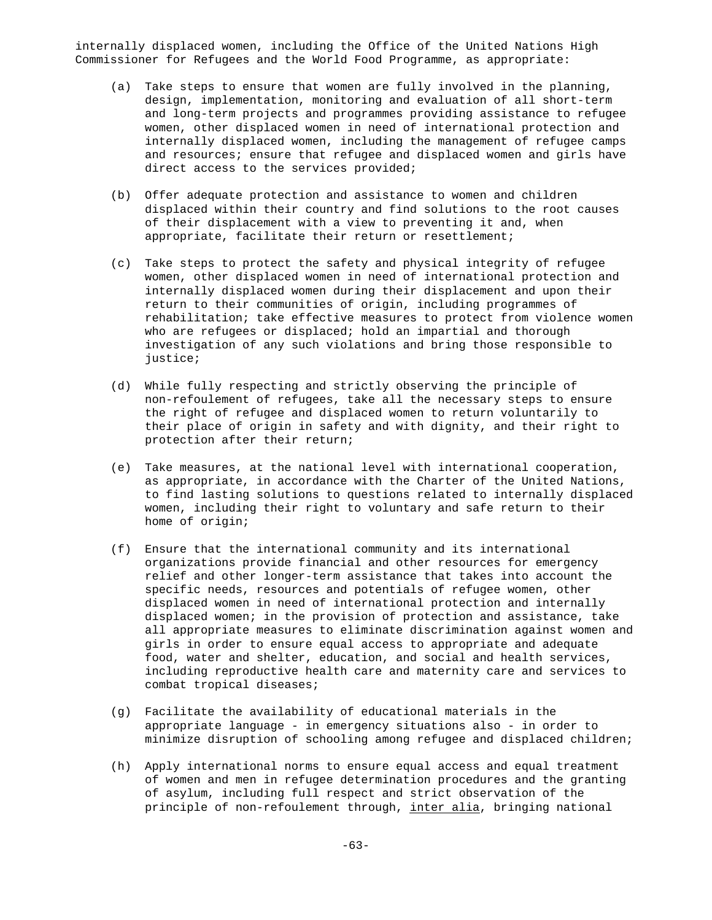internally displaced women, including the Office of the United Nations High Commissioner for Refugees and the World Food Programme, as appropriate:

(a) Take steps to ensure that women are fully involved in the planning, design, implementation, monitoring and evaluation of all short-term and long-term projects and programmes providing assistance to refugee women, other displaced women in need of international protection and internally displaced women, including the management of refugee camps and resources; ensure that refugee and displaced women and girls have direct access to the services provided;

(b) Offer adequate protection and assistance to women and children displaced within their country and find solutions to the root causes of their displacement with a view to preventing it and, when appropriate, facilitate their return or resettlement;

(c) Take steps to protect the safety and physical integrity of refugee women, other displaced women in need of international protection and internally displaced women during their displacement and upon their return to their communities of origin, including programmes of rehabilitation; take effective measures to protect from violence women who are refugees or displaced; hold an impartial and thorough investigation of any such violations and bring those responsible to justice;

(d) While fully respecting and strictly observing the principle of non-refoulement of refugees, take all the necessary steps to ensure the right of refugee and displaced women to return voluntarily to their place of origin in safety and with dignity, and their right to protection after their return;

(e) Take measures, at the national level with international cooperation, as appropriate, in accordance with the Charter of the United Nations, to find lasting solutions to questions related to internally displaced women, including their right to voluntary and safe return to their home of origin;

(f) Ensure that the international community and its international organizations provide financial and other resources for emergency relief and other longer-term assistance that takes into account the specific needs, resources and potentials of refugee women, other displaced women in need of international protection and internally displaced women; in the provision of protection and assistance, take all appropriate measures to eliminate discrimination against women and girls in order to ensure equal access to appropriate and adequate food, water and shelter, education, and social and health services, including reproductive health care and maternity care and services to combat tropical diseases;

(g) Facilitate the availability of educational materials in the appropriate language - in emergency situations also - in order to minimize disruption of schooling among refugee and displaced children;

(h) Apply international norms to ensure equal access and equal treatment of women and men in refugee determination procedures and the granting of asylum, including full respect and strict observation of the principle of non-refoulement through, _inter alia_, bringing national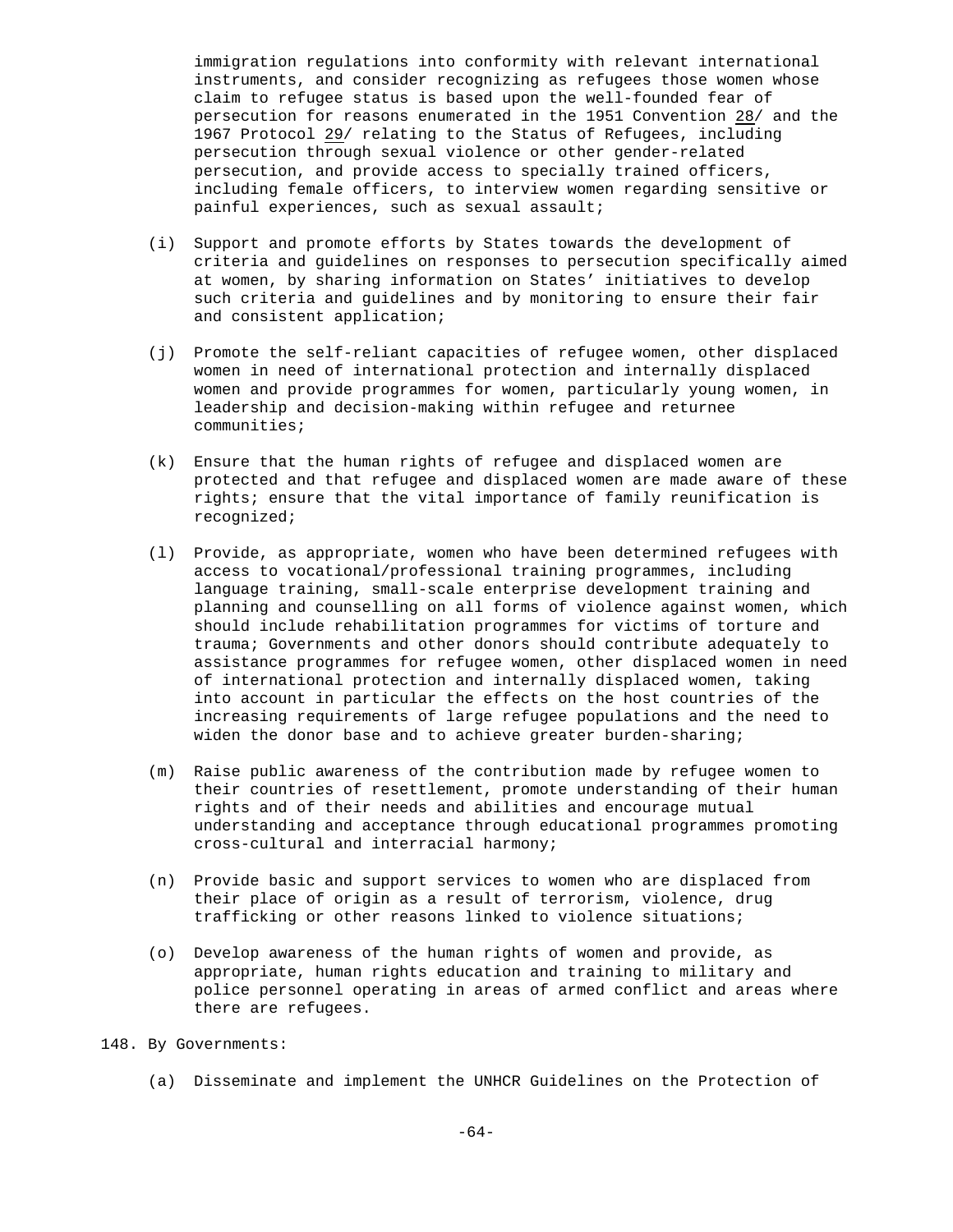immigration regulations into conformity with relevant international instruments, and consider recognizing as refugees those women whose claim to refugee status is based upon the well-founded fear of persecution for reasons enumerated in the 1951 Convention 28/ and the 1967 Protocol 29/ relating to the Status of Refugees, including persecution through sexual violence or other gender-related persecution, and provide access to specially trained officers, including female officers, to interview women regarding sensitive or painful experiences, such as sexual assault;

(i) Support and promote efforts by States towards the development of criteria and guidelines on responses to persecution specifically aimed at women, by sharing information on States' initiatives to develop such criteria and guidelines and by monitoring to ensure their fair and consistent application;

(j) Promote the self-reliant capacities of refugee women, other displaced women in need of international protection and internally displaced women and provide programmes for women, particularly young women, in leadership and decision-making within refugee and returnee communities;

(k) Ensure that the human rights of refugee and displaced women are protected and that refugee and displaced women are made aware of these rights; ensure that the vital importance of family reunification is recognized;

(l) Provide, as appropriate, women who have been determined refugees with access to vocational/professional training programmes, including language training, small-scale enterprise development training and planning and counselling on all forms of violence against women, which should include rehabilitation programmes for victims of torture and trauma; Governments and other donors should contribute adequately to assistance programmes for refugee women, other displaced women in need of international protection and internally displaced women, taking into account in particular the effects on the host countries of the increasing requirements of large refugee populations and the need to widen the donor base and to achieve greater burden-sharing;

(m) Raise public awareness of the contribution made by refugee women to their countries of resettlement, promote understanding of their human rights and of their needs and abilities and encourage mutual understanding and acceptance through educational programmes promoting cross-cultural and interracial harmony;

(n) Provide basic and support services to women who are displaced from their place of origin as a result of terrorism, violence, drug trafficking or other reasons linked to violence situations;

(o) Develop awareness of the human rights of women and provide, as appropriate, human rights education and training to military and police personnel operating in areas of armed conflict and areas where there are refugees.

148. By Governments:

(a) Disseminate and implement the UNHCR Guidelines on the Protection of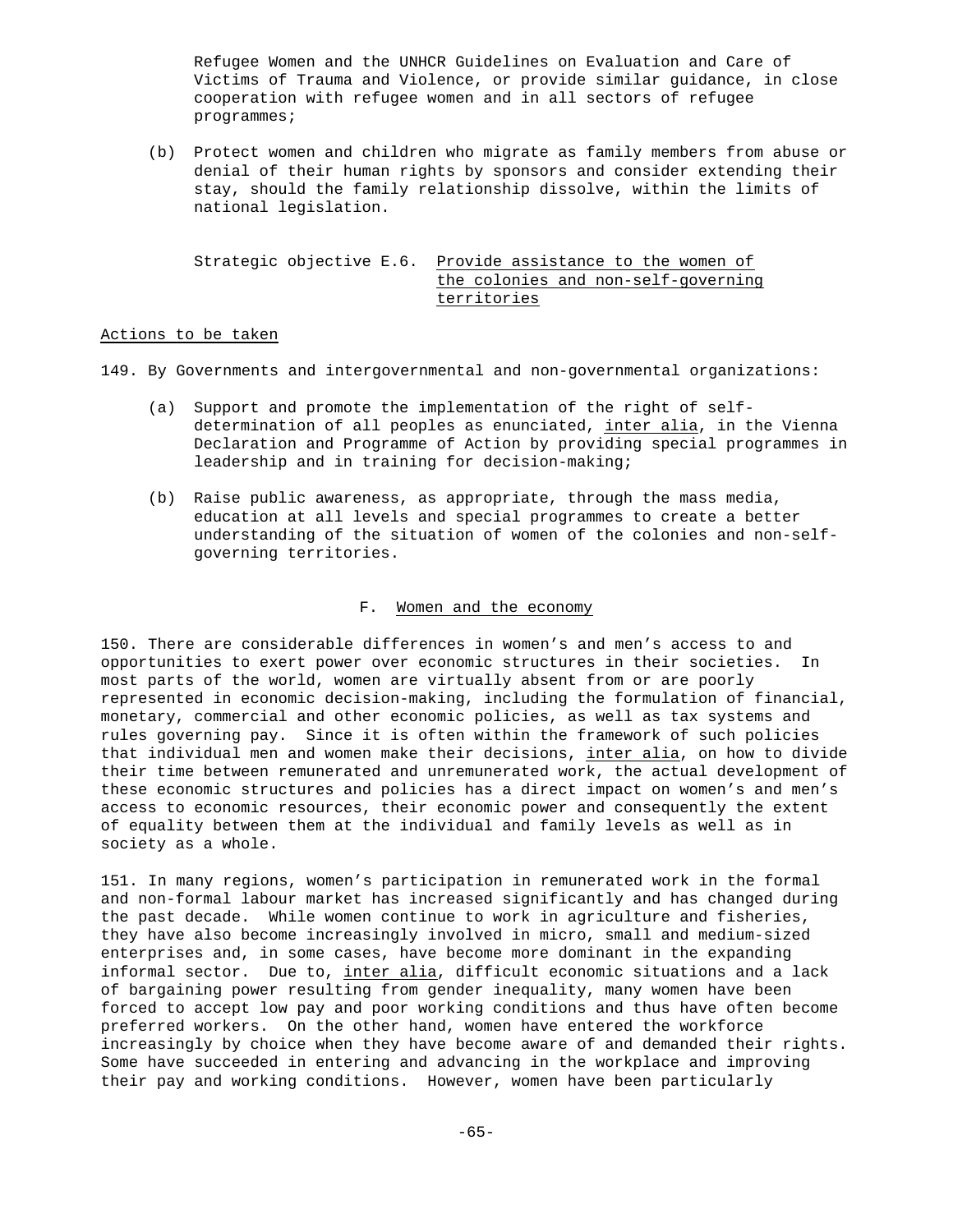Refugee Women and the UNHCR Guidelines on Evaluation and Care of Victims of Trauma and Violence, or provide similar guidance, in close cooperation with refugee women and in all sectors of refugee programmes;

(b) Protect women and children who migrate as family members from abuse or denial of their human rights by sponsors and consider extending their stay, should the family relationship dissolve, within the limits of national legislation.

Strategic objective E.6. Provide assistance to the women of the colonies and non-self-governing territories

Actions to be taken

149. By Governments and intergovernmental and non-governmental organizations:

(a) Support and promote the implementation of the right of self-determination of all peoples as enunciated, *inter alia*, in the Vienna Declaration and Programme of Action by providing special programmes in leadership and in training for decision-making;

(b) Raise public awareness, as appropriate, through the mass media, education at all levels and special programmes to create a better understanding of the situation of women of the colonies and non-self-governing territories.

## F. Women and the economy

150. There are considerable differences in women's and men's access to and opportunities to exert power over economic structures in their societies. In most parts of the world, women are virtually absent from or are poorly represented in economic decision-making, including the formulation of financial, monetary, commercial and other economic policies, as well as tax systems and rules governing pay. Since it is often within the framework of such policies that individual men and women make their decisions, *inter alia*, on how to divide their time between remunerated and unremunerated work, the actual development of these economic structures and policies has a direct impact on women's and men's access to economic resources, their economic power and consequently the extent of equality between them at the individual and family levels as well as in society as a whole.

151. In many regions, women's participation in remunerated work in the formal and non-formal labour market has increased significantly and has changed during the past decade. While women continue to work in agriculture and fisheries, they have also become increasingly involved in micro, small and medium-sized enterprises and, in some cases, have become more dominant in the expanding informal sector. Due to, *inter alia*, difficult economic situations and a lack of bargaining power resulting from gender inequality, many women have been forced to accept low pay and poor working conditions and thus have often become preferred workers. On the other hand, women have entered the workforce increasingly by choice when they have become aware of and demanded their rights. Some have succeeded in entering and advancing in the workplace and improving their pay and working conditions. However, women have been particularly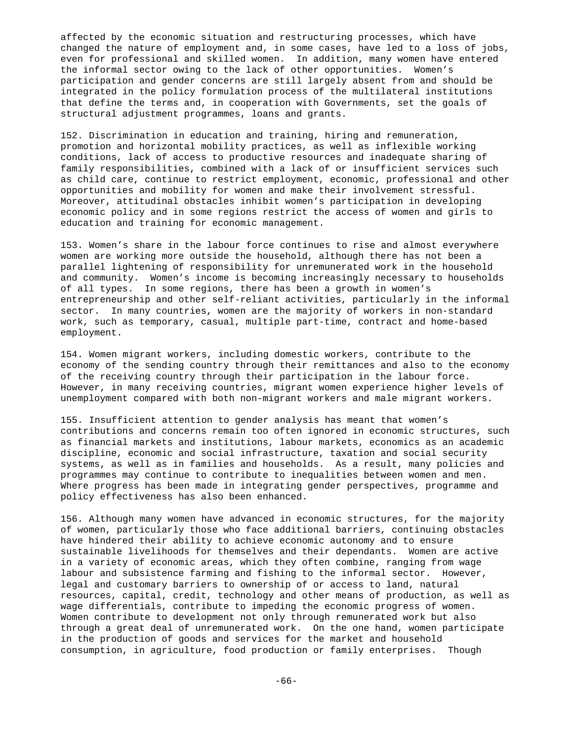affected by the economic situation and restructuring processes, which have changed the nature of employment and, in some cases, have led to a loss of jobs, even for professional and skilled women. In addition, many women have entered the informal sector owing to the lack of other opportunities. Women's participation and gender concerns are still largely absent from and should be integrated in the policy formulation process of the multilateral institutions that define the terms and, in cooperation with Governments, set the goals of structural adjustment programmes, loans and grants.

152. Discrimination in education and training, hiring and remuneration, promotion and horizontal mobility practices, as well as inflexible working conditions, lack of access to productive resources and inadequate sharing of family responsibilities, combined with a lack of or insufficient services such as child care, continue to restrict employment, economic, professional and other opportunities and mobility for women and make their involvement stressful. Moreover, attitudinal obstacles inhibit women's participation in developing economic policy and in some regions restrict the access of women and girls to education and training for economic management.

153. Women's share in the labour force continues to rise and almost everywhere women are working more outside the household, although there has not been a parallel lightening of responsibility for unremunerated work in the household and community. Women's income is becoming increasingly necessary to households of all types. In some regions, there has been a growth in women's entrepreneurship and other self-reliant activities, particularly in the informal sector. In many countries, women are the majority of workers in non-standard work, such as temporary, casual, multiple part-time, contract and home-based employment.

154. Women migrant workers, including domestic workers, contribute to the economy of the sending country through their remittances and also to the economy of the receiving country through their participation in the labour force. However, in many receiving countries, migrant women experience higher levels of unemployment compared with both non-migrant workers and male migrant workers.

155. Insufficient attention to gender analysis has meant that women's contributions and concerns remain too often ignored in economic structures, such as financial markets and institutions, labour markets, economics as an academic discipline, economic and social infrastructure, taxation and social security systems, as well as in families and households. As a result, many policies and programmes may continue to contribute to inequalities between women and men. Where progress has been made in integrating gender perspectives, programme and policy effectiveness has also been enhanced.

156. Although many women have advanced in economic structures, for the majority of women, particularly those who face additional barriers, continuing obstacles have hindered their ability to achieve economic autonomy and to ensure sustainable livelihoods for themselves and their dependants. Women are active in a variety of economic areas, which they often combine, ranging from wage labour and subsistence farming and fishing to the informal sector. However, legal and customary barriers to ownership of or access to land, natural resources, capital, credit, technology and other means of production, as well as wage differentials, contribute to impeding the economic progress of women. Women contribute to development not only through remunerated work but also through a great deal of unremunerated work. On the one hand, women participate in the production of goods and services for the market and household consumption, in agriculture, food production or family enterprises. Though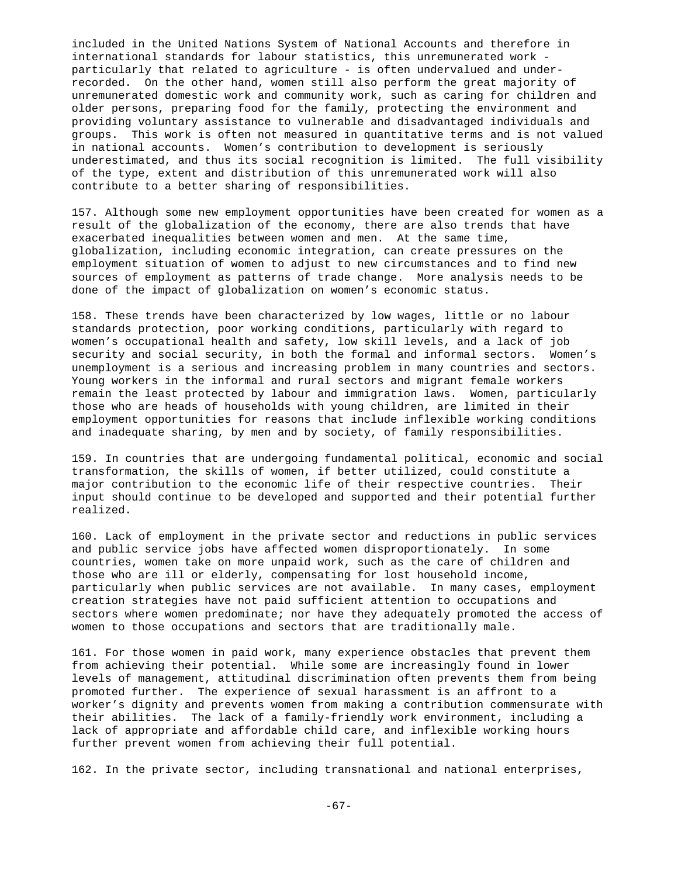included in the United Nations System of National Accounts and therefore in international standards for labour statistics, this unremunerated work - particularly that related to agriculture - is often undervalued and under-recorded. On the other hand, women still also perform the great majority of unremunerated domestic work and community work, such as caring for children and older persons, preparing food for the family, protecting the environment and providing voluntary assistance to vulnerable and disadvantaged individuals and groups. This work is often not measured in quantitative terms and is not valued in national accounts. Women's contribution to development is seriously underestimated, and thus its social recognition is limited. The full visibility of the type, extent and distribution of this unremunerated work will also contribute to a better sharing of responsibilities.

157. Although some new employment opportunities have been created for women as a result of the globalization of the economy, there are also trends that have exacerbated inequalities between women and men. At the same time, globalization, including economic integration, can create pressures on the employment situation of women to adjust to new circumstances and to find new sources of employment as patterns of trade change. More analysis needs to be done of the impact of globalization on women's economic status.

158. These trends have been characterized by low wages, little or no labour standards protection, poor working conditions, particularly with regard to women's occupational health and safety, low skill levels, and a lack of job security and social security, in both the formal and informal sectors. Women's unemployment is a serious and increasing problem in many countries and sectors. Young workers in the informal and rural sectors and migrant female workers remain the least protected by labour and immigration laws. Women, particularly those who are heads of households with young children, are limited in their employment opportunities for reasons that include inflexible working conditions and inadequate sharing, by men and by society, of family responsibilities.

159. In countries that are undergoing fundamental political, economic and social transformation, the skills of women, if better utilized, could constitute a major contribution to the economic life of their respective countries. Their input should continue to be developed and supported and their potential further realized.

160. Lack of employment in the private sector and reductions in public services and public service jobs have affected women disproportionately. In some countries, women take on more unpaid work, such as the care of children and those who are ill or elderly, compensating for lost household income, particularly when public services are not available. In many cases, employment creation strategies have not paid sufficient attention to occupations and sectors where women predominate; nor have they adequately promoted the access of women to those occupations and sectors that are traditionally male.

161. For those women in paid work, many experience obstacles that prevent them from achieving their potential. While some are increasingly found in lower levels of management, attitudinal discrimination often prevents them from being promoted further. The experience of sexual harassment is an affront to a worker's dignity and prevents women from making a contribution commensurate with their abilities. The lack of a family-friendly work environment, including a lack of appropriate and affordable child care, and inflexible working hours further prevent women from achieving their full potential.

162. In the private sector, including transnational and national enterprises,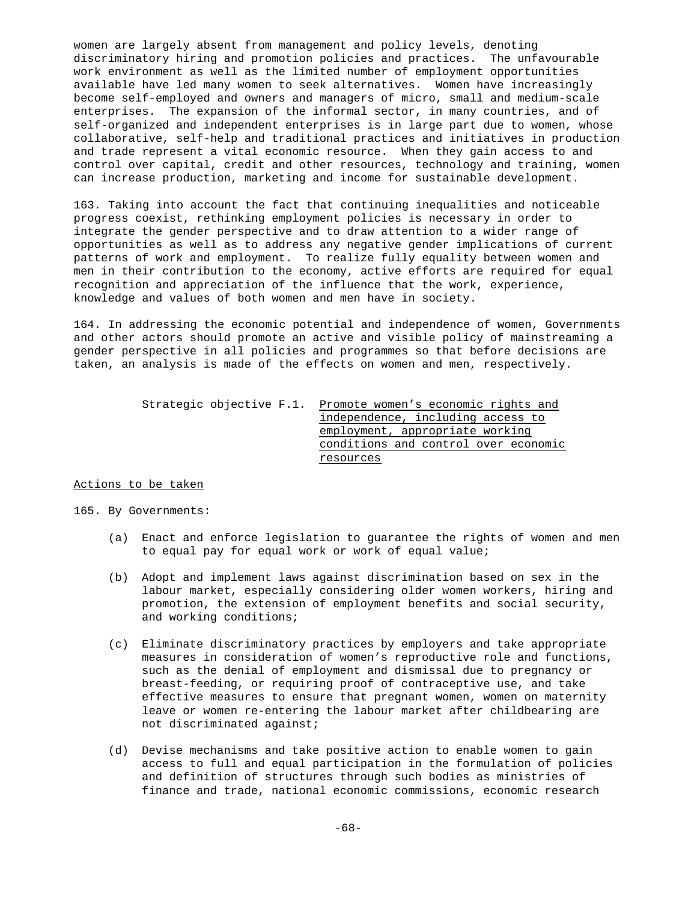women are largely absent from management and policy levels, denoting discriminatory hiring and promotion policies and practices. The unfavourable work environment as well as the limited number of employment opportunities available have led many women to seek alternatives. Women have increasingly become self-employed and owners and managers of micro, small and medium-scale enterprises. The expansion of the informal sector, in many countries, and of self-organized and independent enterprises is in large part due to women, whose collaborative, self-help and traditional practices and initiatives in production and trade represent a vital economic resource. When they gain access to and control over capital, credit and other resources, technology and training, women can increase production, marketing and income for sustainable development.

163. Taking into account the fact that continuing inequalities and noticeable progress coexist, rethinking employment policies is necessary in order to integrate the gender perspective and to draw attention to a wider range of opportunities as well as to address any negative gender implications of current patterns of work and employment. To realize fully equality between women and men in their contribution to the economy, active efforts are required for equal recognition and appreciation of the influence that the work, experience, knowledge and values of both women and men have in society.

164. In addressing the economic potential and independence of women, Governments and other actors should promote an active and visible policy of mainstreaming a gender perspective in all policies and programmes so that before decisions are taken, an analysis is made of the effects on women and men, respectively.

Strategic objective F.1. Promote women’s economic rights and independence, including access to employment, appropriate working conditions and control over economic resources

Actions to be taken

165. By Governments:

(a) Enact and enforce legislation to guarantee the rights of women and men to equal pay for equal work or work of equal value;

(b) Adopt and implement laws against discrimination based on sex in the labour market, especially considering older women workers, hiring and promotion, the extension of employment benefits and social security, and working conditions;

(c) Eliminate discriminatory practices by employers and take appropriate measures in consideration of women’s reproductive role and functions, such as the denial of employment and dismissal due to pregnancy or breast-feeding, or requiring proof of contraceptive use, and take effective measures to ensure that pregnant women, women on maternity leave or women re-entering the labour market after childbearing are not discriminated against;

(d) Devise mechanisms and take positive action to enable women to gain access to full and equal participation in the formulation of policies and definition of structures through such bodies as ministries of finance and trade, national economic commissions, economic research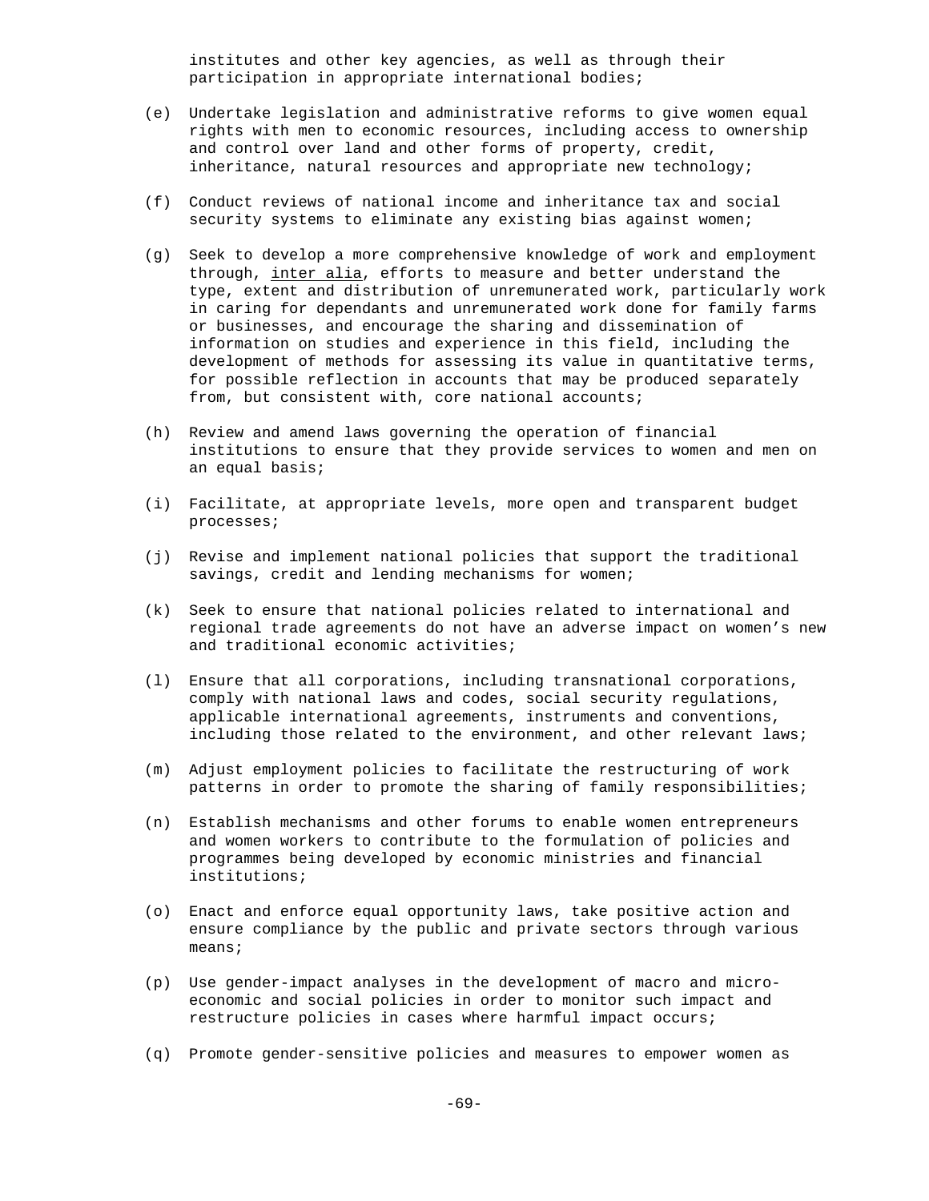institutes and other key agencies, as well as through their participation in appropriate international bodies;

(e) Undertake legislation and administrative reforms to give women equal rights with men to economic resources, including access to ownership and control over land and other forms of property, credit, inheritance, natural resources and appropriate new technology;

(f) Conduct reviews of national income and inheritance tax and social security systems to eliminate any existing bias against women;

(g) Seek to develop a more comprehensive knowledge of work and employment through, inter alia, efforts to measure and better understand the type, extent and distribution of unremunerated work, particularly work in caring for dependants and unremunerated work done for family farms or businesses, and encourage the sharing and dissemination of information on studies and experience in this field, including the development of methods for assessing its value in quantitative terms, for possible reflection in accounts that may be produced separately from, but consistent with, core national accounts;

(h) Review and amend laws governing the operation of financial institutions to ensure that they provide services to women and men on an equal basis;

(i) Facilitate, at appropriate levels, more open and transparent budget processes;

(j) Revise and implement national policies that support the traditional savings, credit and lending mechanisms for women;

(k) Seek to ensure that national policies related to international and regional trade agreements do not have an adverse impact on women's new and traditional economic activities;

(l) Ensure that all corporations, including transnational corporations, comply with national laws and codes, social security regulations, applicable international agreements, instruments and conventions, including those related to the environment, and other relevant laws;

(m) Adjust employment policies to facilitate the restructuring of work patterns in order to promote the sharing of family responsibilities;

(n) Establish mechanisms and other forums to enable women entrepreneurs and women workers to contribute to the formulation of policies and programmes being developed by economic ministries and financial institutions;

(o) Enact and enforce equal opportunity laws, take positive action and ensure compliance by the public and private sectors through various means;

(p) Use gender-impact analyses in the development of macro and micro-economic and social policies in order to monitor such impact and restructure policies in cases where harmful impact occurs;

(q) Promote gender-sensitive policies and measures to empower women as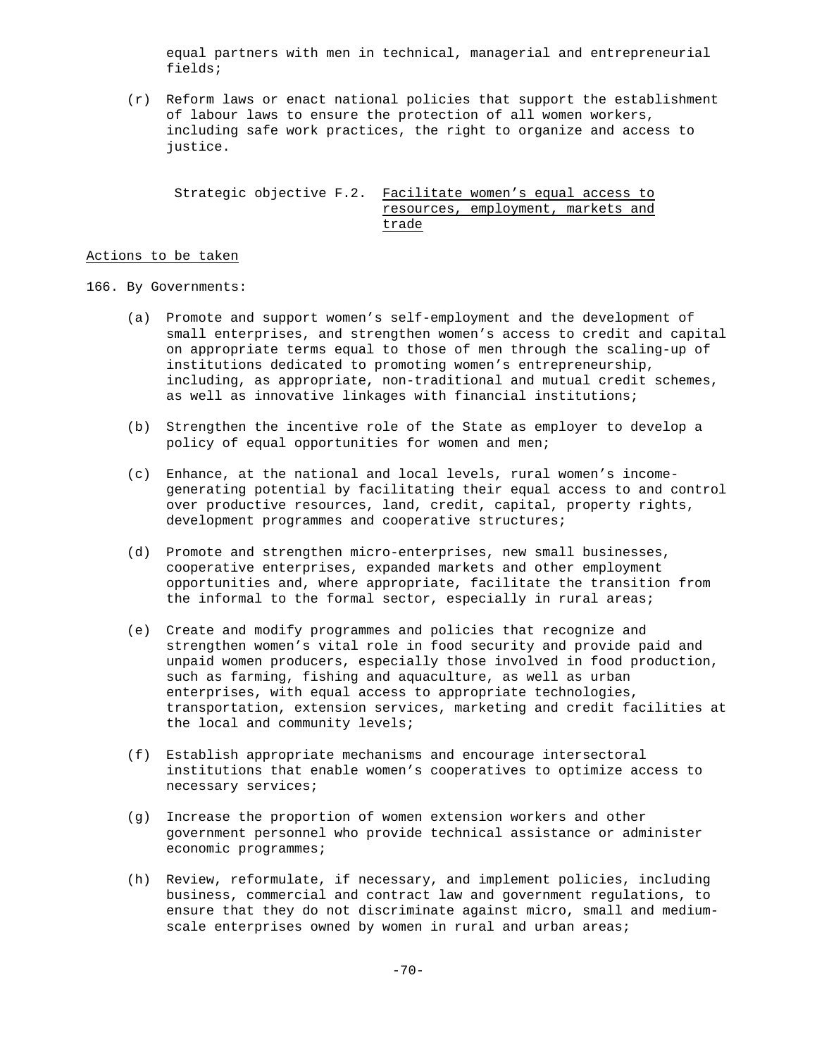equal partners with men in technical, managerial and entrepreneurial fields;

(r) Reform laws or enact national policies that support the establishment of labour laws to ensure the protection of all women workers, including safe work practices, the right to organize and access to justice.

### Strategic objective F.2. Facilitate women's equal access to resources, employment, markets and trade

Actions to be taken

166. By Governments:

(a) Promote and support women's self-employment and the development of small enterprises, and strengthen women's access to credit and capital on appropriate terms equal to those of men through the scaling-up of institutions dedicated to promoting women's entrepreneurship, including, as appropriate, non-traditional and mutual credit schemes, as well as innovative linkages with financial institutions;

(b) Strengthen the incentive role of the State as employer to develop a policy of equal opportunities for women and men;

(c) Enhance, at the national and local levels, rural women's income-generating potential by facilitating their equal access to and control over productive resources, land, credit, capital, property rights, development programmes and cooperative structures;

(d) Promote and strengthen micro-enterprises, new small businesses, cooperative enterprises, expanded markets and other employment opportunities and, where appropriate, facilitate the transition from the informal to the formal sector, especially in rural areas;

(e) Create and modify programmes and policies that recognize and strengthen women's vital role in food security and provide paid and unpaid women producers, especially those involved in food production, such as farming, fishing and aquaculture, as well as urban enterprises, with equal access to appropriate technologies, transportation, extension services, marketing and credit facilities at the local and community levels;

(f) Establish appropriate mechanisms and encourage intersectoral institutions that enable women's cooperatives to optimize access to necessary services;

(g) Increase the proportion of women extension workers and other government personnel who provide technical assistance or administer economic programmes;

(h) Review, reformulate, if necessary, and implement policies, including business, commercial and contract law and government regulations, to ensure that they do not discriminate against micro, small and medium-scale enterprises owned by women in rural and urban areas;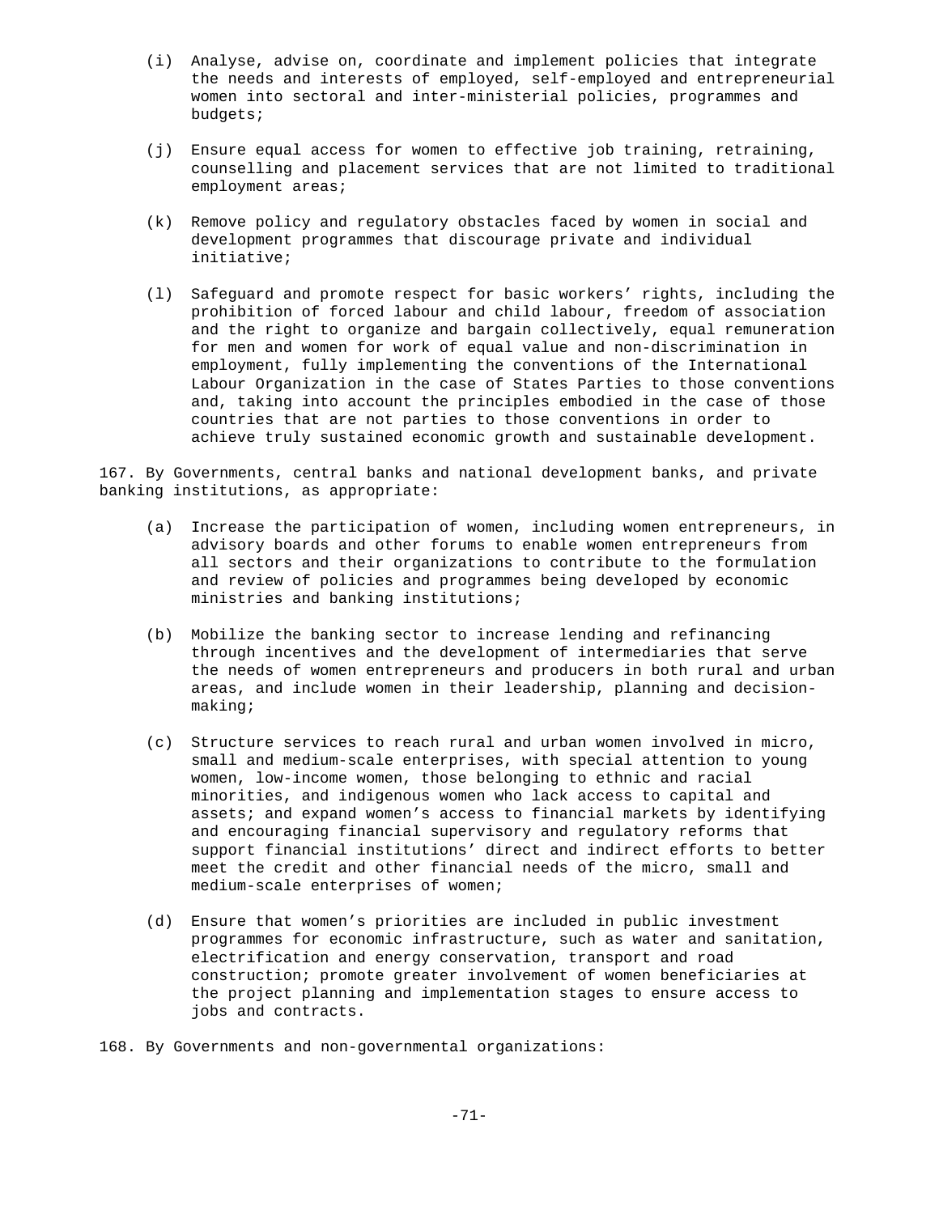(i) Analyse, advise on, coordinate and implement policies that integrate the needs and interests of employed, self-employed and entrepreneurial women into sectoral and inter-ministerial policies, programmes and budgets;

(j) Ensure equal access for women to effective job training, retraining, counselling and placement services that are not limited to traditional employment areas;

(k) Remove policy and regulatory obstacles faced by women in social and development programmes that discourage private and individual initiative;

(l) Safeguard and promote respect for basic workers' rights, including the prohibition of forced labour and child labour, freedom of association and the right to organize and bargain collectively, equal remuneration for men and women for work of equal value and non-discrimination in employment, fully implementing the conventions of the International Labour Organization in the case of States Parties to those conventions and, taking into account the principles embodied in the case of those countries that are not parties to those conventions in order to achieve truly sustained economic growth and sustainable development.

167. By Governments, central banks and national development banks, and private banking institutions, as appropriate:

(a) Increase the participation of women, including women entrepreneurs, in advisory boards and other forums to enable women entrepreneurs from all sectors and their organizations to contribute to the formulation and review of policies and programmes being developed by economic ministries and banking institutions;

(b) Mobilize the banking sector to increase lending and refinancing through incentives and the development of intermediaries that serve the needs of women entrepreneurs and producers in both rural and urban areas, and include women in their leadership, planning and decision-making;

(c) Structure services to reach rural and urban women involved in micro, small and medium-scale enterprises, with special attention to young women, low-income women, those belonging to ethnic and racial minorities, and indigenous women who lack access to capital and assets; and expand women's access to financial markets by identifying and encouraging financial supervisory and regulatory reforms that support financial institutions' direct and indirect efforts to better meet the credit and other financial needs of the micro, small and medium-scale enterprises of women;

(d) Ensure that women's priorities are included in public investment programmes for economic infrastructure, such as water and sanitation, electrification and energy conservation, transport and road construction; promote greater involvement of women beneficiaries at the project planning and implementation stages to ensure access to jobs and contracts.

168. By Governments and non-governmental organizations: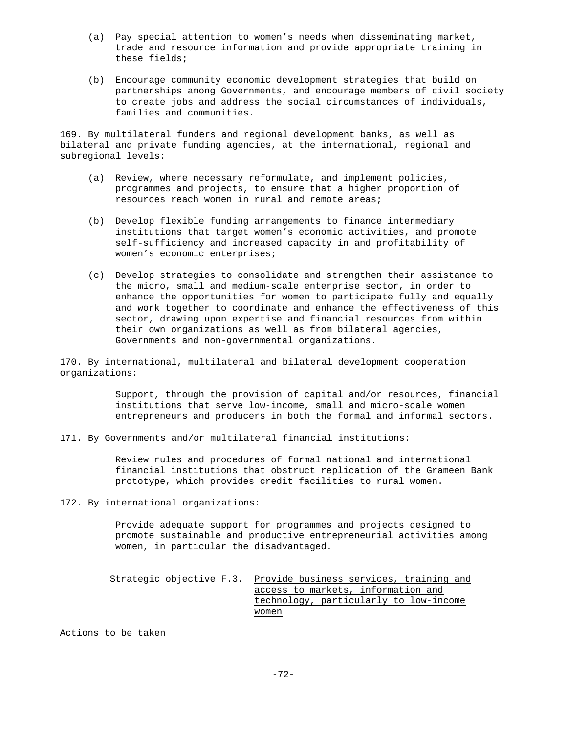(a) Pay special attention to women's needs when disseminating market, trade and resource information and provide appropriate training in these fields;

(b) Encourage community economic development strategies that build on partnerships among Governments, and encourage members of civil society to create jobs and address the social circumstances of individuals, families and communities.

169. By multilateral funders and regional development banks, as well as bilateral and private funding agencies, at the international, regional and subregional levels:

(a) Review, where necessary reformulate, and implement policies, programmes and projects, to ensure that a higher proportion of resources reach women in rural and remote areas;

(b) Develop flexible funding arrangements to finance intermediary institutions that target women's economic activities, and promote self-sufficiency and increased capacity in and profitability of women's economic enterprises;

(c) Develop strategies to consolidate and strengthen their assistance to the micro, small and medium-scale enterprise sector, in order to enhance the opportunities for women to participate fully and equally and work together to coordinate and enhance the effectiveness of this sector, drawing upon expertise and financial resources from within their own organizations as well as from bilateral agencies, Governments and non-governmental organizations.

170. By international, multilateral and bilateral development cooperation organizations:

Support, through the provision of capital and/or resources, financial institutions that serve low-income, small and micro-scale women entrepreneurs and producers in both the formal and informal sectors.

171. By Governments and/or multilateral financial institutions:

Review rules and procedures of formal national and international financial institutions that obstruct replication of the Grameen Bank prototype, which provides credit facilities to rural women.

172. By international organizations:

Provide adequate support for programmes and projects designed to promote sustainable and productive entrepreneurial activities among women, in particular the disadvantaged.

Strategic objective F.3. Provide business services, training and access to markets, information and technology, particularly to low-income women

Actions to be taken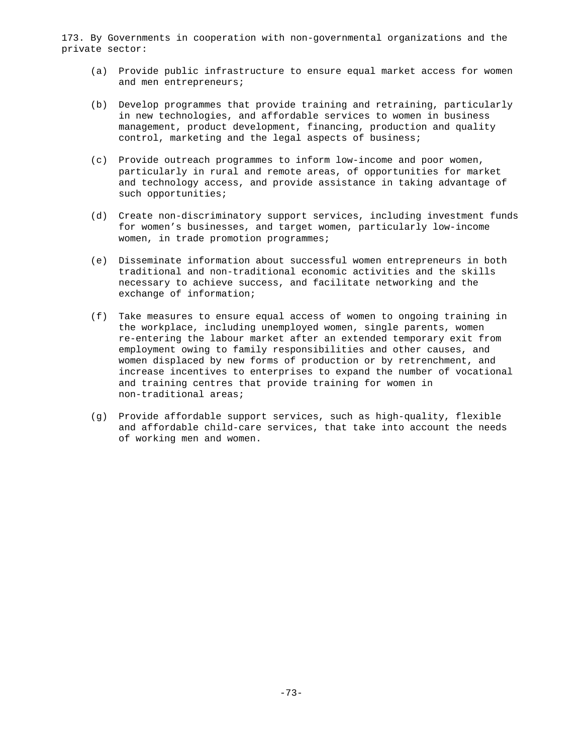173. By Governments in cooperation with non-governmental organizations and the private sector:

(a) Provide public infrastructure to ensure equal market access for women and men entrepreneurs;

(b) Develop programmes that provide training and retraining, particularly in new technologies, and affordable services to women in business management, product development, financing, production and quality control, marketing and the legal aspects of business;

(c) Provide outreach programmes to inform low-income and poor women, particularly in rural and remote areas, of opportunities for market and technology access, and provide assistance in taking advantage of such opportunities;

(d) Create non-discriminatory support services, including investment funds for women's businesses, and target women, particularly low-income women, in trade promotion programmes;

(e) Disseminate information about successful women entrepreneurs in both traditional and non-traditional economic activities and the skills necessary to achieve success, and facilitate networking and the exchange of information;

(f) Take measures to ensure equal access of women to ongoing training in the workplace, including unemployed women, single parents, women re-entering the labour market after an extended temporary exit from employment owing to family responsibilities and other causes, and women displaced by new forms of production or by retrenchment, and increase incentives to enterprises to expand the number of vocational and training centres that provide training for women in non-traditional areas;

(g) Provide affordable support services, such as high-quality, flexible and affordable child-care services, that take into account the needs of working men and women.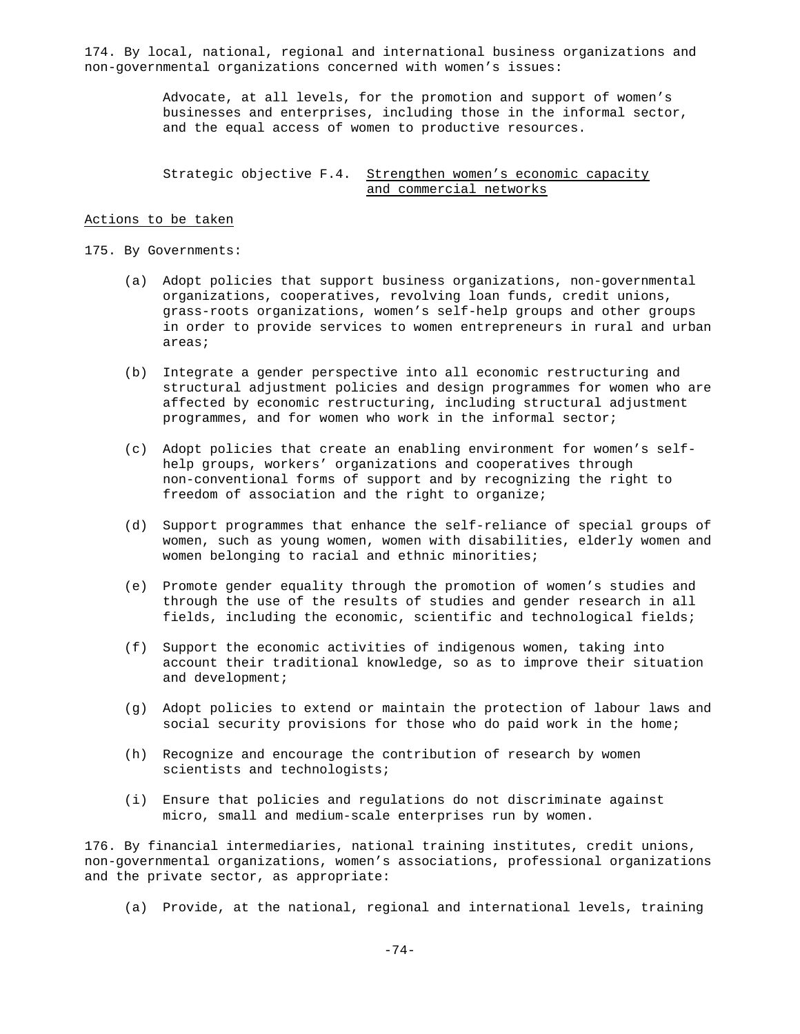174. By local, national, regional and international business organizations and non-governmental organizations concerned with women's issues:

> Advocate, at all levels, for the promotion and support of women's businesses and enterprises, including those in the informal sector, and the equal access of women to productive resources.

### Strategic objective F.4. Strengthen women's economic capacity and commercial networks

#### Actions to be taken

175. By Governments:

(a) Adopt policies that support business organizations, non-governmental organizations, cooperatives, revolving loan funds, credit unions, grass-roots organizations, women's self-help groups and other groups in order to provide services to women entrepreneurs in rural and urban areas;

(b) Integrate a gender perspective into all economic restructuring and structural adjustment policies and design programmes for women who are affected by economic restructuring, including structural adjustment programmes, and for women who work in the informal sector;

(c) Adopt policies that create an enabling environment for women's self-help groups, workers' organizations and cooperatives through non-conventional forms of support and by recognizing the right to freedom of association and the right to organize;

(d) Support programmes that enhance the self-reliance of special groups of women, such as young women, women with disabilities, elderly women and women belonging to racial and ethnic minorities;

(e) Promote gender equality through the promotion of women's studies and through the use of the results of studies and gender research in all fields, including the economic, scientific and technological fields;

(f) Support the economic activities of indigenous women, taking into account their traditional knowledge, so as to improve their situation and development;

(g) Adopt policies to extend or maintain the protection of labour laws and social security provisions for those who do paid work in the home;

(h) Recognize and encourage the contribution of research by women scientists and technologists;

(i) Ensure that policies and regulations do not discriminate against micro, small and medium-scale enterprises run by women.

176. By financial intermediaries, national training institutes, credit unions, non-governmental organizations, women's associations, professional organizations and the private sector, as appropriate:

(a) Provide, at the national, regional and international levels, training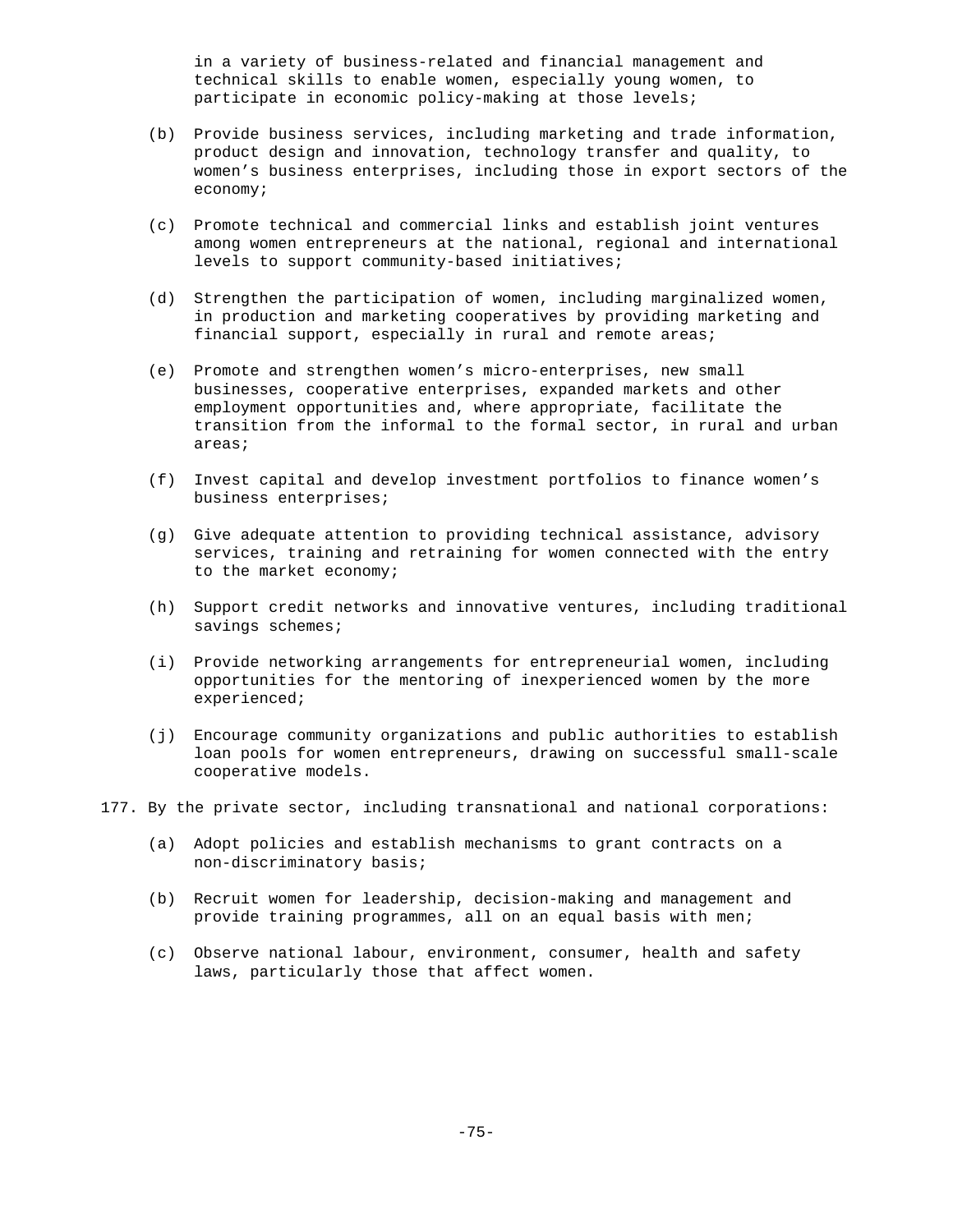in a variety of business-related and financial management and technical skills to enable women, especially young women, to participate in economic policy-making at those levels;

(b) Provide business services, including marketing and trade information, product design and innovation, technology transfer and quality, to women's business enterprises, including those in export sectors of the economy;

(c) Promote technical and commercial links and establish joint ventures among women entrepreneurs at the national, regional and international levels to support community-based initiatives;

(d) Strengthen the participation of women, including marginalized women, in production and marketing cooperatives by providing marketing and financial support, especially in rural and remote areas;

(e) Promote and strengthen women's micro-enterprises, new small businesses, cooperative enterprises, expanded markets and other employment opportunities and, where appropriate, facilitate the transition from the informal to the formal sector, in rural and urban areas;

(f) Invest capital and develop investment portfolios to finance women's business enterprises;

(g) Give adequate attention to providing technical assistance, advisory services, training and retraining for women connected with the entry to the market economy;

(h) Support credit networks and innovative ventures, including traditional savings schemes;

(i) Provide networking arrangements for entrepreneurial women, including opportunities for the mentoring of inexperienced women by the more experienced;

(j) Encourage community organizations and public authorities to establish loan pools for women entrepreneurs, drawing on successful small-scale cooperative models.

177. By the private sector, including transnational and national corporations:

(a) Adopt policies and establish mechanisms to grant contracts on a non-discriminatory basis;

(b) Recruit women for leadership, decision-making and management and provide training programmes, all on an equal basis with men;

(c) Observe national labour, environment, consumer, health and safety laws, particularly those that affect women.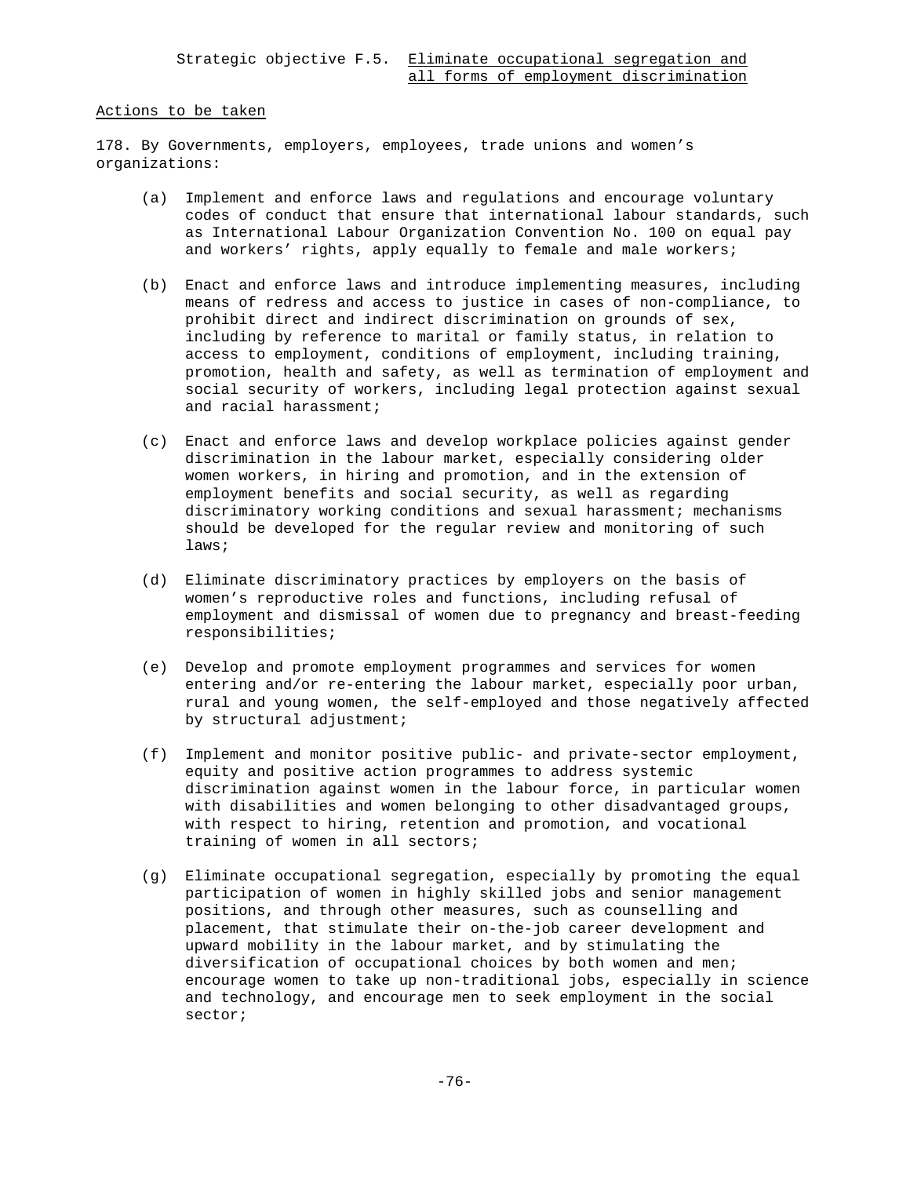Strategic objective F.5. Eliminate occupational segregation and all forms of employment discrimination

Actions to be taken

178. By Governments, employers, employees, trade unions and women's organizations:

(a) Implement and enforce laws and regulations and encourage voluntary codes of conduct that ensure that international labour standards, such as International Labour Organization Convention No. 100 on equal pay and workers' rights, apply equally to female and male workers;

(b) Enact and enforce laws and introduce implementing measures, including means of redress and access to justice in cases of non-compliance, to prohibit direct and indirect discrimination on grounds of sex, including by reference to marital or family status, in relation to access to employment, conditions of employment, including training, promotion, health and safety, as well as termination of employment and social security of workers, including legal protection against sexual and racial harassment;

(c) Enact and enforce laws and develop workplace policies against gender discrimination in the labour market, especially considering older women workers, in hiring and promotion, and in the extension of employment benefits and social security, as well as regarding discriminatory working conditions and sexual harassment; mechanisms should be developed for the regular review and monitoring of such laws;

(d) Eliminate discriminatory practices by employers on the basis of women's reproductive roles and functions, including refusal of employment and dismissal of women due to pregnancy and breast-feeding responsibilities;

(e) Develop and promote employment programmes and services for women entering and/or re-entering the labour market, especially poor urban, rural and young women, the self-employed and those negatively affected by structural adjustment;

(f) Implement and monitor positive public- and private-sector employment, equity and positive action programmes to address systemic discrimination against women in the labour force, in particular women with disabilities and women belonging to other disadvantaged groups, with respect to hiring, retention and promotion, and vocational training of women in all sectors;

(g) Eliminate occupational segregation, especially by promoting the equal participation of women in highly skilled jobs and senior management positions, and through other measures, such as counselling and placement, that stimulate their on-the-job career development and upward mobility in the labour market, and by stimulating the diversification of occupational choices by both women and men; encourage women to take up non-traditional jobs, especially in science and technology, and encourage men to seek employment in the social sector;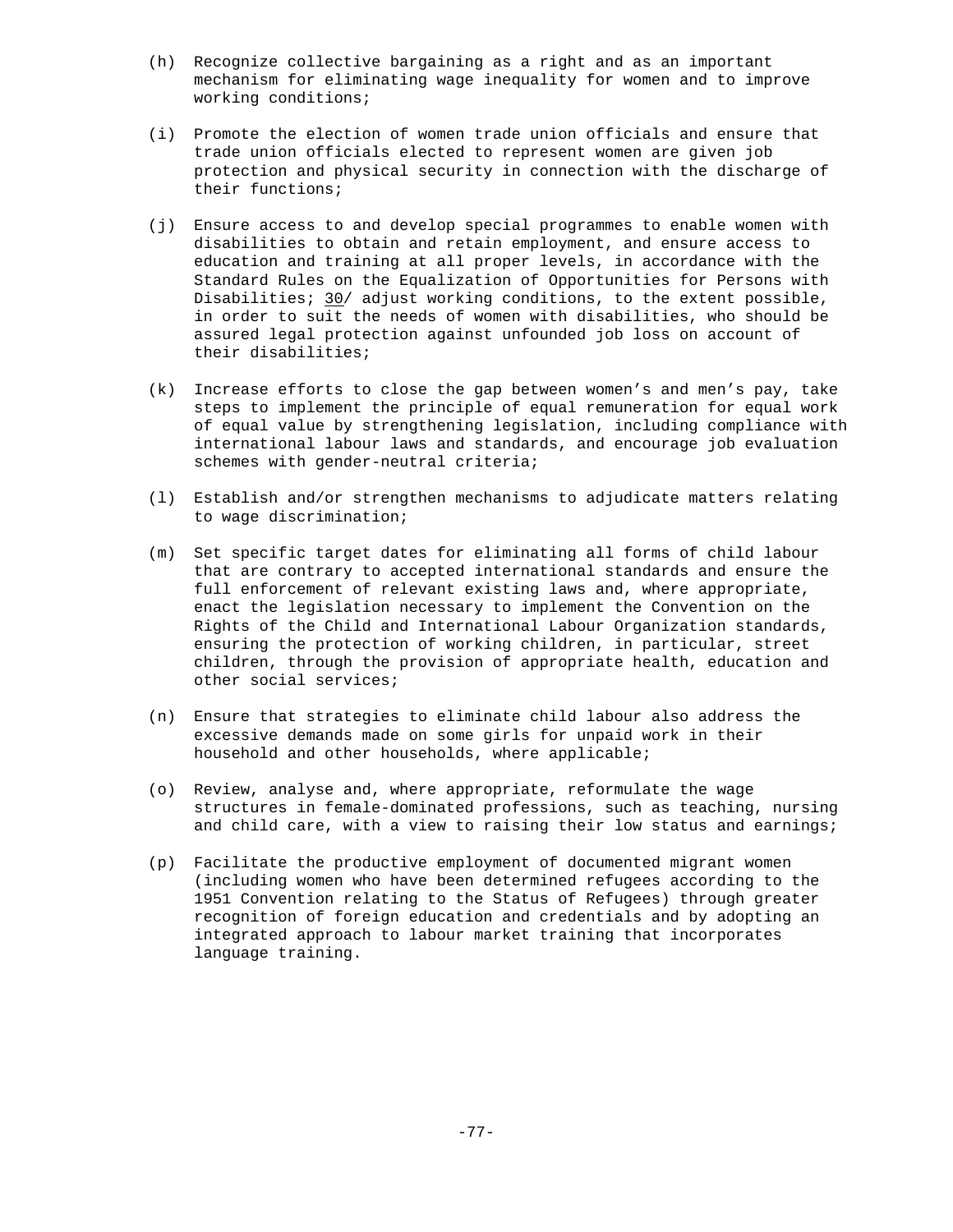(h) Recognize collective bargaining as a right and as an important mechanism for eliminating wage inequality for women and to improve working conditions;

(i) Promote the election of women trade union officials and ensure that trade union officials elected to represent women are given job protection and physical security in connection with the discharge of their functions;

(j) Ensure access to and develop special programmes to enable women with disabilities to obtain and retain employment, and ensure access to education and training at all proper levels, in accordance with the Standard Rules on the Equalization of Opportunities for Persons with Disabilities; 30/ adjust working conditions, to the extent possible, in order to suit the needs of women with disabilities, who should be assured legal protection against unfounded job loss on account of their disabilities;

(k) Increase efforts to close the gap between women's and men's pay, take steps to implement the principle of equal remuneration for equal work of equal value by strengthening legislation, including compliance with international labour laws and standards, and encourage job evaluation schemes with gender-neutral criteria;

(l) Establish and/or strengthen mechanisms to adjudicate matters relating to wage discrimination;

(m) Set specific target dates for eliminating all forms of child labour that are contrary to accepted international standards and ensure the full enforcement of relevant existing laws and, where appropriate, enact the legislation necessary to implement the Convention on the Rights of the Child and International Labour Organization standards, ensuring the protection of working children, in particular, street children, through the provision of appropriate health, education and other social services;

(n) Ensure that strategies to eliminate child labour also address the excessive demands made on some girls for unpaid work in their household and other households, where applicable;

(o) Review, analyse and, where appropriate, reformulate the wage structures in female-dominated professions, such as teaching, nursing and child care, with a view to raising their low status and earnings;

(p) Facilitate the productive employment of documented migrant women (including women who have been determined refugees according to the 1951 Convention relating to the Status of Refugees) through greater recognition of foreign education and credentials and by adopting an integrated approach to labour market training that incorporates language training.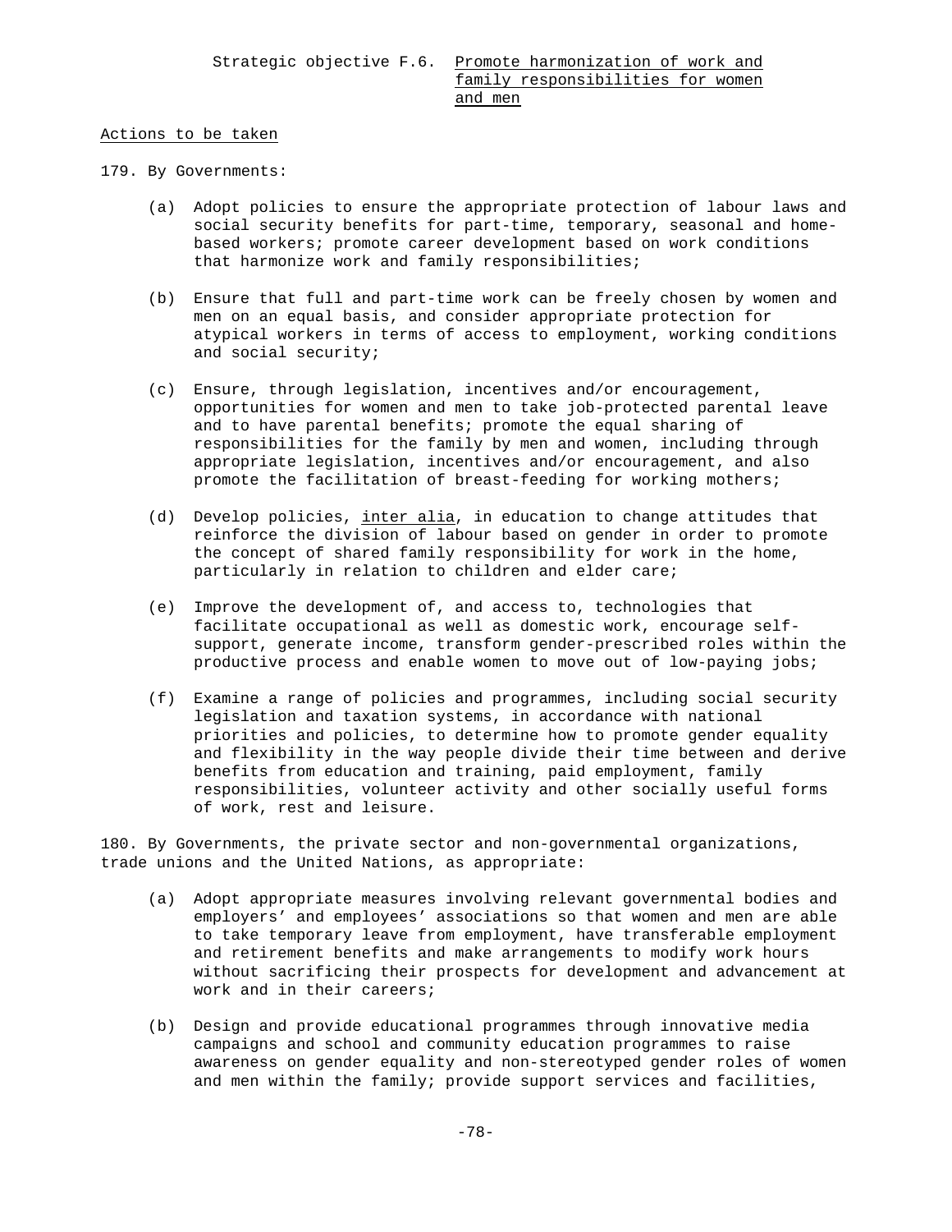Strategic objective F.6. Promote harmonization of work and family responsibilities for women and men

Actions to be taken

179. By Governments:

(a) Adopt policies to ensure the appropriate protection of labour laws and social security benefits for part-time, temporary, seasonal and home-based workers; promote career development based on work conditions that harmonize work and family responsibilities;

(b) Ensure that full and part-time work can be freely chosen by women and men on an equal basis, and consider appropriate protection for atypical workers in terms of access to employment, working conditions and social security;

(c) Ensure, through legislation, incentives and/or encouragement, opportunities for women and men to take job-protected parental leave and to have parental benefits; promote the equal sharing of responsibilities for the family by men and women, including through appropriate legislation, incentives and/or encouragement, and also promote the facilitation of breast-feeding for working mothers;

(d) Develop policies, *inter alia*, in education to change attitudes that reinforce the division of labour based on gender in order to promote the concept of shared family responsibility for work in the home, particularly in relation to children and elder care;

(e) Improve the development of, and access to, technologies that facilitate occupational as well as domestic work, encourage self-support, generate income, transform gender-prescribed roles within the productive process and enable women to move out of low-paying jobs;

(f) Examine a range of policies and programmes, including social security legislation and taxation systems, in accordance with national priorities and policies, to determine how to promote gender equality and flexibility in the way people divide their time between and derive benefits from education and training, paid employment, family responsibilities, volunteer activity and other socially useful forms of work, rest and leisure.

180. By Governments, the private sector and non-governmental organizations, trade unions and the United Nations, as appropriate:

(a) Adopt appropriate measures involving relevant governmental bodies and employers' and employees' associations so that women and men are able to take temporary leave from employment, have transferable employment and retirement benefits and make arrangements to modify work hours without sacrificing their prospects for development and advancement at work and in their careers;

(b) Design and provide educational programmes through innovative media campaigns and school and community education programmes to raise awareness on gender equality and non-stereotyped gender roles of women and men within the family; provide support services and facilities,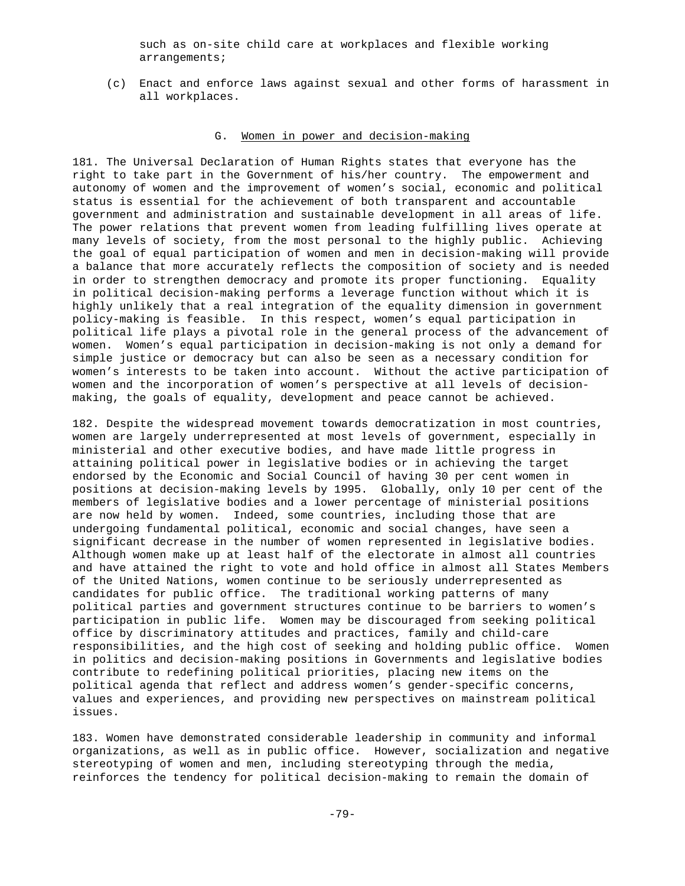such as on-site child care at workplaces and flexible working arrangements;

(c) Enact and enforce laws against sexual and other forms of harassment in all workplaces.

## G. Women in power and decision-making

181. The Universal Declaration of Human Rights states that everyone has the right to take part in the Government of his/her country. The empowerment and autonomy of women and the improvement of women's social, economic and political status is essential for the achievement of both transparent and accountable government and administration and sustainable development in all areas of life. The power relations that prevent women from leading fulfilling lives operate at many levels of society, from the most personal to the highly public. Achieving the goal of equal participation of women and men in decision-making will provide a balance that more accurately reflects the composition of society and is needed in order to strengthen democracy and promote its proper functioning. Equality in political decision-making performs a leverage function without which it is highly unlikely that a real integration of the equality dimension in government policy-making is feasible. In this respect, women's equal participation in political life plays a pivotal role in the general process of the advancement of women. Women's equal participation in decision-making is not only a demand for simple justice or democracy but can also be seen as a necessary condition for women's interests to be taken into account. Without the active participation of women and the incorporation of women's perspective at all levels of decision-making, the goals of equality, development and peace cannot be achieved.

182. Despite the widespread movement towards democratization in most countries, women are largely underrepresented at most levels of government, especially in ministerial and other executive bodies, and have made little progress in attaining political power in legislative bodies or in achieving the target endorsed by the Economic and Social Council of having 30 per cent women in positions at decision-making levels by 1995. Globally, only 10 per cent of the members of legislative bodies and a lower percentage of ministerial positions are now held by women. Indeed, some countries, including those that are undergoing fundamental political, economic and social changes, have seen a significant decrease in the number of women represented in legislative bodies. Although women make up at least half of the electorate in almost all countries and have attained the right to vote and hold office in almost all States Members of the United Nations, women continue to be seriously underrepresented as candidates for public office. The traditional working patterns of many political parties and government structures continue to be barriers to women's participation in public life. Women may be discouraged from seeking political office by discriminatory attitudes and practices, family and child-care responsibilities, and the high cost of seeking and holding public office. Women in politics and decision-making positions in Governments and legislative bodies contribute to redefining political priorities, placing new items on the political agenda that reflect and address women's gender-specific concerns, values and experiences, and providing new perspectives on mainstream political issues.

183. Women have demonstrated considerable leadership in community and informal organizations, as well as in public office. However, socialization and negative stereotyping of women and men, including stereotyping through the media, reinforces the tendency for political decision-making to remain the domain of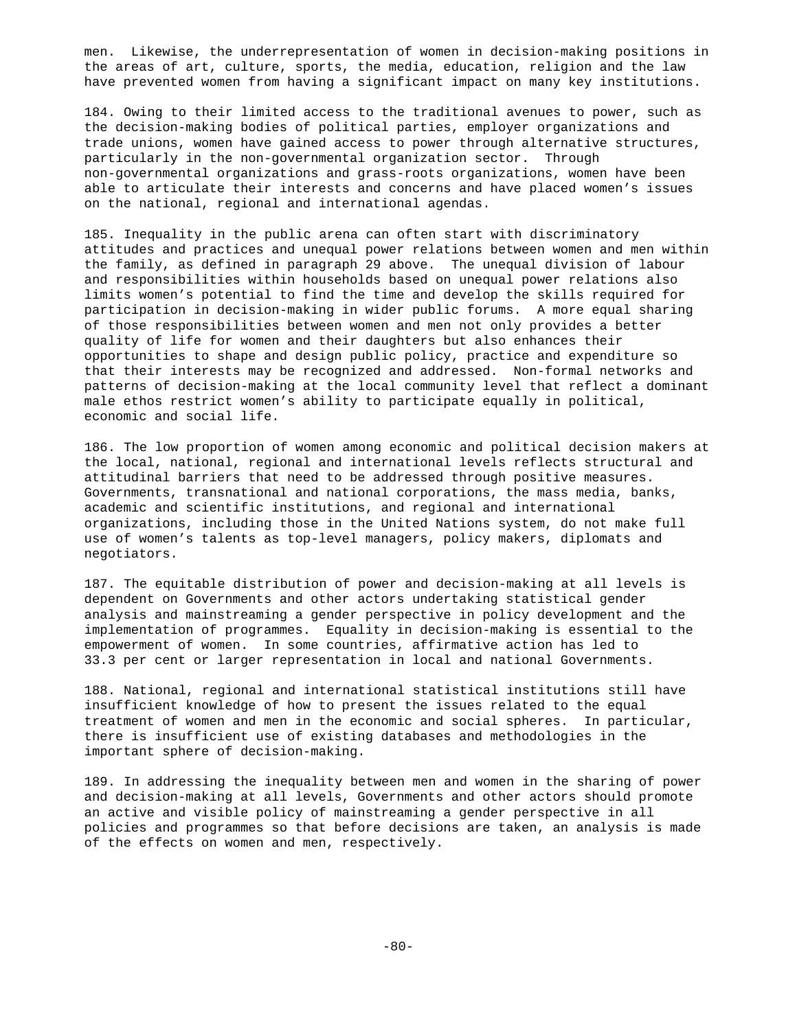men. Likewise, the underrepresentation of women in decision-making positions in the areas of art, culture, sports, the media, education, religion and the law have prevented women from having a significant impact on many key institutions.

184. Owing to their limited access to the traditional avenues to power, such as the decision-making bodies of political parties, employer organizations and trade unions, women have gained access to power through alternative structures, particularly in the non-governmental organization sector. Through non-governmental organizations and grass-roots organizations, women have been able to articulate their interests and concerns and have placed women's issues on the national, regional and international agendas.

185. Inequality in the public arena can often start with discriminatory attitudes and practices and unequal power relations between women and men within the family, as defined in paragraph 29 above. The unequal division of labour and responsibilities within households based on unequal power relations also limits women's potential to find the time and develop the skills required for participation in decision-making in wider public forums. A more equal sharing of those responsibilities between women and men not only provides a better quality of life for women and their daughters but also enhances their opportunities to shape and design public policy, practice and expenditure so that their interests may be recognized and addressed. Non-formal networks and patterns of decision-making at the local community level that reflect a dominant male ethos restrict women's ability to participate equally in political, economic and social life.

186. The low proportion of women among economic and political decision makers at the local, national, regional and international levels reflects structural and attitudinal barriers that need to be addressed through positive measures. Governments, transnational and national corporations, the mass media, banks, academic and scientific institutions, and regional and international organizations, including those in the United Nations system, do not make full use of women's talents as top-level managers, policy makers, diplomats and negotiators.

187. The equitable distribution of power and decision-making at all levels is dependent on Governments and other actors undertaking statistical gender analysis and mainstreaming a gender perspective in policy development and the implementation of programmes. Equality in decision-making is essential to the empowerment of women. In some countries, affirmative action has led to 33.3 per cent or larger representation in local and national Governments.

188. National, regional and international statistical institutions still have insufficient knowledge of how to present the issues related to the equal treatment of women and men in the economic and social spheres. In particular, there is insufficient use of existing databases and methodologies in the important sphere of decision-making.

189. In addressing the inequality between men and women in the sharing of power and decision-making at all levels, Governments and other actors should promote an active and visible policy of mainstreaming a gender perspective in all policies and programmes so that before decisions are taken, an analysis is made of the effects on women and men, respectively.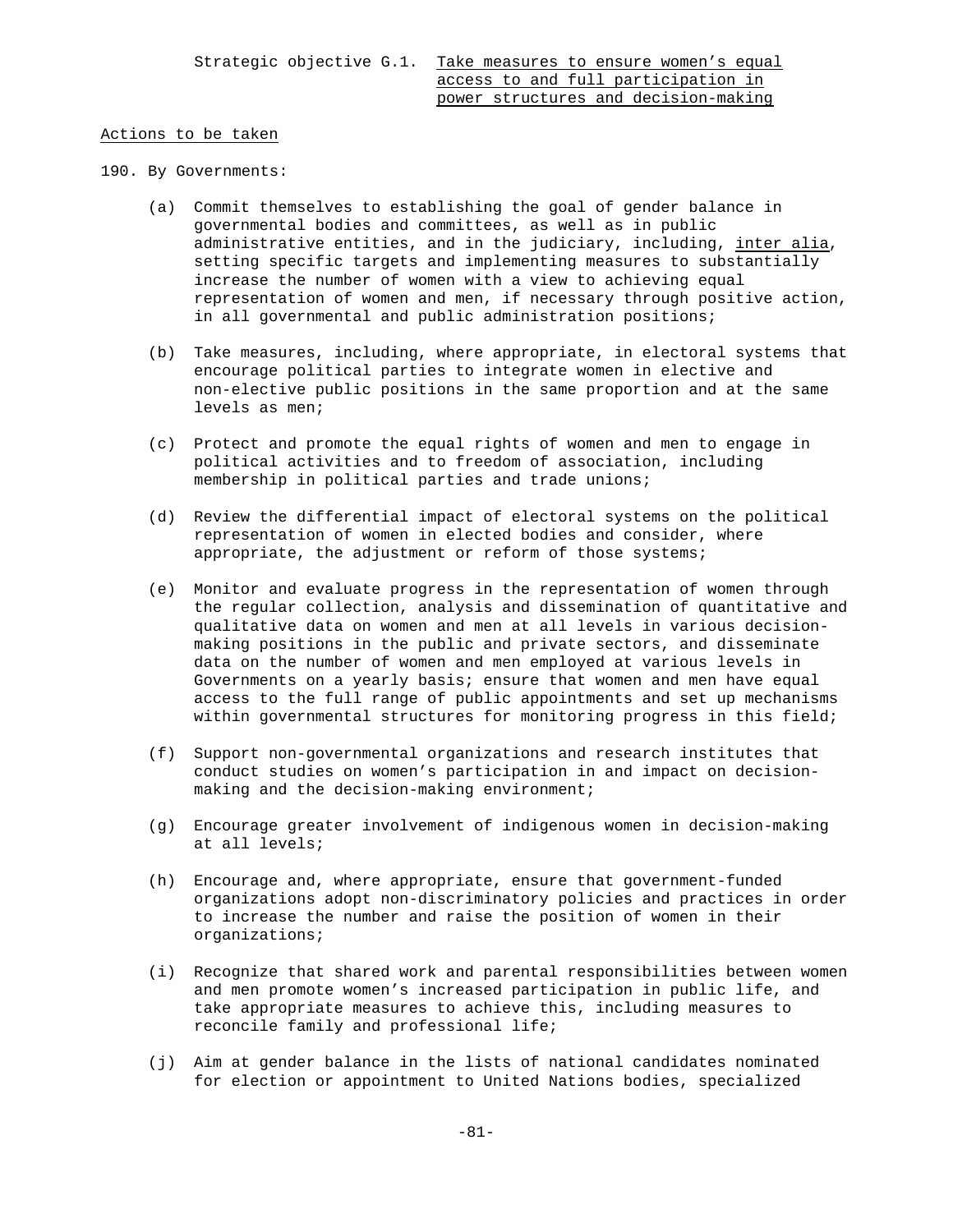Strategic objective G.1. Take measures to ensure women's equal access to and full participation in power structures and decision-making

Actions to be taken

190. By Governments:

(a) Commit themselves to establishing the goal of gender balance in governmental bodies and committees, as well as in public administrative entities, and in the judiciary, including, inter alia, setting specific targets and implementing measures to substantially increase the number of women with a view to achieving equal representation of women and men, if necessary through positive action, in all governmental and public administration positions;

(b) Take measures, including, where appropriate, in electoral systems that encourage political parties to integrate women in elective and non-elective public positions in the same proportion and at the same levels as men;

(c) Protect and promote the equal rights of women and men to engage in political activities and to freedom of association, including membership in political parties and trade unions;

(d) Review the differential impact of electoral systems on the political representation of women in elected bodies and consider, where appropriate, the adjustment or reform of those systems;

(e) Monitor and evaluate progress in the representation of women through the regular collection, analysis and dissemination of quantitative and qualitative data on women and men at all levels in various decision-making positions in the public and private sectors, and disseminate data on the number of women and men employed at various levels in Governments on a yearly basis; ensure that women and men have equal access to the full range of public appointments and set up mechanisms within governmental structures for monitoring progress in this field;

(f) Support non-governmental organizations and research institutes that conduct studies on women's participation in and impact on decision-making and the decision-making environment;

(g) Encourage greater involvement of indigenous women in decision-making at all levels;

(h) Encourage and, where appropriate, ensure that government-funded organizations adopt non-discriminatory policies and practices in order to increase the number and raise the position of women in their organizations;

(i) Recognize that shared work and parental responsibilities between women and men promote women's increased participation in public life, and take appropriate measures to achieve this, including measures to reconcile family and professional life;

(j) Aim at gender balance in the lists of national candidates nominated for election or appointment to United Nations bodies, specialized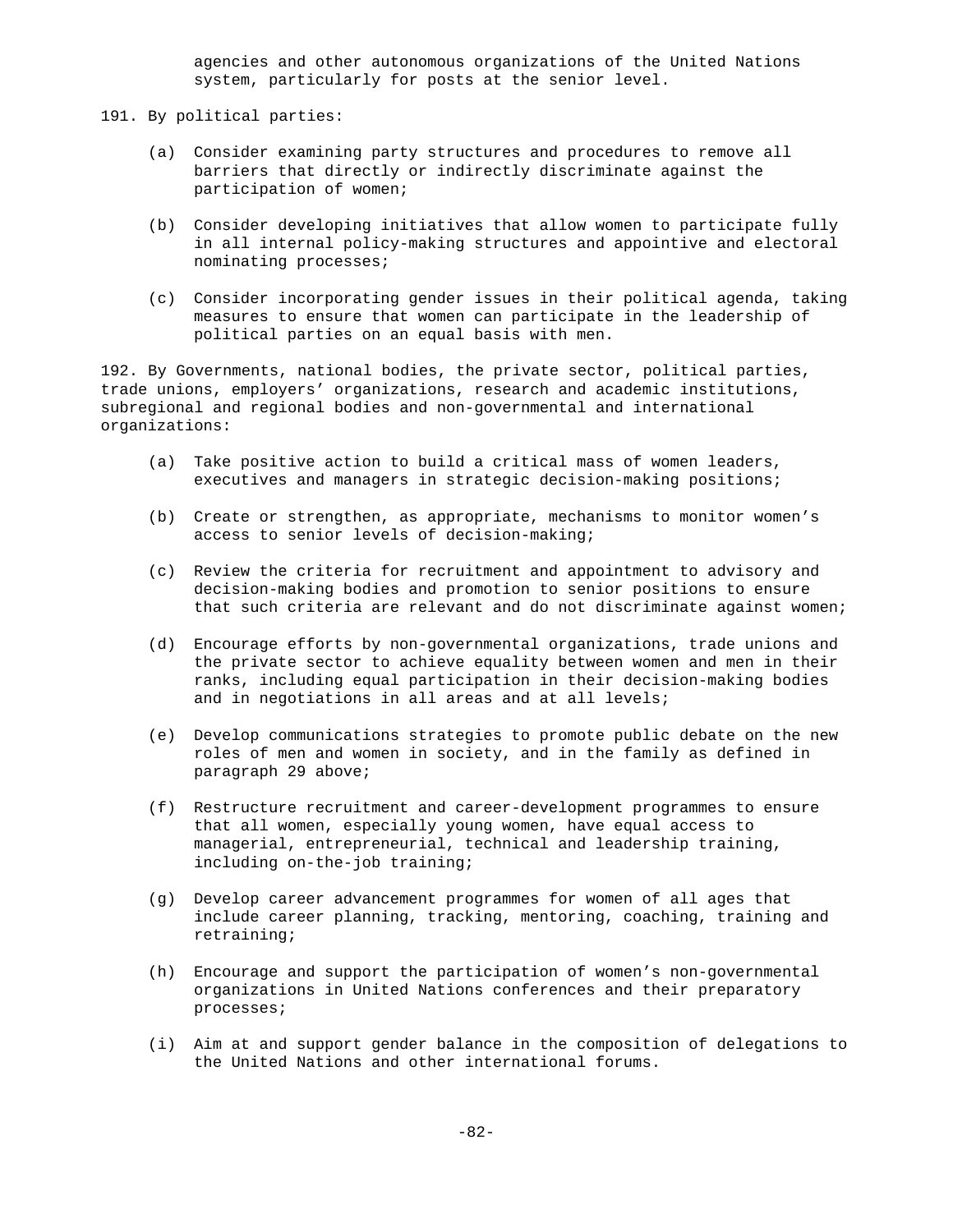agencies and other autonomous organizations of the United Nations system, particularly for posts at the senior level.

191. By political parties:

(a) Consider examining party structures and procedures to remove all barriers that directly or indirectly discriminate against the participation of women;

(b) Consider developing initiatives that allow women to participate fully in all internal policy-making structures and appointive and electoral nominating processes;

(c) Consider incorporating gender issues in their political agenda, taking measures to ensure that women can participate in the leadership of political parties on an equal basis with men.

192. By Governments, national bodies, the private sector, political parties, trade unions, employers' organizations, research and academic institutions, subregional and regional bodies and non-governmental and international organizations:

(a) Take positive action to build a critical mass of women leaders, executives and managers in strategic decision-making positions;

(b) Create or strengthen, as appropriate, mechanisms to monitor women's access to senior levels of decision-making;

(c) Review the criteria for recruitment and appointment to advisory and decision-making bodies and promotion to senior positions to ensure that such criteria are relevant and do not discriminate against women;

(d) Encourage efforts by non-governmental organizations, trade unions and the private sector to achieve equality between women and men in their ranks, including equal participation in their decision-making bodies and in negotiations in all areas and at all levels;

(e) Develop communications strategies to promote public debate on the new roles of men and women in society, and in the family as defined in paragraph 29 above;

(f) Restructure recruitment and career-development programmes to ensure that all women, especially young women, have equal access to managerial, entrepreneurial, technical and leadership training, including on-the-job training;

(g) Develop career advancement programmes for women of all ages that include career planning, tracking, mentoring, coaching, training and retraining;

(h) Encourage and support the participation of women's non-governmental organizations in United Nations conferences and their preparatory processes;

(i) Aim at and support gender balance in the composition of delegations to the United Nations and other international forums.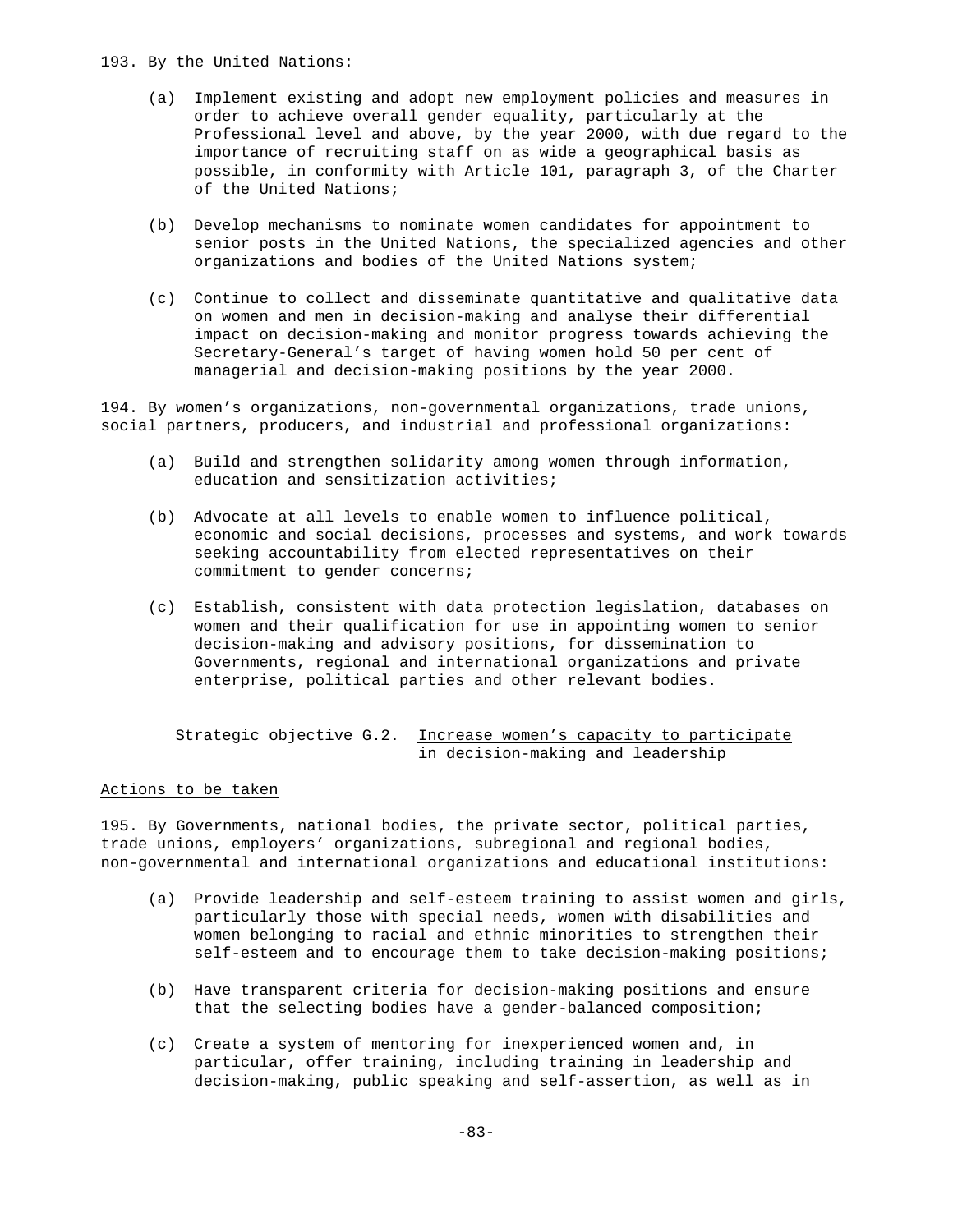193. By the United Nations:

(a) Implement existing and adopt new employment policies and measures in order to achieve overall gender equality, particularly at the Professional level and above, by the year 2000, with due regard to the importance of recruiting staff on as wide a geographical basis as possible, in conformity with Article 101, paragraph 3, of the Charter of the United Nations;

(b) Develop mechanisms to nominate women candidates for appointment to senior posts in the United Nations, the specialized agencies and other organizations and bodies of the United Nations system;

(c) Continue to collect and disseminate quantitative and qualitative data on women and men in decision-making and analyse their differential impact on decision-making and monitor progress towards achieving the Secretary-General's target of having women hold 50 per cent of managerial and decision-making positions by the year 2000.

194. By women's organizations, non-governmental organizations, trade unions, social partners, producers, and industrial and professional organizations:

(a) Build and strengthen solidarity among women through information, education and sensitization activities;

(b) Advocate at all levels to enable women to influence political, economic and social decisions, processes and systems, and work towards seeking accountability from elected representatives on their commitment to gender concerns;

(c) Establish, consistent with data protection legislation, databases on women and their qualification for use in appointing women to senior decision-making and advisory positions, for dissemination to Governments, regional and international organizations and private enterprise, political parties and other relevant bodies.

### Strategic objective G.2. Increase women's capacity to participate in decision-making and leadership

#### Actions to be taken

195. By Governments, national bodies, the private sector, political parties, trade unions, employers' organizations, subregional and regional bodies, non-governmental and international organizations and educational institutions:

(a) Provide leadership and self-esteem training to assist women and girls, particularly those with special needs, women with disabilities and women belonging to racial and ethnic minorities to strengthen their self-esteem and to encourage them to take decision-making positions;

(b) Have transparent criteria for decision-making positions and ensure that the selecting bodies have a gender-balanced composition;

(c) Create a system of mentoring for inexperienced women and, in particular, offer training, including training in leadership and decision-making, public speaking and self-assertion, as well as in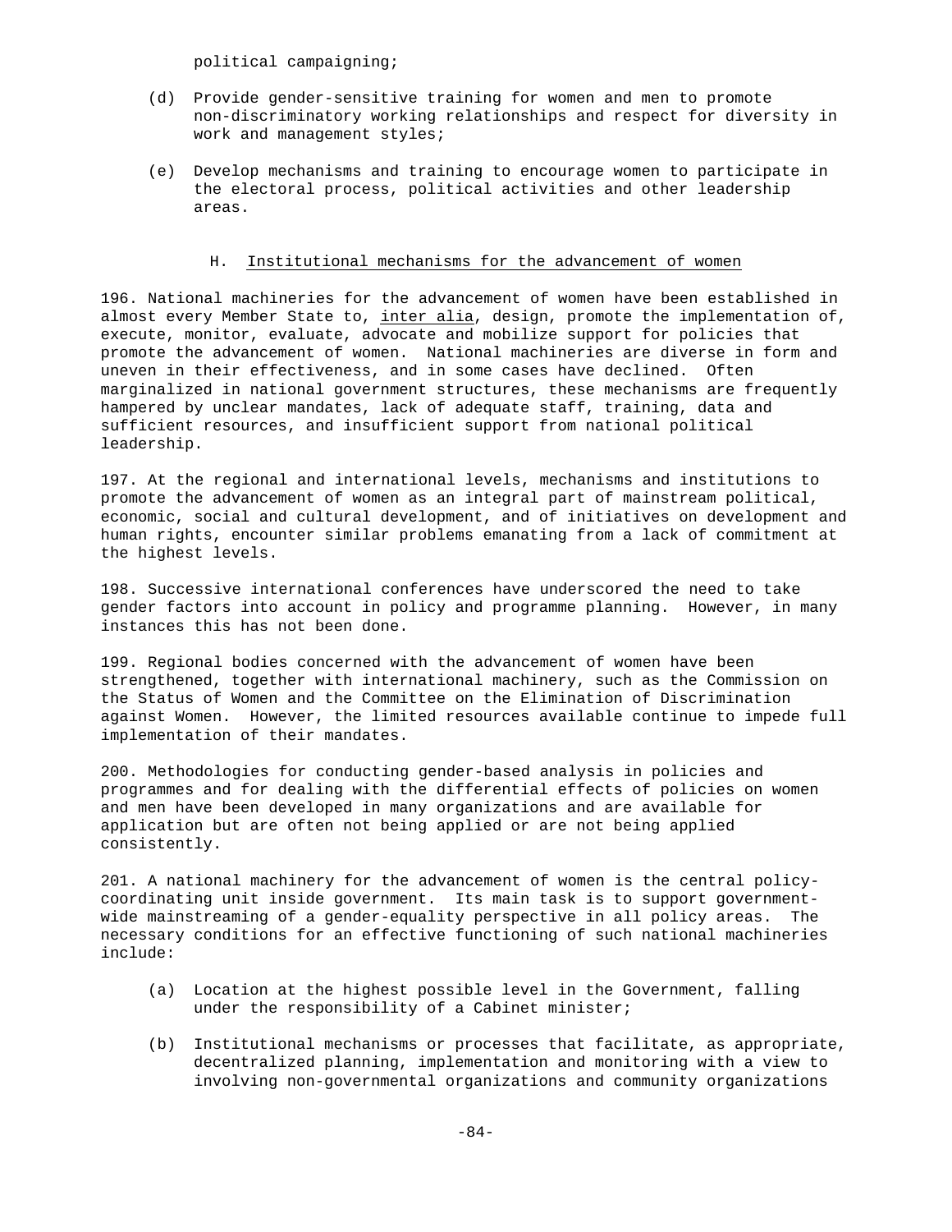political campaigning;

(d) Provide gender-sensitive training for women and men to promote non-discriminatory working relationships and respect for diversity in work and management styles;

(e) Develop mechanisms and training to encourage women to participate in the electoral process, political activities and other leadership areas.

## H. Institutional mechanisms for the advancement of women

196. National machineries for the advancement of women have been established in almost every Member State to, *inter alia*, design, promote the implementation of, execute, monitor, evaluate, advocate and mobilize support for policies that promote the advancement of women. National machineries are diverse in form and uneven in their effectiveness, and in some cases have declined. Often marginalized in national government structures, these mechanisms are frequently hampered by unclear mandates, lack of adequate staff, training, data and sufficient resources, and insufficient support from national political leadership.

197. At the regional and international levels, mechanisms and institutions to promote the advancement of women as an integral part of mainstream political, economic, social and cultural development, and of initiatives on development and human rights, encounter similar problems emanating from a lack of commitment at the highest levels.

198. Successive international conferences have underscored the need to take gender factors into account in policy and programme planning. However, in many instances this has not been done.

199. Regional bodies concerned with the advancement of women have been strengthened, together with international machinery, such as the Commission on the Status of Women and the Committee on the Elimination of Discrimination against Women. However, the limited resources available continue to impede full implementation of their mandates.

200. Methodologies for conducting gender-based analysis in policies and programmes and for dealing with the differential effects of policies on women and men have been developed in many organizations and are available for application but are often not being applied or are not being applied consistently.

201. A national machinery for the advancement of women is the central policy-coordinating unit inside government. Its main task is to support government-wide mainstreaming of a gender-equality perspective in all policy areas. The necessary conditions for an effective functioning of such national machineries include:

(a) Location at the highest possible level in the Government, falling under the responsibility of a Cabinet minister;

(b) Institutional mechanisms or processes that facilitate, as appropriate, decentralized planning, implementation and monitoring with a view to involving non-governmental organizations and community organizations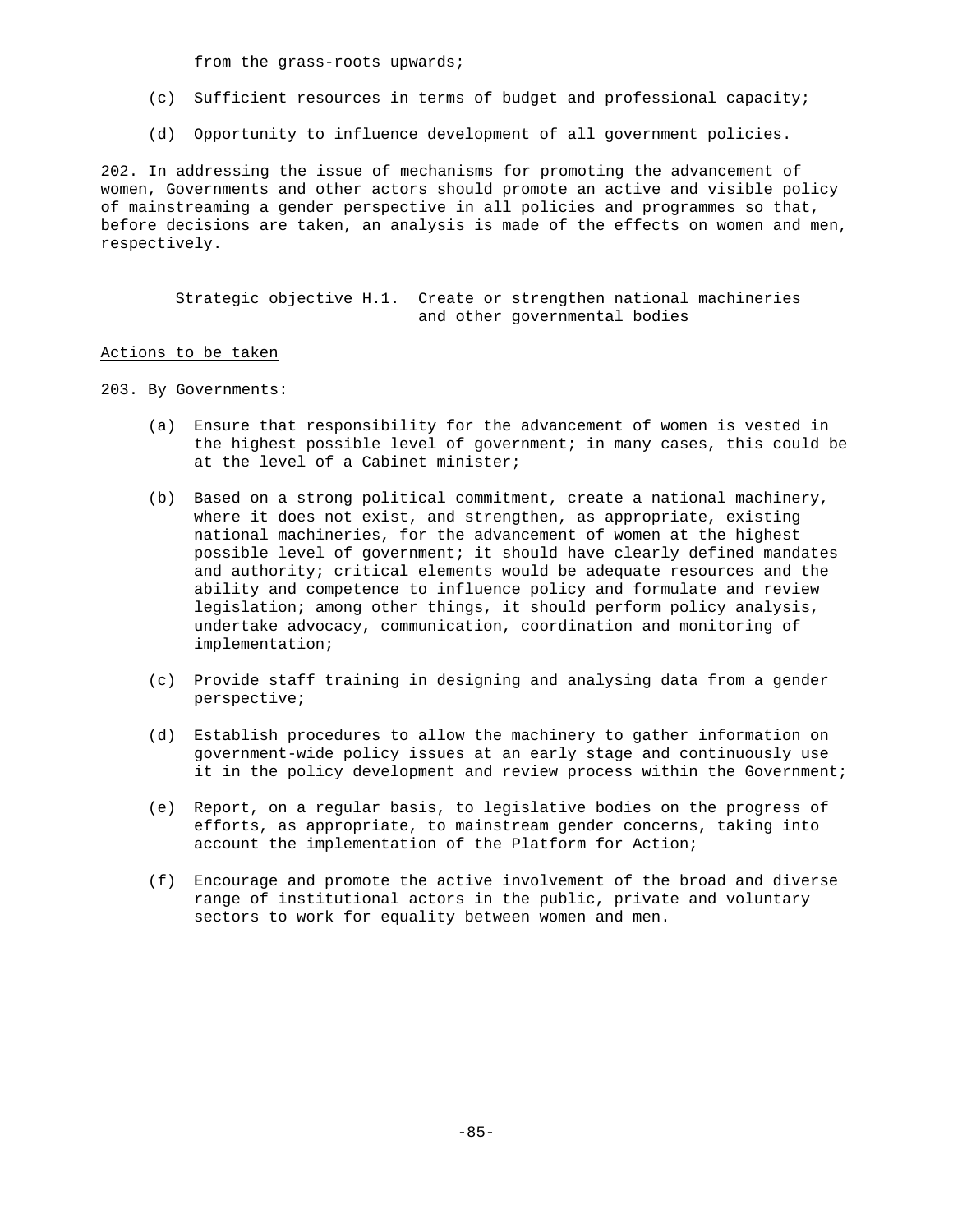from the grass-roots upwards;

(c) Sufficient resources in terms of budget and professional capacity;

(d) Opportunity to influence development of all government policies.

202. In addressing the issue of mechanisms for promoting the advancement of women, Governments and other actors should promote an active and visible policy of mainstreaming a gender perspective in all policies and programmes so that, before decisions are taken, an analysis is made of the effects on women and men, respectively.

### Strategic objective H.1. Create or strengthen national machineries and other governmental bodies

Actions to be taken

203. By Governments:

(a) Ensure that responsibility for the advancement of women is vested in the highest possible level of government; in many cases, this could be at the level of a Cabinet minister;

(b) Based on a strong political commitment, create a national machinery, where it does not exist, and strengthen, as appropriate, existing national machineries, for the advancement of women at the highest possible level of government; it should have clearly defined mandates and authority; critical elements would be adequate resources and the ability and competence to influence policy and formulate and review legislation; among other things, it should perform policy analysis, undertake advocacy, communication, coordination and monitoring of implementation;

(c) Provide staff training in designing and analysing data from a gender perspective;

(d) Establish procedures to allow the machinery to gather information on government-wide policy issues at an early stage and continuously use it in the policy development and review process within the Government;

(e) Report, on a regular basis, to legislative bodies on the progress of efforts, as appropriate, to mainstream gender concerns, taking into account the implementation of the Platform for Action;

(f) Encourage and promote the active involvement of the broad and diverse range of institutional actors in the public, private and voluntary sectors to work for equality between women and men.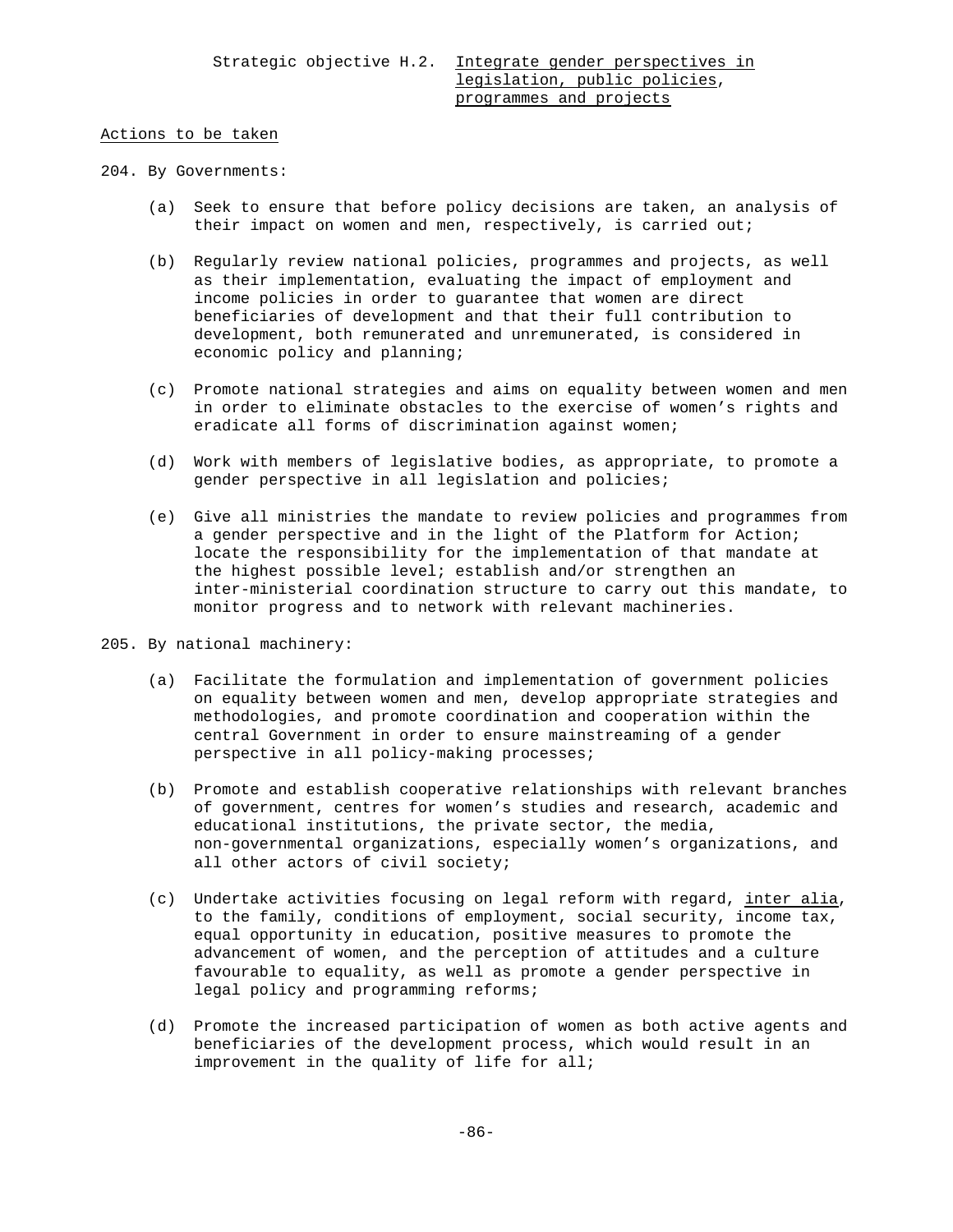Strategic objective H.2. Integrate gender perspectives in legislation, public policies, programmes and projects

Actions to be taken

204. By Governments:

(a) Seek to ensure that before policy decisions are taken, an analysis of their impact on women and men, respectively, is carried out;

(b) Regularly review national policies, programmes and projects, as well as their implementation, evaluating the impact of employment and income policies in order to guarantee that women are direct beneficiaries of development and that their full contribution to development, both remunerated and unremunerated, is considered in economic policy and planning;

(c) Promote national strategies and aims on equality between women and men in order to eliminate obstacles to the exercise of women's rights and eradicate all forms of discrimination against women;

(d) Work with members of legislative bodies, as appropriate, to promote a gender perspective in all legislation and policies;

(e) Give all ministries the mandate to review policies and programmes from a gender perspective and in the light of the Platform for Action; locate the responsibility for the implementation of that mandate at the highest possible level; establish and/or strengthen an inter-ministerial coordination structure to carry out this mandate, to monitor progress and to network with relevant machineries.

205. By national machinery:

(a) Facilitate the formulation and implementation of government policies on equality between women and men, develop appropriate strategies and methodologies, and promote coordination and cooperation within the central Government in order to ensure mainstreaming of a gender perspective in all policy-making processes;

(b) Promote and establish cooperative relationships with relevant branches of government, centres for women's studies and research, academic and educational institutions, the private sector, the media, non-governmental organizations, especially women's organizations, and all other actors of civil society;

(c) Undertake activities focusing on legal reform with regard, inter alia, to the family, conditions of employment, social security, income tax, equal opportunity in education, positive measures to promote the advancement of women, and the perception of attitudes and a culture favourable to equality, as well as promote a gender perspective in legal policy and programming reforms;

(d) Promote the increased participation of women as both active agents and beneficiaries of the development process, which would result in an improvement in the quality of life for all;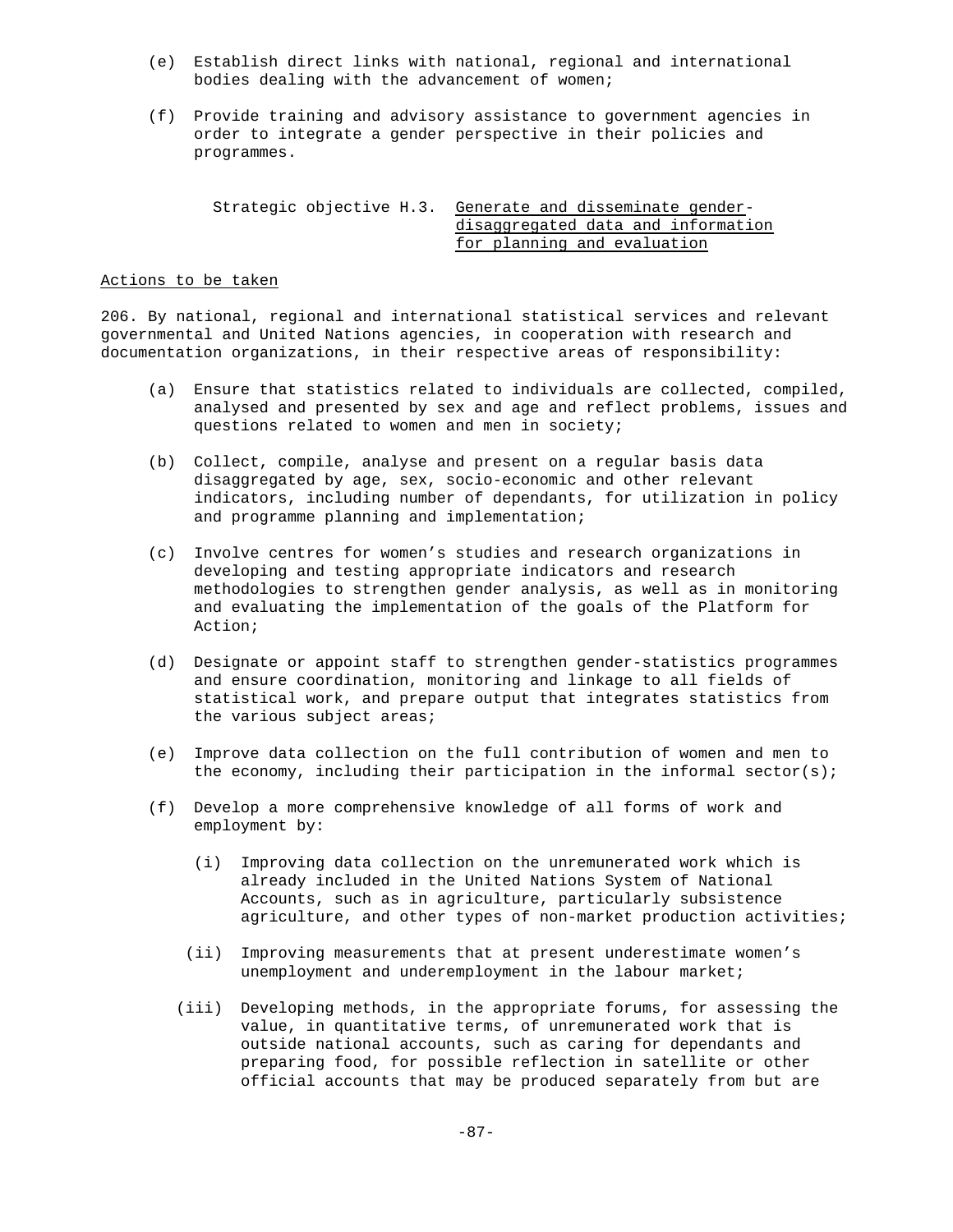(e) Establish direct links with national, regional and international bodies dealing with the advancement of women;

(f) Provide training and advisory assistance to government agencies in order to integrate a gender perspective in their policies and programmes.

Strategic objective H.3. Generate and disseminate gender-disaggregated data and information for planning and evaluation

Actions to be taken

206. By national, regional and international statistical services and relevant governmental and United Nations agencies, in cooperation with research and documentation organizations, in their respective areas of responsibility:

(a) Ensure that statistics related to individuals are collected, compiled, analysed and presented by sex and age and reflect problems, issues and questions related to women and men in society;

(b) Collect, compile, analyse and present on a regular basis data disaggregated by age, sex, socio-economic and other relevant indicators, including number of dependants, for utilization in policy and programme planning and implementation;

(c) Involve centres for women's studies and research organizations in developing and testing appropriate indicators and research methodologies to strengthen gender analysis, as well as in monitoring and evaluating the implementation of the goals of the Platform for Action;

(d) Designate or appoint staff to strengthen gender-statistics programmes and ensure coordination, monitoring and linkage to all fields of statistical work, and prepare output that integrates statistics from the various subject areas;

(e) Improve data collection on the full contribution of women and men to the economy, including their participation in the informal sector(s);

(f) Develop a more comprehensive knowledge of all forms of work and employment by:

   (i) Improving data collection on the unremunerated work which is already included in the United Nations System of National Accounts, such as in agriculture, particularly subsistence agriculture, and other types of non-market production activities;

   (ii) Improving measurements that at present underestimate women's unemployment and underemployment in the labour market;

   (iii) Developing methods, in the appropriate forums, for assessing the value, in quantitative terms, of unremunerated work that is outside national accounts, such as caring for dependants and preparing food, for possible reflection in satellite or other official accounts that may be produced separately from but are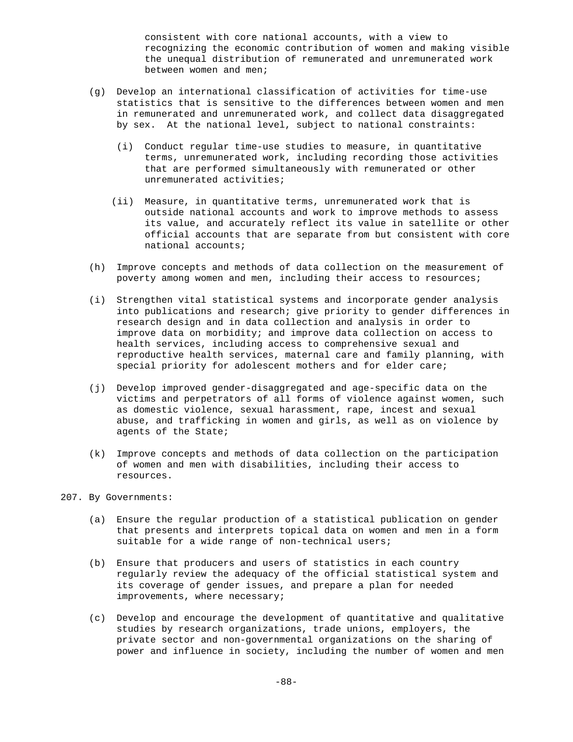consistent with core national accounts, with a view to recognizing the economic contribution of women and making visible the unequal distribution of remunerated and unremunerated work between women and men;

(g) Develop an international classification of activities for time-use statistics that is sensitive to the differences between women and men in remunerated and unremunerated work, and collect data disaggregated by sex. At the national level, subject to national constraints:

(i) Conduct regular time-use studies to measure, in quantitative terms, unremunerated work, including recording those activities that are performed simultaneously with remunerated or other unremunerated activities;

(ii) Measure, in quantitative terms, unremunerated work that is outside national accounts and work to improve methods to assess its value, and accurately reflect its value in satellite or other official accounts that are separate from but consistent with core national accounts;

(h) Improve concepts and methods of data collection on the measurement of poverty among women and men, including their access to resources;

(i) Strengthen vital statistical systems and incorporate gender analysis into publications and research; give priority to gender differences in research design and in data collection and analysis in order to improve data on morbidity; and improve data collection on access to health services, including access to comprehensive sexual and reproductive health services, maternal care and family planning, with special priority for adolescent mothers and for elder care;

(j) Develop improved gender-disaggregated and age-specific data on the victims and perpetrators of all forms of violence against women, such as domestic violence, sexual harassment, rape, incest and sexual abuse, and trafficking in women and girls, as well as on violence by agents of the State;

(k) Improve concepts and methods of data collection on the participation of women and men with disabilities, including their access to resources.

207. By Governments:

(a) Ensure the regular production of a statistical publication on gender that presents and interprets topical data on women and men in a form suitable for a wide range of non-technical users;

(b) Ensure that producers and users of statistics in each country regularly review the adequacy of the official statistical system and its coverage of gender issues, and prepare a plan for needed improvements, where necessary;

(c) Develop and encourage the development of quantitative and qualitative studies by research organizations, trade unions, employers, the private sector and non-governmental organizations on the sharing of power and influence in society, including the number of women and men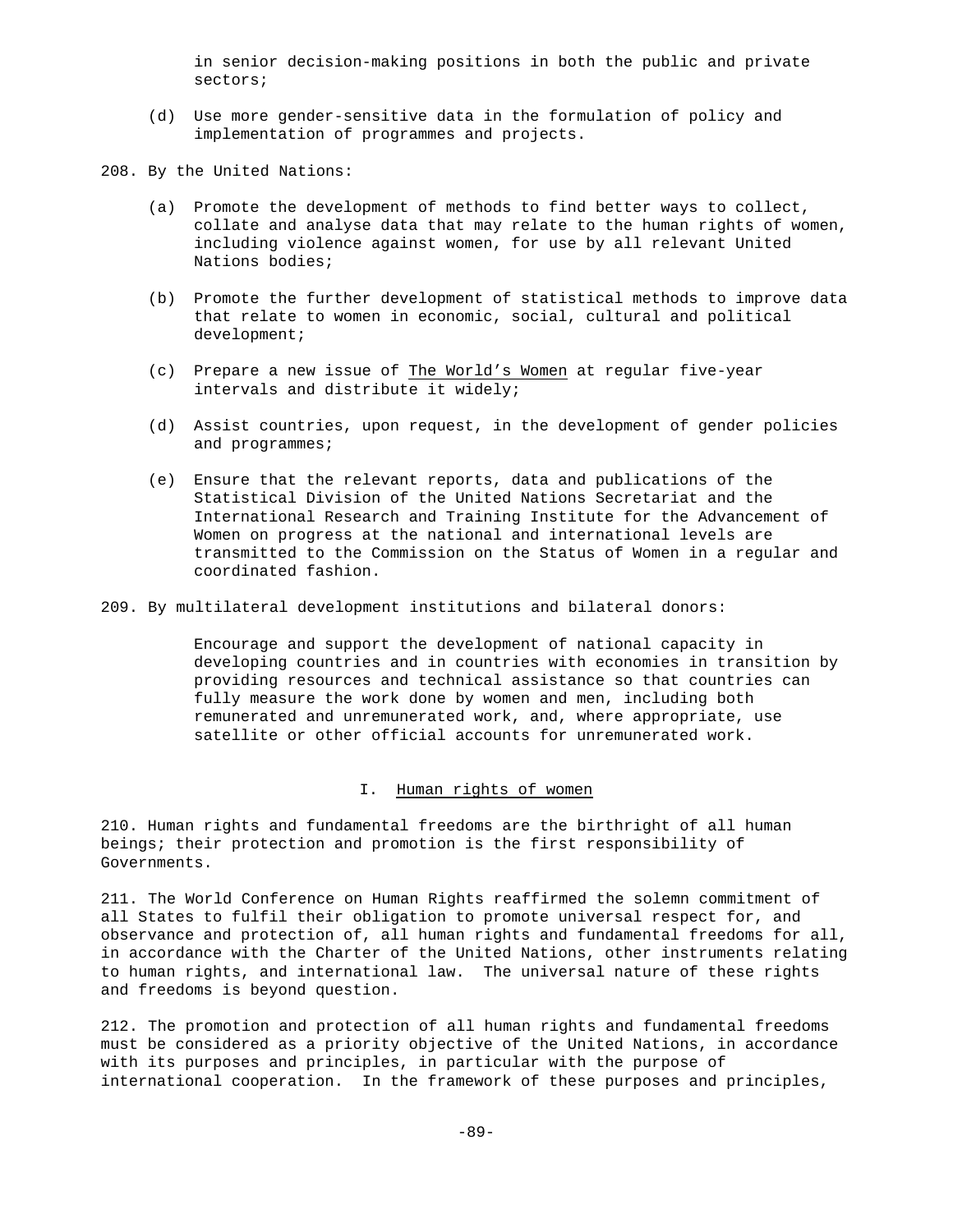in senior decision-making positions in both the public and private sectors;

(d) Use more gender-sensitive data in the formulation of policy and implementation of programmes and projects.

208. By the United Nations:

(a) Promote the development of methods to find better ways to collect, collate and analyse data that may relate to the human rights of women, including violence against women, for use by all relevant United Nations bodies;

(b) Promote the further development of statistical methods to improve data that relate to women in economic, social, cultural and political development;

(c) Prepare a new issue of The World's Women at regular five-year intervals and distribute it widely;

(d) Assist countries, upon request, in the development of gender policies and programmes;

(e) Ensure that the relevant reports, data and publications of the Statistical Division of the United Nations Secretariat and the International Research and Training Institute for the Advancement of Women on progress at the national and international levels are transmitted to the Commission on the Status of Women in a regular and coordinated fashion.

209. By multilateral development institutions and bilateral donors:

Encourage and support the development of national capacity in developing countries and in countries with economies in transition by providing resources and technical assistance so that countries can fully measure the work done by women and men, including both remunerated and unremunerated work, and, where appropriate, use satellite or other official accounts for unremunerated work.

## I. Human rights of women

210. Human rights and fundamental freedoms are the birthright of all human beings; their protection and promotion is the first responsibility of Governments.

211. The World Conference on Human Rights reaffirmed the solemn commitment of all States to fulfil their obligation to promote universal respect for, and observance and protection of, all human rights and fundamental freedoms for all, in accordance with the Charter of the United Nations, other instruments relating to human rights, and international law. The universal nature of these rights and freedoms is beyond question.

212. The promotion and protection of all human rights and fundamental freedoms must be considered as a priority objective of the United Nations, in accordance with its purposes and principles, in particular with the purpose of international cooperation. In the framework of these purposes and principles,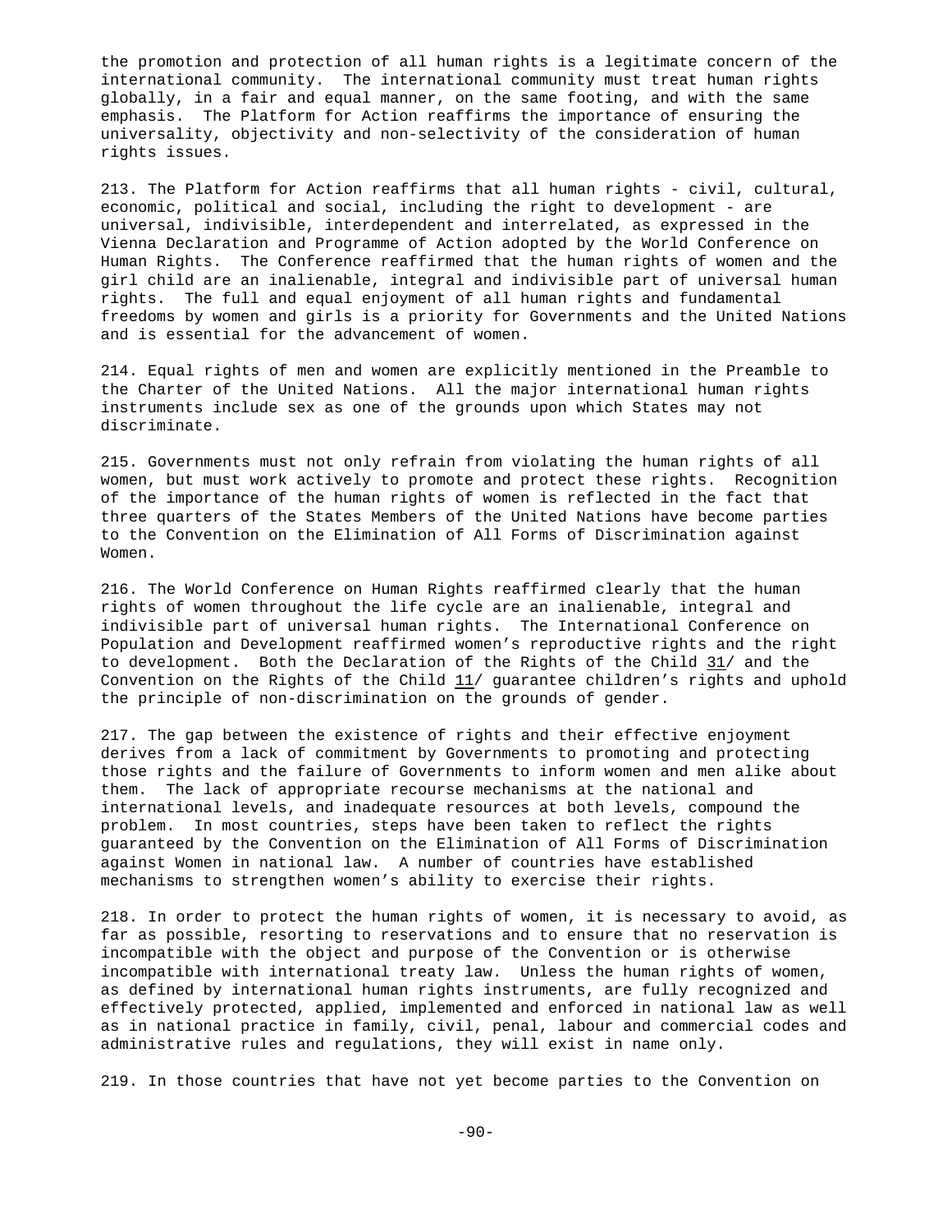the promotion and protection of all human rights is a legitimate concern of the international community. The international community must treat human rights globally, in a fair and equal manner, on the same footing, and with the same emphasis. The Platform for Action reaffirms the importance of ensuring the universality, objectivity and non-selectivity of the consideration of human rights issues.

213. The Platform for Action reaffirms that all human rights - civil, cultural, economic, political and social, including the right to development - are universal, indivisible, interdependent and interrelated, as expressed in the Vienna Declaration and Programme of Action adopted by the World Conference on Human Rights. The Conference reaffirmed that the human rights of women and the girl child are an inalienable, integral and indivisible part of universal human rights. The full and equal enjoyment of all human rights and fundamental freedoms by women and girls is a priority for Governments and the United Nations and is essential for the advancement of women.

214. Equal rights of men and women are explicitly mentioned in the Preamble to the Charter of the United Nations. All the major international human rights instruments include sex as one of the grounds upon which States may not discriminate.

215. Governments must not only refrain from violating the human rights of all women, but must work actively to promote and protect these rights. Recognition of the importance of the human rights of women is reflected in the fact that three quarters of the States Members of the United Nations have become parties to the Convention on the Elimination of All Forms of Discrimination against Women.

216. The World Conference on Human Rights reaffirmed clearly that the human rights of women throughout the life cycle are an inalienable, integral and indivisible part of universal human rights. The International Conference on Population and Development reaffirmed women's reproductive rights and the right to development. Both the Declaration of the Rights of the Child 31/ and the Convention on the Rights of the Child 11/ guarantee children's rights and uphold the principle of non-discrimination on the grounds of gender.

217. The gap between the existence of rights and their effective enjoyment derives from a lack of commitment by Governments to promoting and protecting those rights and the failure of Governments to inform women and men alike about them. The lack of appropriate recourse mechanisms at the national and international levels, and inadequate resources at both levels, compound the problem. In most countries, steps have been taken to reflect the rights guaranteed by the Convention on the Elimination of All Forms of Discrimination against Women in national law. A number of countries have established mechanisms to strengthen women's ability to exercise their rights.

218. In order to protect the human rights of women, it is necessary to avoid, as far as possible, resorting to reservations and to ensure that no reservation is incompatible with the object and purpose of the Convention or is otherwise incompatible with international treaty law. Unless the human rights of women, as defined by international human rights instruments, are fully recognized and effectively protected, applied, implemented and enforced in national law as well as in national practice in family, civil, penal, labour and commercial codes and administrative rules and regulations, they will exist in name only.

219. In those countries that have not yet become parties to the Convention on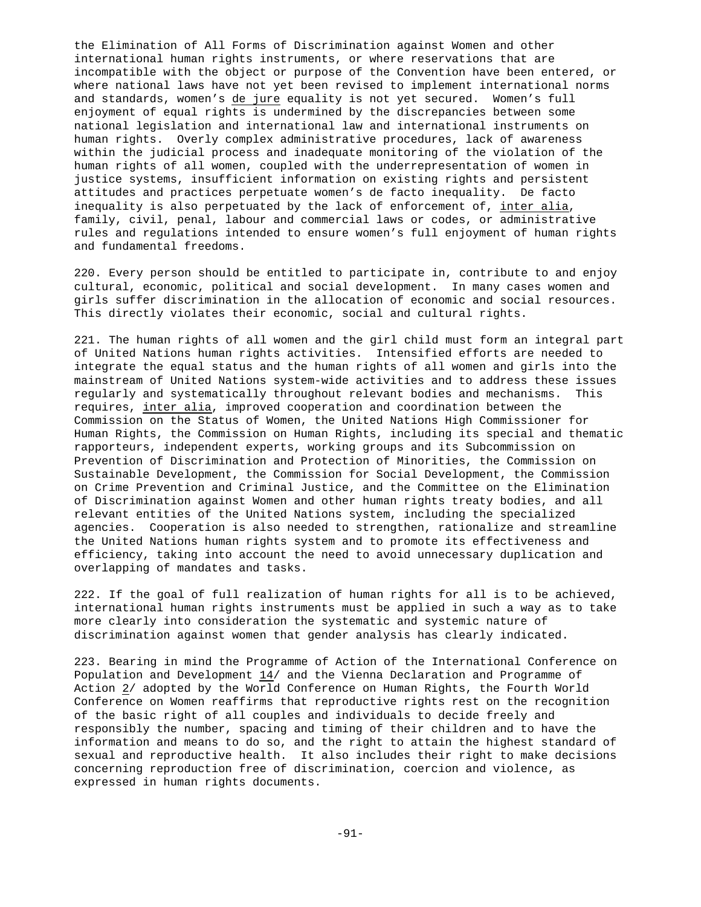the Elimination of All Forms of Discrimination against Women and other international human rights instruments, or where reservations that are incompatible with the object or purpose of the Convention have been entered, or where national laws have not yet been revised to implement international norms and standards, women's _de jure_ equality is not yet secured. Women's full enjoyment of equal rights is undermined by the discrepancies between some national legislation and international law and international instruments on human rights. Overly complex administrative procedures, lack of awareness within the judicial process and inadequate monitoring of the violation of the human rights of all women, coupled with the underrepresentation of women in justice systems, insufficient information on existing rights and persistent attitudes and practices perpetuate women's de facto inequality. De facto inequality is also perpetuated by the lack of enforcement of, _inter alia_, family, civil, penal, labour and commercial laws or codes, or administrative rules and regulations intended to ensure women's full enjoyment of human rights and fundamental freedoms.

220. Every person should be entitled to participate in, contribute to and enjoy cultural, economic, political and social development. In many cases women and girls suffer discrimination in the allocation of economic and social resources. This directly violates their economic, social and cultural rights.

221. The human rights of all women and the girl child must form an integral part of United Nations human rights activities. Intensified efforts are needed to integrate the equal status and the human rights of all women and girls into the mainstream of United Nations system-wide activities and to address these issues regularly and systematically throughout relevant bodies and mechanisms. This requires, _inter alia_, improved cooperation and coordination between the Commission on the Status of Women, the United Nations High Commissioner for Human Rights, the Commission on Human Rights, including its special and thematic rapporteurs, independent experts, working groups and its Subcommission on Prevention of Discrimination and Protection of Minorities, the Commission on Sustainable Development, the Commission for Social Development, the Commission on Crime Prevention and Criminal Justice, and the Committee on the Elimination of Discrimination against Women and other human rights treaty bodies, and all relevant entities of the United Nations system, including the specialized agencies. Cooperation is also needed to strengthen, rationalize and streamline the United Nations human rights system and to promote its effectiveness and efficiency, taking into account the need to avoid unnecessary duplication and overlapping of mandates and tasks.

222. If the goal of full realization of human rights for all is to be achieved, international human rights instruments must be applied in such a way as to take more clearly into consideration the systematic and systemic nature of discrimination against women that gender analysis has clearly indicated.

223. Bearing in mind the Programme of Action of the International Conference on Population and Development _14_/ and the Vienna Declaration and Programme of Action _2_/ adopted by the World Conference on Human Rights, the Fourth World Conference on Women reaffirms that reproductive rights rest on the recognition of the basic right of all couples and individuals to decide freely and responsibly the number, spacing and timing of their children and to have the information and means to do so, and the right to attain the highest standard of sexual and reproductive health. It also includes their right to make decisions concerning reproduction free of discrimination, coercion and violence, as expressed in human rights documents.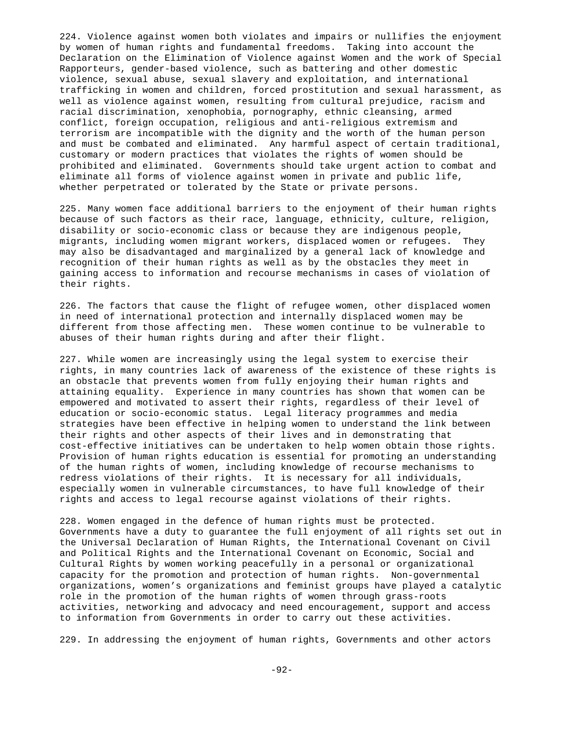224. Violence against women both violates and impairs or nullifies the enjoyment by women of human rights and fundamental freedoms. Taking into account the Declaration on the Elimination of Violence against Women and the work of Special Rapporteurs, gender-based violence, such as battering and other domestic violence, sexual abuse, sexual slavery and exploitation, and international trafficking in women and children, forced prostitution and sexual harassment, as well as violence against women, resulting from cultural prejudice, racism and racial discrimination, xenophobia, pornography, ethnic cleansing, armed conflict, foreign occupation, religious and anti-religious extremism and terrorism are incompatible with the dignity and the worth of the human person and must be combated and eliminated. Any harmful aspect of certain traditional, customary or modern practices that violates the rights of women should be prohibited and eliminated. Governments should take urgent action to combat and eliminate all forms of violence against women in private and public life, whether perpetrated or tolerated by the State or private persons.

225. Many women face additional barriers to the enjoyment of their human rights because of such factors as their race, language, ethnicity, culture, religion, disability or socio-economic class or because they are indigenous people, migrants, including women migrant workers, displaced women or refugees. They may also be disadvantaged and marginalized by a general lack of knowledge and recognition of their human rights as well as by the obstacles they meet in gaining access to information and recourse mechanisms in cases of violation of their rights.

226. The factors that cause the flight of refugee women, other displaced women in need of international protection and internally displaced women may be different from those affecting men. These women continue to be vulnerable to abuses of their human rights during and after their flight.

227. While women are increasingly using the legal system to exercise their rights, in many countries lack of awareness of the existence of these rights is an obstacle that prevents women from fully enjoying their human rights and attaining equality. Experience in many countries has shown that women can be empowered and motivated to assert their rights, regardless of their level of education or socio-economic status. Legal literacy programmes and media strategies have been effective in helping women to understand the link between their rights and other aspects of their lives and in demonstrating that cost-effective initiatives can be undertaken to help women obtain those rights. Provision of human rights education is essential for promoting an understanding of the human rights of women, including knowledge of recourse mechanisms to redress violations of their rights. It is necessary for all individuals, especially women in vulnerable circumstances, to have full knowledge of their rights and access to legal recourse against violations of their rights.

228. Women engaged in the defence of human rights must be protected. Governments have a duty to guarantee the full enjoyment of all rights set out in the Universal Declaration of Human Rights, the International Covenant on Civil and Political Rights and the International Covenant on Economic, Social and Cultural Rights by women working peacefully in a personal or organizational capacity for the promotion and protection of human rights. Non-governmental organizations, women's organizations and feminist groups have played a catalytic role in the promotion of the human rights of women through grass-roots activities, networking and advocacy and need encouragement, support and access to information from Governments in order to carry out these activities.

229. In addressing the enjoyment of human rights, Governments and other actors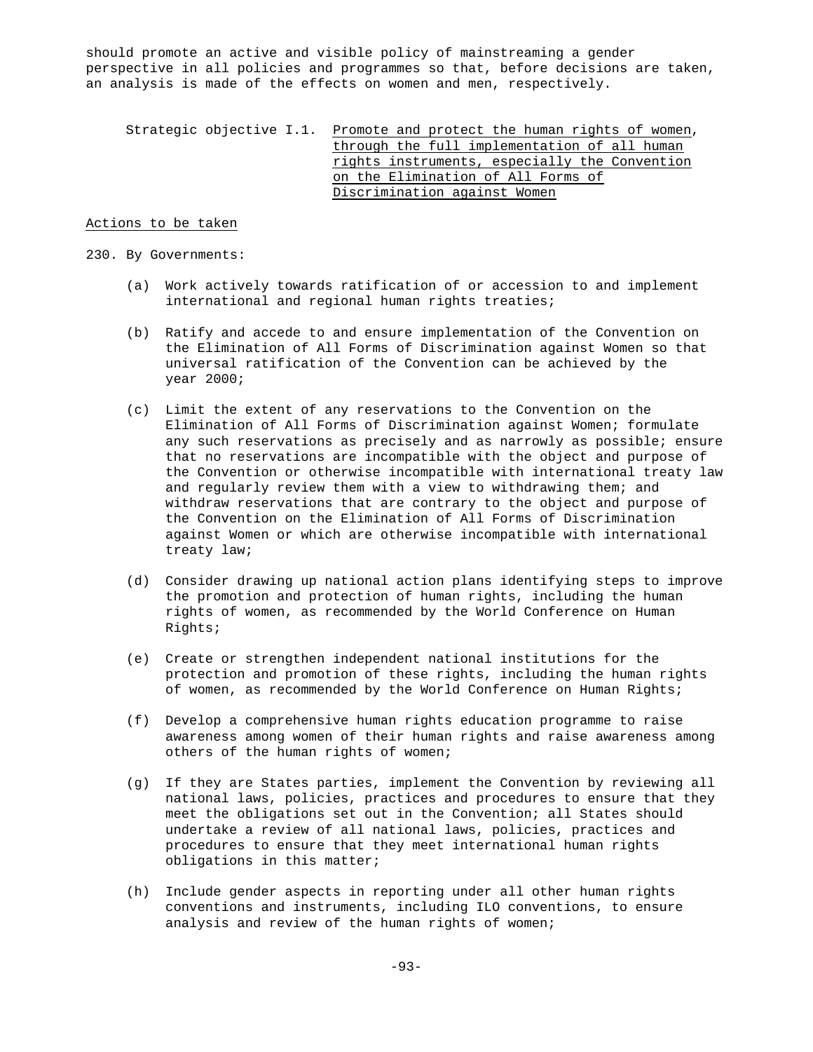should promote an active and visible policy of mainstreaming a gender perspective in all policies and programmes so that, before decisions are taken, an analysis is made of the effects on women and men, respectively.

Strategic objective I.1. Promote and protect the human rights of women, through the full implementation of all human rights instruments, especially the Convention on the Elimination of All Forms of Discrimination against Women

Actions to be taken

230. By Governments:

(a) Work actively towards ratification of or accession to and implement international and regional human rights treaties;

(b) Ratify and accede to and ensure implementation of the Convention on the Elimination of All Forms of Discrimination against Women so that universal ratification of the Convention can be achieved by the year 2000;

(c) Limit the extent of any reservations to the Convention on the Elimination of All Forms of Discrimination against Women; formulate any such reservations as precisely and as narrowly as possible; ensure that no reservations are incompatible with the object and purpose of the Convention or otherwise incompatible with international treaty law and regularly review them with a view to withdrawing them; and withdraw reservations that are contrary to the object and purpose of the Convention on the Elimination of All Forms of Discrimination against Women or which are otherwise incompatible with international treaty law;

(d) Consider drawing up national action plans identifying steps to improve the promotion and protection of human rights, including the human rights of women, as recommended by the World Conference on Human Rights;

(e) Create or strengthen independent national institutions for the protection and promotion of these rights, including the human rights of women, as recommended by the World Conference on Human Rights;

(f) Develop a comprehensive human rights education programme to raise awareness among women of their human rights and raise awareness among others of the human rights of women;

(g) If they are States parties, implement the Convention by reviewing all national laws, policies, practices and procedures to ensure that they meet the obligations set out in the Convention; all States should undertake a review of all national laws, policies, practices and procedures to ensure that they meet international human rights obligations in this matter;

(h) Include gender aspects in reporting under all other human rights conventions and instruments, including ILO conventions, to ensure analysis and review of the human rights of women;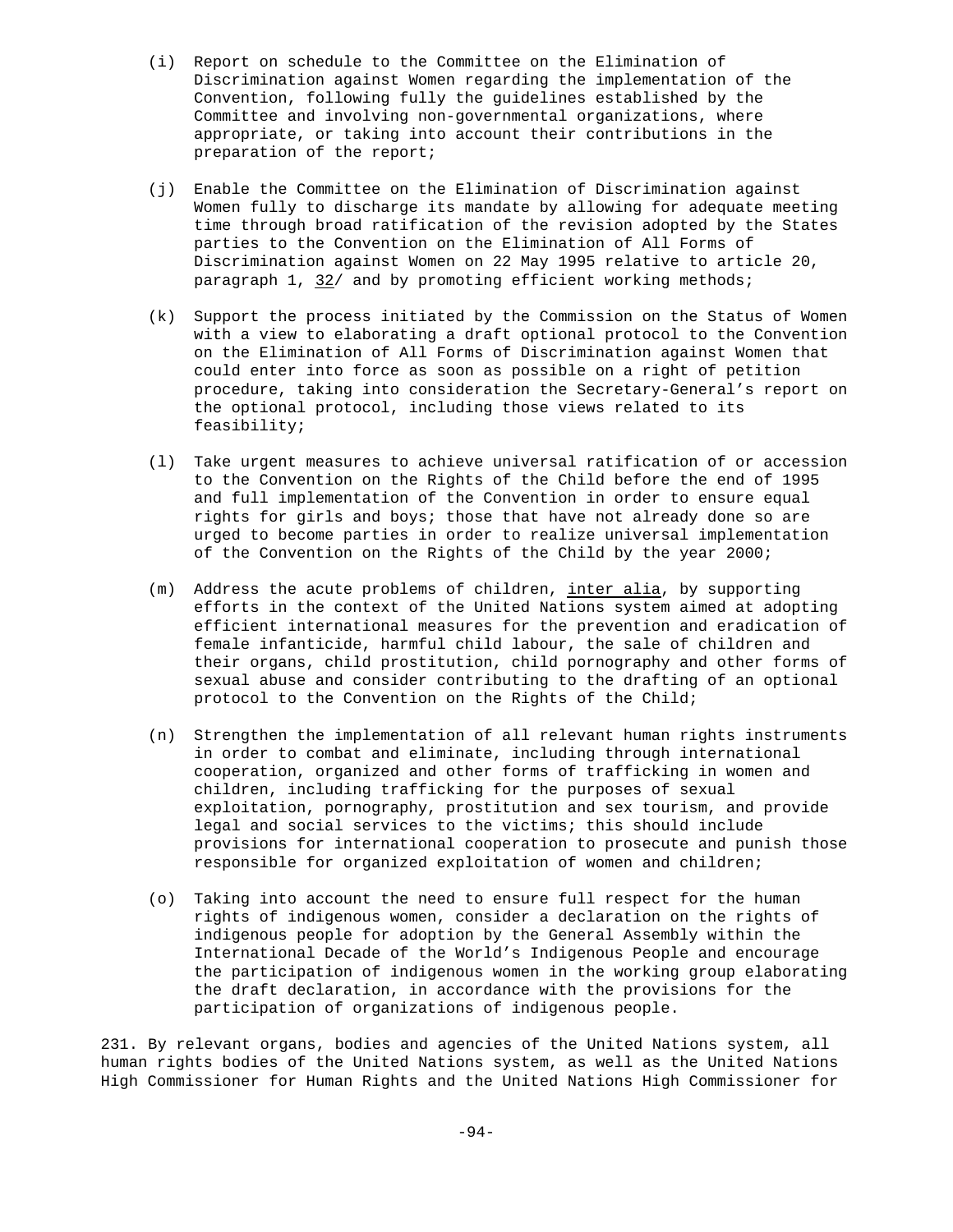(i) Report on schedule to the Committee on the Elimination of Discrimination against Women regarding the implementation of the Convention, following fully the guidelines established by the Committee and involving non-governmental organizations, where appropriate, or taking into account their contributions in the preparation of the report;

(j) Enable the Committee on the Elimination of Discrimination against Women fully to discharge its mandate by allowing for adequate meeting time through broad ratification of the revision adopted by the States parties to the Convention on the Elimination of All Forms of Discrimination against Women on 22 May 1995 relative to article 20, paragraph 1, 32/ and by promoting efficient working methods;

(k) Support the process initiated by the Commission on the Status of Women with a view to elaborating a draft optional protocol to the Convention on the Elimination of All Forms of Discrimination against Women that could enter into force as soon as possible on a right of petition procedure, taking into consideration the Secretary-General's report on the optional protocol, including those views related to its feasibility;

(l) Take urgent measures to achieve universal ratification of or accession to the Convention on the Rights of the Child before the end of 1995 and full implementation of the Convention in order to ensure equal rights for girls and boys; those that have not already done so are urged to become parties in order to realize universal implementation of the Convention on the Rights of the Child by the year 2000;

(m) Address the acute problems of children, *inter alia*, by supporting efforts in the context of the United Nations system aimed at adopting efficient international measures for the prevention and eradication of female infanticide, harmful child labour, the sale of children and their organs, child prostitution, child pornography and other forms of sexual abuse and consider contributing to the drafting of an optional protocol to the Convention on the Rights of the Child;

(n) Strengthen the implementation of all relevant human rights instruments in order to combat and eliminate, including through international cooperation, organized and other forms of trafficking in women and children, including trafficking for the purposes of sexual exploitation, pornography, prostitution and sex tourism, and provide legal and social services to the victims; this should include provisions for international cooperation to prosecute and punish those responsible for organized exploitation of women and children;

(o) Taking into account the need to ensure full respect for the human rights of indigenous women, consider a declaration on the rights of indigenous people for adoption by the General Assembly within the International Decade of the World's Indigenous People and encourage the participation of indigenous women in the working group elaborating the draft declaration, in accordance with the provisions for the participation of organizations of indigenous people.

231. By relevant organs, bodies and agencies of the United Nations system, all human rights bodies of the United Nations system, as well as the United Nations High Commissioner for Human Rights and the United Nations High Commissioner for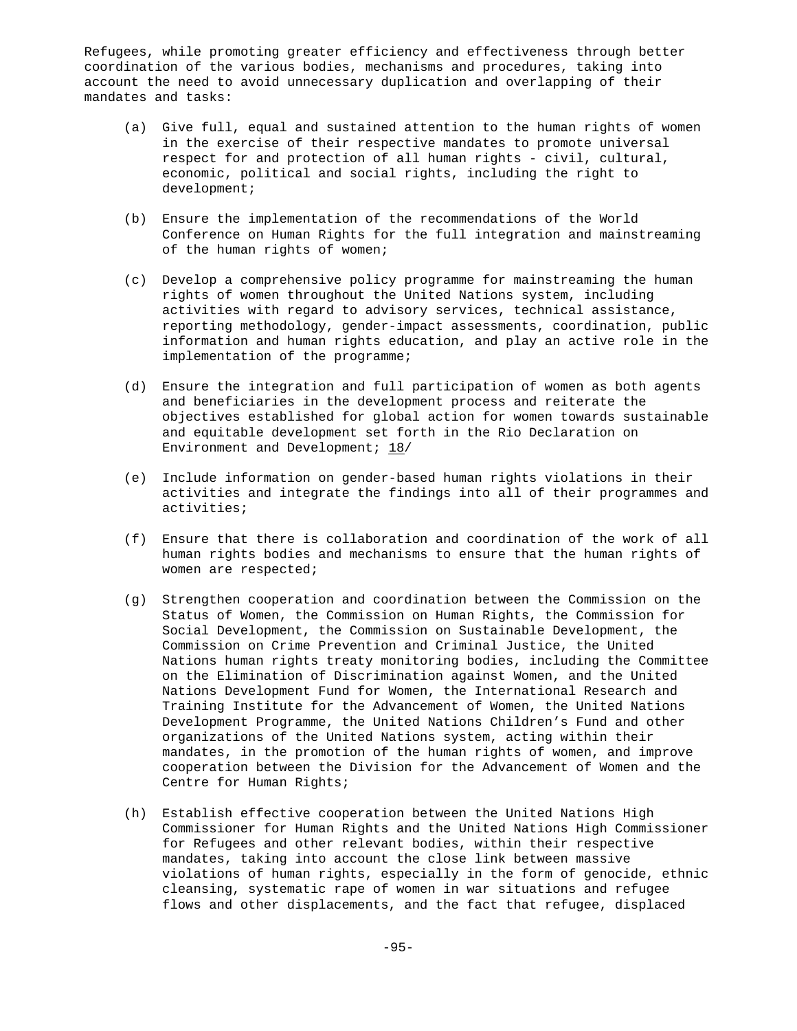Refugees, while promoting greater efficiency and effectiveness through better coordination of the various bodies, mechanisms and procedures, taking into account the need to avoid unnecessary duplication and overlapping of their mandates and tasks:

(a) Give full, equal and sustained attention to the human rights of women in the exercise of their respective mandates to promote universal respect for and protection of all human rights - civil, cultural, economic, political and social rights, including the right to development;

(b) Ensure the implementation of the recommendations of the World Conference on Human Rights for the full integration and mainstreaming of the human rights of women;

(c) Develop a comprehensive policy programme for mainstreaming the human rights of women throughout the United Nations system, including activities with regard to advisory services, technical assistance, reporting methodology, gender-impact assessments, coordination, public information and human rights education, and play an active role in the implementation of the programme;

(d) Ensure the integration and full participation of women as both agents and beneficiaries in the development process and reiterate the objectives established for global action for women towards sustainable and equitable development set forth in the Rio Declaration on Environment and Development; 18/

(e) Include information on gender-based human rights violations in their activities and integrate the findings into all of their programmes and activities;

(f) Ensure that there is collaboration and coordination of the work of all human rights bodies and mechanisms to ensure that the human rights of women are respected;

(g) Strengthen cooperation and coordination between the Commission on the Status of Women, the Commission on Human Rights, the Commission for Social Development, the Commission on Sustainable Development, the Commission on Crime Prevention and Criminal Justice, the United Nations human rights treaty monitoring bodies, including the Committee on the Elimination of Discrimination against Women, and the United Nations Development Fund for Women, the International Research and Training Institute for the Advancement of Women, the United Nations Development Programme, the United Nations Children's Fund and other organizations of the United Nations system, acting within their mandates, in the promotion of the human rights of women, and improve cooperation between the Division for the Advancement of Women and the Centre for Human Rights;

(h) Establish effective cooperation between the United Nations High Commissioner for Human Rights and the United Nations High Commissioner for Refugees and other relevant bodies, within their respective mandates, taking into account the close link between massive violations of human rights, especially in the form of genocide, ethnic cleansing, systematic rape of women in war situations and refugee flows and other displacements, and the fact that refugee, displaced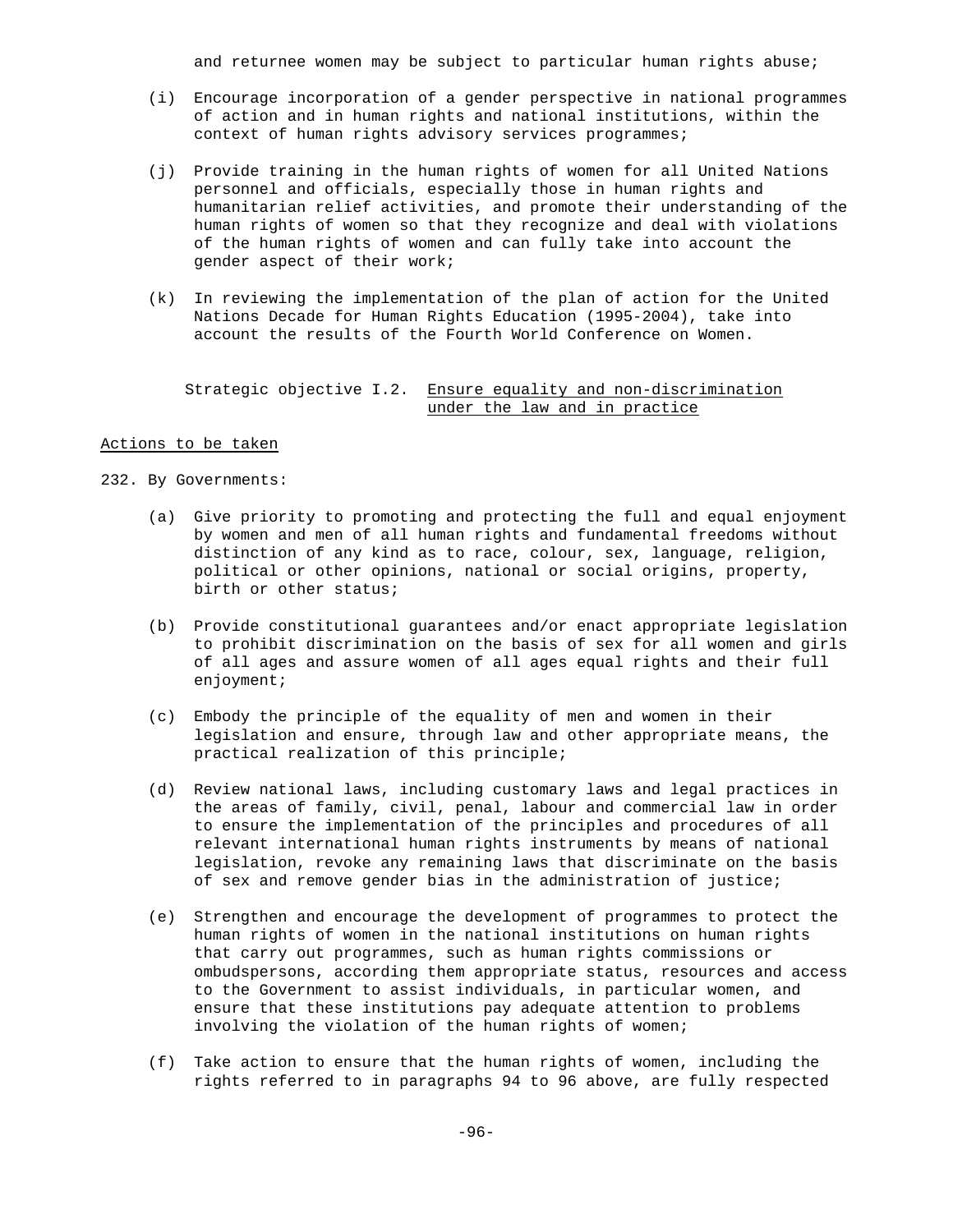and returnee women may be subject to particular human rights abuse;

(i) Encourage incorporation of a gender perspective in national programmes of action and in human rights and national institutions, within the context of human rights advisory services programmes;

(j) Provide training in the human rights of women for all United Nations personnel and officials, especially those in human rights and humanitarian relief activities, and promote their understanding of the human rights of women so that they recognize and deal with violations of the human rights of women and can fully take into account the gender aspect of their work;

(k) In reviewing the implementation of the plan of action for the United Nations Decade for Human Rights Education (1995-2004), take into account the results of the Fourth World Conference on Women.

### Strategic objective I.2. Ensure equality and non-discrimination under the law and in practice

Actions to be taken

232. By Governments:

(a) Give priority to promoting and protecting the full and equal enjoyment by women and men of all human rights and fundamental freedoms without distinction of any kind as to race, colour, sex, language, religion, political or other opinions, national or social origins, property, birth or other status;

(b) Provide constitutional guarantees and/or enact appropriate legislation to prohibit discrimination on the basis of sex for all women and girls of all ages and assure women of all ages equal rights and their full enjoyment;

(c) Embody the principle of the equality of men and women in their legislation and ensure, through law and other appropriate means, the practical realization of this principle;

(d) Review national laws, including customary laws and legal practices in the areas of family, civil, penal, labour and commercial law in order to ensure the implementation of the principles and procedures of all relevant international human rights instruments by means of national legislation, revoke any remaining laws that discriminate on the basis of sex and remove gender bias in the administration of justice;

(e) Strengthen and encourage the development of programmes to protect the human rights of women in the national institutions on human rights that carry out programmes, such as human rights commissions or ombudspersons, according them appropriate status, resources and access to the Government to assist individuals, in particular women, and ensure that these institutions pay adequate attention to problems involving the violation of the human rights of women;

(f) Take action to ensure that the human rights of women, including the rights referred to in paragraphs 94 to 96 above, are fully respected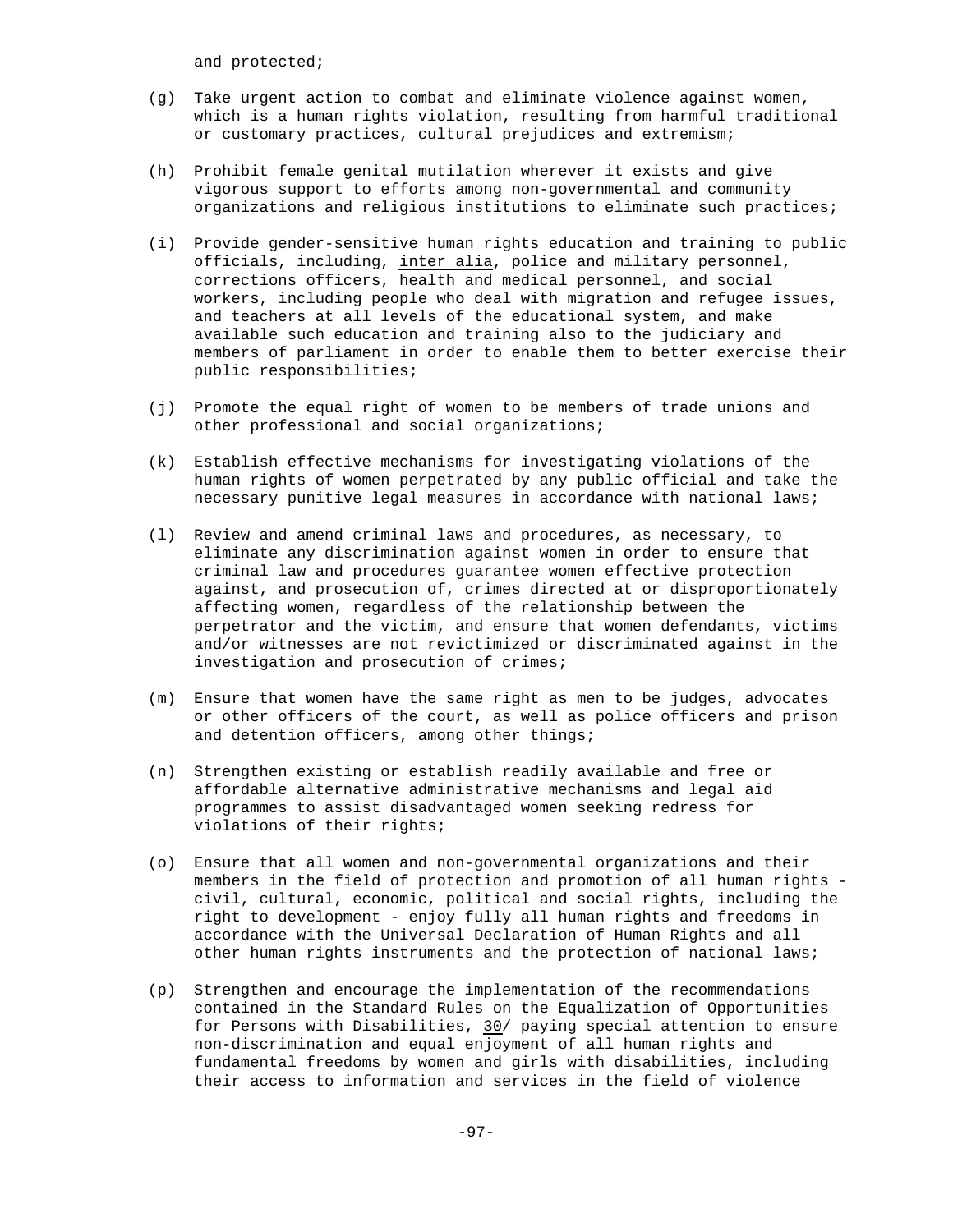and protected;

(g) Take urgent action to combat and eliminate violence against women, which is a human rights violation, resulting from harmful traditional or customary practices, cultural prejudices and extremism;

(h) Prohibit female genital mutilation wherever it exists and give vigorous support to efforts among non-governmental and community organizations and religious institutions to eliminate such practices;

(i) Provide gender-sensitive human rights education and training to public officials, including, *inter alia*, police and military personnel, corrections officers, health and medical personnel, and social workers, including people who deal with migration and refugee issues, and teachers at all levels of the educational system, and make available such education and training also to the judiciary and members of parliament in order to enable them to better exercise their public responsibilities;

(j) Promote the equal right of women to be members of trade unions and other professional and social organizations;

(k) Establish effective mechanisms for investigating violations of the human rights of women perpetrated by any public official and take the necessary punitive legal measures in accordance with national laws;

(l) Review and amend criminal laws and procedures, as necessary, to eliminate any discrimination against women in order to ensure that criminal law and procedures guarantee women effective protection against, and prosecution of, crimes directed at or disproportionately affecting women, regardless of the relationship between the perpetrator and the victim, and ensure that women defendants, victims and/or witnesses are not revictimized or discriminated against in the investigation and prosecution of crimes;

(m) Ensure that women have the same right as men to be judges, advocates or other officers of the court, as well as police officers and prison and detention officers, among other things;

(n) Strengthen existing or establish readily available and free or affordable alternative administrative mechanisms and legal aid programmes to assist disadvantaged women seeking redress for violations of their rights;

(o) Ensure that all women and non-governmental organizations and their members in the field of protection and promotion of all human rights - civil, cultural, economic, political and social rights, including the right to development - enjoy fully all human rights and freedoms in accordance with the Universal Declaration of Human Rights and all other human rights instruments and the protection of national laws;

(p) Strengthen and encourage the implementation of the recommendations contained in the Standard Rules on the Equalization of Opportunities for Persons with Disabilities, 30/ paying special attention to ensure non-discrimination and equal enjoyment of all human rights and fundamental freedoms by women and girls with disabilities, including their access to information and services in the field of violence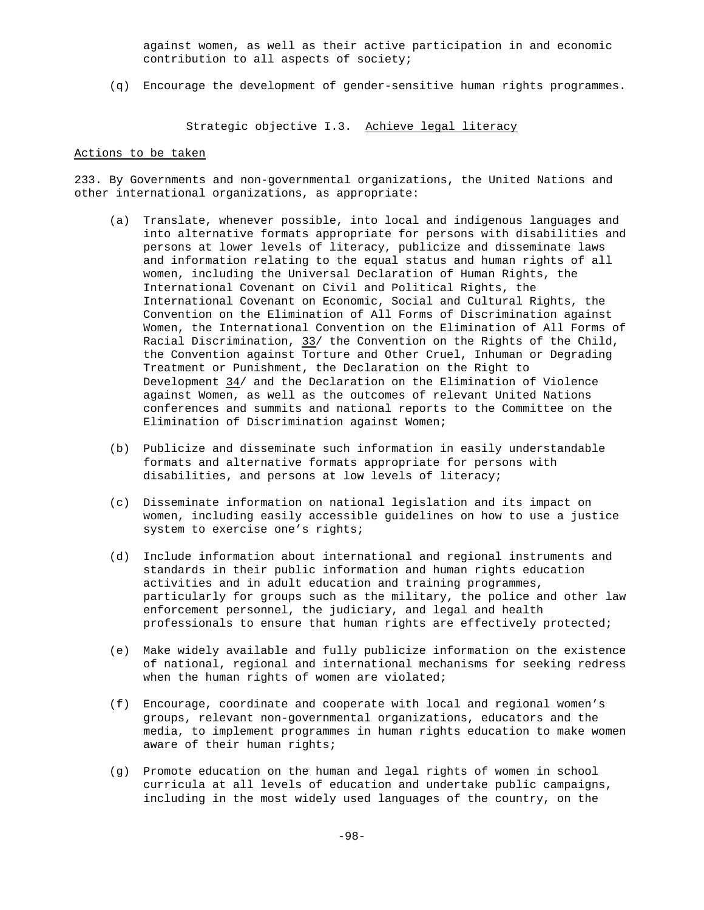against women, as well as their active participation in and economic contribution to all aspects of society;

(q) Encourage the development of gender-sensitive human rights programmes.

Strategic objective I.3. Achieve legal literacy

Actions to be taken

233. By Governments and non-governmental organizations, the United Nations and other international organizations, as appropriate:

(a) Translate, whenever possible, into local and indigenous languages and into alternative formats appropriate for persons with disabilities and persons at lower levels of literacy, publicize and disseminate laws and information relating to the equal status and human rights of all women, including the Universal Declaration of Human Rights, the International Covenant on Civil and Political Rights, the International Covenant on Economic, Social and Cultural Rights, the Convention on the Elimination of All Forms of Discrimination against Women, the International Convention on the Elimination of All Forms of Racial Discrimination, 33/ the Convention on the Rights of the Child, the Convention against Torture and Other Cruel, Inhuman or Degrading Treatment or Punishment, the Declaration on the Right to Development 34/ and the Declaration on the Elimination of Violence against Women, as well as the outcomes of relevant United Nations conferences and summits and national reports to the Committee on the Elimination of Discrimination against Women;

(b) Publicize and disseminate such information in easily understandable formats and alternative formats appropriate for persons with disabilities, and persons at low levels of literacy;

(c) Disseminate information on national legislation and its impact on women, including easily accessible guidelines on how to use a justice system to exercise one's rights;

(d) Include information about international and regional instruments and standards in their public information and human rights education activities and in adult education and training programmes, particularly for groups such as the military, the police and other law enforcement personnel, the judiciary, and legal and health professionals to ensure that human rights are effectively protected;

(e) Make widely available and fully publicize information on the existence of national, regional and international mechanisms for seeking redress when the human rights of women are violated;

(f) Encourage, coordinate and cooperate with local and regional women's groups, relevant non-governmental organizations, educators and the media, to implement programmes in human rights education to make women aware of their human rights;

(g) Promote education on the human and legal rights of women in school curricula at all levels of education and undertake public campaigns, including in the most widely used languages of the country, on the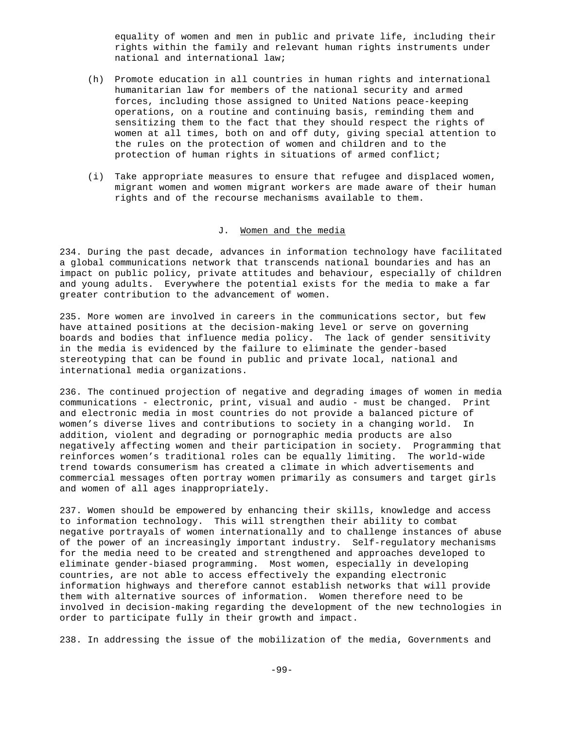equality of women and men in public and private life, including their rights within the family and relevant human rights instruments under national and international law;

(h) Promote education in all countries in human rights and international humanitarian law for members of the national security and armed forces, including those assigned to United Nations peace-keeping operations, on a routine and continuing basis, reminding them and sensitizing them to the fact that they should respect the rights of women at all times, both on and off duty, giving special attention to the rules on the protection of women and children and to the protection of human rights in situations of armed conflict;

(i) Take appropriate measures to ensure that refugee and displaced women, migrant women and women migrant workers are made aware of their human rights and of the recourse mechanisms available to them.

## J. Women and the media

234. During the past decade, advances in information technology have facilitated a global communications network that transcends national boundaries and has an impact on public policy, private attitudes and behaviour, especially of children and young adults. Everywhere the potential exists for the media to make a far greater contribution to the advancement of women.

235. More women are involved in careers in the communications sector, but few have attained positions at the decision-making level or serve on governing boards and bodies that influence media policy. The lack of gender sensitivity in the media is evidenced by the failure to eliminate the gender-based stereotyping that can be found in public and private local, national and international media organizations.

236. The continued projection of negative and degrading images of women in media communications - electronic, print, visual and audio - must be changed. Print and electronic media in most countries do not provide a balanced picture of women's diverse lives and contributions to society in a changing world. In addition, violent and degrading or pornographic media products are also negatively affecting women and their participation in society. Programming that reinforces women's traditional roles can be equally limiting. The world-wide trend towards consumerism has created a climate in which advertisements and commercial messages often portray women primarily as consumers and target girls and women of all ages inappropriately.

237. Women should be empowered by enhancing their skills, knowledge and access to information technology. This will strengthen their ability to combat negative portrayals of women internationally and to challenge instances of abuse of the power of an increasingly important industry. Self-regulatory mechanisms for the media need to be created and strengthened and approaches developed to eliminate gender-biased programming. Most women, especially in developing countries, are not able to access effectively the expanding electronic information highways and therefore cannot establish networks that will provide them with alternative sources of information. Women therefore need to be involved in decision-making regarding the development of the new technologies in order to participate fully in their growth and impact.

238. In addressing the issue of the mobilization of the media, Governments and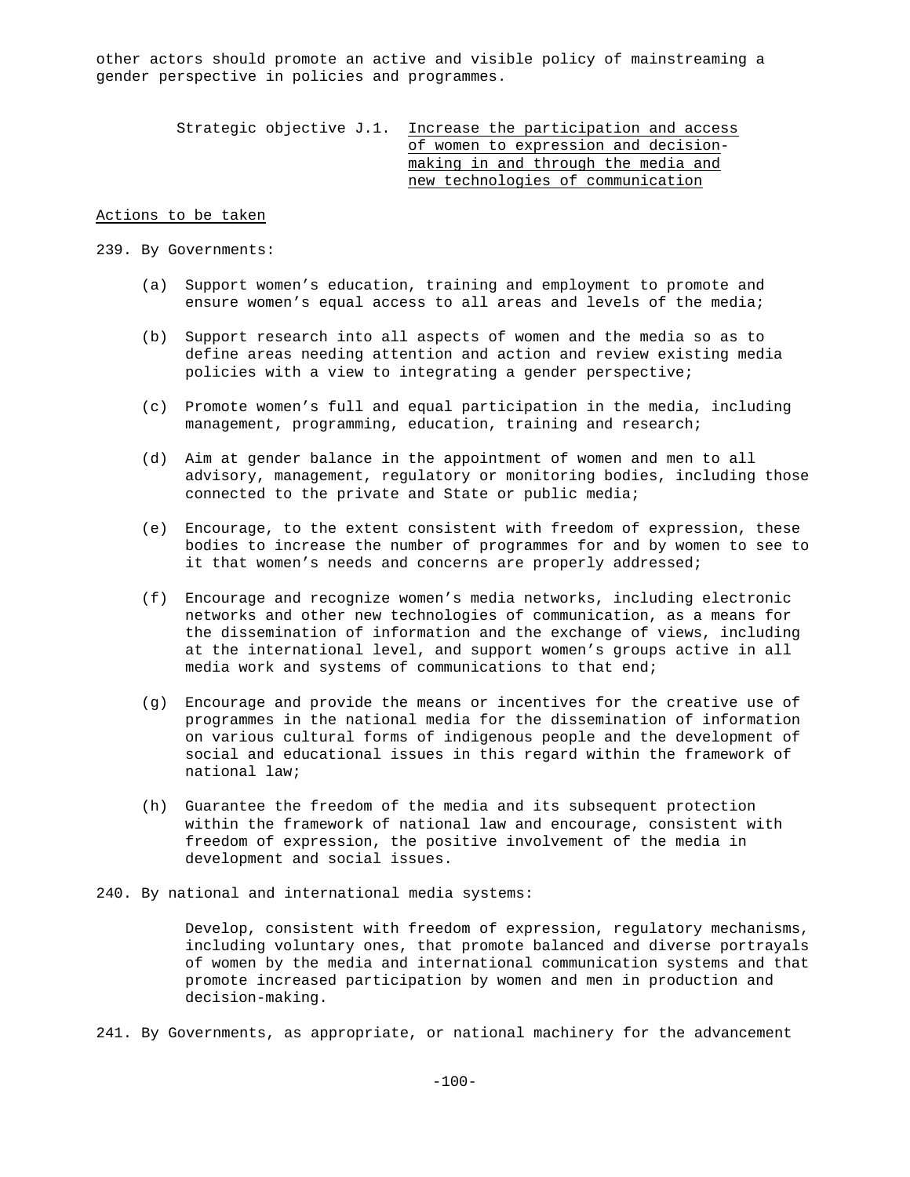other actors should promote an active and visible policy of mainstreaming a gender perspective in policies and programmes.

Strategic objective J.1. Increase the participation and access of women to expression and decision-making in and through the media and new technologies of communication

Actions to be taken

239. By Governments:

(a) Support women's education, training and employment to promote and ensure women's equal access to all areas and levels of the media;

(b) Support research into all aspects of women and the media so as to define areas needing attention and action and review existing media policies with a view to integrating a gender perspective;

(c) Promote women's full and equal participation in the media, including management, programming, education, training and research;

(d) Aim at gender balance in the appointment of women and men to all advisory, management, regulatory or monitoring bodies, including those connected to the private and State or public media;

(e) Encourage, to the extent consistent with freedom of expression, these bodies to increase the number of programmes for and by women to see to it that women's needs and concerns are properly addressed;

(f) Encourage and recognize women's media networks, including electronic networks and other new technologies of communication, as a means for the dissemination of information and the exchange of views, including at the international level, and support women's groups active in all media work and systems of communications to that end;

(g) Encourage and provide the means or incentives for the creative use of programmes in the national media for the dissemination of information on various cultural forms of indigenous people and the development of social and educational issues in this regard within the framework of national law;

(h) Guarantee the freedom of the media and its subsequent protection within the framework of national law and encourage, consistent with freedom of expression, the positive involvement of the media in development and social issues.

240. By national and international media systems:

Develop, consistent with freedom of expression, regulatory mechanisms, including voluntary ones, that promote balanced and diverse portrayals of women by the media and international communication systems and that promote increased participation by women and men in production and decision-making.

241. By Governments, as appropriate, or national machinery for the advancement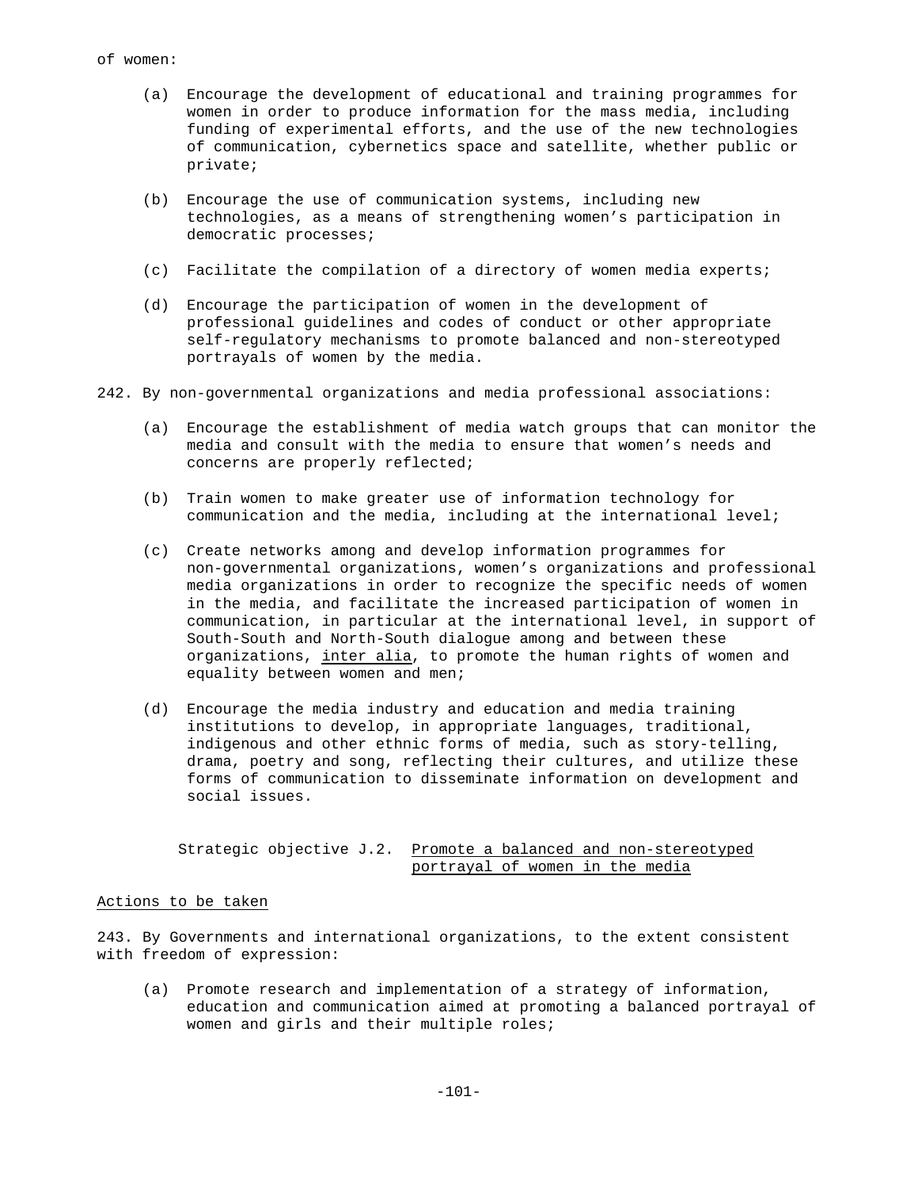of women:

(a) Encourage the development of educational and training programmes for women in order to produce information for the mass media, including funding of experimental efforts, and the use of the new technologies of communication, cybernetics space and satellite, whether public or private;

(b) Encourage the use of communication systems, including new technologies, as a means of strengthening women's participation in democratic processes;

(c) Facilitate the compilation of a directory of women media experts;

(d) Encourage the participation of women in the development of professional guidelines and codes of conduct or other appropriate self-regulatory mechanisms to promote balanced and non-stereotyped portrayals of women by the media.

242. By non-governmental organizations and media professional associations:

(a) Encourage the establishment of media watch groups that can monitor the media and consult with the media to ensure that women's needs and concerns are properly reflected;

(b) Train women to make greater use of information technology for communication and the media, including at the international level;

(c) Create networks among and develop information programmes for non-governmental organizations, women's organizations and professional media organizations in order to recognize the specific needs of women in the media, and facilitate the increased participation of women in communication, in particular at the international level, in support of South-South and North-South dialogue among and between these organizations, _inter alia_, to promote the human rights of women and equality between women and men;

(d) Encourage the media industry and education and media training institutions to develop, in appropriate languages, traditional, indigenous and other ethnic forms of media, such as story-telling, drama, poetry and song, reflecting their cultures, and utilize these forms of communication to disseminate information on development and social issues.

### Strategic objective J.2. _Promote a balanced and non-stereotyped portrayal of women in the media_

_Actions to be taken_

243. By Governments and international organizations, to the extent consistent with freedom of expression:

(a) Promote research and implementation of a strategy of information, education and communication aimed at promoting a balanced portrayal of women and girls and their multiple roles;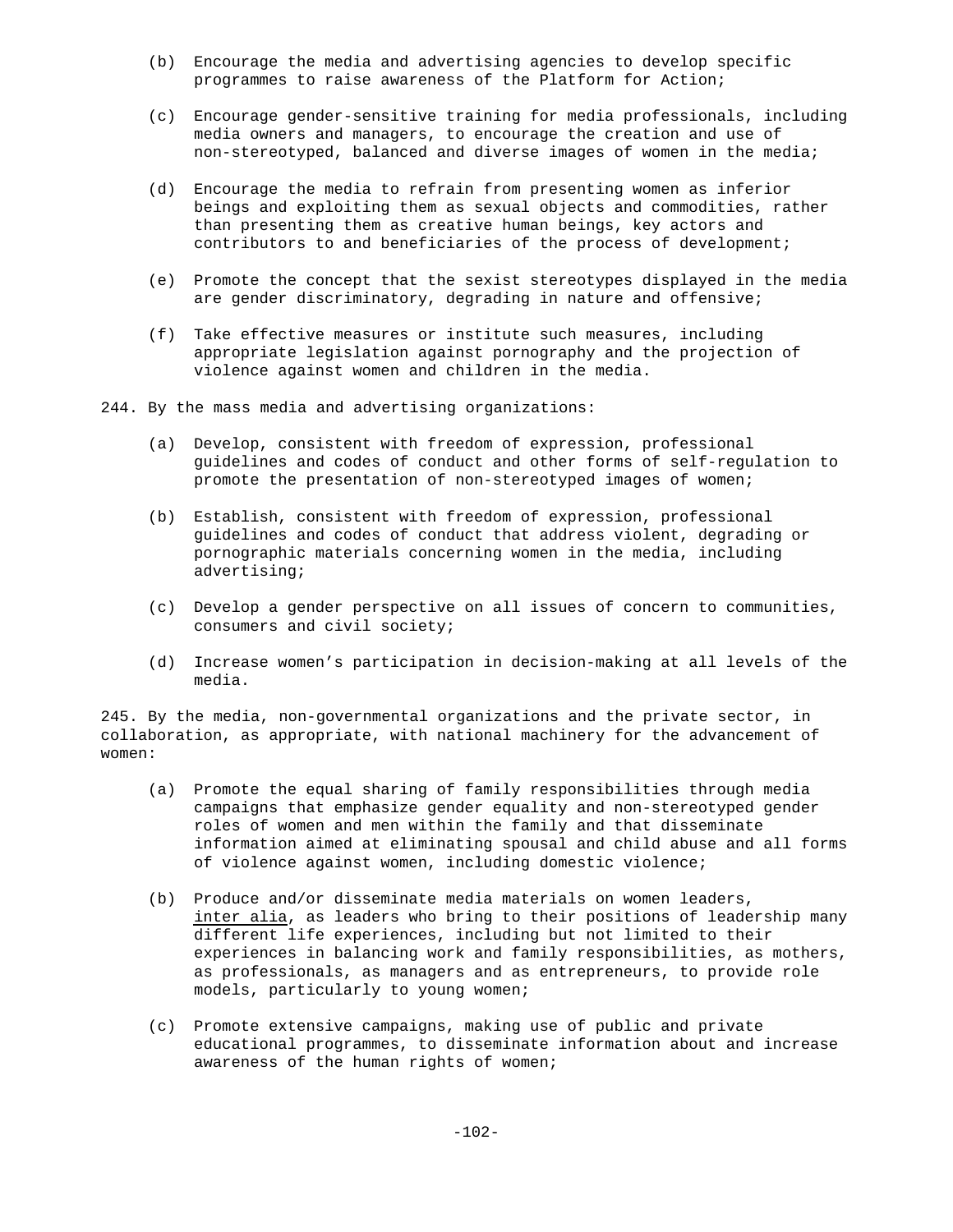(b) Encourage the media and advertising agencies to develop specific programmes to raise awareness of the Platform for Action;

(c) Encourage gender-sensitive training for media professionals, including media owners and managers, to encourage the creation and use of non-stereotyped, balanced and diverse images of women in the media;

(d) Encourage the media to refrain from presenting women as inferior beings and exploiting them as sexual objects and commodities, rather than presenting them as creative human beings, key actors and contributors to and beneficiaries of the process of development;

(e) Promote the concept that the sexist stereotypes displayed in the media are gender discriminatory, degrading in nature and offensive;

(f) Take effective measures or institute such measures, including appropriate legislation against pornography and the projection of violence against women and children in the media.

244. By the mass media and advertising organizations:

(a) Develop, consistent with freedom of expression, professional guidelines and codes of conduct and other forms of self-regulation to promote the presentation of non-stereotyped images of women;

(b) Establish, consistent with freedom of expression, professional guidelines and codes of conduct that address violent, degrading or pornographic materials concerning women in the media, including advertising;

(c) Develop a gender perspective on all issues of concern to communities, consumers and civil society;

(d) Increase women's participation in decision-making at all levels of the media.

245. By the media, non-governmental organizations and the private sector, in collaboration, as appropriate, with national machinery for the advancement of women:

(a) Promote the equal sharing of family responsibilities through media campaigns that emphasize gender equality and non-stereotyped gender roles of women and men within the family and that disseminate information aimed at eliminating spousal and child abuse and all forms of violence against women, including domestic violence;

(b) Produce and/or disseminate media materials on women leaders, inter alia, as leaders who bring to their positions of leadership many different life experiences, including but not limited to their experiences in balancing work and family responsibilities, as mothers, as professionals, as managers and as entrepreneurs, to provide role models, particularly to young women;

(c) Promote extensive campaigns, making use of public and private educational programmes, to disseminate information about and increase awareness of the human rights of women;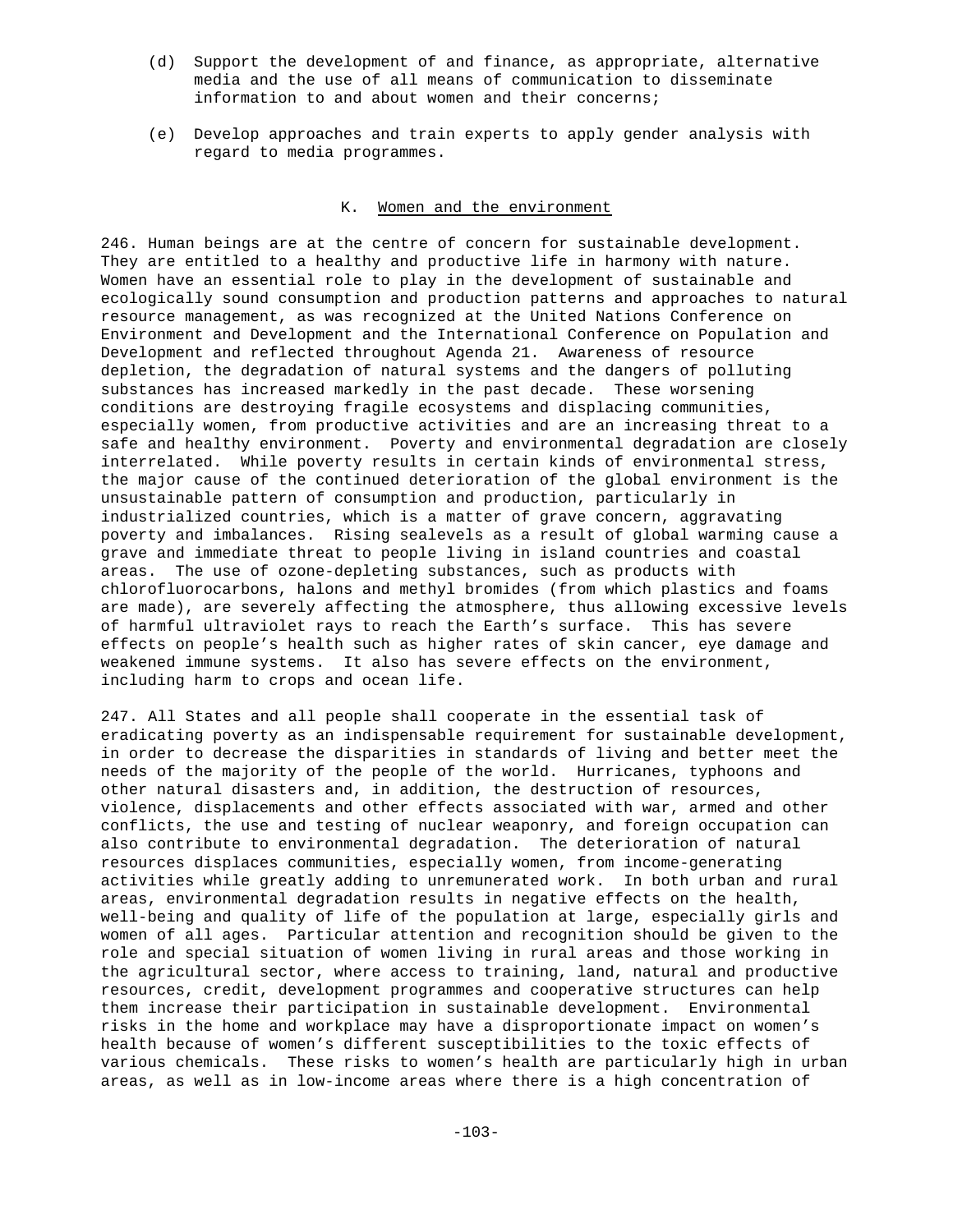(d) Support the development of and finance, as appropriate, alternative media and the use of all means of communication to disseminate information to and about women and their concerns;

(e) Develop approaches and train experts to apply gender analysis with regard to media programmes.

## K. Women and the environment

246. Human beings are at the centre of concern for sustainable development. They are entitled to a healthy and productive life in harmony with nature. Women have an essential role to play in the development of sustainable and ecologically sound consumption and production patterns and approaches to natural resource management, as was recognized at the United Nations Conference on Environment and Development and the International Conference on Population and Development and reflected throughout Agenda 21. Awareness of resource depletion, the degradation of natural systems and the dangers of polluting substances has increased markedly in the past decade. These worsening conditions are destroying fragile ecosystems and displacing communities, especially women, from productive activities and are an increasing threat to a safe and healthy environment. Poverty and environmental degradation are closely interrelated. While poverty results in certain kinds of environmental stress, the major cause of the continued deterioration of the global environment is the unsustainable pattern of consumption and production, particularly in industrialized countries, which is a matter of grave concern, aggravating poverty and imbalances. Rising sealevels as a result of global warming cause a grave and immediate threat to people living in island countries and coastal areas. The use of ozone-depleting substances, such as products with chlorofluorocarbons, halons and methyl bromides (from which plastics and foams are made), are severely affecting the atmosphere, thus allowing excessive levels of harmful ultraviolet rays to reach the Earth's surface. This has severe effects on people's health such as higher rates of skin cancer, eye damage and weakened immune systems. It also has severe effects on the environment, including harm to crops and ocean life.

247. All States and all people shall cooperate in the essential task of eradicating poverty as an indispensable requirement for sustainable development, in order to decrease the disparities in standards of living and better meet the needs of the majority of the people of the world. Hurricanes, typhoons and other natural disasters and, in addition, the destruction of resources, violence, displacements and other effects associated with war, armed and other conflicts, the use and testing of nuclear weaponry, and foreign occupation can also contribute to environmental degradation. The deterioration of natural resources displaces communities, especially women, from income-generating activities while greatly adding to unremunerated work. In both urban and rural areas, environmental degradation results in negative effects on the health, well-being and quality of life of the population at large, especially girls and women of all ages. Particular attention and recognition should be given to the role and special situation of women living in rural areas and those working in the agricultural sector, where access to training, land, natural and productive resources, credit, development programmes and cooperative structures can help them increase their participation in sustainable development. Environmental risks in the home and workplace may have a disproportionate impact on women's health because of women's different susceptibilities to the toxic effects of various chemicals. These risks to women's health are particularly high in urban areas, as well as in low-income areas where there is a high concentration of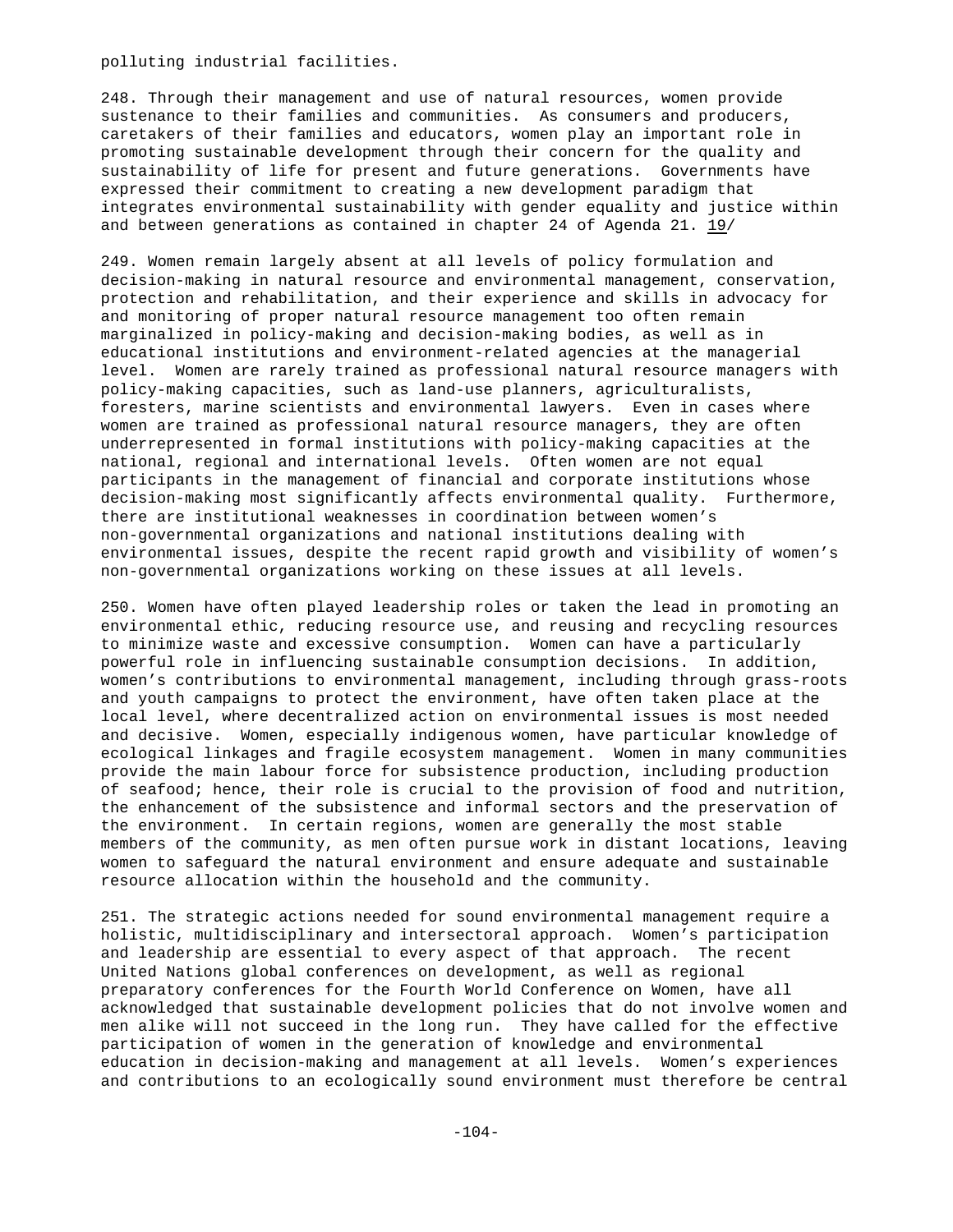polluting industrial facilities.

248. Through their management and use of natural resources, women provide sustenance to their families and communities. As consumers and producers, caretakers of their families and educators, women play an important role in promoting sustainable development through their concern for the quality and sustainability of life for present and future generations. Governments have expressed their commitment to creating a new development paradigm that integrates environmental sustainability with gender equality and justice within and between generations as contained in chapter 24 of Agenda 21. 19/

249. Women remain largely absent at all levels of policy formulation and decision-making in natural resource and environmental management, conservation, protection and rehabilitation, and their experience and skills in advocacy for and monitoring of proper natural resource management too often remain marginalized in policy-making and decision-making bodies, as well as in educational institutions and environment-related agencies at the managerial level. Women are rarely trained as professional natural resource managers with policy-making capacities, such as land-use planners, agriculturalists, foresters, marine scientists and environmental lawyers. Even in cases where women are trained as professional natural resource managers, they are often underrepresented in formal institutions with policy-making capacities at the national, regional and international levels. Often women are not equal participants in the management of financial and corporate institutions whose decision-making most significantly affects environmental quality. Furthermore, there are institutional weaknesses in coordination between women's non-governmental organizations and national institutions dealing with environmental issues, despite the recent rapid growth and visibility of women's non-governmental organizations working on these issues at all levels.

250. Women have often played leadership roles or taken the lead in promoting an environmental ethic, reducing resource use, and reusing and recycling resources to minimize waste and excessive consumption. Women can have a particularly powerful role in influencing sustainable consumption decisions. In addition, women's contributions to environmental management, including through grass-roots and youth campaigns to protect the environment, have often taken place at the local level, where decentralized action on environmental issues is most needed and decisive. Women, especially indigenous women, have particular knowledge of ecological linkages and fragile ecosystem management. Women in many communities provide the main labour force for subsistence production, including production of seafood; hence, their role is crucial to the provision of food and nutrition, the enhancement of the subsistence and informal sectors and the preservation of the environment. In certain regions, women are generally the most stable members of the community, as men often pursue work in distant locations, leaving women to safeguard the natural environment and ensure adequate and sustainable resource allocation within the household and the community.

251. The strategic actions needed for sound environmental management require a holistic, multidisciplinary and intersectoral approach. Women's participation and leadership are essential to every aspect of that approach. The recent United Nations global conferences on development, as well as regional preparatory conferences for the Fourth World Conference on Women, have all acknowledged that sustainable development policies that do not involve women and men alike will not succeed in the long run. They have called for the effective participation of women in the generation of knowledge and environmental education in decision-making and management at all levels. Women's experiences and contributions to an ecologically sound environment must therefore be central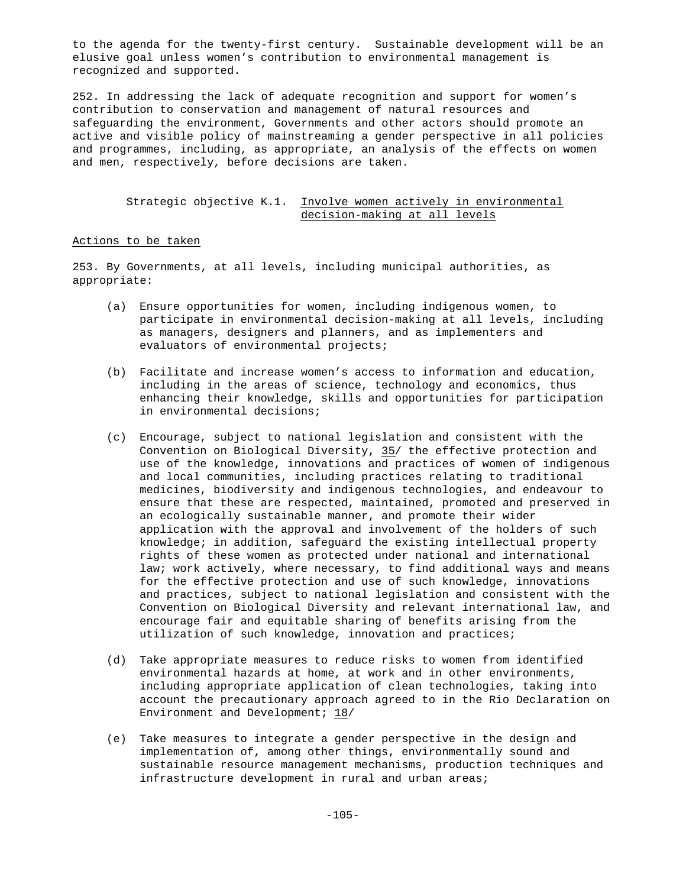to the agenda for the twenty-first century. Sustainable development will be an elusive goal unless women's contribution to environmental management is recognized and supported.

252. In addressing the lack of adequate recognition and support for women's contribution to conservation and management of natural resources and safeguarding the environment, Governments and other actors should promote an active and visible policy of mainstreaming a gender perspective in all policies and programmes, including, as appropriate, an analysis of the effects on women and men, respectively, before decisions are taken.

### Strategic objective K.1. Involve women actively in environmental decision-making at all levels

#### Actions to be taken

253. By Governments, at all levels, including municipal authorities, as appropriate:

(a) Ensure opportunities for women, including indigenous women, to participate in environmental decision-making at all levels, including as managers, designers and planners, and as implementers and evaluators of environmental projects;

(b) Facilitate and increase women's access to information and education, including in the areas of science, technology and economics, thus enhancing their knowledge, skills and opportunities for participation in environmental decisions;

(c) Encourage, subject to national legislation and consistent with the Convention on Biological Diversity, 35/ the effective protection and use of the knowledge, innovations and practices of women of indigenous and local communities, including practices relating to traditional medicines, biodiversity and indigenous technologies, and endeavour to ensure that these are respected, maintained, promoted and preserved in an ecologically sustainable manner, and promote their wider application with the approval and involvement of the holders of such knowledge; in addition, safeguard the existing intellectual property rights of these women as protected under national and international law; work actively, where necessary, to find additional ways and means for the effective protection and use of such knowledge, innovations and practices, subject to national legislation and consistent with the Convention on Biological Diversity and relevant international law, and encourage fair and equitable sharing of benefits arising from the utilization of such knowledge, innovation and practices;

(d) Take appropriate measures to reduce risks to women from identified environmental hazards at home, at work and in other environments, including appropriate application of clean technologies, taking into account the precautionary approach agreed to in the Rio Declaration on Environment and Development; 18/

(e) Take measures to integrate a gender perspective in the design and implementation of, among other things, environmentally sound and sustainable resource management mechanisms, production techniques and infrastructure development in rural and urban areas;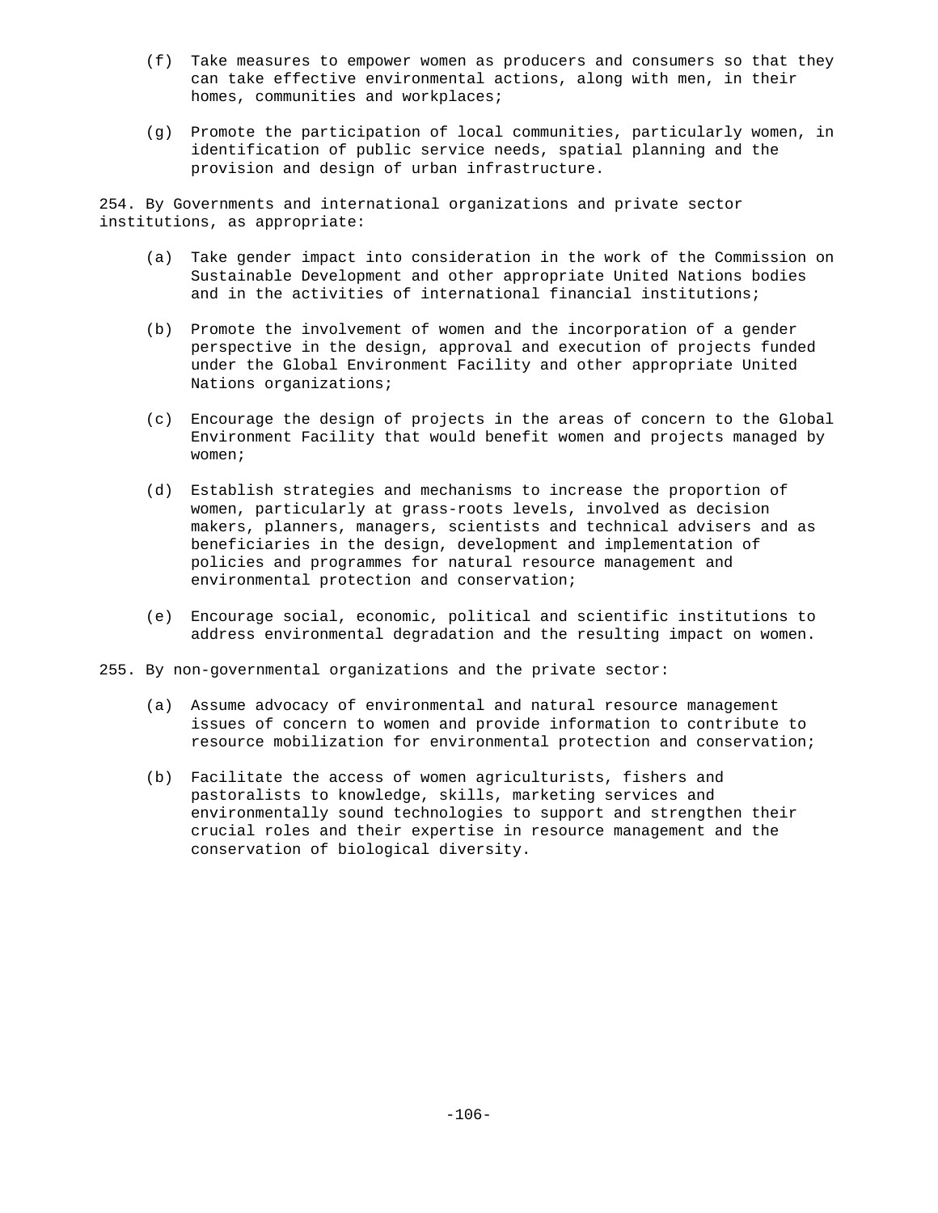(f) Take measures to empower women as producers and consumers so that they can take effective environmental actions, along with men, in their homes, communities and workplaces;

(g) Promote the participation of local communities, particularly women, in identification of public service needs, spatial planning and the provision and design of urban infrastructure.

254. By Governments and international organizations and private sector institutions, as appropriate:

(a) Take gender impact into consideration in the work of the Commission on Sustainable Development and other appropriate United Nations bodies and in the activities of international financial institutions;

(b) Promote the involvement of women and the incorporation of a gender perspective in the design, approval and execution of projects funded under the Global Environment Facility and other appropriate United Nations organizations;

(c) Encourage the design of projects in the areas of concern to the Global Environment Facility that would benefit women and projects managed by women;

(d) Establish strategies and mechanisms to increase the proportion of women, particularly at grass-roots levels, involved as decision makers, planners, managers, scientists and technical advisers and as beneficiaries in the design, development and implementation of policies and programmes for natural resource management and environmental protection and conservation;

(e) Encourage social, economic, political and scientific institutions to address environmental degradation and the resulting impact on women.

255. By non-governmental organizations and the private sector:

(a) Assume advocacy of environmental and natural resource management issues of concern to women and provide information to contribute to resource mobilization for environmental protection and conservation;

(b) Facilitate the access of women agriculturists, fishers and pastoralists to knowledge, skills, marketing services and environmentally sound technologies to support and strengthen their crucial roles and their expertise in resource management and the conservation of biological diversity.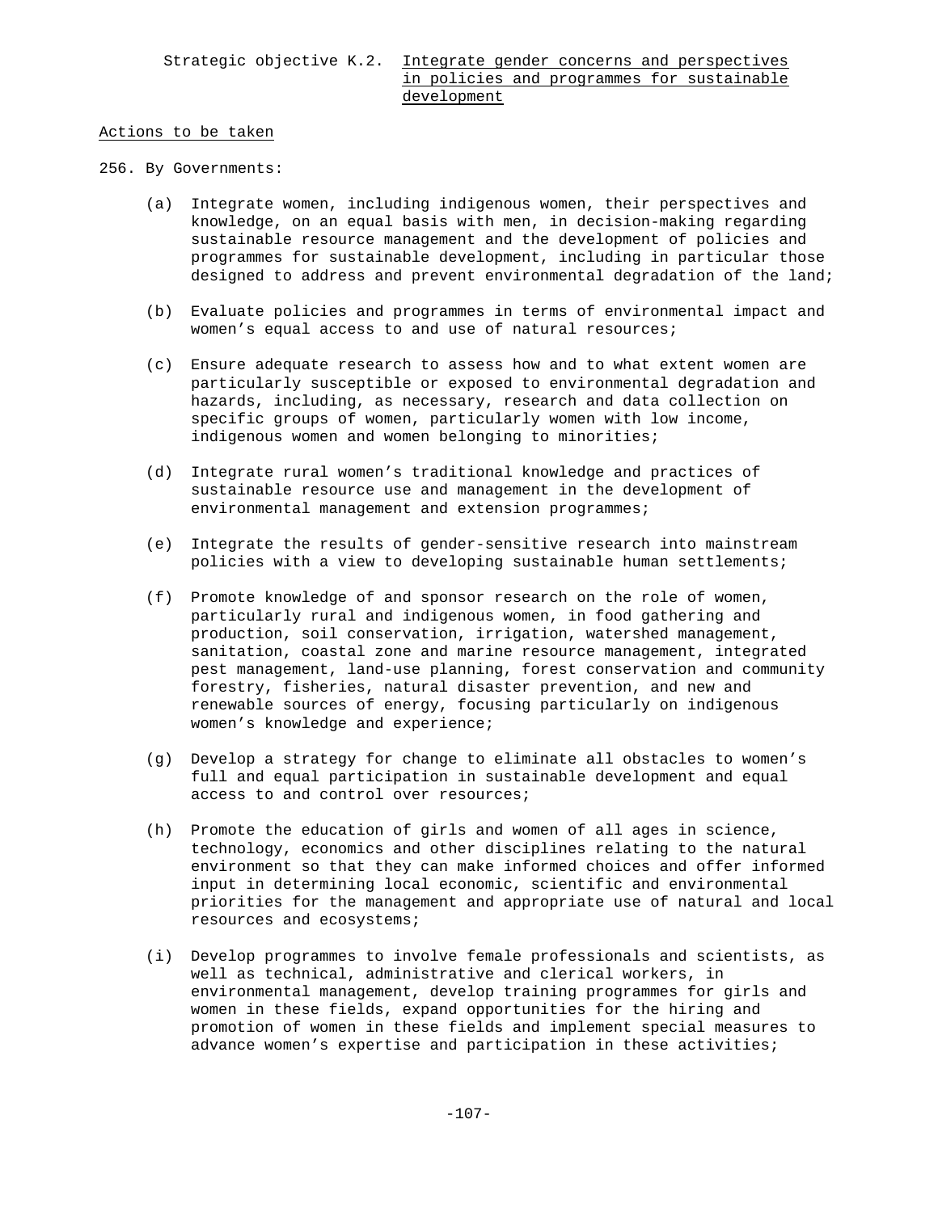Strategic objective K.2. Integrate gender concerns and perspectives in policies and programmes for sustainable development

Actions to be taken

256. By Governments:

(a) Integrate women, including indigenous women, their perspectives and knowledge, on an equal basis with men, in decision-making regarding sustainable resource management and the development of policies and programmes for sustainable development, including in particular those designed to address and prevent environmental degradation of the land;

(b) Evaluate policies and programmes in terms of environmental impact and women's equal access to and use of natural resources;

(c) Ensure adequate research to assess how and to what extent women are particularly susceptible or exposed to environmental degradation and hazards, including, as necessary, research and data collection on specific groups of women, particularly women with low income, indigenous women and women belonging to minorities;

(d) Integrate rural women's traditional knowledge and practices of sustainable resource use and management in the development of environmental management and extension programmes;

(e) Integrate the results of gender-sensitive research into mainstream policies with a view to developing sustainable human settlements;

(f) Promote knowledge of and sponsor research on the role of women, particularly rural and indigenous women, in food gathering and production, soil conservation, irrigation, watershed management, sanitation, coastal zone and marine resource management, integrated pest management, land-use planning, forest conservation and community forestry, fisheries, natural disaster prevention, and new and renewable sources of energy, focusing particularly on indigenous women's knowledge and experience;

(g) Develop a strategy for change to eliminate all obstacles to women's full and equal participation in sustainable development and equal access to and control over resources;

(h) Promote the education of girls and women of all ages in science, technology, economics and other disciplines relating to the natural environment so that they can make informed choices and offer informed input in determining local economic, scientific and environmental priorities for the management and appropriate use of natural and local resources and ecosystems;

(i) Develop programmes to involve female professionals and scientists, as well as technical, administrative and clerical workers, in environmental management, develop training programmes for girls and women in these fields, expand opportunities for the hiring and promotion of women in these fields and implement special measures to advance women's expertise and participation in these activities;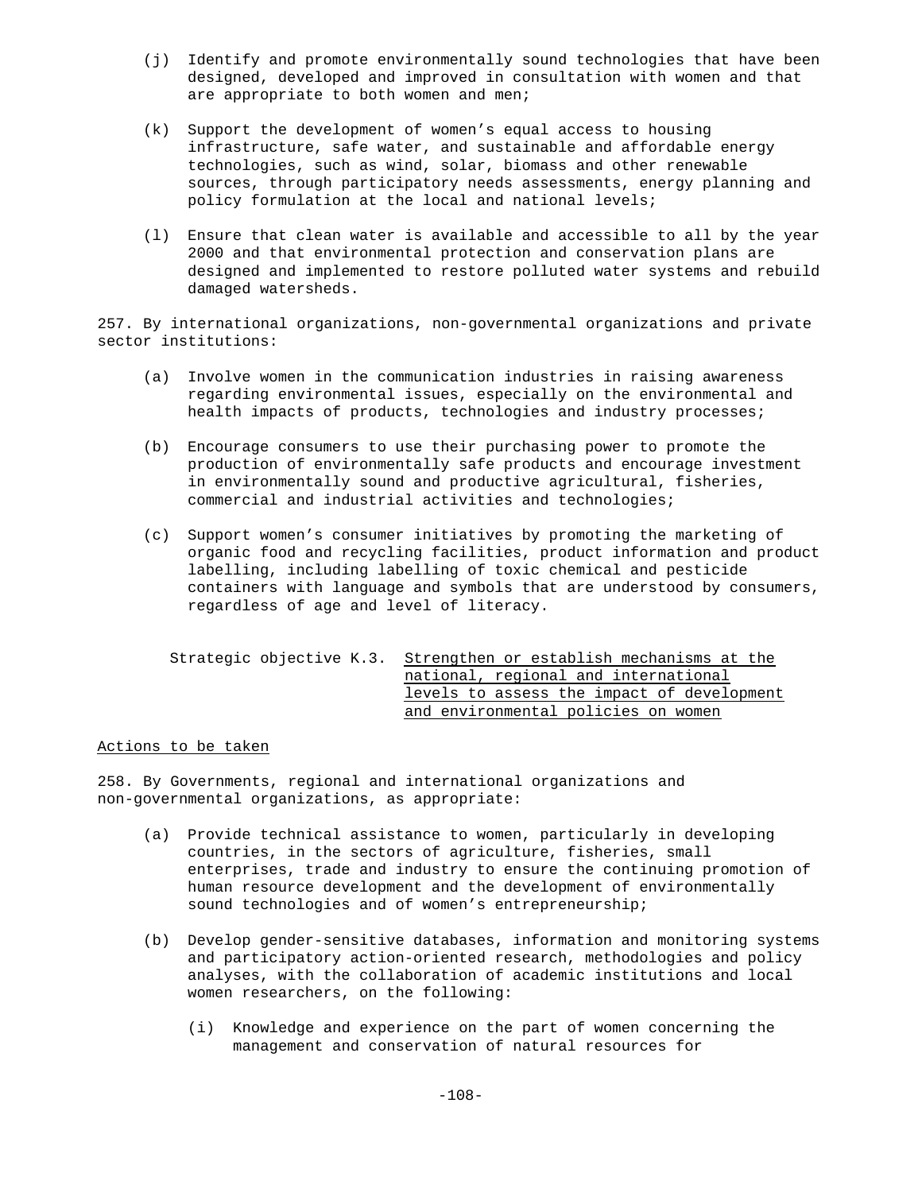(j) Identify and promote environmentally sound technologies that have been designed, developed and improved in consultation with women and that are appropriate to both women and men;

(k) Support the development of women's equal access to housing infrastructure, safe water, and sustainable and affordable energy technologies, such as wind, solar, biomass and other renewable sources, through participatory needs assessments, energy planning and policy formulation at the local and national levels;

(l) Ensure that clean water is available and accessible to all by the year 2000 and that environmental protection and conservation plans are designed and implemented to restore polluted water systems and rebuild damaged watersheds.

257. By international organizations, non-governmental organizations and private sector institutions:

(a) Involve women in the communication industries in raising awareness regarding environmental issues, especially on the environmental and health impacts of products, technologies and industry processes;

(b) Encourage consumers to use their purchasing power to promote the production of environmentally safe products and encourage investment in environmentally sound and productive agricultural, fisheries, commercial and industrial activities and technologies;

(c) Support women's consumer initiatives by promoting the marketing of organic food and recycling facilities, product information and product labelling, including labelling of toxic chemical and pesticide containers with language and symbols that are understood by consumers, regardless of age and level of literacy.

Strategic objective K.3. Strengthen or establish mechanisms at the national, regional and international levels to assess the impact of development and environmental policies on women

Actions to be taken

258. By Governments, regional and international organizations and non-governmental organizations, as appropriate:

(a) Provide technical assistance to women, particularly in developing countries, in the sectors of agriculture, fisheries, small enterprises, trade and industry to ensure the continuing promotion of human resource development and the development of environmentally sound technologies and of women's entrepreneurship;

(b) Develop gender-sensitive databases, information and monitoring systems and participatory action-oriented research, methodologies and policy analyses, with the collaboration of academic institutions and local women researchers, on the following:

(i) Knowledge and experience on the part of women concerning the management and conservation of natural resources for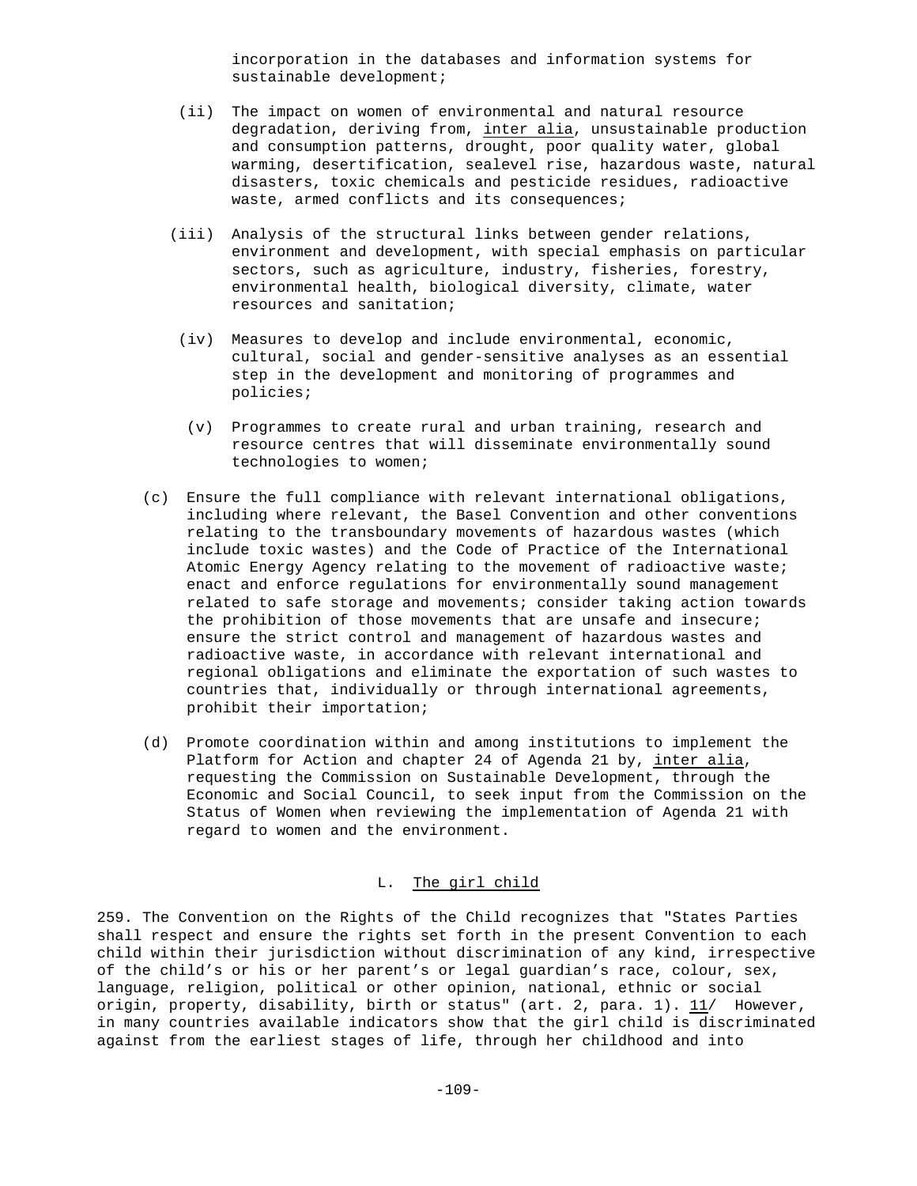incorporation in the databases and information systems for sustainable development;

(ii) The impact on women of environmental and natural resource degradation, deriving from, *inter alia*, unsustainable production and consumption patterns, drought, poor quality water, global warming, desertification, sealevel rise, hazardous waste, natural disasters, toxic chemicals and pesticide residues, radioactive waste, armed conflicts and its consequences;

(iii) Analysis of the structural links between gender relations, environment and development, with special emphasis on particular sectors, such as agriculture, industry, fisheries, forestry, environmental health, biological diversity, climate, water resources and sanitation;

(iv) Measures to develop and include environmental, economic, cultural, social and gender-sensitive analyses as an essential step in the development and monitoring of programmes and policies;

(v) Programmes to create rural and urban training, research and resource centres that will disseminate environmentally sound technologies to women;

(c) Ensure the full compliance with relevant international obligations, including where relevant, the Basel Convention and other conventions relating to the transboundary movements of hazardous wastes (which include toxic wastes) and the Code of Practice of the International Atomic Energy Agency relating to the movement of radioactive waste; enact and enforce regulations for environmentally sound management related to safe storage and movements; consider taking action towards the prohibition of those movements that are unsafe and insecure; ensure the strict control and management of hazardous wastes and radioactive waste, in accordance with relevant international and regional obligations and eliminate the exportation of such wastes to countries that, individually or through international agreements, prohibit their importation;

(d) Promote coordination within and among institutions to implement the Platform for Action and chapter 24 of Agenda 21 by, *inter alia*, requesting the Commission on Sustainable Development, through the Economic and Social Council, to seek input from the Commission on the Status of Women when reviewing the implementation of Agenda 21 with regard to women and the environment.

## L. The girl child

259. The Convention on the Rights of the Child recognizes that "States Parties shall respect and ensure the rights set forth in the present Convention to each child within their jurisdiction without discrimination of any kind, irrespective of the child's or his or her parent's or legal guardian's race, colour, sex, language, religion, political or other opinion, national, ethnic or social origin, property, disability, birth or status" (art. 2, para. 1). 11/ However, in many countries available indicators show that the girl child is discriminated against from the earliest stages of life, through her childhood and into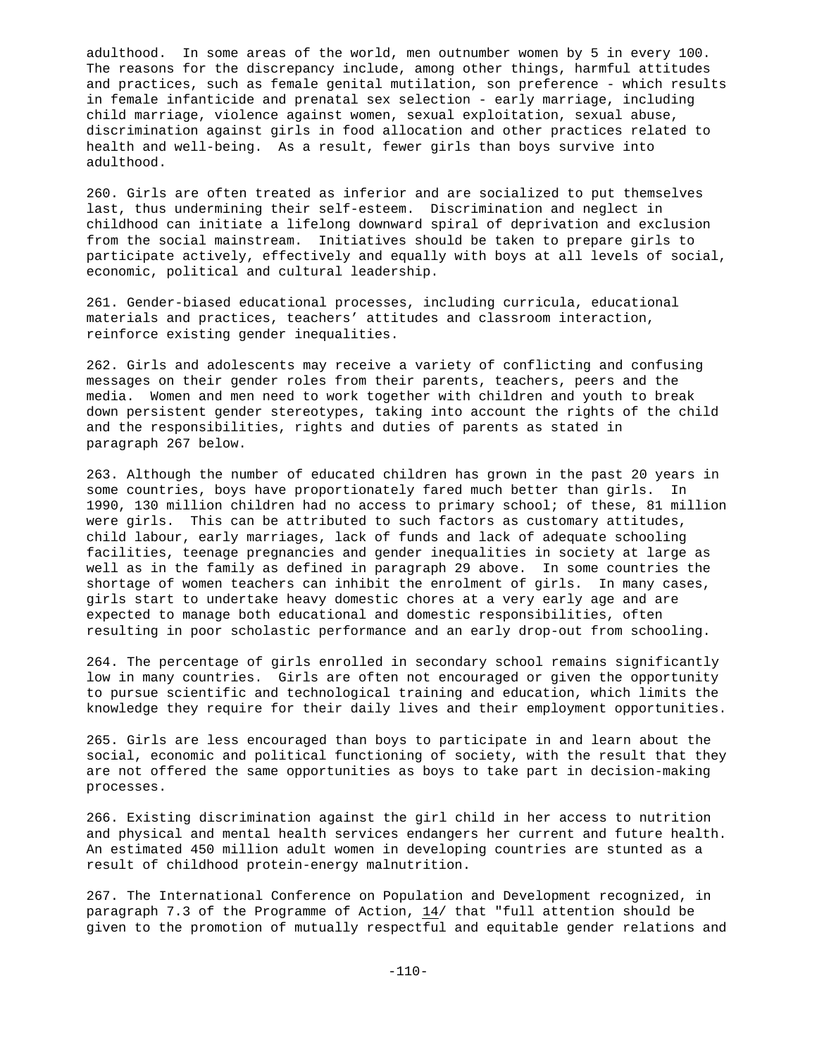adulthood. In some areas of the world, men outnumber women by 5 in every 100. The reasons for the discrepancy include, among other things, harmful attitudes and practices, such as female genital mutilation, son preference - which results in female infanticide and prenatal sex selection - early marriage, including child marriage, violence against women, sexual exploitation, sexual abuse, discrimination against girls in food allocation and other practices related to health and well-being. As a result, fewer girls than boys survive into adulthood.

260. Girls are often treated as inferior and are socialized to put themselves last, thus undermining their self-esteem. Discrimination and neglect in childhood can initiate a lifelong downward spiral of deprivation and exclusion from the social mainstream. Initiatives should be taken to prepare girls to participate actively, effectively and equally with boys at all levels of social, economic, political and cultural leadership.

261. Gender-biased educational processes, including curricula, educational materials and practices, teachers' attitudes and classroom interaction, reinforce existing gender inequalities.

262. Girls and adolescents may receive a variety of conflicting and confusing messages on their gender roles from their parents, teachers, peers and the media. Women and men need to work together with children and youth to break down persistent gender stereotypes, taking into account the rights of the child and the responsibilities, rights and duties of parents as stated in paragraph 267 below.

263. Although the number of educated children has grown in the past 20 years in some countries, boys have proportionately fared much better than girls. In 1990, 130 million children had no access to primary school; of these, 81 million were girls. This can be attributed to such factors as customary attitudes, child labour, early marriages, lack of funds and lack of adequate schooling facilities, teenage pregnancies and gender inequalities in society at large as well as in the family as defined in paragraph 29 above. In some countries the shortage of women teachers can inhibit the enrolment of girls. In many cases, girls start to undertake heavy domestic chores at a very early age and are expected to manage both educational and domestic responsibilities, often resulting in poor scholastic performance and an early drop-out from schooling.

264. The percentage of girls enrolled in secondary school remains significantly low in many countries. Girls are often not encouraged or given the opportunity to pursue scientific and technological training and education, which limits the knowledge they require for their daily lives and their employment opportunities.

265. Girls are less encouraged than boys to participate in and learn about the social, economic and political functioning of society, with the result that they are not offered the same opportunities as boys to take part in decision-making processes.

266. Existing discrimination against the girl child in her access to nutrition and physical and mental health services endangers her current and future health. An estimated 450 million adult women in developing countries are stunted as a result of childhood protein-energy malnutrition.

267. The International Conference on Population and Development recognized, in paragraph 7.3 of the Programme of Action, 14/ that "full attention should be given to the promotion of mutually respectful and equitable gender relations and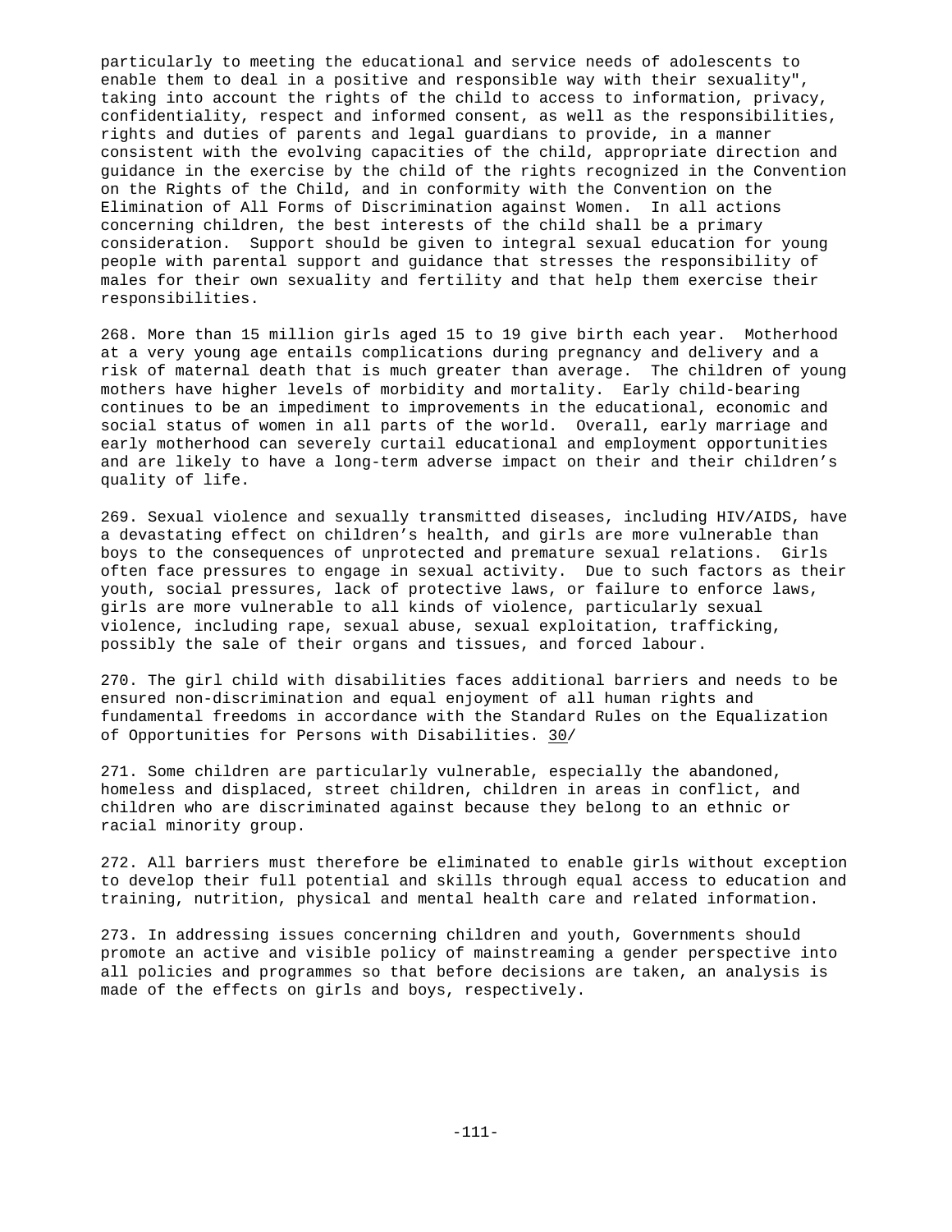particularly to meeting the educational and service needs of adolescents to enable them to deal in a positive and responsible way with their sexuality", taking into account the rights of the child to access to information, privacy, confidentiality, respect and informed consent, as well as the responsibilities, rights and duties of parents and legal guardians to provide, in a manner consistent with the evolving capacities of the child, appropriate direction and guidance in the exercise by the child of the rights recognized in the Convention on the Rights of the Child, and in conformity with the Convention on the Elimination of All Forms of Discrimination against Women. In all actions concerning children, the best interests of the child shall be a primary consideration. Support should be given to integral sexual education for young people with parental support and guidance that stresses the responsibility of males for their own sexuality and fertility and that help them exercise their responsibilities.

268. More than 15 million girls aged 15 to 19 give birth each year. Motherhood at a very young age entails complications during pregnancy and delivery and a risk of maternal death that is much greater than average. The children of young mothers have higher levels of morbidity and mortality. Early child-bearing continues to be an impediment to improvements in the educational, economic and social status of women in all parts of the world. Overall, early marriage and early motherhood can severely curtail educational and employment opportunities and are likely to have a long-term adverse impact on their and their children's quality of life.

269. Sexual violence and sexually transmitted diseases, including HIV/AIDS, have a devastating effect on children's health, and girls are more vulnerable than boys to the consequences of unprotected and premature sexual relations. Girls often face pressures to engage in sexual activity. Due to such factors as their youth, social pressures, lack of protective laws, or failure to enforce laws, girls are more vulnerable to all kinds of violence, particularly sexual violence, including rape, sexual abuse, sexual exploitation, trafficking, possibly the sale of their organs and tissues, and forced labour.

270. The girl child with disabilities faces additional barriers and needs to be ensured non-discrimination and equal enjoyment of all human rights and fundamental freedoms in accordance with the Standard Rules on the Equalization of Opportunities for Persons with Disabilities. 30/

271. Some children are particularly vulnerable, especially the abandoned, homeless and displaced, street children, children in areas in conflict, and children who are discriminated against because they belong to an ethnic or racial minority group.

272. All barriers must therefore be eliminated to enable girls without exception to develop their full potential and skills through equal access to education and training, nutrition, physical and mental health care and related information.

273. In addressing issues concerning children and youth, Governments should promote an active and visible policy of mainstreaming a gender perspective into all policies and programmes so that before decisions are taken, an analysis is made of the effects on girls and boys, respectively.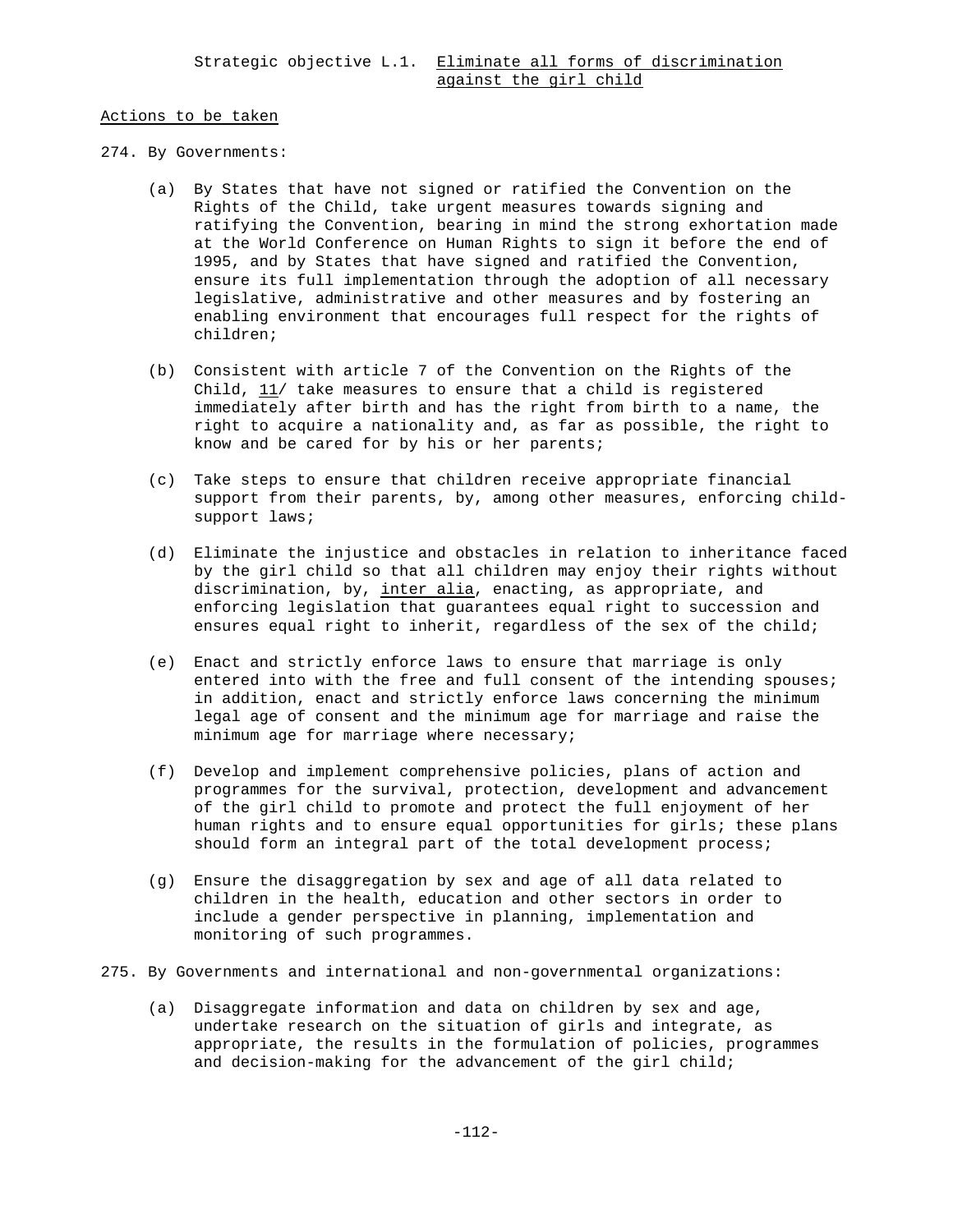### Strategic objective L.1. Eliminate all forms of discrimination against the girl child

Actions to be taken

274. By Governments:

(a) By States that have not signed or ratified the Convention on the Rights of the Child, take urgent measures towards signing and ratifying the Convention, bearing in mind the strong exhortation made at the World Conference on Human Rights to sign it before the end of 1995, and by States that have signed and ratified the Convention, ensure its full implementation through the adoption of all necessary legislative, administrative and other measures and by fostering an enabling environment that encourages full respect for the rights of children;

(b) Consistent with article 7 of the Convention on the Rights of the Child, 11/ take measures to ensure that a child is registered immediately after birth and has the right from birth to a name, the right to acquire a nationality and, as far as possible, the right to know and be cared for by his or her parents;

(c) Take steps to ensure that children receive appropriate financial support from their parents, by, among other measures, enforcing child-support laws;

(d) Eliminate the injustice and obstacles in relation to inheritance faced by the girl child so that all children may enjoy their rights without discrimination, by, *inter alia*, enacting, as appropriate, and enforcing legislation that guarantees equal right to succession and ensures equal right to inherit, regardless of the sex of the child;

(e) Enact and strictly enforce laws to ensure that marriage is only entered into with the free and full consent of the intending spouses; in addition, enact and strictly enforce laws concerning the minimum legal age of consent and the minimum age for marriage and raise the minimum age for marriage where necessary;

(f) Develop and implement comprehensive policies, plans of action and programmes for the survival, protection, development and advancement of the girl child to promote and protect the full enjoyment of her human rights and to ensure equal opportunities for girls; these plans should form an integral part of the total development process;

(g) Ensure the disaggregation by sex and age of all data related to children in the health, education and other sectors in order to include a gender perspective in planning, implementation and monitoring of such programmes.

275. By Governments and international and non-governmental organizations:

(a) Disaggregate information and data on children by sex and age, undertake research on the situation of girls and integrate, as appropriate, the results in the formulation of policies, programmes and decision-making for the advancement of the girl child;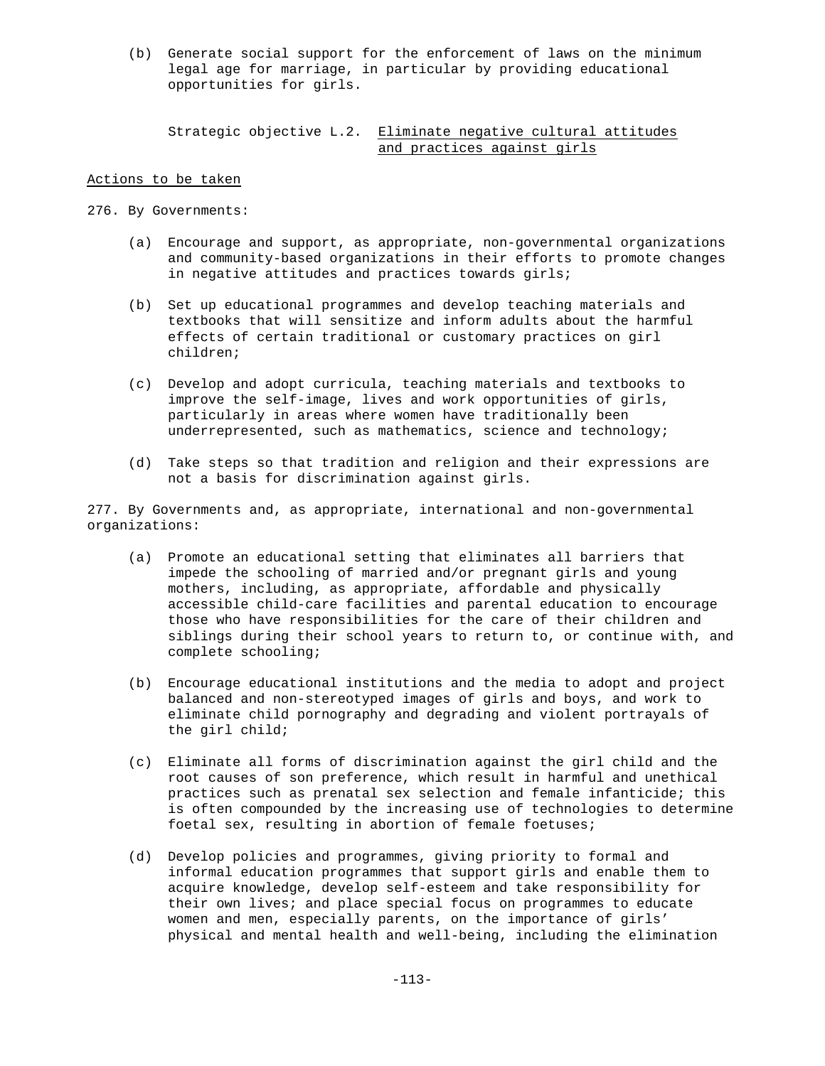(b) Generate social support for the enforcement of laws on the minimum legal age for marriage, in particular by providing educational opportunities for girls.

### Strategic objective L.2. Eliminate negative cultural attitudes and practices against girls

Actions to be taken

276. By Governments:

(a) Encourage and support, as appropriate, non-governmental organizations and community-based organizations in their efforts to promote changes in negative attitudes and practices towards girls;

(b) Set up educational programmes and develop teaching materials and textbooks that will sensitize and inform adults about the harmful effects of certain traditional or customary practices on girl children;

(c) Develop and adopt curricula, teaching materials and textbooks to improve the self-image, lives and work opportunities of girls, particularly in areas where women have traditionally been underrepresented, such as mathematics, science and technology;

(d) Take steps so that tradition and religion and their expressions are not a basis for discrimination against girls.

277. By Governments and, as appropriate, international and non-governmental organizations:

(a) Promote an educational setting that eliminates all barriers that impede the schooling of married and/or pregnant girls and young mothers, including, as appropriate, affordable and physically accessible child-care facilities and parental education to encourage those who have responsibilities for the care of their children and siblings during their school years to return to, or continue with, and complete schooling;

(b) Encourage educational institutions and the media to adopt and project balanced and non-stereotyped images of girls and boys, and work to eliminate child pornography and degrading and violent portrayals of the girl child;

(c) Eliminate all forms of discrimination against the girl child and the root causes of son preference, which result in harmful and unethical practices such as prenatal sex selection and female infanticide; this is often compounded by the increasing use of technologies to determine foetal sex, resulting in abortion of female foetuses;

(d) Develop policies and programmes, giving priority to formal and informal education programmes that support girls and enable them to acquire knowledge, develop self-esteem and take responsibility for their own lives; and place special focus on programmes to educate women and men, especially parents, on the importance of girls' physical and mental health and well-being, including the elimination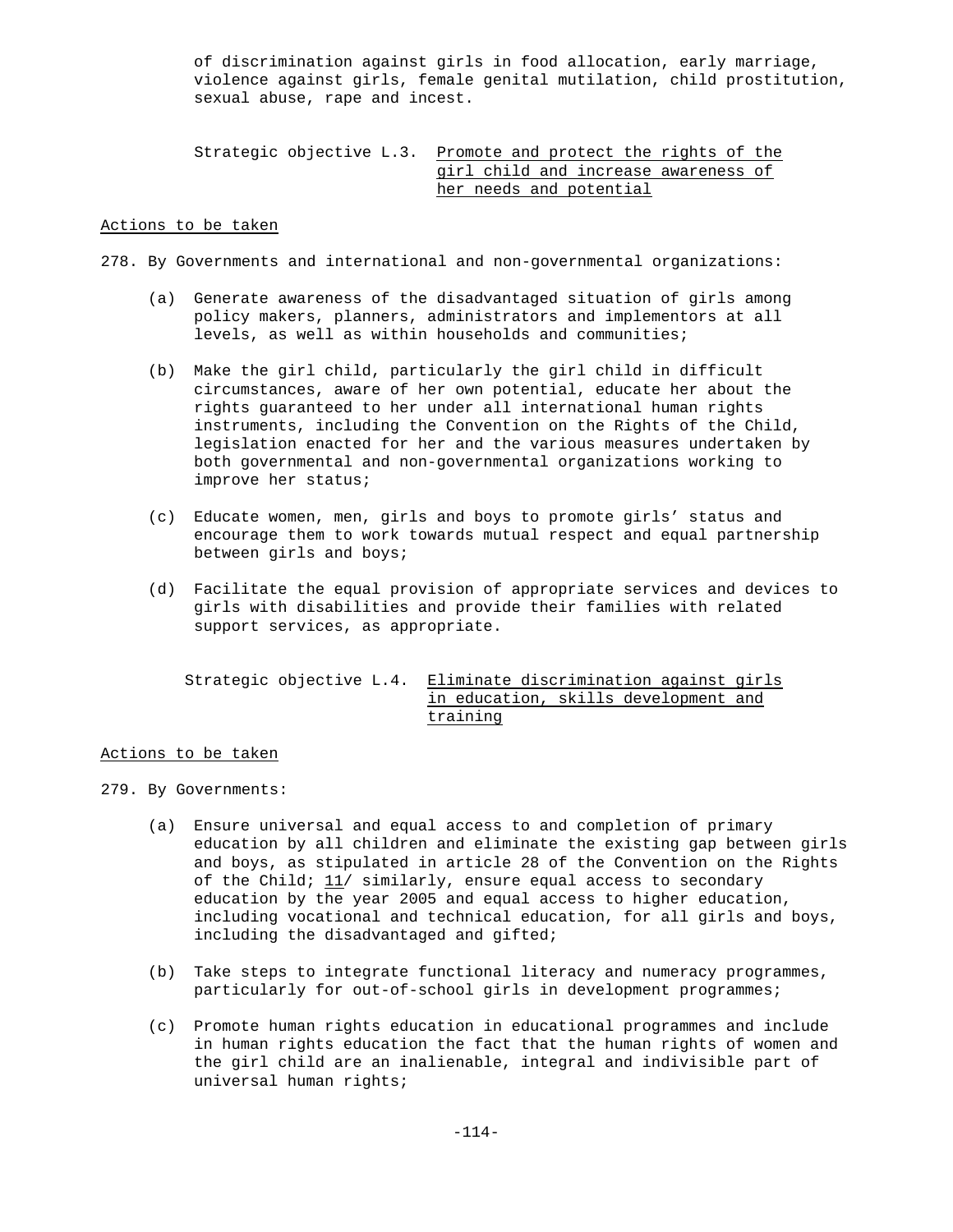of discrimination against girls in food allocation, early marriage, violence against girls, female genital mutilation, child prostitution, sexual abuse, rape and incest.

Strategic objective L.3. Promote and protect the rights of the girl child and increase awareness of her needs and potential

Actions to be taken

278. By Governments and international and non-governmental organizations:

(a) Generate awareness of the disadvantaged situation of girls among policy makers, planners, administrators and implementors at all levels, as well as within households and communities;

(b) Make the girl child, particularly the girl child in difficult circumstances, aware of her own potential, educate her about the rights guaranteed to her under all international human rights instruments, including the Convention on the Rights of the Child, legislation enacted for her and the various measures undertaken by both governmental and non-governmental organizations working to improve her status;

(c) Educate women, men, girls and boys to promote girls' status and encourage them to work towards mutual respect and equal partnership between girls and boys;

(d) Facilitate the equal provision of appropriate services and devices to girls with disabilities and provide their families with related support services, as appropriate.

Strategic objective L.4. Eliminate discrimination against girls in education, skills development and training

Actions to be taken

279. By Governments:

(a) Ensure universal and equal access to and completion of primary education by all children and eliminate the existing gap between girls and boys, as stipulated in article 28 of the Convention on the Rights of the Child; 11/ similarly, ensure equal access to secondary education by the year 2005 and equal access to higher education, including vocational and technical education, for all girls and boys, including the disadvantaged and gifted;

(b) Take steps to integrate functional literacy and numeracy programmes, particularly for out-of-school girls in development programmes;

(c) Promote human rights education in educational programmes and include in human rights education the fact that the human rights of women and the girl child are an inalienable, integral and indivisible part of universal human rights;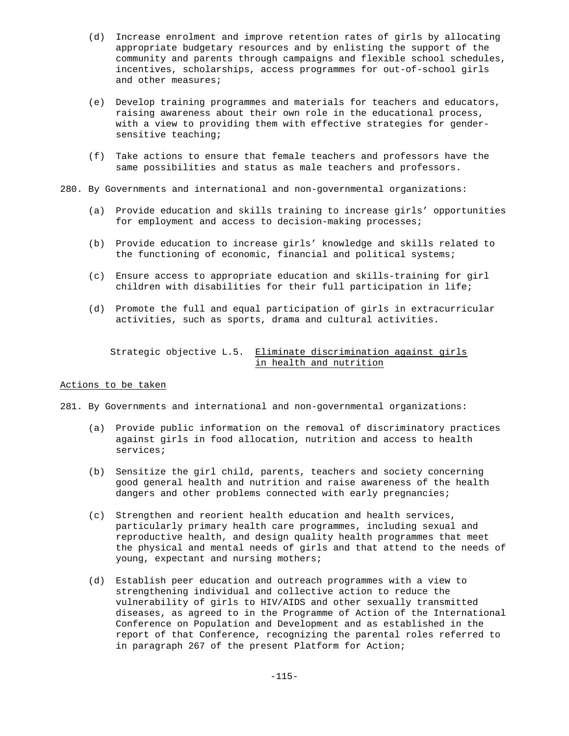(d) Increase enrolment and improve retention rates of girls by allocating appropriate budgetary resources and by enlisting the support of the community and parents through campaigns and flexible school schedules, incentives, scholarships, access programmes for out-of-school girls and other measures;

(e) Develop training programmes and materials for teachers and educators, raising awareness about their own role in the educational process, with a view to providing them with effective strategies for gender-sensitive teaching;

(f) Take actions to ensure that female teachers and professors have the same possibilities and status as male teachers and professors.

280. By Governments and international and non-governmental organizations:

(a) Provide education and skills training to increase girls’ opportunities for employment and access to decision-making processes;

(b) Provide education to increase girls’ knowledge and skills related to the functioning of economic, financial and political systems;

(c) Ensure access to appropriate education and skills-training for girl children with disabilities for their full participation in life;

(d) Promote the full and equal participation of girls in extracurricular activities, such as sports, drama and cultural activities.

### Strategic objective L.5. Eliminate discrimination against girls in health and nutrition

Actions to be taken

281. By Governments and international and non-governmental organizations:

(a) Provide public information on the removal of discriminatory practices against girls in food allocation, nutrition and access to health services;

(b) Sensitize the girl child, parents, teachers and society concerning good general health and nutrition and raise awareness of the health dangers and other problems connected with early pregnancies;

(c) Strengthen and reorient health education and health services, particularly primary health care programmes, including sexual and reproductive health, and design quality health programmes that meet the physical and mental needs of girls and that attend to the needs of young, expectant and nursing mothers;

(d) Establish peer education and outreach programmes with a view to strengthening individual and collective action to reduce the vulnerability of girls to HIV/AIDS and other sexually transmitted diseases, as agreed to in the Programme of Action of the International Conference on Population and Development and as established in the report of that Conference, recognizing the parental roles referred to in paragraph 267 of the present Platform for Action;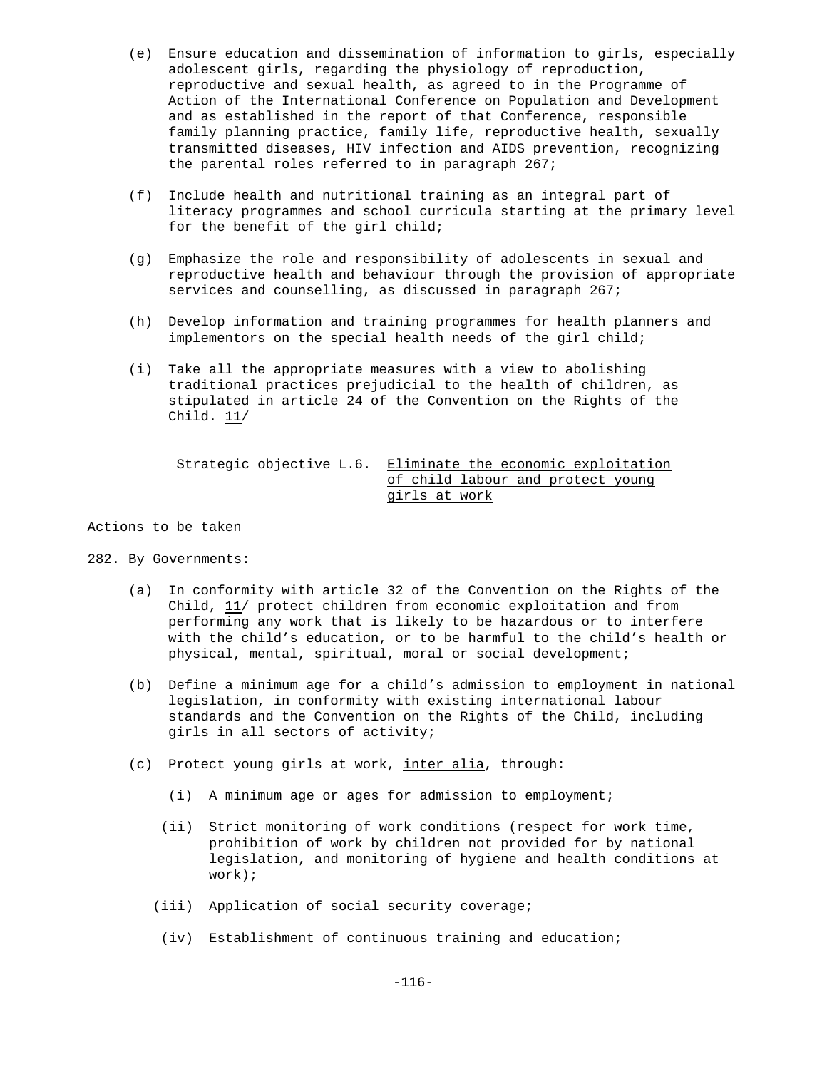(e) Ensure education and dissemination of information to girls, especially adolescent girls, regarding the physiology of reproduction, reproductive and sexual health, as agreed to in the Programme of Action of the International Conference on Population and Development and as established in the report of that Conference, responsible family planning practice, family life, reproductive health, sexually transmitted diseases, HIV infection and AIDS prevention, recognizing the parental roles referred to in paragraph 267;

(f) Include health and nutritional training as an integral part of literacy programmes and school curricula starting at the primary level for the benefit of the girl child;

(g) Emphasize the role and responsibility of adolescents in sexual and reproductive health and behaviour through the provision of appropriate services and counselling, as discussed in paragraph 267;

(h) Develop information and training programmes for health planners and implementors on the special health needs of the girl child;

(i) Take all the appropriate measures with a view to abolishing traditional practices prejudicial to the health of children, as stipulated in article 24 of the Convention on the Rights of the Child. 11/

### Strategic objective L.6. Eliminate the economic exploitation of child labour and protect young girls at work

Actions to be taken

282. By Governments:

(a) In conformity with article 32 of the Convention on the Rights of the Child, 11/ protect children from economic exploitation and from performing any work that is likely to be hazardous or to interfere with the child's education, or to be harmful to the child's health or physical, mental, spiritual, moral or social development;

(b) Define a minimum age for a child's admission to employment in national legislation, in conformity with existing international labour standards and the Convention on the Rights of the Child, including girls in all sectors of activity;

(c) Protect young girls at work, *inter alia*, through:

(i) A minimum age or ages for admission to employment;

(ii) Strict monitoring of work conditions (respect for work time, prohibition of work by children not provided for by national legislation, and monitoring of hygiene and health conditions at work);

(iii) Application of social security coverage;

(iv) Establishment of continuous training and education;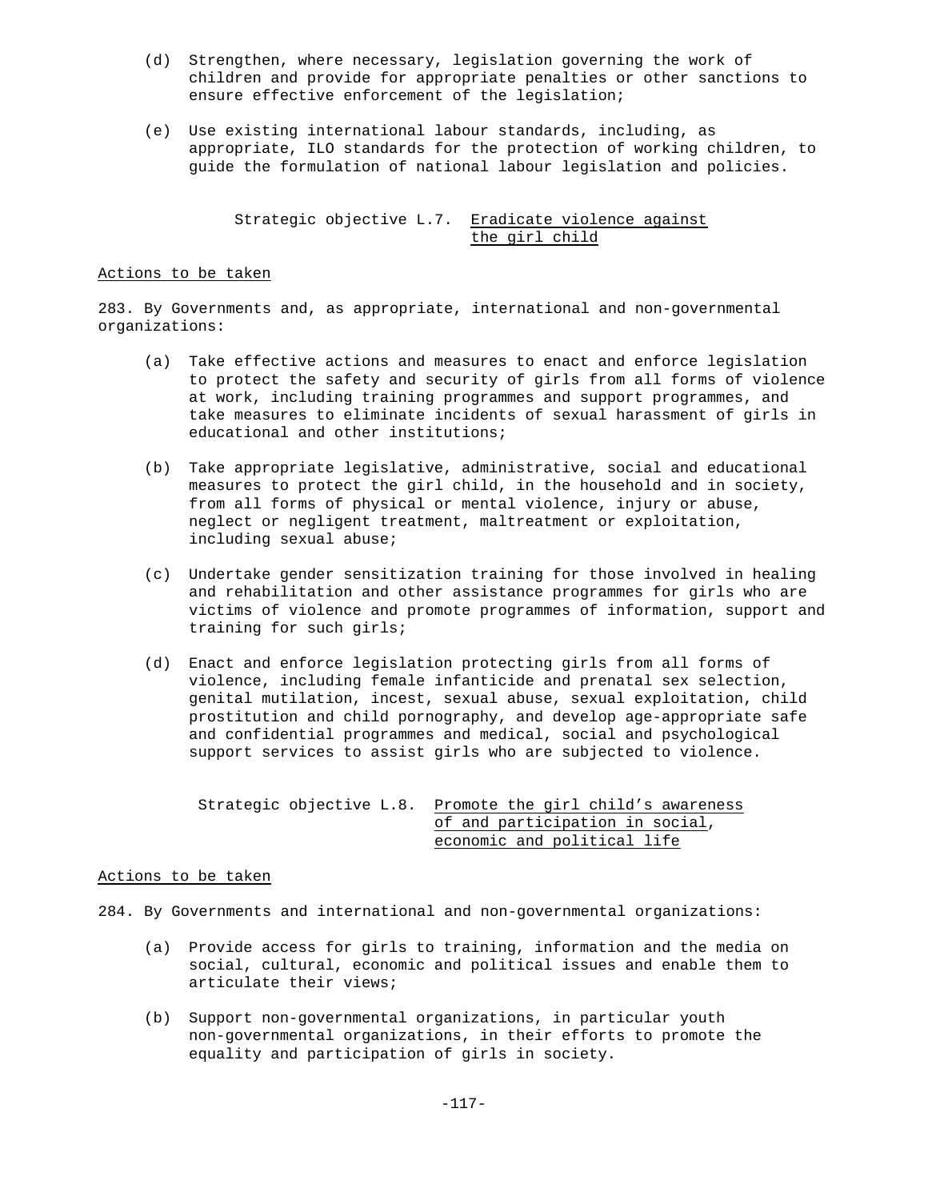(d) Strengthen, where necessary, legislation governing the work of children and provide for appropriate penalties or other sanctions to ensure effective enforcement of the legislation;

(e) Use existing international labour standards, including, as appropriate, ILO standards for the protection of working children, to guide the formulation of national labour legislation and policies.

### Strategic objective L.7. Eradicate violence against the girl child

Actions to be taken

283. By Governments and, as appropriate, international and non-governmental organizations:

(a) Take effective actions and measures to enact and enforce legislation to protect the safety and security of girls from all forms of violence at work, including training programmes and support programmes, and take measures to eliminate incidents of sexual harassment of girls in educational and other institutions;

(b) Take appropriate legislative, administrative, social and educational measures to protect the girl child, in the household and in society, from all forms of physical or mental violence, injury or abuse, neglect or negligent treatment, maltreatment or exploitation, including sexual abuse;

(c) Undertake gender sensitization training for those involved in healing and rehabilitation and other assistance programmes for girls who are victims of violence and promote programmes of information, support and training for such girls;

(d) Enact and enforce legislation protecting girls from all forms of violence, including female infanticide and prenatal sex selection, genital mutilation, incest, sexual abuse, sexual exploitation, child prostitution and child pornography, and develop age-appropriate safe and confidential programmes and medical, social and psychological support services to assist girls who are subjected to violence.

### Strategic objective L.8. Promote the girl child's awareness of and participation in social, economic and political life

Actions to be taken

284. By Governments and international and non-governmental organizations:

(a) Provide access for girls to training, information and the media on social, cultural, economic and political issues and enable them to articulate their views;

(b) Support non-governmental organizations, in particular youth non-governmental organizations, in their efforts to promote the equality and participation of girls in society.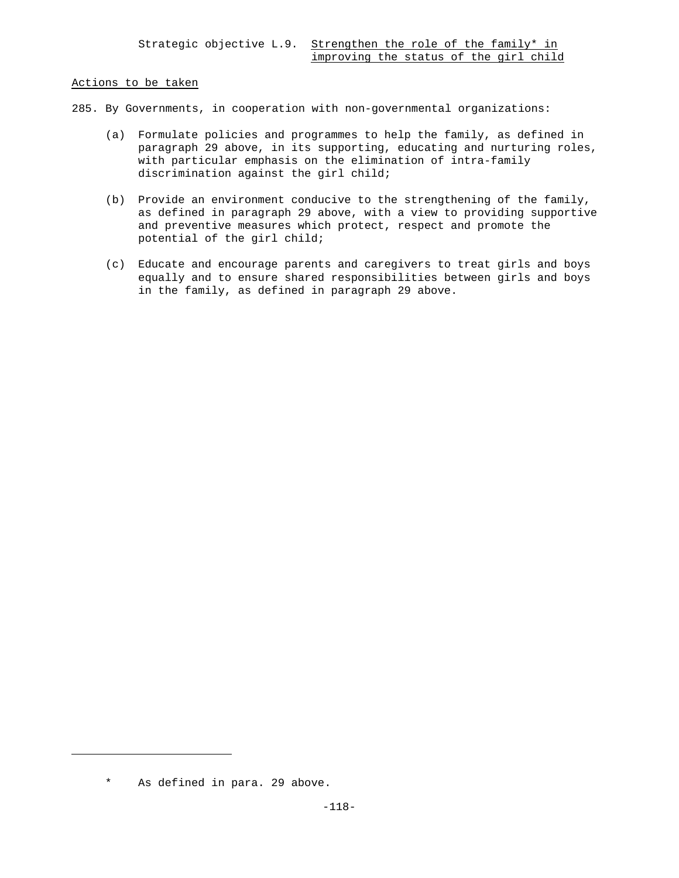Strategic objective L.9. Strengthen the role of the family* in improving the status of the girl child

Actions to be taken

285. By Governments, in cooperation with non-governmental organizations:

(a) Formulate policies and programmes to help the family, as defined in paragraph 29 above, in its supporting, educating and nurturing roles, with particular emphasis on the elimination of intra-family discrimination against the girl child;

(b) Provide an environment conducive to the strengthening of the family, as defined in paragraph 29 above, with a view to providing supportive and preventive measures which protect, respect and promote the potential of the girl child;

(c) Educate and encourage parents and caregivers to treat girls and boys equally and to ensure shared responsibilities between girls and boys in the family, as defined in paragraph 29 above.

---

* As defined in para. 29 above.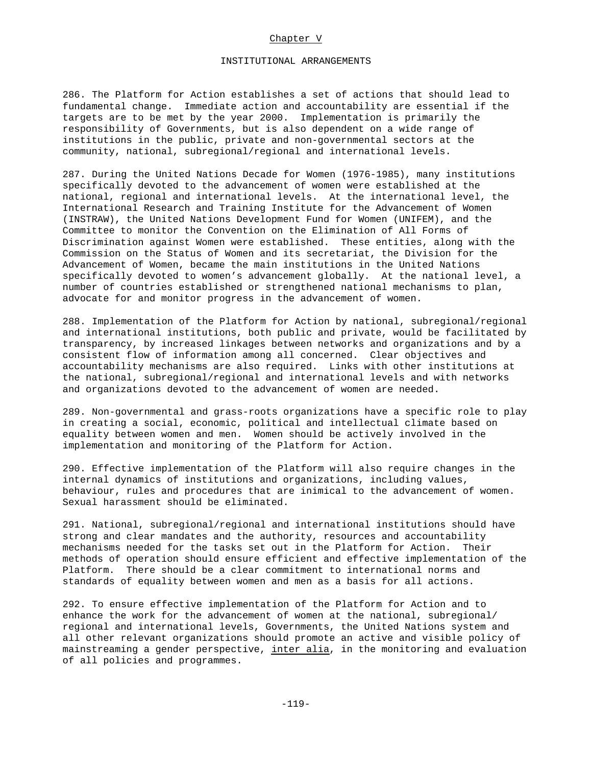## Chapter V

### INSTITUTIONAL ARRANGEMENTS

286. The Platform for Action establishes a set of actions that should lead to fundamental change. Immediate action and accountability are essential if the targets are to be met by the year 2000. Implementation is primarily the responsibility of Governments, but is also dependent on a wide range of institutions in the public, private and non-governmental sectors at the community, national, subregional/regional and international levels.

287. During the United Nations Decade for Women (1976-1985), many institutions specifically devoted to the advancement of women were established at the national, regional and international levels. At the international level, the International Research and Training Institute for the Advancement of Women (INSTRAW), the United Nations Development Fund for Women (UNIFEM), and the Committee to monitor the Convention on the Elimination of All Forms of Discrimination against Women were established. These entities, along with the Commission on the Status of Women and its secretariat, the Division for the Advancement of Women, became the main institutions in the United Nations specifically devoted to women's advancement globally. At the national level, a number of countries established or strengthened national mechanisms to plan, advocate for and monitor progress in the advancement of women.

288. Implementation of the Platform for Action by national, subregional/regional and international institutions, both public and private, would be facilitated by transparency, by increased linkages between networks and organizations and by a consistent flow of information among all concerned. Clear objectives and accountability mechanisms are also required. Links with other institutions at the national, subregional/regional and international levels and with networks and organizations devoted to the advancement of women are needed.

289. Non-governmental and grass-roots organizations have a specific role to play in creating a social, economic, political and intellectual climate based on equality between women and men. Women should be actively involved in the implementation and monitoring of the Platform for Action.

290. Effective implementation of the Platform will also require changes in the internal dynamics of institutions and organizations, including values, behaviour, rules and procedures that are inimical to the advancement of women. Sexual harassment should be eliminated.

291. National, subregional/regional and international institutions should have strong and clear mandates and the authority, resources and accountability mechanisms needed for the tasks set out in the Platform for Action. Their methods of operation should ensure efficient and effective implementation of the Platform. There should be a clear commitment to international norms and standards of equality between women and men as a basis for all actions.

292. To ensure effective implementation of the Platform for Action and to enhance the work for the advancement of women at the national, subregional/regional and international levels, Governments, the United Nations system and all other relevant organizations should promote an active and visible policy of mainstreaming a gender perspective, *inter alia*, in the monitoring and evaluation of all policies and programmes.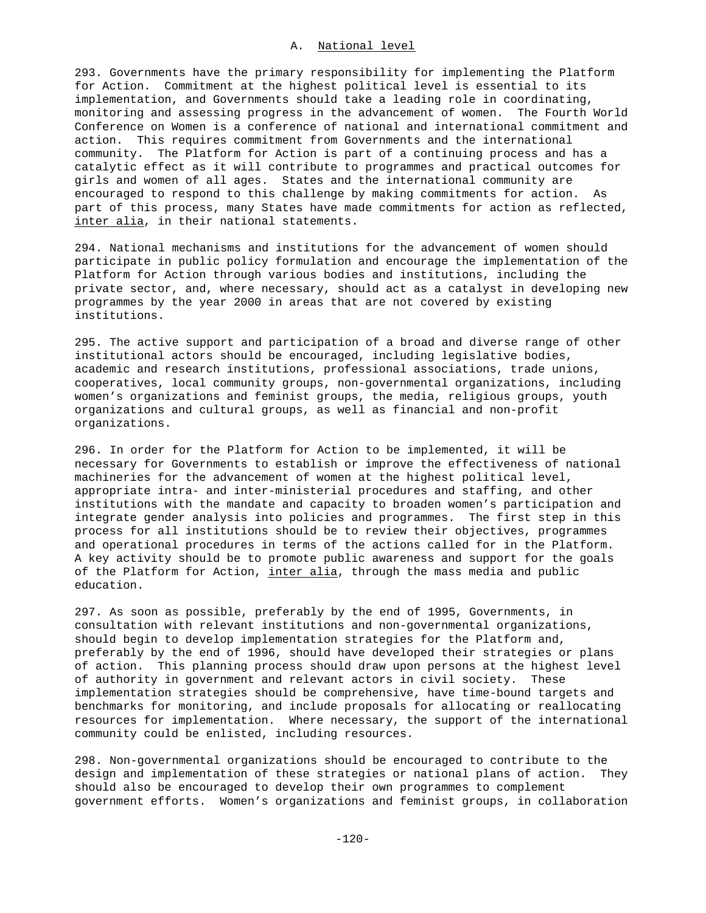## A. National level

293. Governments have the primary responsibility for implementing the Platform for Action. Commitment at the highest political level is essential to its implementation, and Governments should take a leading role in coordinating, monitoring and assessing progress in the advancement of women. The Fourth World Conference on Women is a conference of national and international commitment and action. This requires commitment from Governments and the international community. The Platform for Action is part of a continuing process and has a catalytic effect as it will contribute to programmes and practical outcomes for girls and women of all ages. States and the international community are encouraged to respond to this challenge by making commitments for action. As part of this process, many States have made commitments for action as reflected, *inter alia*, in their national statements.

294. National mechanisms and institutions for the advancement of women should participate in public policy formulation and encourage the implementation of the Platform for Action through various bodies and institutions, including the private sector, and, where necessary, should act as a catalyst in developing new programmes by the year 2000 in areas that are not covered by existing institutions.

295. The active support and participation of a broad and diverse range of other institutional actors should be encouraged, including legislative bodies, academic and research institutions, professional associations, trade unions, cooperatives, local community groups, non-governmental organizations, including women's organizations and feminist groups, the media, religious groups, youth organizations and cultural groups, as well as financial and non-profit organizations.

296. In order for the Platform for Action to be implemented, it will be necessary for Governments to establish or improve the effectiveness of national machineries for the advancement of women at the highest political level, appropriate intra- and inter-ministerial procedures and staffing, and other institutions with the mandate and capacity to broaden women's participation and integrate gender analysis into policies and programmes. The first step in this process for all institutions should be to review their objectives, programmes and operational procedures in terms of the actions called for in the Platform. A key activity should be to promote public awareness and support for the goals of the Platform for Action, *inter alia*, through the mass media and public education.

297. As soon as possible, preferably by the end of 1995, Governments, in consultation with relevant institutions and non-governmental organizations, should begin to develop implementation strategies for the Platform and, preferably by the end of 1996, should have developed their strategies or plans of action. This planning process should draw upon persons at the highest level of authority in government and relevant actors in civil society. These implementation strategies should be comprehensive, have time-bound targets and benchmarks for monitoring, and include proposals for allocating or reallocating resources for implementation. Where necessary, the support of the international community could be enlisted, including resources.

298. Non-governmental organizations should be encouraged to contribute to the design and implementation of these strategies or national plans of action. They should also be encouraged to develop their own programmes to complement government efforts. Women's organizations and feminist groups, in collaboration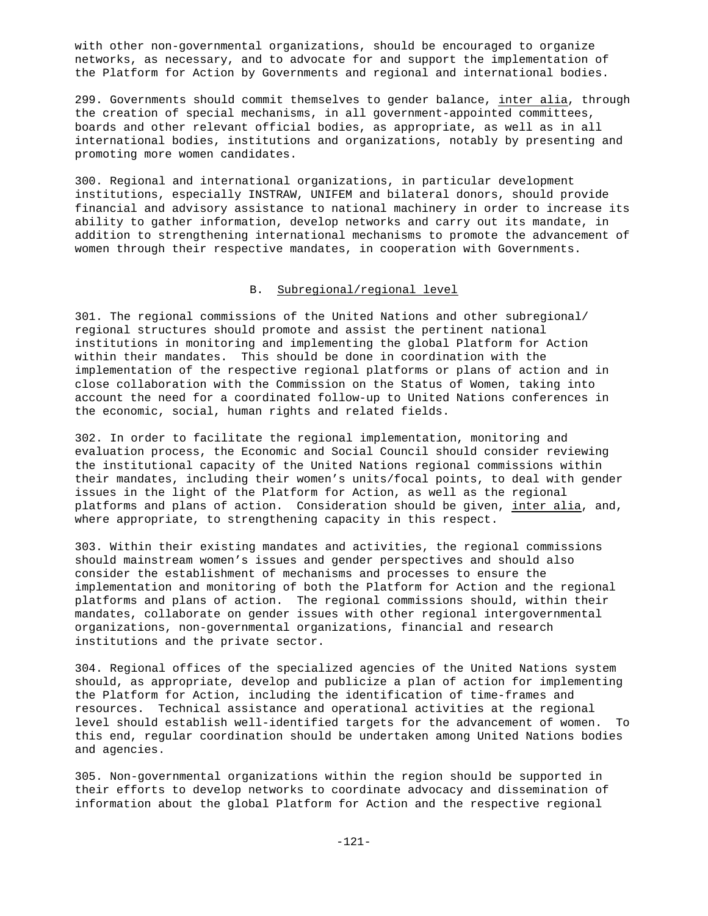with other non-governmental organizations, should be encouraged to organize networks, as necessary, and to advocate for and support the implementation of the Platform for Action by Governments and regional and international bodies.

299. Governments should commit themselves to gender balance, *inter alia*, through the creation of special mechanisms, in all government-appointed committees, boards and other relevant official bodies, as appropriate, as well as in all international bodies, institutions and organizations, notably by presenting and promoting more women candidates.

300. Regional and international organizations, in particular development institutions, especially INSTRAW, UNIFEM and bilateral donors, should provide financial and advisory assistance to national machinery in order to increase its ability to gather information, develop networks and carry out its mandate, in addition to strengthening international mechanisms to promote the advancement of women through their respective mandates, in cooperation with Governments.

## B. Subregional/regional level

301. The regional commissions of the United Nations and other subregional/regional structures should promote and assist the pertinent national institutions in monitoring and implementing the global Platform for Action within their mandates. This should be done in coordination with the implementation of the respective regional platforms or plans of action and in close collaboration with the Commission on the Status of Women, taking into account the need for a coordinated follow-up to United Nations conferences in the economic, social, human rights and related fields.

302. In order to facilitate the regional implementation, monitoring and evaluation process, the Economic and Social Council should consider reviewing the institutional capacity of the United Nations regional commissions within their mandates, including their women's units/focal points, to deal with gender issues in the light of the Platform for Action, as well as the regional platforms and plans of action. Consideration should be given, *inter alia*, and, where appropriate, to strengthening capacity in this respect.

303. Within their existing mandates and activities, the regional commissions should mainstream women's issues and gender perspectives and should also consider the establishment of mechanisms and processes to ensure the implementation and monitoring of both the Platform for Action and the regional platforms and plans of action. The regional commissions should, within their mandates, collaborate on gender issues with other regional intergovernmental organizations, non-governmental organizations, financial and research institutions and the private sector.

304. Regional offices of the specialized agencies of the United Nations system should, as appropriate, develop and publicize a plan of action for implementing the Platform for Action, including the identification of time-frames and resources. Technical assistance and operational activities at the regional level should establish well-identified targets for the advancement of women. To this end, regular coordination should be undertaken among United Nations bodies and agencies.

305. Non-governmental organizations within the region should be supported in their efforts to develop networks to coordinate advocacy and dissemination of information about the global Platform for Action and the respective regional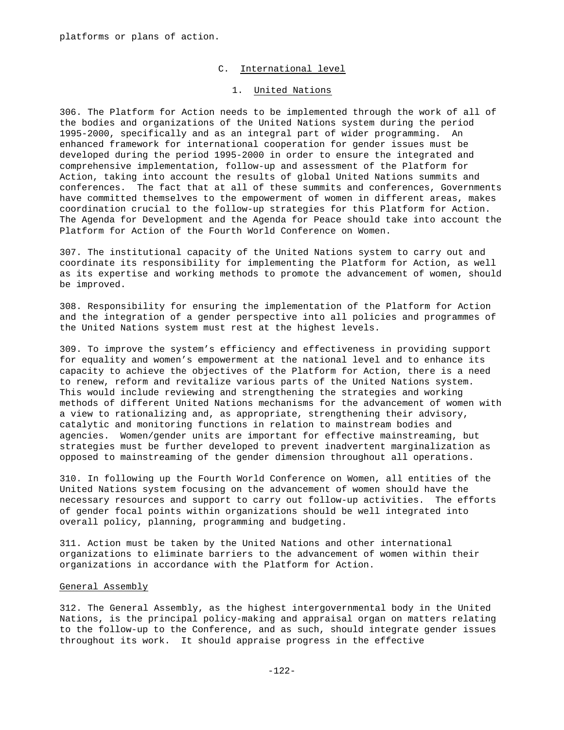platforms or plans of action.

## C. International level

### 1. United Nations

306. The Platform for Action needs to be implemented through the work of all of the bodies and organizations of the United Nations system during the period 1995-2000, specifically and as an integral part of wider programming. An enhanced framework for international cooperation for gender issues must be developed during the period 1995-2000 in order to ensure the integrated and comprehensive implementation, follow-up and assessment of the Platform for Action, taking into account the results of global United Nations summits and conferences. The fact that at all of these summits and conferences, Governments have committed themselves to the empowerment of women in different areas, makes coordination crucial to the follow-up strategies for this Platform for Action. The Agenda for Development and the Agenda for Peace should take into account the Platform for Action of the Fourth World Conference on Women.

307. The institutional capacity of the United Nations system to carry out and coordinate its responsibility for implementing the Platform for Action, as well as its expertise and working methods to promote the advancement of women, should be improved.

308. Responsibility for ensuring the implementation of the Platform for Action and the integration of a gender perspective into all policies and programmes of the United Nations system must rest at the highest levels.

309. To improve the system's efficiency and effectiveness in providing support for equality and women's empowerment at the national level and to enhance its capacity to achieve the objectives of the Platform for Action, there is a need to renew, reform and revitalize various parts of the United Nations system. This would include reviewing and strengthening the strategies and working methods of different United Nations mechanisms for the advancement of women with a view to rationalizing and, as appropriate, strengthening their advisory, catalytic and monitoring functions in relation to mainstream bodies and agencies. Women/gender units are important for effective mainstreaming, but strategies must be further developed to prevent inadvertent marginalization as opposed to mainstreaming of the gender dimension throughout all operations.

310. In following up the Fourth World Conference on Women, all entities of the United Nations system focusing on the advancement of women should have the necessary resources and support to carry out follow-up activities. The efforts of gender focal points within organizations should be well integrated into overall policy, planning, programming and budgeting.

311. Action must be taken by the United Nations and other international organizations to eliminate barriers to the advancement of women within their organizations in accordance with the Platform for Action.

#### General Assembly

312. The General Assembly, as the highest intergovernmental body in the United Nations, is the principal policy-making and appraisal organ on matters relating to the follow-up to the Conference, and as such, should integrate gender issues throughout its work. It should appraise progress in the effective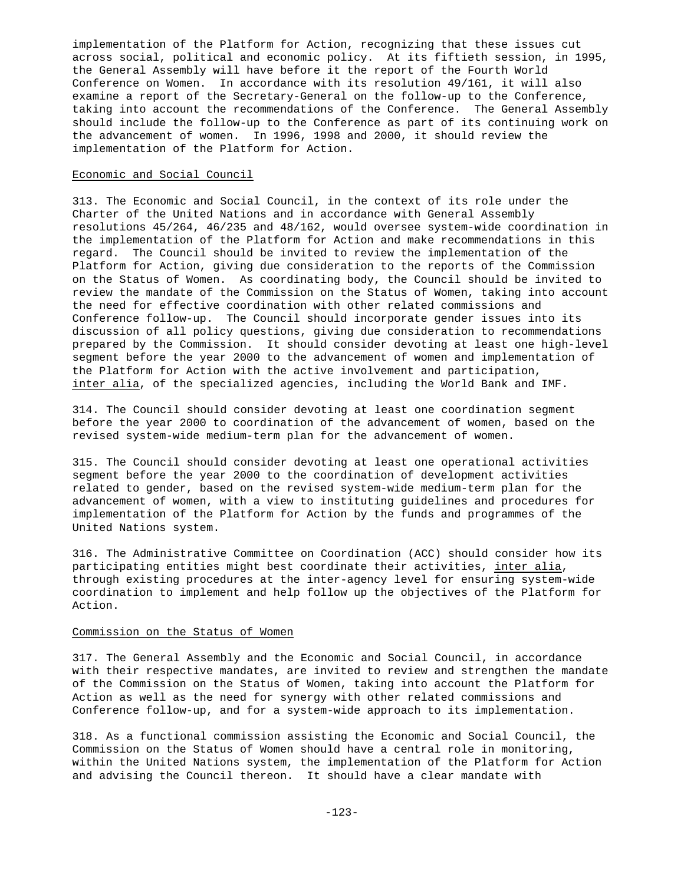implementation of the Platform for Action, recognizing that these issues cut across social, political and economic policy. At its fiftieth session, in 1995, the General Assembly will have before it the report of the Fourth World Conference on Women. In accordance with its resolution 49/161, it will also examine a report of the Secretary-General on the follow-up to the Conference, taking into account the recommendations of the Conference. The General Assembly should include the follow-up to the Conference as part of its continuing work on the advancement of women. In 1996, 1998 and 2000, it should review the implementation of the Platform for Action.

### Economic and Social Council

313. The Economic and Social Council, in the context of its role under the Charter of the United Nations and in accordance with General Assembly resolutions 45/264, 46/235 and 48/162, would oversee system-wide coordination in the implementation of the Platform for Action and make recommendations in this regard. The Council should be invited to review the implementation of the Platform for Action, giving due consideration to the reports of the Commission on the Status of Women. As coordinating body, the Council should be invited to review the mandate of the Commission on the Status of Women, taking into account the need for effective coordination with other related commissions and Conference follow-up. The Council should incorporate gender issues into its discussion of all policy questions, giving due consideration to recommendations prepared by the Commission. It should consider devoting at least one high-level segment before the year 2000 to the advancement of women and implementation of the Platform for Action with the active involvement and participation, *inter alia*, of the specialized agencies, including the World Bank and IMF.

314. The Council should consider devoting at least one coordination segment before the year 2000 to coordination of the advancement of women, based on the revised system-wide medium-term plan for the advancement of women.

315. The Council should consider devoting at least one operational activities segment before the year 2000 to the coordination of development activities related to gender, based on the revised system-wide medium-term plan for the advancement of women, with a view to instituting guidelines and procedures for implementation of the Platform for Action by the funds and programmes of the United Nations system.

316. The Administrative Committee on Coordination (ACC) should consider how its participating entities might best coordinate their activities, *inter alia*, through existing procedures at the inter-agency level for ensuring system-wide coordination to implement and help follow up the objectives of the Platform for Action.

### Commission on the Status of Women

317. The General Assembly and the Economic and Social Council, in accordance with their respective mandates, are invited to review and strengthen the mandate of the Commission on the Status of Women, taking into account the Platform for Action as well as the need for synergy with other related commissions and Conference follow-up, and for a system-wide approach to its implementation.

318. As a functional commission assisting the Economic and Social Council, the Commission on the Status of Women should have a central role in monitoring, within the United Nations system, the implementation of the Platform for Action and advising the Council thereon. It should have a clear mandate with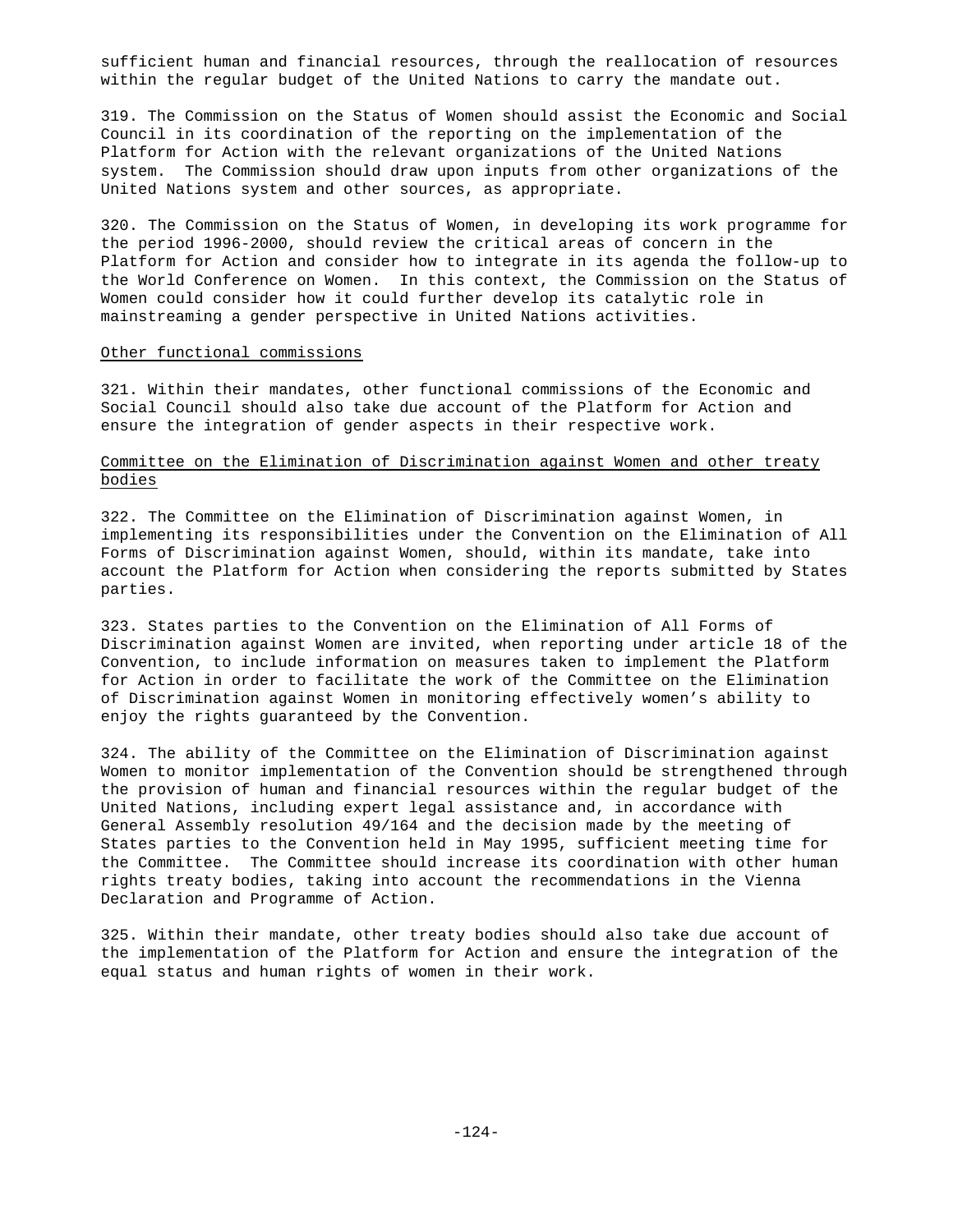sufficient human and financial resources, through the reallocation of resources within the regular budget of the United Nations to carry the mandate out.

319. The Commission on the Status of Women should assist the Economic and Social Council in its coordination of the reporting on the implementation of the Platform for Action with the relevant organizations of the United Nations system. The Commission should draw upon inputs from other organizations of the United Nations system and other sources, as appropriate.

320. The Commission on the Status of Women, in developing its work programme for the period 1996-2000, should review the critical areas of concern in the Platform for Action and consider how to integrate in its agenda the follow-up to the World Conference on Women. In this context, the Commission on the Status of Women could consider how it could further develop its catalytic role in mainstreaming a gender perspective in United Nations activities.

### Other functional commissions

321. Within their mandates, other functional commissions of the Economic and Social Council should also take due account of the Platform for Action and ensure the integration of gender aspects in their respective work.

### Committee on the Elimination of Discrimination against Women and other treaty bodies

322. The Committee on the Elimination of Discrimination against Women, in implementing its responsibilities under the Convention on the Elimination of All Forms of Discrimination against Women, should, within its mandate, take into account the Platform for Action when considering the reports submitted by States parties.

323. States parties to the Convention on the Elimination of All Forms of Discrimination against Women are invited, when reporting under article 18 of the Convention, to include information on measures taken to implement the Platform for Action in order to facilitate the work of the Committee on the Elimination of Discrimination against Women in monitoring effectively women's ability to enjoy the rights guaranteed by the Convention.

324. The ability of the Committee on the Elimination of Discrimination against Women to monitor implementation of the Convention should be strengthened through the provision of human and financial resources within the regular budget of the United Nations, including expert legal assistance and, in accordance with General Assembly resolution 49/164 and the decision made by the meeting of States parties to the Convention held in May 1995, sufficient meeting time for the Committee. The Committee should increase its coordination with other human rights treaty bodies, taking into account the recommendations in the Vienna Declaration and Programme of Action.

325. Within their mandate, other treaty bodies should also take due account of the implementation of the Platform for Action and ensure the integration of the equal status and human rights of women in their work.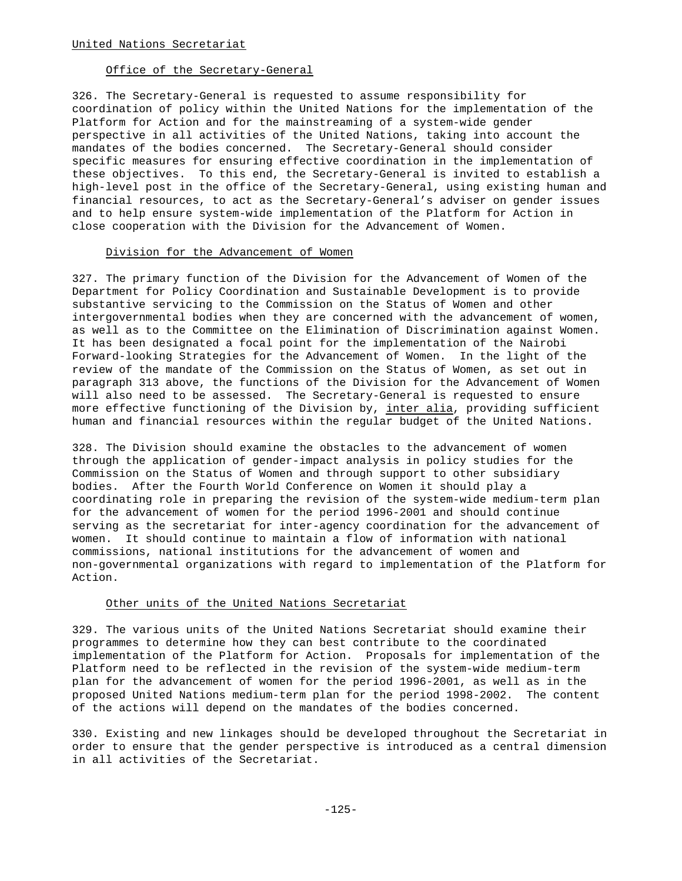## United Nations Secretariat

### Office of the Secretary-General

326. The Secretary-General is requested to assume responsibility for coordination of policy within the United Nations for the implementation of the Platform for Action and for the mainstreaming of a system-wide gender perspective in all activities of the United Nations, taking into account the mandates of the bodies concerned. The Secretary-General should consider specific measures for ensuring effective coordination in the implementation of these objectives. To this end, the Secretary-General is invited to establish a high-level post in the office of the Secretary-General, using existing human and financial resources, to act as the Secretary-General's adviser on gender issues and to help ensure system-wide implementation of the Platform for Action in close cooperation with the Division for the Advancement of Women.

### Division for the Advancement of Women

327. The primary function of the Division for the Advancement of Women of the Department for Policy Coordination and Sustainable Development is to provide substantive servicing to the Commission on the Status of Women and other intergovernmental bodies when they are concerned with the advancement of women, as well as to the Committee on the Elimination of Discrimination against Women. It has been designated a focal point for the implementation of the Nairobi Forward-looking Strategies for the Advancement of Women. In the light of the review of the mandate of the Commission on the Status of Women, as set out in paragraph 313 above, the functions of the Division for the Advancement of Women will also need to be assessed. The Secretary-General is requested to ensure more effective functioning of the Division by, *inter alia*, providing sufficient human and financial resources within the regular budget of the United Nations.

328. The Division should examine the obstacles to the advancement of women through the application of gender-impact analysis in policy studies for the Commission on the Status of Women and through support to other subsidiary bodies. After the Fourth World Conference on Women it should play a coordinating role in preparing the revision of the system-wide medium-term plan for the advancement of women for the period 1996-2001 and should continue serving as the secretariat for inter-agency coordination for the advancement of women. It should continue to maintain a flow of information with national commissions, national institutions for the advancement of women and non-governmental organizations with regard to implementation of the Platform for Action.

### Other units of the United Nations Secretariat

329. The various units of the United Nations Secretariat should examine their programmes to determine how they can best contribute to the coordinated implementation of the Platform for Action. Proposals for implementation of the Platform need to be reflected in the revision of the system-wide medium-term plan for the advancement of women for the period 1996-2001, as well as in the proposed United Nations medium-term plan for the period 1998-2002. The content of the actions will depend on the mandates of the bodies concerned.

330. Existing and new linkages should be developed throughout the Secretariat in order to ensure that the gender perspective is introduced as a central dimension in all activities of the Secretariat.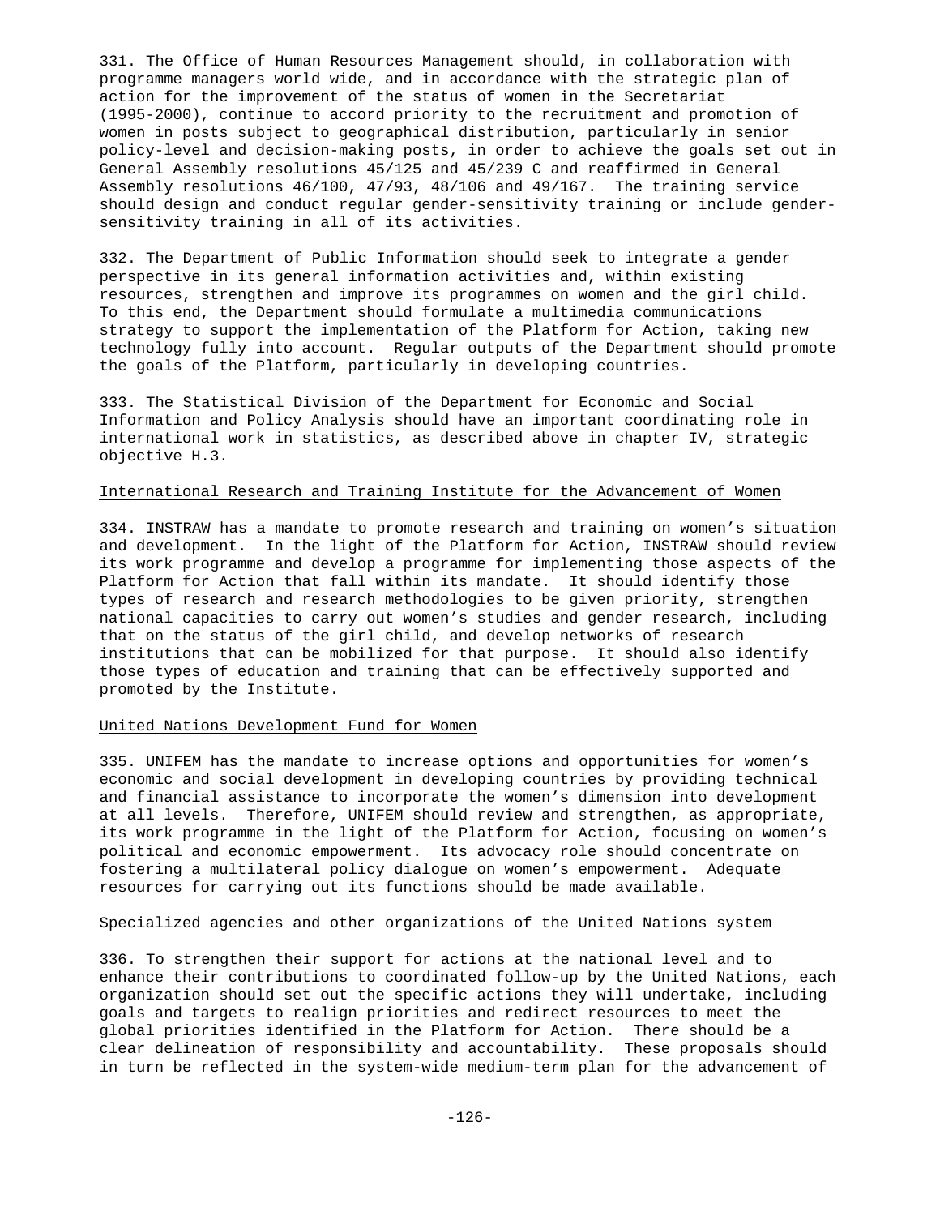331. The Office of Human Resources Management should, in collaboration with programme managers world wide, and in accordance with the strategic plan of action for the improvement of the status of women in the Secretariat (1995-2000), continue to accord priority to the recruitment and promotion of women in posts subject to geographical distribution, particularly in senior policy-level and decision-making posts, in order to achieve the goals set out in General Assembly resolutions 45/125 and 45/239 C and reaffirmed in General Assembly resolutions 46/100, 47/93, 48/106 and 49/167. The training service should design and conduct regular gender-sensitivity training or include gender-sensitivity training in all of its activities.

332. The Department of Public Information should seek to integrate a gender perspective in its general information activities and, within existing resources, strengthen and improve its programmes on women and the girl child. To this end, the Department should formulate a multimedia communications strategy to support the implementation of the Platform for Action, taking new technology fully into account. Regular outputs of the Department should promote the goals of the Platform, particularly in developing countries.

333. The Statistical Division of the Department for Economic and Social Information and Policy Analysis should have an important coordinating role in international work in statistics, as described above in chapter IV, strategic objective H.3.

### International Research and Training Institute for the Advancement of Women

334. INSTRAW has a mandate to promote research and training on women's situation and development. In the light of the Platform for Action, INSTRAW should review its work programme and develop a programme for implementing those aspects of the Platform for Action that fall within its mandate. It should identify those types of research and research methodologies to be given priority, strengthen national capacities to carry out women's studies and gender research, including that on the status of the girl child, and develop networks of research institutions that can be mobilized for that purpose. It should also identify those types of education and training that can be effectively supported and promoted by the Institute.

### United Nations Development Fund for Women

335. UNIFEM has the mandate to increase options and opportunities for women's economic and social development in developing countries by providing technical and financial assistance to incorporate the women's dimension into development at all levels. Therefore, UNIFEM should review and strengthen, as appropriate, its work programme in the light of the Platform for Action, focusing on women's political and economic empowerment. Its advocacy role should concentrate on fostering a multilateral policy dialogue on women's empowerment. Adequate resources for carrying out its functions should be made available.

### Specialized agencies and other organizations of the United Nations system

336. To strengthen their support for actions at the national level and to enhance their contributions to coordinated follow-up by the United Nations, each organization should set out the specific actions they will undertake, including goals and targets to realign priorities and redirect resources to meet the global priorities identified in the Platform for Action. There should be a clear delineation of responsibility and accountability. These proposals should in turn be reflected in the system-wide medium-term plan for the advancement of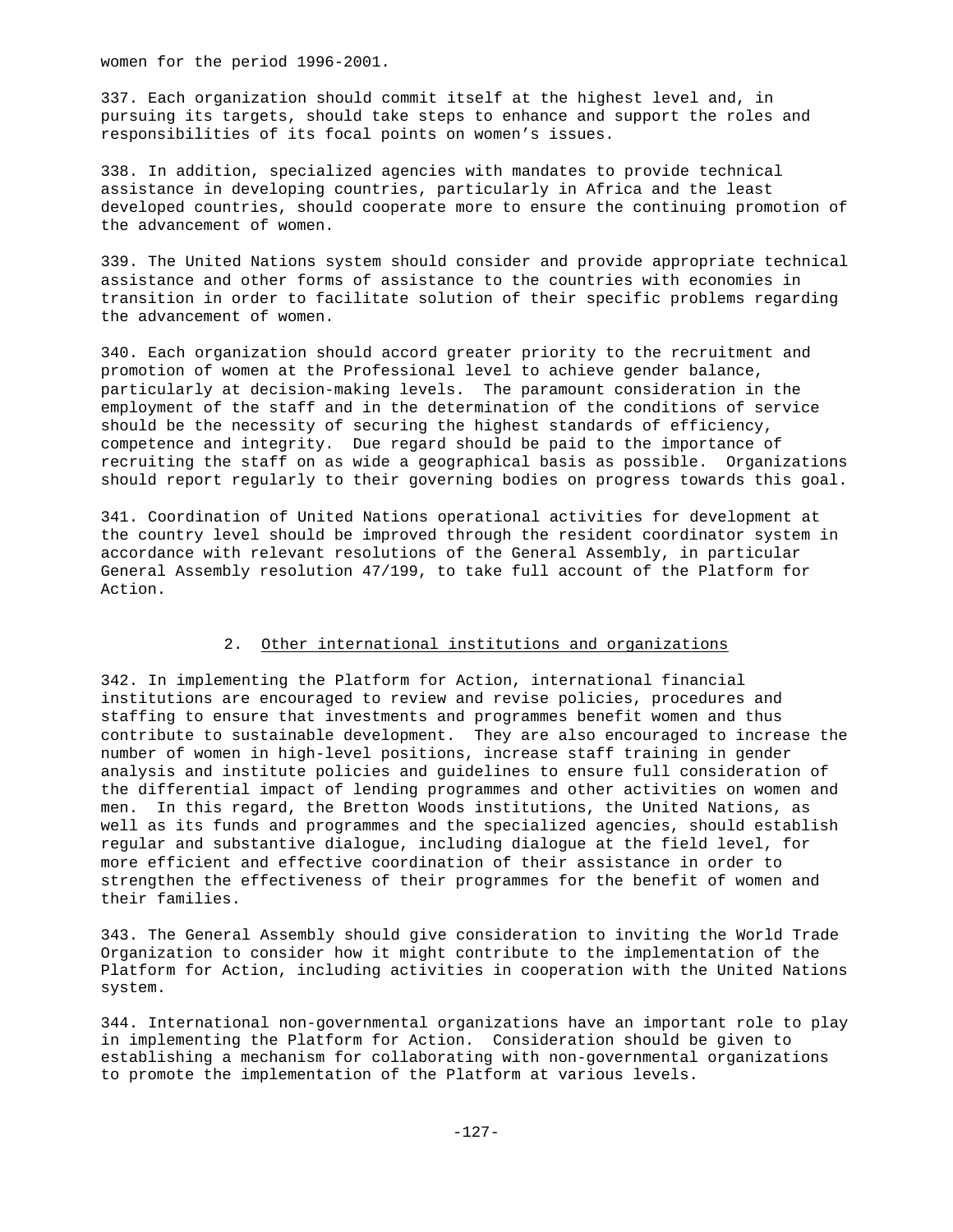women for the period 1996-2001.

337. Each organization should commit itself at the highest level and, in pursuing its targets, should take steps to enhance and support the roles and responsibilities of its focal points on women's issues.

338. In addition, specialized agencies with mandates to provide technical assistance in developing countries, particularly in Africa and the least developed countries, should cooperate more to ensure the continuing promotion of the advancement of women.

339. The United Nations system should consider and provide appropriate technical assistance and other forms of assistance to the countries with economies in transition in order to facilitate solution of their specific problems regarding the advancement of women.

340. Each organization should accord greater priority to the recruitment and promotion of women at the Professional level to achieve gender balance, particularly at decision-making levels. The paramount consideration in the employment of the staff and in the determination of the conditions of service should be the necessity of securing the highest standards of efficiency, competence and integrity. Due regard should be paid to the importance of recruiting the staff on as wide a geographical basis as possible. Organizations should report regularly to their governing bodies on progress towards this goal.

341. Coordination of United Nations operational activities for development at the country level should be improved through the resident coordinator system in accordance with relevant resolutions of the General Assembly, in particular General Assembly resolution 47/199, to take full account of the Platform for Action.

### 2. Other international institutions and organizations

342. In implementing the Platform for Action, international financial institutions are encouraged to review and revise policies, procedures and staffing to ensure that investments and programmes benefit women and thus contribute to sustainable development. They are also encouraged to increase the number of women in high-level positions, increase staff training in gender analysis and institute policies and guidelines to ensure full consideration of the differential impact of lending programmes and other activities on women and men. In this regard, the Bretton Woods institutions, the United Nations, as well as its funds and programmes and the specialized agencies, should establish regular and substantive dialogue, including dialogue at the field level, for more efficient and effective coordination of their assistance in order to strengthen the effectiveness of their programmes for the benefit of women and their families.

343. The General Assembly should give consideration to inviting the World Trade Organization to consider how it might contribute to the implementation of the Platform for Action, including activities in cooperation with the United Nations system.

344. International non-governmental organizations have an important role to play in implementing the Platform for Action. Consideration should be given to establishing a mechanism for collaborating with non-governmental organizations to promote the implementation of the Platform at various levels.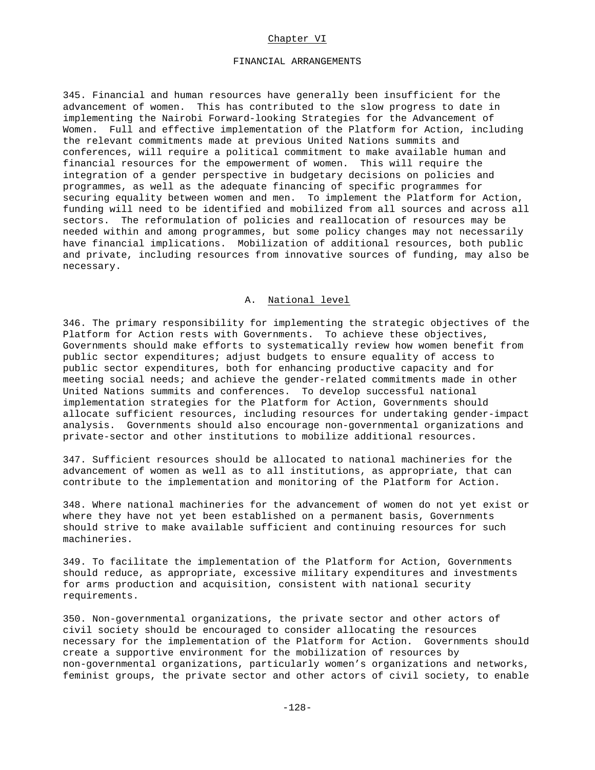## Chapter VI

### FINANCIAL ARRANGEMENTS

345. Financial and human resources have generally been insufficient for the advancement of women. This has contributed to the slow progress to date in implementing the Nairobi Forward-looking Strategies for the Advancement of Women. Full and effective implementation of the Platform for Action, including the relevant commitments made at previous United Nations summits and conferences, will require a political commitment to make available human and financial resources for the empowerment of women. This will require the integration of a gender perspective in budgetary decisions on policies and programmes, as well as the adequate financing of specific programmes for securing equality between women and men. To implement the Platform for Action, funding will need to be identified and mobilized from all sources and across all sectors. The reformulation of policies and reallocation of resources may be needed within and among programmes, but some policy changes may not necessarily have financial implications. Mobilization of additional resources, both public and private, including resources from innovative sources of funding, may also be necessary.

### A. National level

346. The primary responsibility for implementing the strategic objectives of the Platform for Action rests with Governments. To achieve these objectives, Governments should make efforts to systematically review how women benefit from public sector expenditures; adjust budgets to ensure equality of access to public sector expenditures, both for enhancing productive capacity and for meeting social needs; and achieve the gender-related commitments made in other United Nations summits and conferences. To develop successful national implementation strategies for the Platform for Action, Governments should allocate sufficient resources, including resources for undertaking gender-impact analysis. Governments should also encourage non-governmental organizations and private-sector and other institutions to mobilize additional resources.

347. Sufficient resources should be allocated to national machineries for the advancement of women as well as to all institutions, as appropriate, that can contribute to the implementation and monitoring of the Platform for Action.

348. Where national machineries for the advancement of women do not yet exist or where they have not yet been established on a permanent basis, Governments should strive to make available sufficient and continuing resources for such machineries.

349. To facilitate the implementation of the Platform for Action, Governments should reduce, as appropriate, excessive military expenditures and investments for arms production and acquisition, consistent with national security requirements.

350. Non-governmental organizations, the private sector and other actors of civil society should be encouraged to consider allocating the resources necessary for the implementation of the Platform for Action. Governments should create a supportive environment for the mobilization of resources by non-governmental organizations, particularly women's organizations and networks, feminist groups, the private sector and other actors of civil society, to enable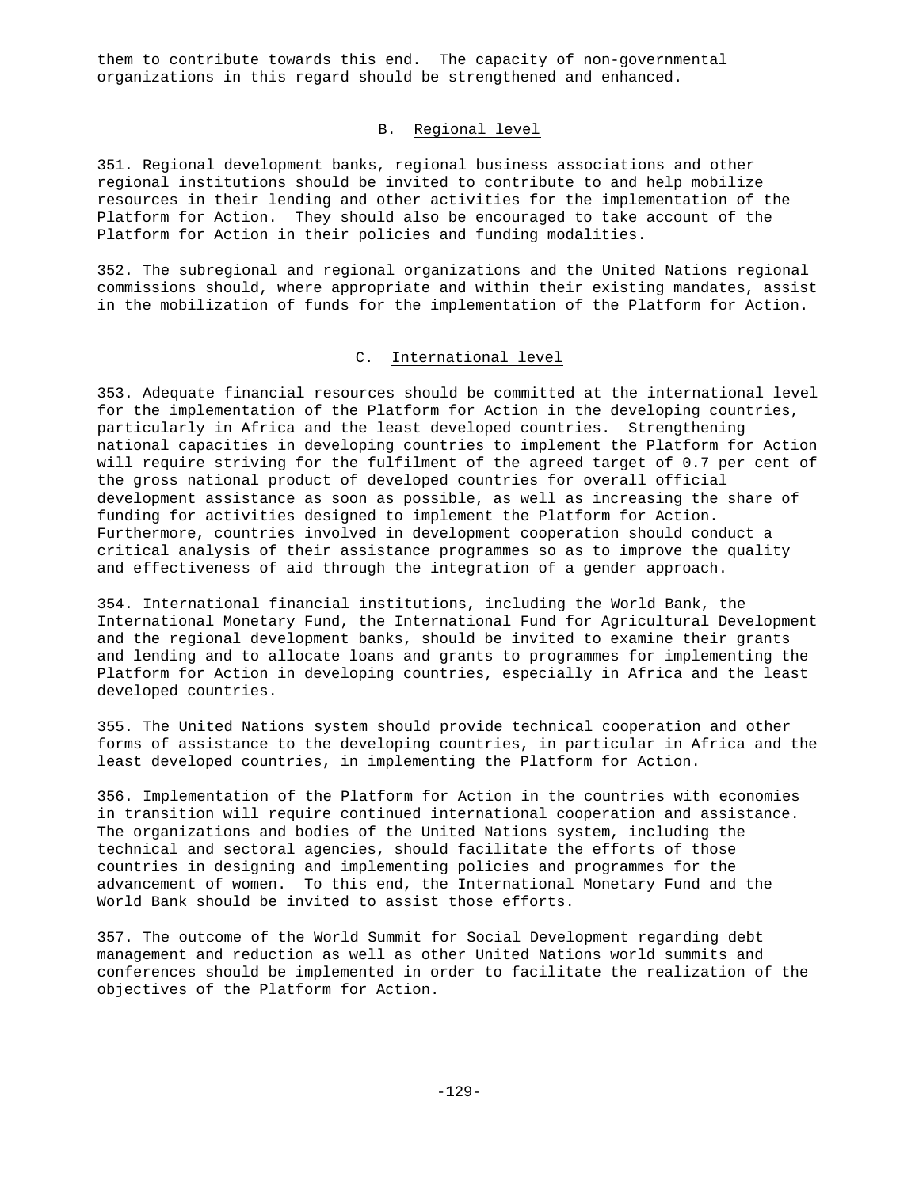them to contribute towards this end. The capacity of non-governmental organizations in this regard should be strengthened and enhanced.

## B. Regional level

351. Regional development banks, regional business associations and other regional institutions should be invited to contribute to and help mobilize resources in their lending and other activities for the implementation of the Platform for Action. They should also be encouraged to take account of the Platform for Action in their policies and funding modalities.

352. The subregional and regional organizations and the United Nations regional commissions should, where appropriate and within their existing mandates, assist in the mobilization of funds for the implementation of the Platform for Action.

## C. International level

353. Adequate financial resources should be committed at the international level for the implementation of the Platform for Action in the developing countries, particularly in Africa and the least developed countries. Strengthening national capacities in developing countries to implement the Platform for Action will require striving for the fulfilment of the agreed target of 0.7 per cent of the gross national product of developed countries for overall official development assistance as soon as possible, as well as increasing the share of funding for activities designed to implement the Platform for Action. Furthermore, countries involved in development cooperation should conduct a critical analysis of their assistance programmes so as to improve the quality and effectiveness of aid through the integration of a gender approach.

354. International financial institutions, including the World Bank, the International Monetary Fund, the International Fund for Agricultural Development and the regional development banks, should be invited to examine their grants and lending and to allocate loans and grants to programmes for implementing the Platform for Action in developing countries, especially in Africa and the least developed countries.

355. The United Nations system should provide technical cooperation and other forms of assistance to the developing countries, in particular in Africa and the least developed countries, in implementing the Platform for Action.

356. Implementation of the Platform for Action in the countries with economies in transition will require continued international cooperation and assistance. The organizations and bodies of the United Nations system, including the technical and sectoral agencies, should facilitate the efforts of those countries in designing and implementing policies and programmes for the advancement of women. To this end, the International Monetary Fund and the World Bank should be invited to assist those efforts.

357. The outcome of the World Summit for Social Development regarding debt management and reduction as well as other United Nations world summits and conferences should be implemented in order to facilitate the realization of the objectives of the Platform for Action.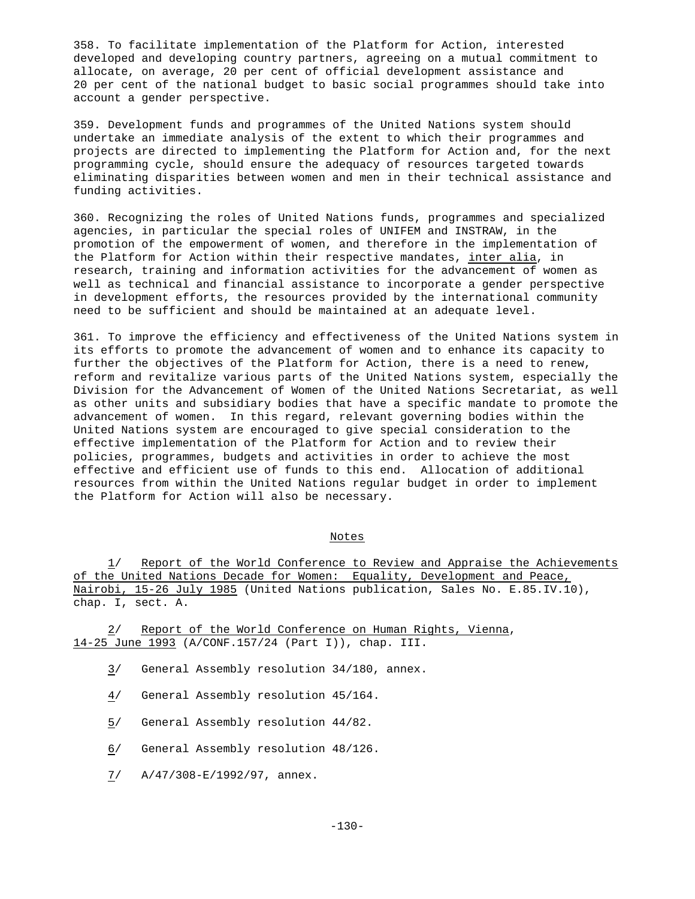358. To facilitate implementation of the Platform for Action, interested developed and developing country partners, agreeing on a mutual commitment to allocate, on average, 20 per cent of official development assistance and 20 per cent of the national budget to basic social programmes should take into account a gender perspective.

359. Development funds and programmes of the United Nations system should undertake an immediate analysis of the extent to which their programmes and projects are directed to implementing the Platform for Action and, for the next programming cycle, should ensure the adequacy of resources targeted towards eliminating disparities between women and men in their technical assistance and funding activities.

360. Recognizing the roles of United Nations funds, programmes and specialized agencies, in particular the special roles of UNIFEM and INSTRAW, in the promotion of the empowerment of women, and therefore in the implementation of the Platform for Action within their respective mandates, _inter alia_, in research, training and information activities for the advancement of women as well as technical and financial assistance to incorporate a gender perspective in development efforts, the resources provided by the international community need to be sufficient and should be maintained at an adequate level.

361. To improve the efficiency and effectiveness of the United Nations system in its efforts to promote the advancement of women and to enhance its capacity to further the objectives of the Platform for Action, there is a need to renew, reform and revitalize various parts of the United Nations system, especially the Division for the Advancement of Women of the United Nations Secretariat, as well as other units and subsidiary bodies that have a specific mandate to promote the advancement of women. In this regard, relevant governing bodies within the United Nations system are encouraged to give special consideration to the effective implementation of the Platform for Action and to review their policies, programmes, budgets and activities in order to achieve the most effective and efficient use of funds to this end. Allocation of additional resources from within the United Nations regular budget in order to implement the Platform for Action will also be necessary.

## Notes

1/ _Report of the World Conference to Review and Appraise the Achievements of the United Nations Decade for Women: Equality, Development and Peace, Nairobi, 15-26 July 1985_ (United Nations publication, Sales No. E.85.IV.10), chap. I, sect. A.

2/ _Report of the World Conference on Human Rights, Vienna, 14-25 June 1993_ (A/CONF.157/24 (Part I)), chap. III.

3/ General Assembly resolution 34/180, annex.

4/ General Assembly resolution 45/164.

5/ General Assembly resolution 44/82.

6/ General Assembly resolution 48/126.

7/ A/47/308-E/1992/97, annex.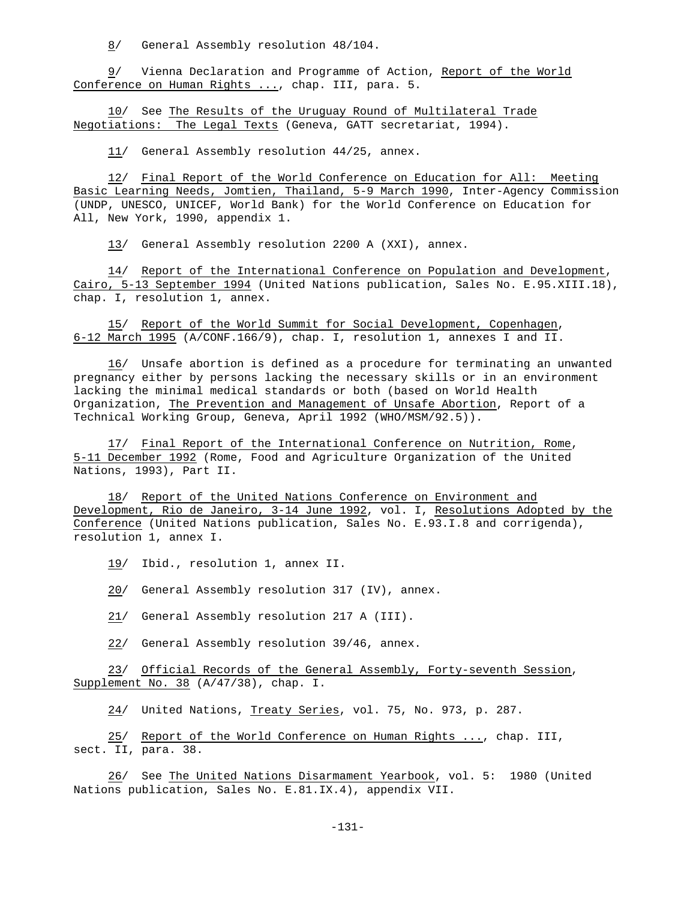8/ General Assembly resolution 48/104.

9/ Vienna Declaration and Programme of Action, Report of the World Conference on Human Rights ..., chap. III, para. 5.

10/ See The Results of the Uruguay Round of Multilateral Trade Negotiations: The Legal Texts (Geneva, GATT secretariat, 1994).

11/ General Assembly resolution 44/25, annex.

12/ Final Report of the World Conference on Education for All: Meeting Basic Learning Needs, Jomtien, Thailand, 5-9 March 1990, Inter-Agency Commission (UNDP, UNESCO, UNICEF, World Bank) for the World Conference on Education for All, New York, 1990, appendix 1.

13/ General Assembly resolution 2200 A (XXI), annex.

14/ Report of the International Conference on Population and Development, Cairo, 5-13 September 1994 (United Nations publication, Sales No. E.95.XIII.18), chap. I, resolution 1, annex.

15/ Report of the World Summit for Social Development, Copenhagen, 6-12 March 1995 (A/CONF.166/9), chap. I, resolution 1, annexes I and II.

16/ Unsafe abortion is defined as a procedure for terminating an unwanted pregnancy either by persons lacking the necessary skills or in an environment lacking the minimal medical standards or both (based on World Health Organization, The Prevention and Management of Unsafe Abortion, Report of a Technical Working Group, Geneva, April 1992 (WHO/MSM/92.5)).

17/ Final Report of the International Conference on Nutrition, Rome, 5-11 December 1992 (Rome, Food and Agriculture Organization of the United Nations, 1993), Part II.

18/ Report of the United Nations Conference on Environment and Development, Rio de Janeiro, 3-14 June 1992, vol. I, Resolutions Adopted by the Conference (United Nations publication, Sales No. E.93.I.8 and corrigenda), resolution 1, annex I.

19/ Ibid., resolution 1, annex II.

20/ General Assembly resolution 317 (IV), annex.

21/ General Assembly resolution 217 A (III).

22/ General Assembly resolution 39/46, annex.

23/ Official Records of the General Assembly, Forty-seventh Session, Supplement No. 38 (A/47/38), chap. I.

24/ United Nations, Treaty Series, vol. 75, No. 973, p. 287.

25/ Report of the World Conference on Human Rights ..., chap. III, sect. II, para. 38.

26/ See The United Nations Disarmament Yearbook, vol. 5: 1980 (United Nations publication, Sales No. E.81.IX.4), appendix VII.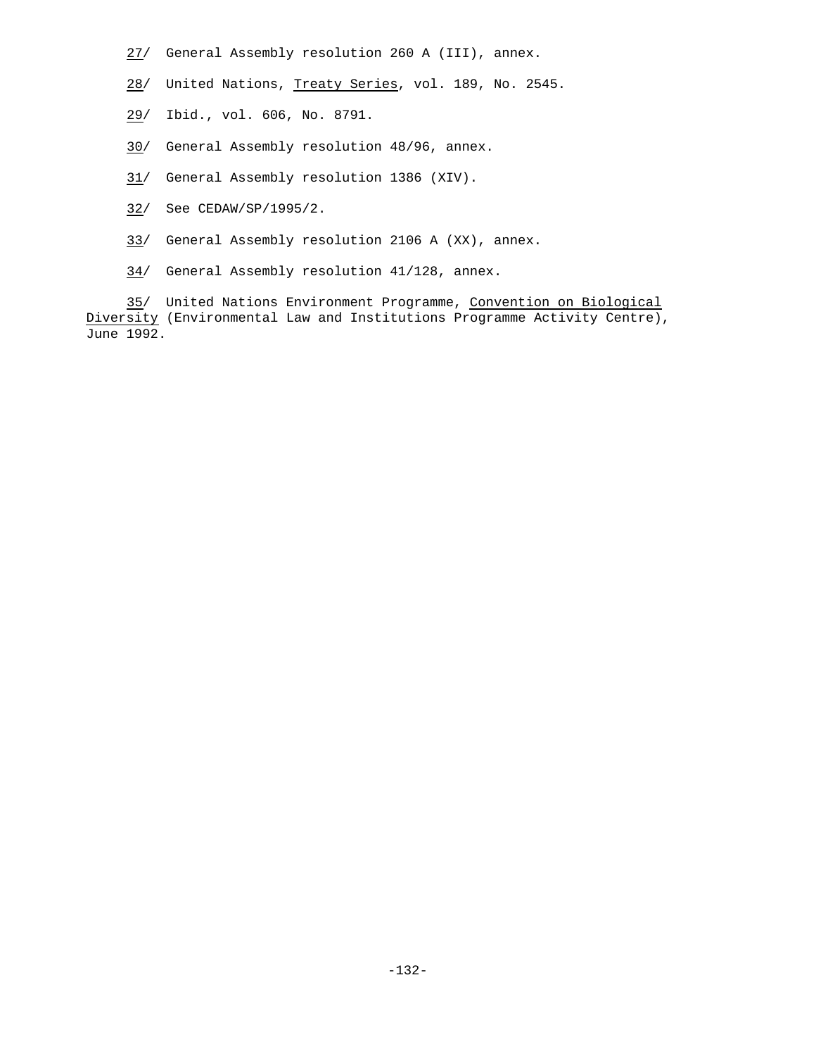_27_/ General Assembly resolution 260 A (III), annex.

_28_/ United Nations, _Treaty Series_, vol. 189, No. 2545.

_29_/ Ibid., vol. 606, No. 8791.

_30_/ General Assembly resolution 48/96, annex.

_31_/ General Assembly resolution 1386 (XIV).

_32_/ See CEDAW/SP/1995/2.

_33_/ General Assembly resolution 2106 A (XX), annex.

_34_/ General Assembly resolution 41/128, annex.

_35_/ United Nations Environment Programme, _Convention on Biological Diversity_ (Environmental Law and Institutions Programme Activity Centre), June 1992.